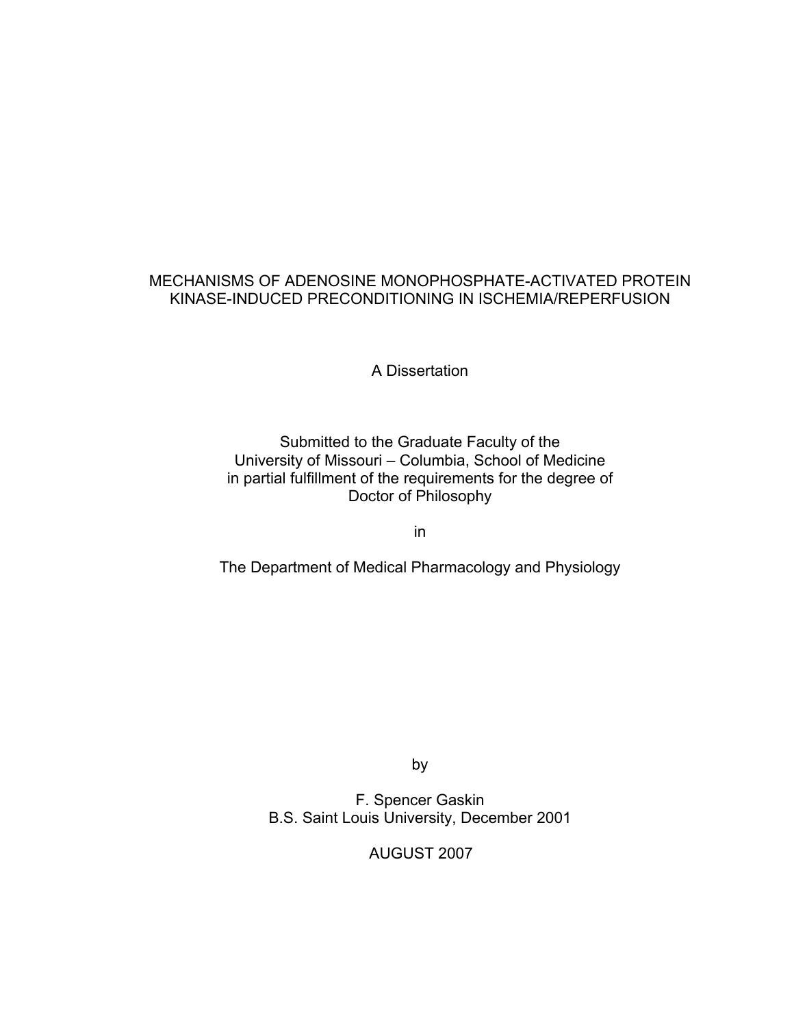# MECHANISMS OF ADENOSINE MONOPHOSPHATE-ACTIVATED PROTEIN KINASE-INDUCED PRECONDITIONING IN ISCHEMIA/REPERFUSION

A Dissertation

Submitted to the Graduate Faculty of the
University of Missouri – Columbia, School of Medicine
in partial fulfillment of the requirements for the degree of
Doctor of Philosophy

in

The Department of Medical Pharmacology and Physiology

by

F. Spencer Gaskin
B.S. Saint Louis University, December 2001

AUGUST 2007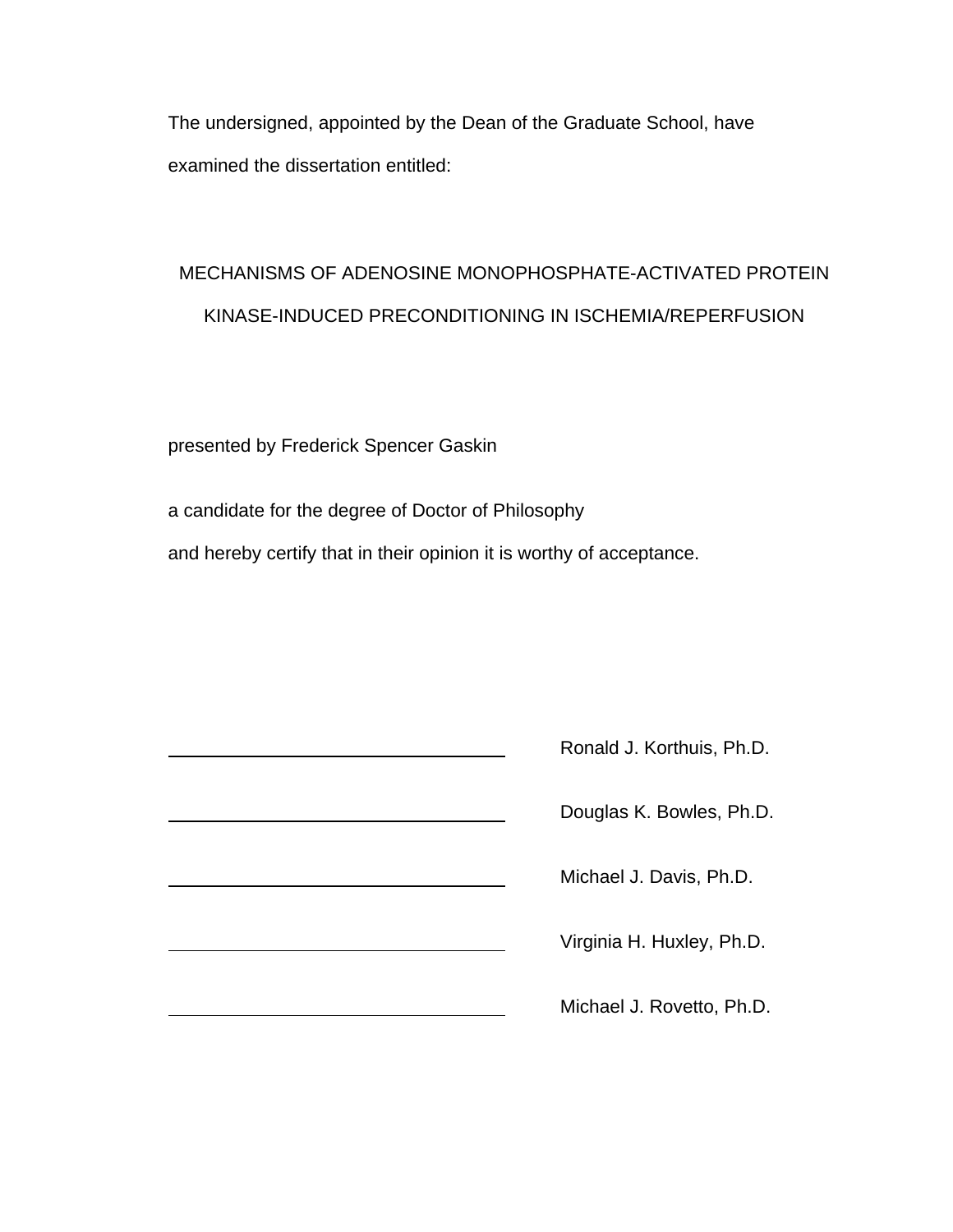The undersigned, appointed by the Dean of the Graduate School, have examined the dissertation entitled:

MECHANISMS OF ADENOSINE MONOPHOSPHATE-ACTIVATED PROTEIN KINASE-INDUCED PRECONDITIONING IN ISCHEMIA/REPERFUSION

presented by Frederick Spencer Gaskin

a candidate for the degree of Doctor of Philosophy

and hereby certify that in their opinion it is worthy of acceptance.

\_\_\_\_\_\_\_\_\_\_\_\_\_\_\_\_\_\_\_\_\_\_\_\_\_\_\_\_ Ronald J. Korthuis, Ph.D.

\_\_\_\_\_\_\_\_\_\_\_\_\_\_\_\_\_\_\_\_\_\_\_\_\_\_\_\_ Douglas K. Bowles, Ph.D.

\_\_\_\_\_\_\_\_\_\_\_\_\_\_\_\_\_\_\_\_\_\_\_\_\_\_\_\_ Michael J. Davis, Ph.D.

\_\_\_\_\_\_\_\_\_\_\_\_\_\_\_\_\_\_\_\_\_\_\_\_\_\_\_\_ Virginia H. Huxley, Ph.D.

\_\_\_\_\_\_\_\_\_\_\_\_\_\_\_\_\_\_\_\_\_\_\_\_\_\_\_\_ Michael J. Rovetto, Ph.D.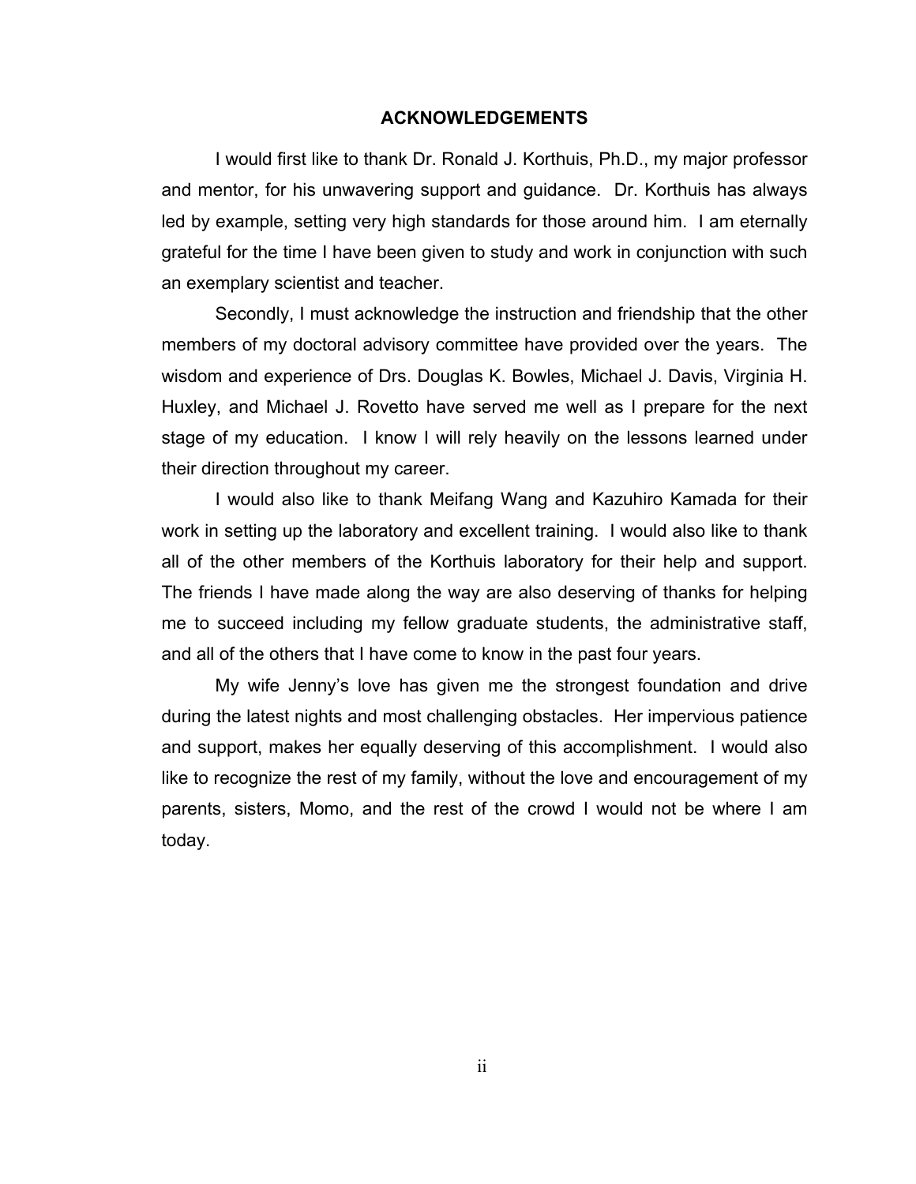## ACKNOWLEDGEMENTS

I would first like to thank Dr. Ronald J. Korthuis, Ph.D., my major professor and mentor, for his unwavering support and guidance. Dr. Korthuis has always led by example, setting very high standards for those around him. I am eternally grateful for the time I have been given to study and work in conjunction with such an exemplary scientist and teacher.

Secondly, I must acknowledge the instruction and friendship that the other members of my doctoral advisory committee have provided over the years. The wisdom and experience of Drs. Douglas K. Bowles, Michael J. Davis, Virginia H. Huxley, and Michael J. Rovetto have served me well as I prepare for the next stage of my education. I know I will rely heavily on the lessons learned under their direction throughout my career.

I would also like to thank Meifang Wang and Kazuhiro Kamada for their work in setting up the laboratory and excellent training. I would also like to thank all of the other members of the Korthuis laboratory for their help and support. The friends I have made along the way are also deserving of thanks for helping me to succeed including my fellow graduate students, the administrative staff, and all of the others that I have come to know in the past four years.

My wife Jenny's love has given me the strongest foundation and drive during the latest nights and most challenging obstacles. Her impervious patience and support, makes her equally deserving of this accomplishment. I would also like to recognize the rest of my family, without the love and encouragement of my parents, sisters, Momo, and the rest of the crowd I would not be where I am today.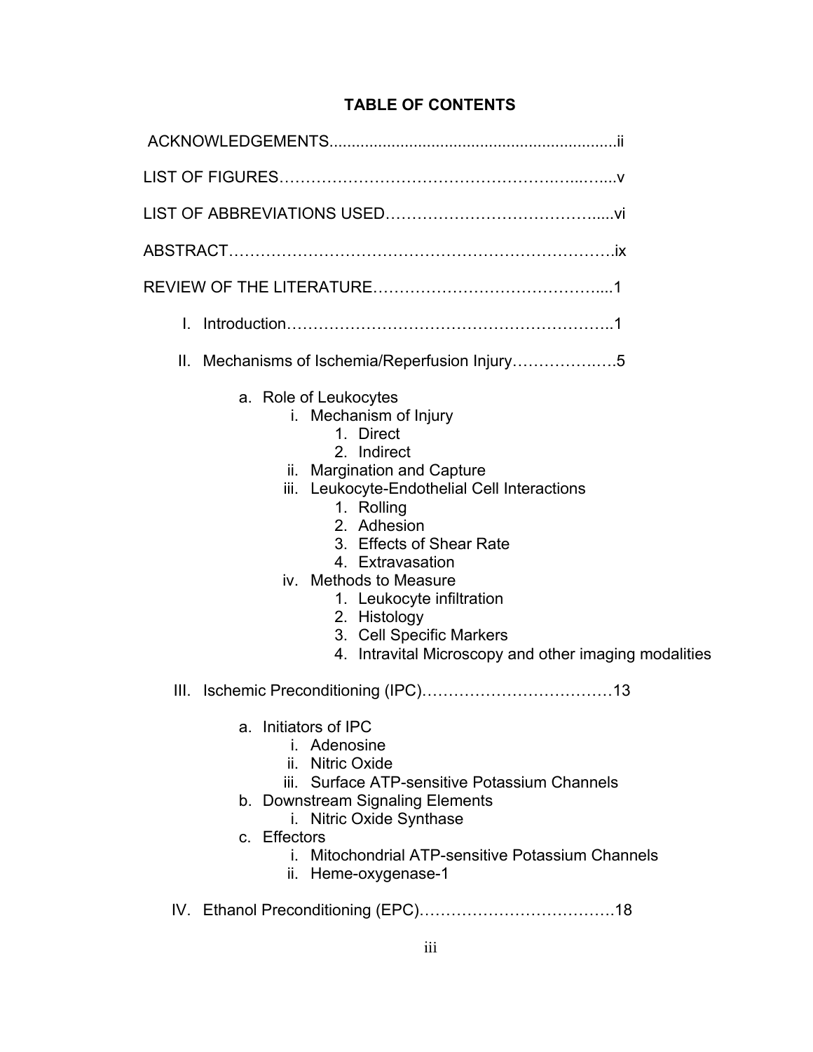# TABLE OF CONTENTS

ACKNOWLEDGEMENTS...............................................................ii

LIST OF FIGURES…………………………………………………...….....v

LIST OF ABBREVIATIONS USED…………………………………….....vi

ABSTRACT……………………………………………………………….ix

REVIEW OF THE LITERATURE…………………………………….....1

I. Introduction…………………………………………………..1

II. Mechanisms of Ischemia/Reperfusion Injury……………….….5

   a. Role of Leukocytes
      i. Mechanism of Injury
         1. Direct
         2. Indirect
      ii. Margination and Capture
      iii. Leukocyte-Endothelial Cell Interactions
         1. Rolling
         2. Adhesion
         3. Effects of Shear Rate
         4. Extravasation
      iv. Methods to Measure
         1. Leukocyte infiltration
         2. Histology
         3. Cell Specific Markers
         4. Intravital Microscopy and other imaging modalities

III. Ischemic Preconditioning (IPC)………………………………13

   a. Initiators of IPC
      i. Adenosine
      ii. Nitric Oxide
      iii. Surface ATP-sensitive Potassium Channels
   b. Downstream Signaling Elements
      i. Nitric Oxide Synthase
   c. Effectors
      i. Mitochondrial ATP-sensitive Potassium Channels
      ii. Heme-oxygenase-1

IV. Ethanol Preconditioning (EPC)……………………………….18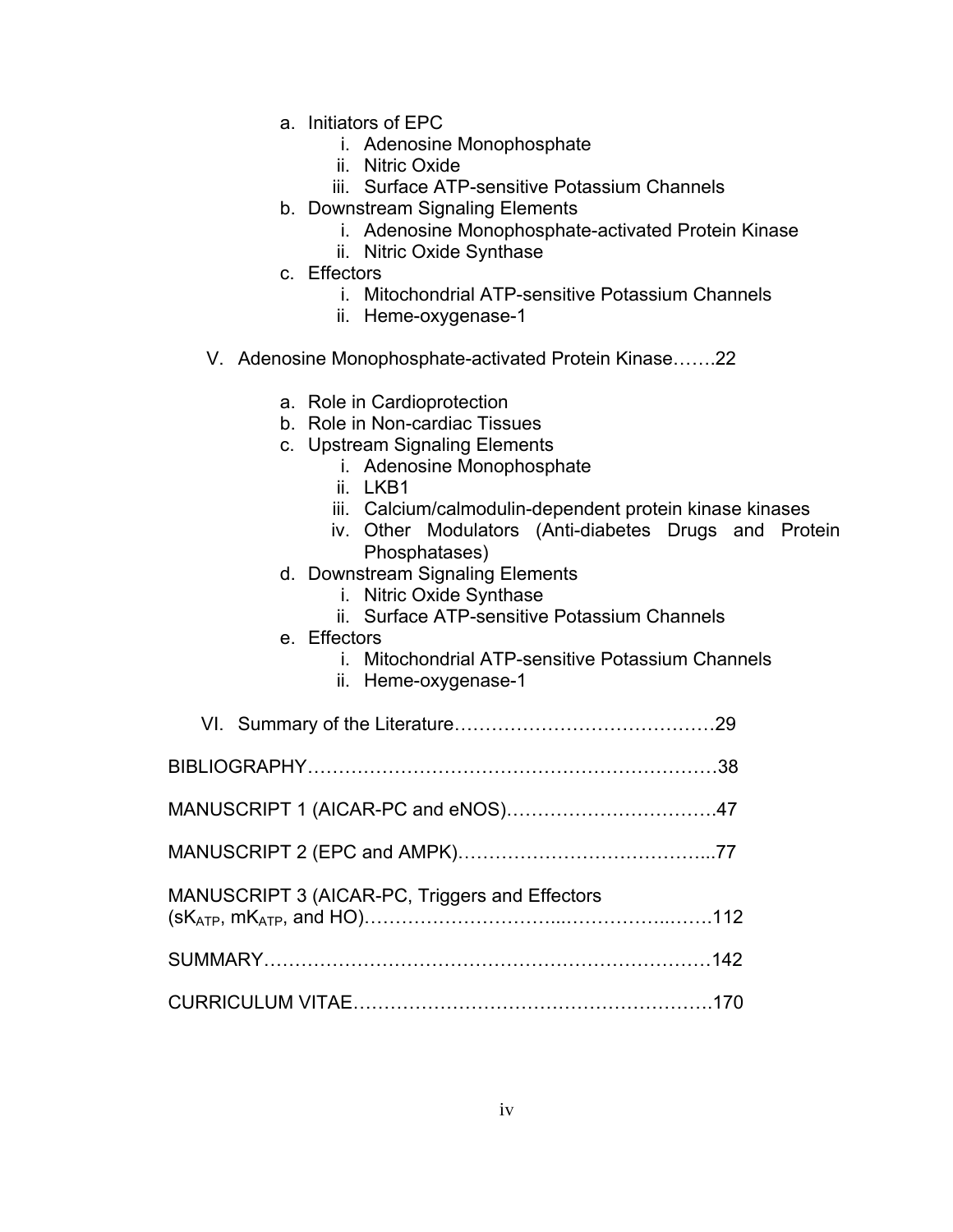- a. Initiators of EPC
    - i. Adenosine Monophosphate
    - ii. Nitric Oxide
    - iii. Surface ATP-sensitive Potassium Channels
- b. Downstream Signaling Elements
    - i. Adenosine Monophosphate-activated Protein Kinase
    - ii. Nitric Oxide Synthase
- c. Effectors
    - i. Mitochondrial ATP-sensitive Potassium Channels
    - ii. Heme-oxygenase-1

V. Adenosine Monophosphate-activated Protein Kinase…….22

- a. Role in Cardioprotection
- b. Role in Non-cardiac Tissues
- c. Upstream Signaling Elements
    - i. Adenosine Monophosphate
    - ii. LKB1
    - iii. Calcium/calmodulin-dependent protein kinase kinases
    - iv. Other Modulators (Anti-diabetes Drugs and Protein Phosphatases)
- d. Downstream Signaling Elements
    - i. Nitric Oxide Synthase
    - ii. Surface ATP-sensitive Potassium Channels
- e. Effectors
    - i. Mitochondrial ATP-sensitive Potassium Channels
    - ii. Heme-oxygenase-1

VI. Summary of the Literature……………………………………29

BIBLIOGRAPHY…………………………………………………………38

MANUSCRIPT 1 (AICAR-PC and eNOS)……………………………47

MANUSCRIPT 2 (EPC and AMPK)…………………………………...77

MANUSCRIPT 3 (AICAR-PC, Triggers and Effectors ($sK_{ATP}$, $mK_{ATP}$, and HO)………………………...……………..…….112

SUMMARY………………………………………………………………142

CURRICULUM VITAE…………………………………………………170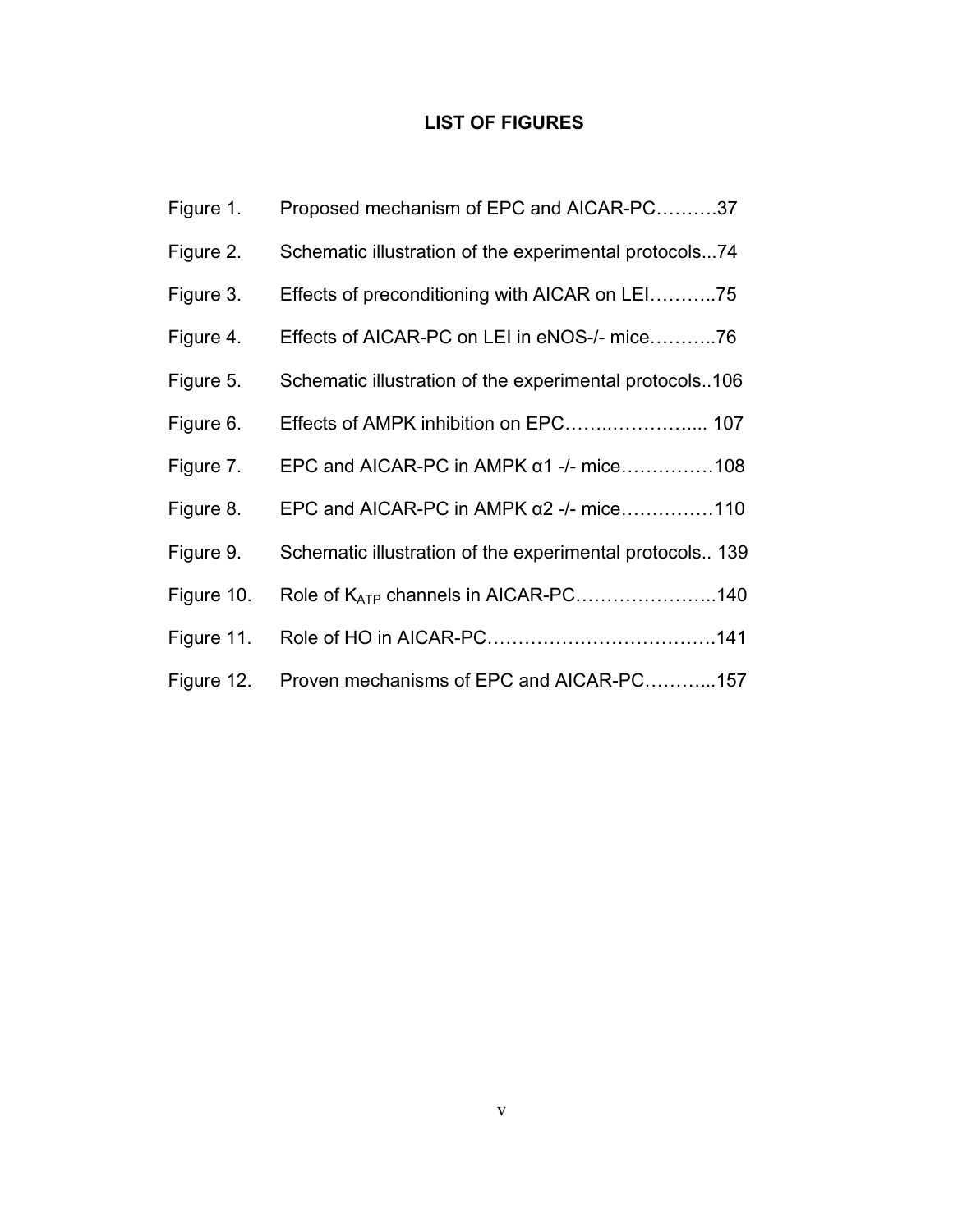## LIST OF FIGURES

Figure 1. Proposed mechanism of EPC and AICAR-PC……….37

Figure 2. Schematic illustration of the experimental protocols...74

Figure 3. Effects of preconditioning with AICAR on LEI………..75

Figure 4. Effects of AICAR-PC on LEI in eNOS-/- mice………..76

Figure 5. Schematic illustration of the experimental protocols..106

Figure 6. Effects of AMPK inhibition on EPC……..………….... 107

Figure 7. EPC and AICAR-PC in AMPK α1 -/- mice……………108

Figure 8. EPC and AICAR-PC in AMPK α2 -/- mice……………110

Figure 9. Schematic illustration of the experimental protocols.. 139

Figure 10. Role of $K_{ATP}$ channels in AICAR-PC…………………..140

Figure 11. Role of HO in AICAR-PC……………………………….141

Figure 12. Proven mechanisms of EPC and AICAR-PC………...157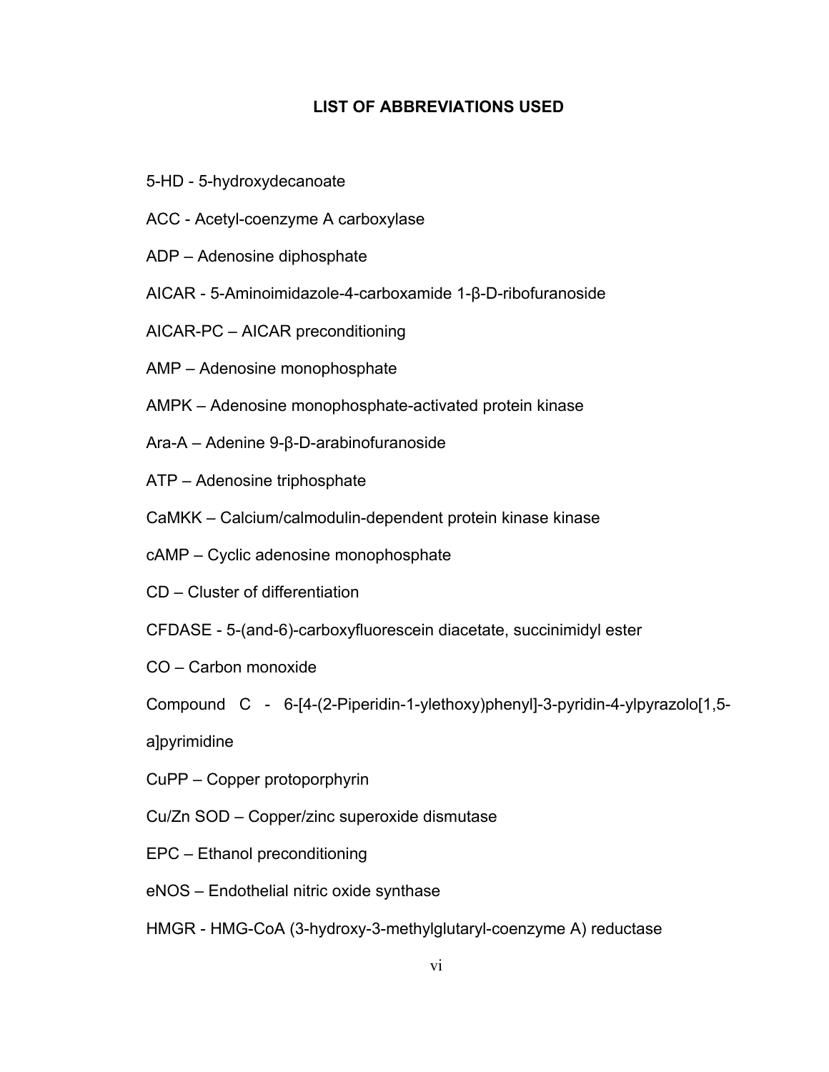# LIST OF ABBREVIATIONS USED

5-HD - 5-hydroxydecanoate

ACC - Acetyl-coenzyme A carboxylase

ADP – Adenosine diphosphate

AICAR - 5-Aminoimidazole-4-carboxamide 1-β-D-ribofuranoside

AICAR-PC – AICAR preconditioning

AMP – Adenosine monophosphate

AMPK – Adenosine monophosphate-activated protein kinase

Ara-A – Adenine 9-β-D-arabinofuranoside

ATP – Adenosine triphosphate

CaMKK – Calcium/calmodulin-dependent protein kinase kinase

cAMP – Cyclic adenosine monophosphate

CD – Cluster of differentiation

CFDASE - 5-(and-6)-carboxyfluorescein diacetate, succinimidyl ester

CO – Carbon monoxide

Compound C - 6-[4-(2-Piperidin-1-ylethoxy)phenyl]-3-pyridin-4-ylpyrazolo[1,5-a]pyrimidine

CuPP – Copper protoporphyrin

Cu/Zn SOD – Copper/zinc superoxide dismutase

EPC – Ethanol preconditioning

eNOS – Endothelial nitric oxide synthase

HMGR - HMG-CoA (3-hydroxy-3-methylglutaryl-coenzyme A) reductase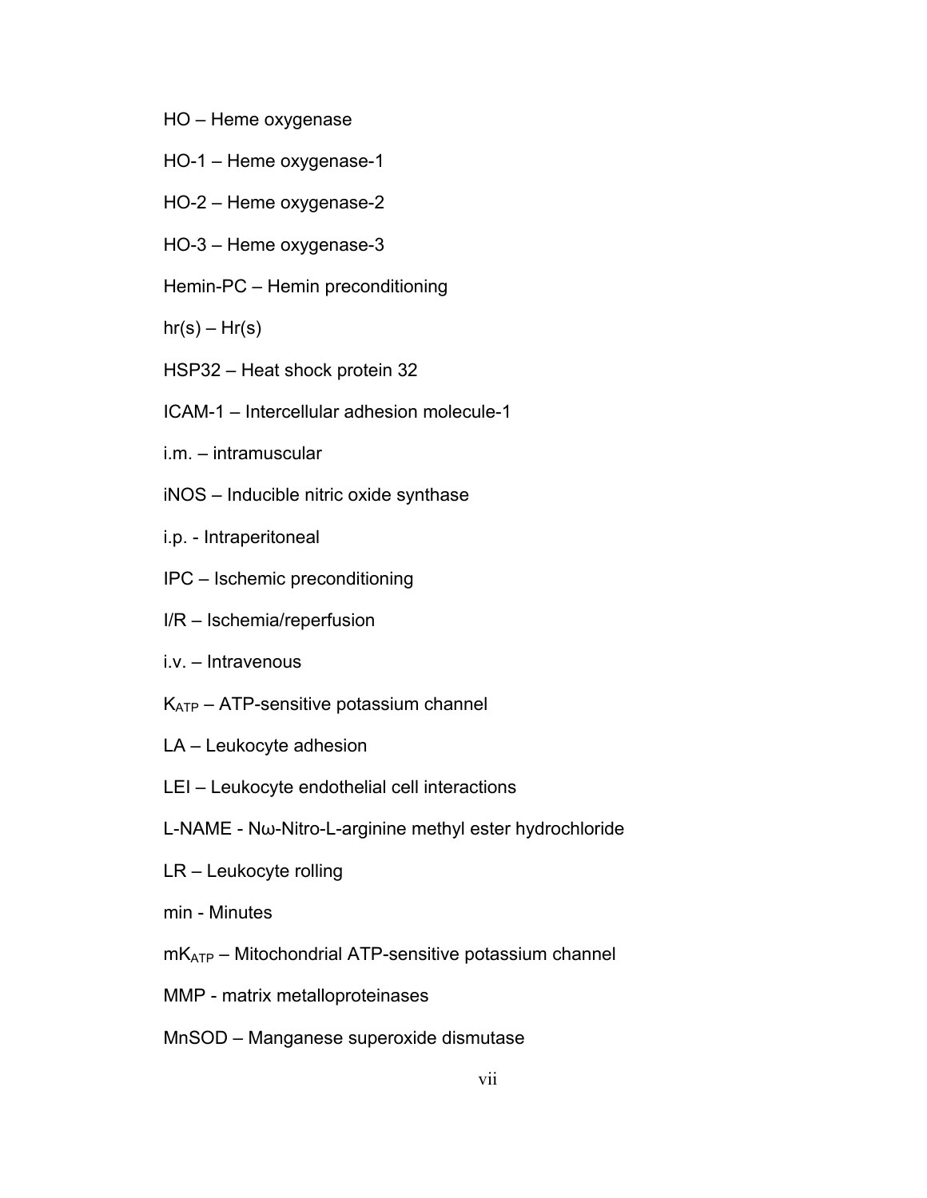HO – Heme oxygenase

HO-1 – Heme oxygenase-1

HO-2 – Heme oxygenase-2

HO-3 – Heme oxygenase-3

Hemin-PC – Hemin preconditioning

hr(s) – Hr(s)

HSP32 – Heat shock protein 32

ICAM-1 – Intercellular adhesion molecule-1

i.m. – intramuscular

iNOS – Inducible nitric oxide synthase

i.p. - Intraperitoneal

IPC – Ischemic preconditioning

I/R – Ischemia/reperfusion

i.v. – Intravenous

$K_{ATP}$ – ATP-sensitive potassium channel

LA – Leukocyte adhesion

LEI – Leukocyte endothelial cell interactions

L-NAME - Nω-Nitro-L-arginine methyl ester hydrochloride

LR – Leukocyte rolling

min - Minutes

$mK_{ATP}$ – Mitochondrial ATP-sensitive potassium channel

MMP - matrix metalloproteinases

MnSOD – Manganese superoxide dismutase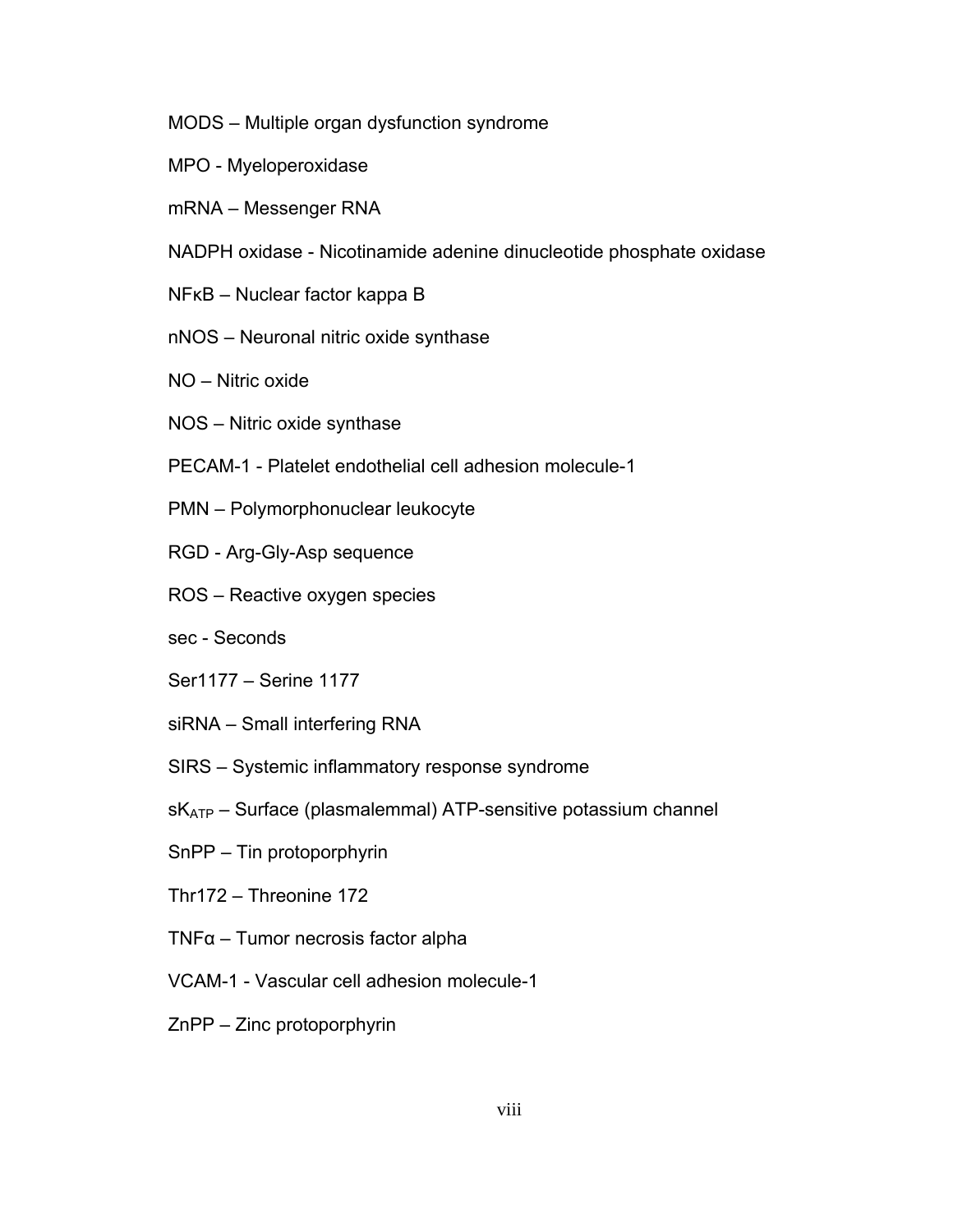MODS – Multiple organ dysfunction syndrome

MPO - Myeloperoxidase

mRNA – Messenger RNA

NADPH oxidase - Nicotinamide adenine dinucleotide phosphate oxidase

NFκB – Nuclear factor kappa B

nNOS – Neuronal nitric oxide synthase

NO – Nitric oxide

NOS – Nitric oxide synthase

PECAM-1 - Platelet endothelial cell adhesion molecule-1

PMN – Polymorphonuclear leukocyte

RGD - Arg-Gly-Asp sequence

ROS – Reactive oxygen species

sec - Seconds

Ser1177 – Serine 1177

siRNA – Small interfering RNA

SIRS – Systemic inflammatory response syndrome

$sK_{ATP}$ – Surface (plasmalemmal) ATP-sensitive potassium channel

SnPP – Tin protoporphyrin

Thr172 – Threonine 172

TNFα – Tumor necrosis factor alpha

VCAM-1 - Vascular cell adhesion molecule-1

ZnPP – Zinc protoporphyrin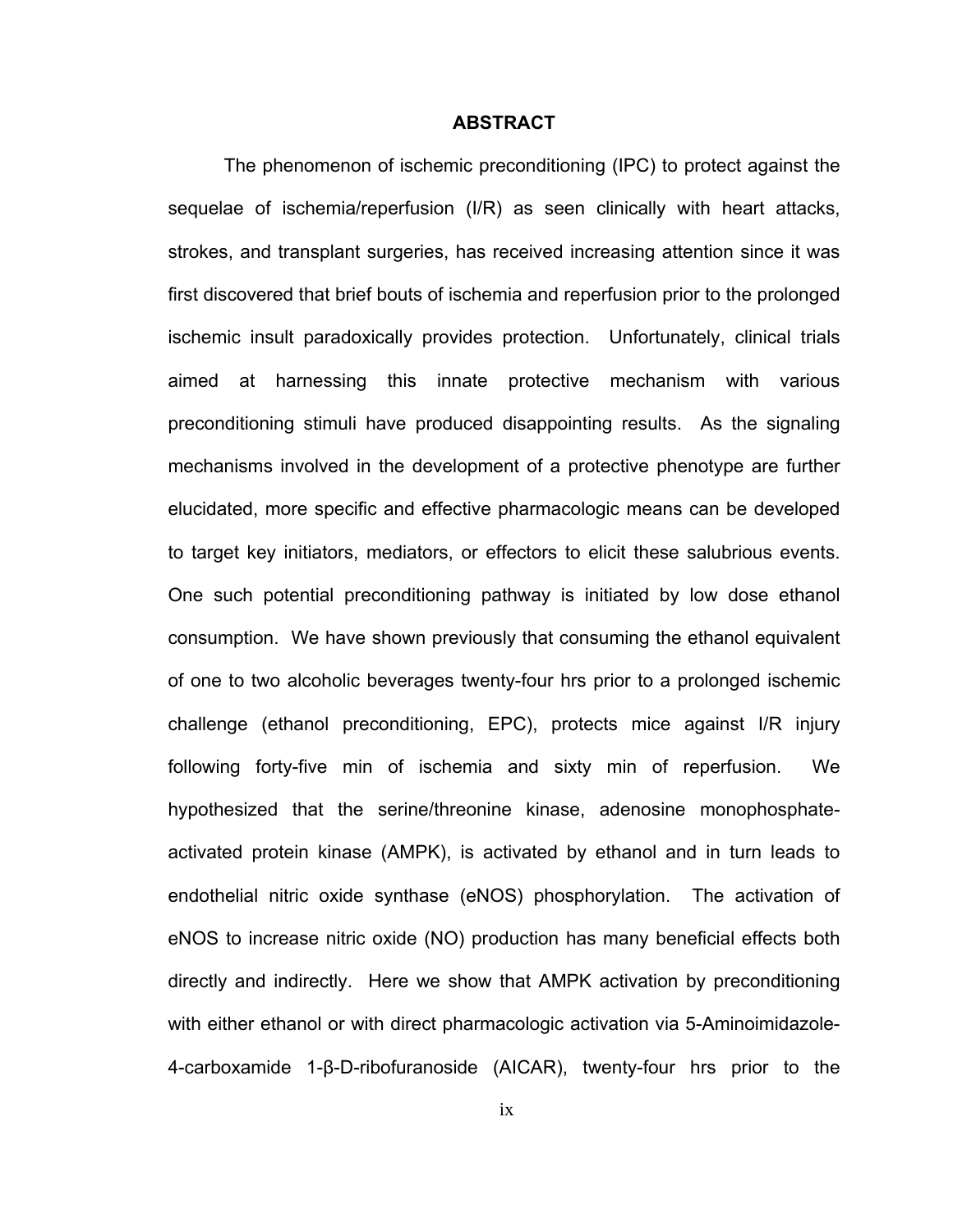## ABSTRACT

The phenomenon of ischemic preconditioning (IPC) to protect against the sequelae of ischemia/reperfusion (I/R) as seen clinically with heart attacks, strokes, and transplant surgeries, has received increasing attention since it was first discovered that brief bouts of ischemia and reperfusion prior to the prolonged ischemic insult paradoxically provides protection. Unfortunately, clinical trials aimed at harnessing this innate protective mechanism with various preconditioning stimuli have produced disappointing results. As the signaling mechanisms involved in the development of a protective phenotype are further elucidated, more specific and effective pharmacologic means can be developed to target key initiators, mediators, or effectors to elicit these salubrious events. One such potential preconditioning pathway is initiated by low dose ethanol consumption. We have shown previously that consuming the ethanol equivalent of one to two alcoholic beverages twenty-four hrs prior to a prolonged ischemic challenge (ethanol preconditioning, EPC), protects mice against I/R injury following forty-five min of ischemia and sixty min of reperfusion. We hypothesized that the serine/threonine kinase, adenosine monophosphate-activated protein kinase (AMPK), is activated by ethanol and in turn leads to endothelial nitric oxide synthase (eNOS) phosphorylation. The activation of eNOS to increase nitric oxide (NO) production has many beneficial effects both directly and indirectly. Here we show that AMPK activation by preconditioning with either ethanol or with direct pharmacologic activation via 5-Aminoimidazole-4-carboxamide 1-β-D-ribofuranoside (AICAR), twenty-four hrs prior to the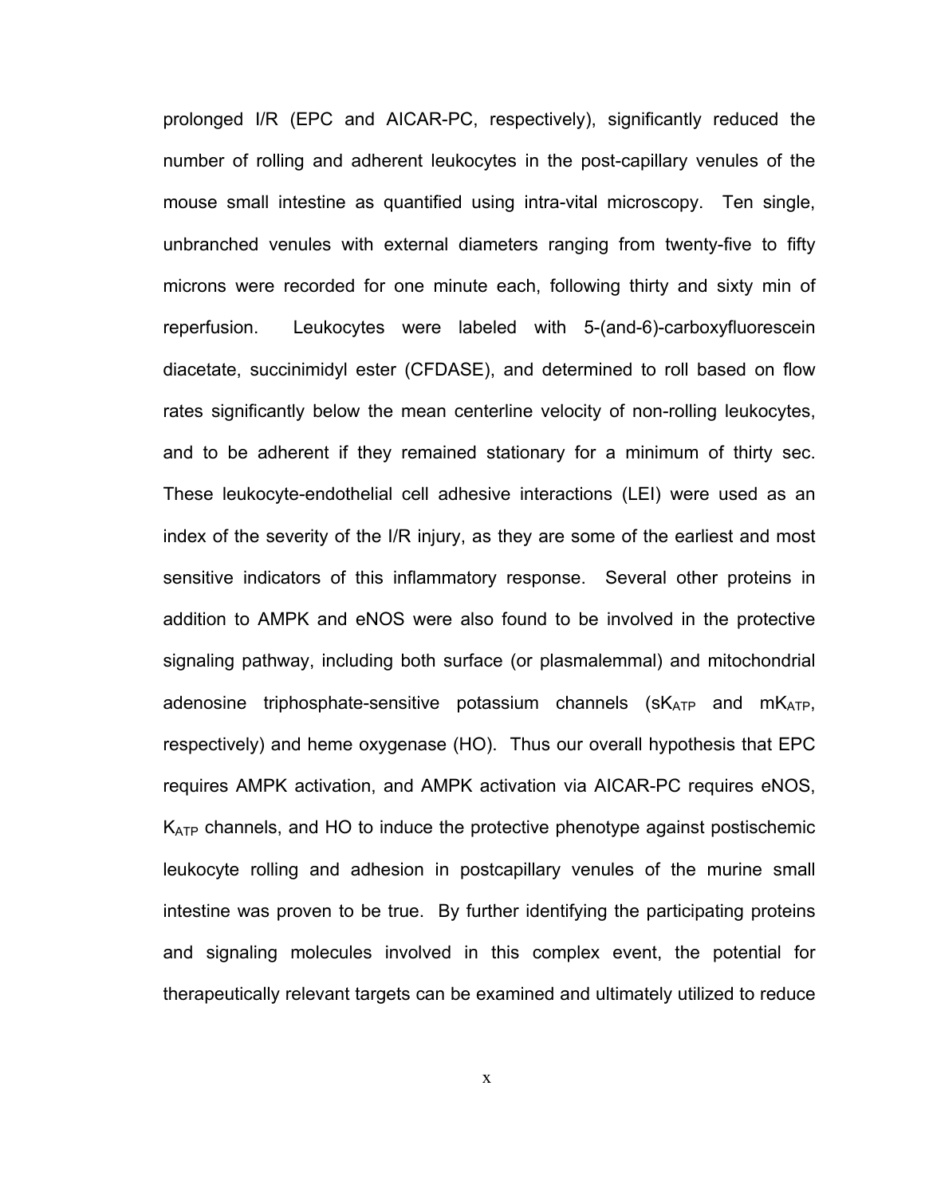prolonged I/R (EPC and AICAR-PC, respectively), significantly reduced the number of rolling and adherent leukocytes in the post-capillary venules of the mouse small intestine as quantified using intra-vital microscopy. Ten single, unbranched venules with external diameters ranging from twenty-five to fifty microns were recorded for one minute each, following thirty and sixty min of reperfusion. Leukocytes were labeled with 5-(and-6)-carboxyfluorescein diacetate, succinimidyl ester (CFDASE), and determined to roll based on flow rates significantly below the mean centerline velocity of non-rolling leukocytes, and to be adherent if they remained stationary for a minimum of thirty sec. These leukocyte-endothelial cell adhesive interactions (LEI) were used as an index of the severity of the I/R injury, as they are some of the earliest and most sensitive indicators of this inflammatory response. Several other proteins in addition to AMPK and eNOS were also found to be involved in the protective signaling pathway, including both surface (or plasmalemmal) and mitochondrial adenosine triphosphate-sensitive potassium channels ($sK_{ATP}$ and $mK_{ATP}$, respectively) and heme oxygenase (HO). Thus our overall hypothesis that EPC requires AMPK activation, and AMPK activation via AICAR-PC requires eNOS, $K_{ATP}$ channels, and HO to induce the protective phenotype against postischemic leukocyte rolling and adhesion in postcapillary venules of the murine small intestine was proven to be true. By further identifying the participating proteins and signaling molecules involved in this complex event, the potential for therapeutically relevant targets can be examined and ultimately utilized to reduce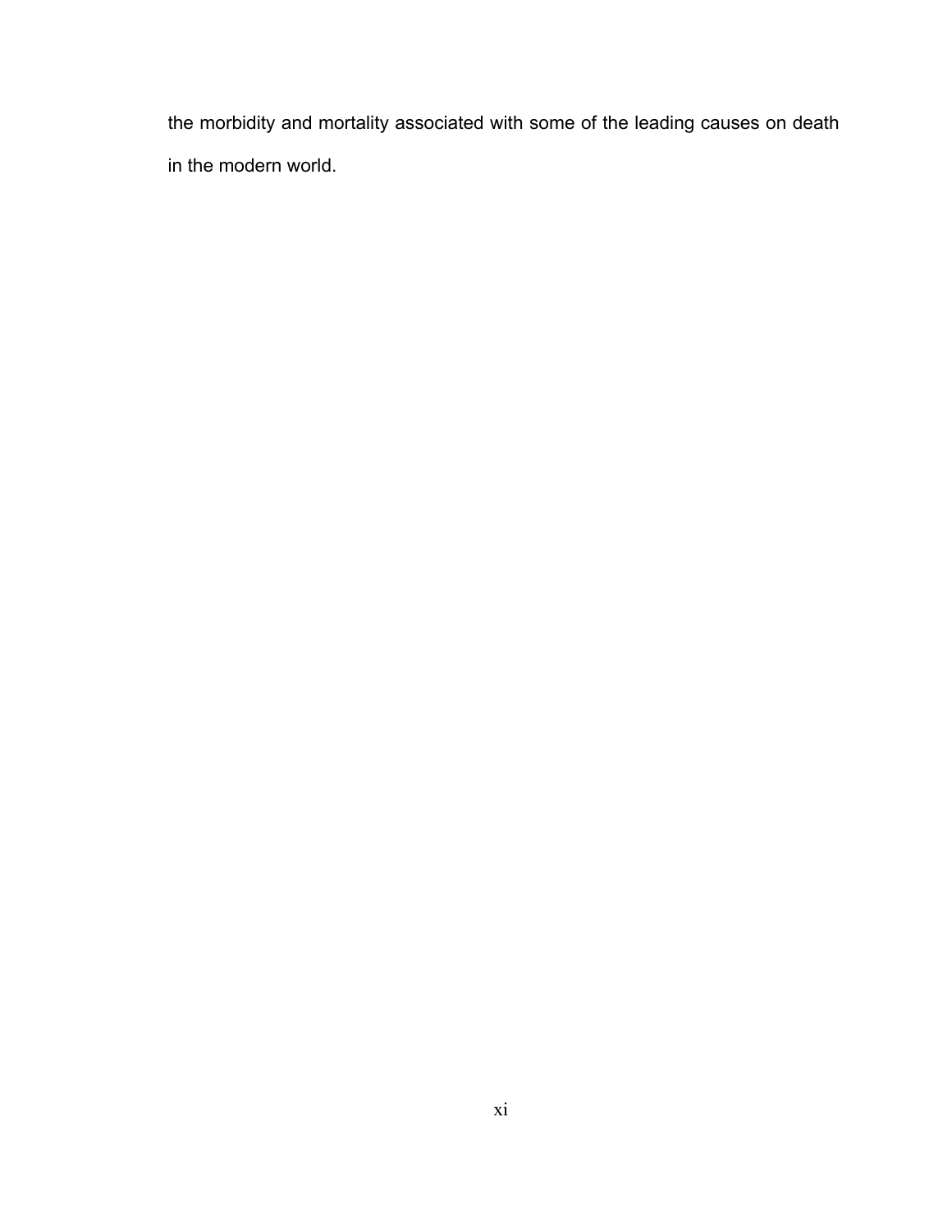the morbidity and mortality associated with some of the leading causes on death in the modern world.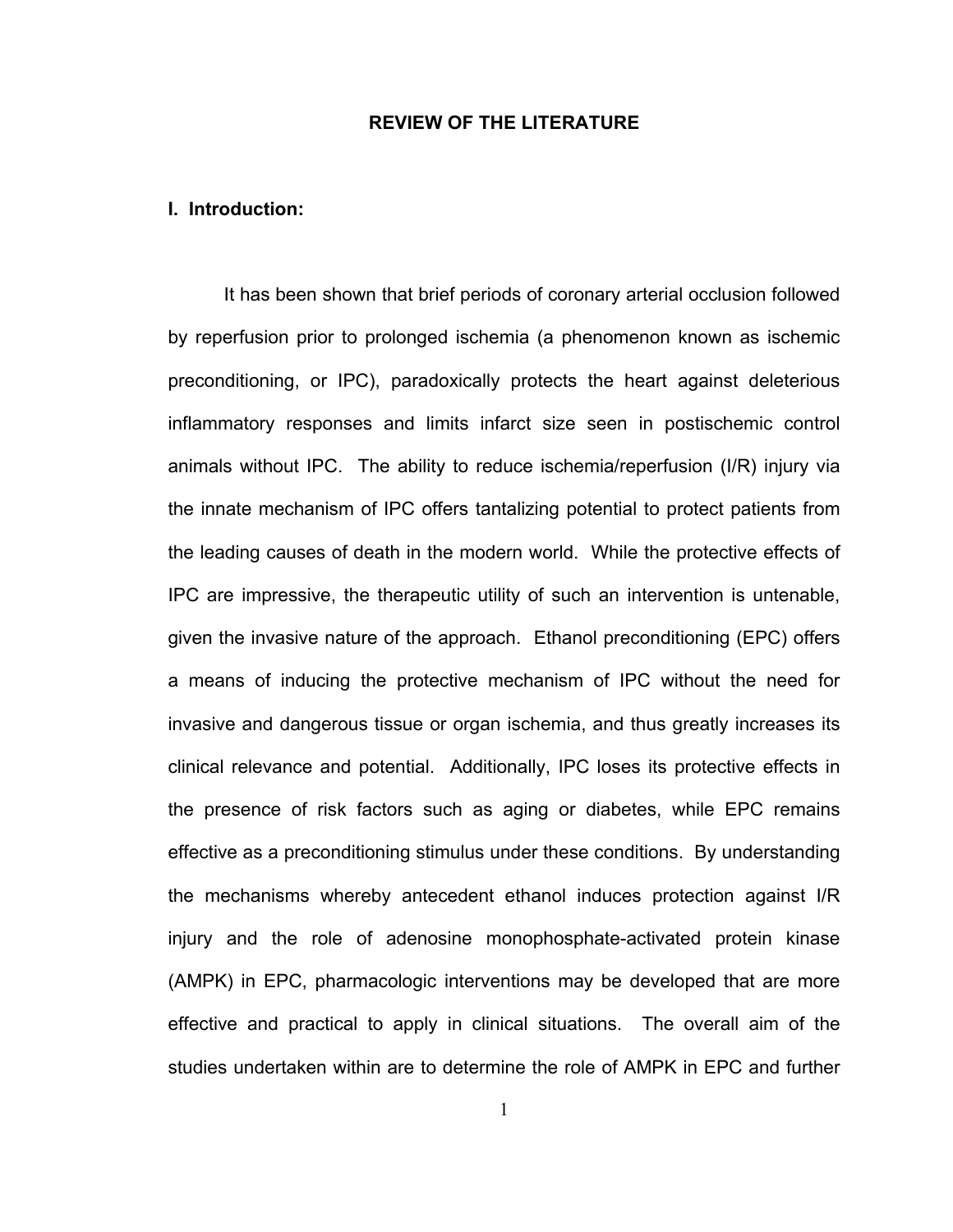# REVIEW OF THE LITERATURE

## I. Introduction:

It has been shown that brief periods of coronary arterial occlusion followed by reperfusion prior to prolonged ischemia (a phenomenon known as ischemic preconditioning, or IPC), paradoxically protects the heart against deleterious inflammatory responses and limits infarct size seen in postischemic control animals without IPC. The ability to reduce ischemia/reperfusion (I/R) injury via the innate mechanism of IPC offers tantalizing potential to protect patients from the leading causes of death in the modern world. While the protective effects of IPC are impressive, the therapeutic utility of such an intervention is untenable, given the invasive nature of the approach. Ethanol preconditioning (EPC) offers a means of inducing the protective mechanism of IPC without the need for invasive and dangerous tissue or organ ischemia, and thus greatly increases its clinical relevance and potential. Additionally, IPC loses its protective effects in the presence of risk factors such as aging or diabetes, while EPC remains effective as a preconditioning stimulus under these conditions. By understanding the mechanisms whereby antecedent ethanol induces protection against I/R injury and the role of adenosine monophosphate-activated protein kinase (AMPK) in EPC, pharmacologic interventions may be developed that are more effective and practical to apply in clinical situations. The overall aim of the studies undertaken within are to determine the role of AMPK in EPC and further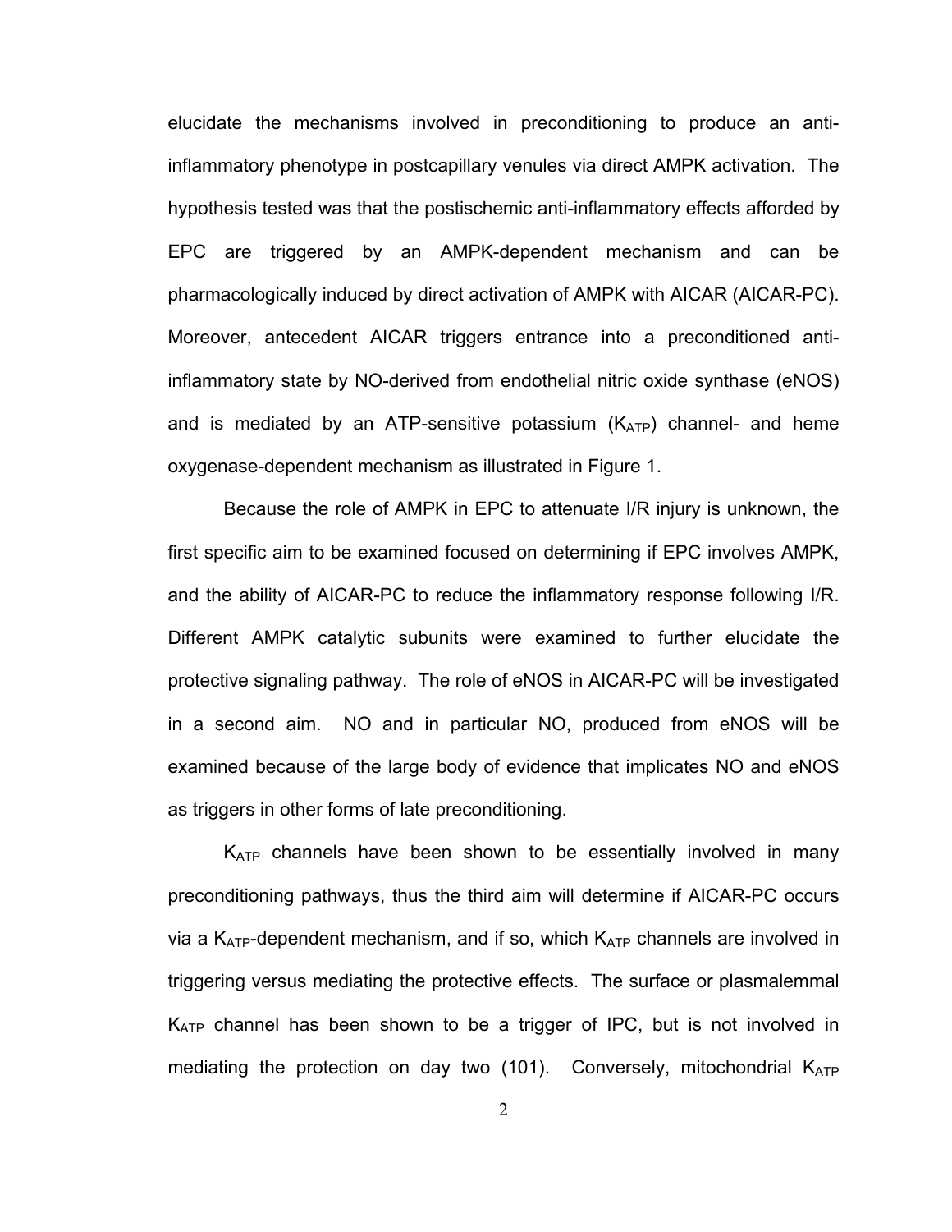elucidate the mechanisms involved in preconditioning to produce an anti-inflammatory phenotype in postcapillary venules via direct AMPK activation. The hypothesis tested was that the postischemic anti-inflammatory effects afforded by EPC are triggered by an AMPK-dependent mechanism and can be pharmacologically induced by direct activation of AMPK with AICAR (AICAR-PC). Moreover, antecedent AICAR triggers entrance into a preconditioned anti-inflammatory state by NO-derived from endothelial nitric oxide synthase (eNOS) and is mediated by an ATP-sensitive potassium ($K_{ATP}$) channel- and heme oxygenase-dependent mechanism as illustrated in Figure 1.

Because the role of AMPK in EPC to attenuate I/R injury is unknown, the first specific aim to be examined focused on determining if EPC involves AMPK, and the ability of AICAR-PC to reduce the inflammatory response following I/R. Different AMPK catalytic subunits were examined to further elucidate the protective signaling pathway. The role of eNOS in AICAR-PC will be investigated in a second aim. NO and in particular NO, produced from eNOS will be examined because of the large body of evidence that implicates NO and eNOS as triggers in other forms of late preconditioning.

$K_{ATP}$ channels have been shown to be essentially involved in many preconditioning pathways, thus the third aim will determine if AICAR-PC occurs via a $K_{ATP}$-dependent mechanism, and if so, which $K_{ATP}$ channels are involved in triggering versus mediating the protective effects. The surface or plasmalemmal $K_{ATP}$ channel has been shown to be a trigger of IPC, but is not involved in mediating the protection on day two (101). Conversely, mitochondrial $K_{ATP}$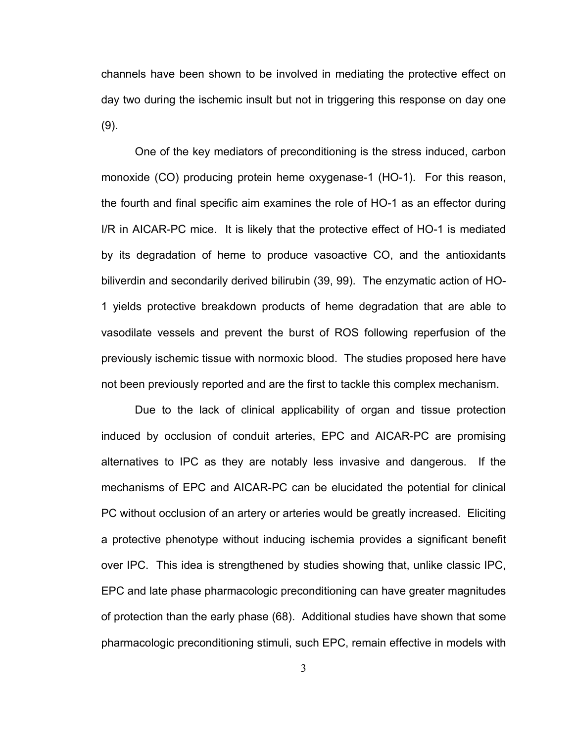channels have been shown to be involved in mediating the protective effect on day two during the ischemic insult but not in triggering this response on day one (9).

One of the key mediators of preconditioning is the stress induced, carbon monoxide (CO) producing protein heme oxygenase-1 (HO-1). For this reason, the fourth and final specific aim examines the role of HO-1 as an effector during I/R in AICAR-PC mice. It is likely that the protective effect of HO-1 is mediated by its degradation of heme to produce vasoactive CO, and the antioxidants biliverdin and secondarily derived bilirubin (39, 99). The enzymatic action of HO-1 yields protective breakdown products of heme degradation that are able to vasodilate vessels and prevent the burst of ROS following reperfusion of the previously ischemic tissue with normoxic blood. The studies proposed here have not been previously reported and are the first to tackle this complex mechanism.

Due to the lack of clinical applicability of organ and tissue protection induced by occlusion of conduit arteries, EPC and AICAR-PC are promising alternatives to IPC as they are notably less invasive and dangerous. If the mechanisms of EPC and AICAR-PC can be elucidated the potential for clinical PC without occlusion of an artery or arteries would be greatly increased. Eliciting a protective phenotype without inducing ischemia provides a significant benefit over IPC. This idea is strengthened by studies showing that, unlike classic IPC, EPC and late phase pharmacologic preconditioning can have greater magnitudes of protection than the early phase (68). Additional studies have shown that some pharmacologic preconditioning stimuli, such EPC, remain effective in models with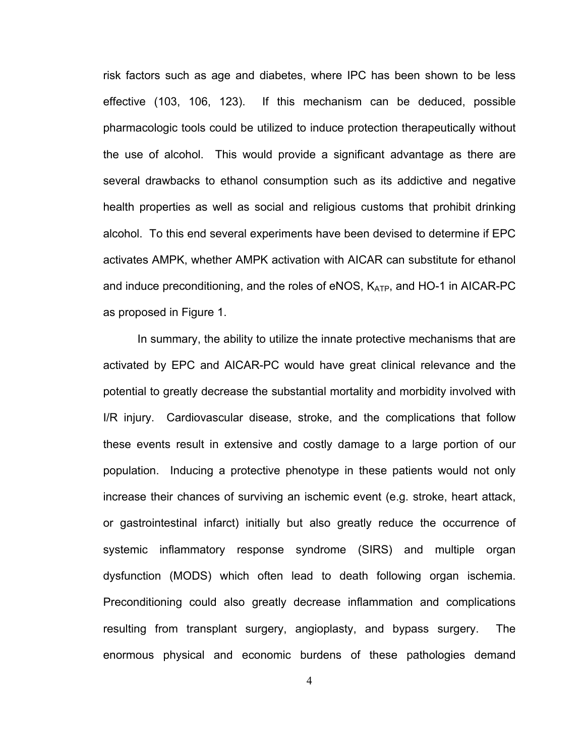risk factors such as age and diabetes, where IPC has been shown to be less effective (103, 106, 123). If this mechanism can be deduced, possible pharmacologic tools could be utilized to induce protection therapeutically without the use of alcohol. This would provide a significant advantage as there are several drawbacks to ethanol consumption such as its addictive and negative health properties as well as social and religious customs that prohibit drinking alcohol. To this end several experiments have been devised to determine if EPC activates AMPK, whether AMPK activation with AICAR can substitute for ethanol and induce preconditioning, and the roles of eNOS, $K_{ATP}$, and HO-1 in AICAR-PC as proposed in Figure 1.

In summary, the ability to utilize the innate protective mechanisms that are activated by EPC and AICAR-PC would have great clinical relevance and the potential to greatly decrease the substantial mortality and morbidity involved with I/R injury. Cardiovascular disease, stroke, and the complications that follow these events result in extensive and costly damage to a large portion of our population. Inducing a protective phenotype in these patients would not only increase their chances of surviving an ischemic event (e.g. stroke, heart attack, or gastrointestinal infarct) initially but also greatly reduce the occurrence of systemic inflammatory response syndrome (SIRS) and multiple organ dysfunction (MODS) which often lead to death following organ ischemia. Preconditioning could also greatly decrease inflammation and complications resulting from transplant surgery, angioplasty, and bypass surgery. The enormous physical and economic burdens of these pathologies demand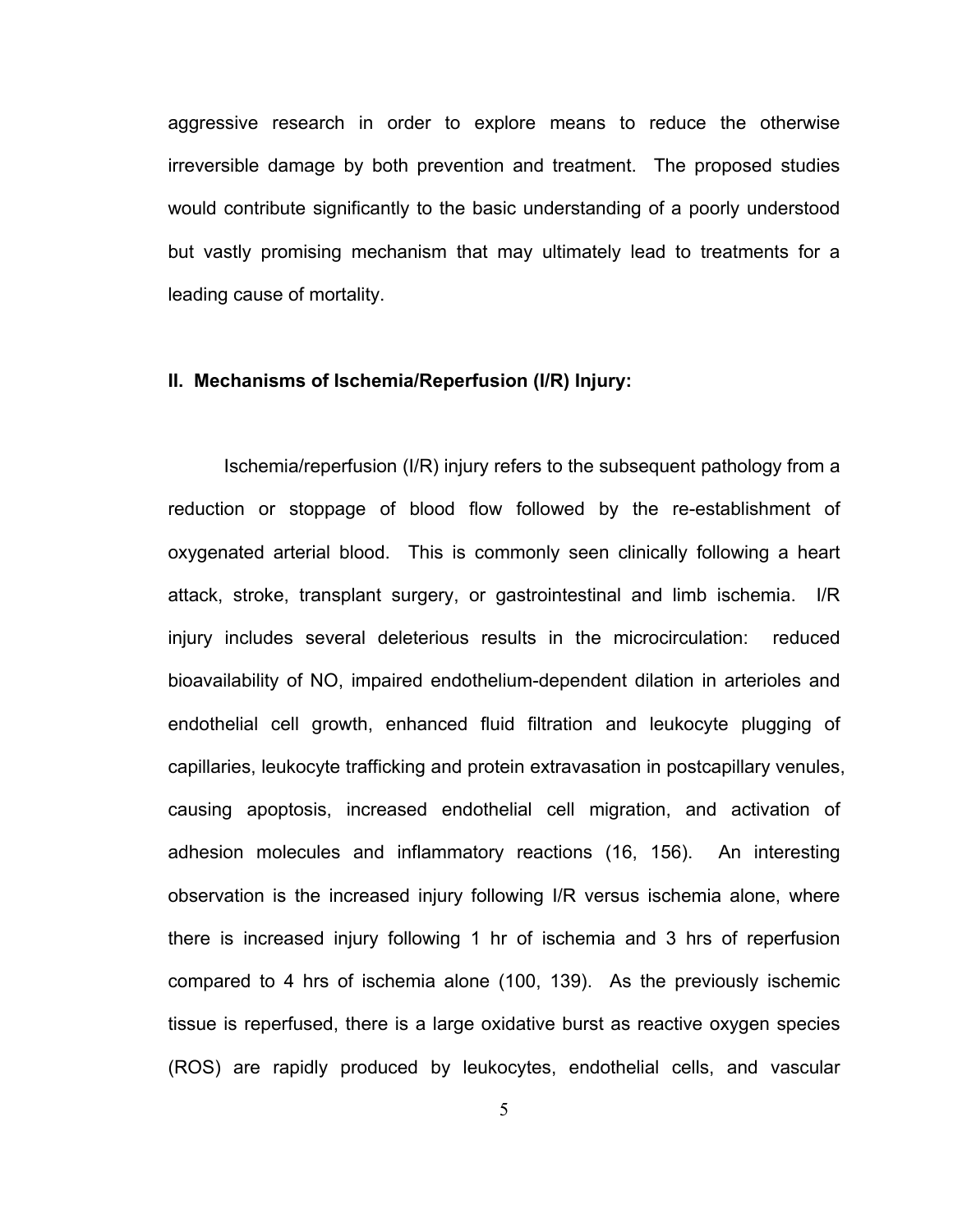aggressive research in order to explore means to reduce the otherwise irreversible damage by both prevention and treatment. The proposed studies would contribute significantly to the basic understanding of a poorly understood but vastly promising mechanism that may ultimately lead to treatments for a leading cause of mortality.

## II. Mechanisms of Ischemia/Reperfusion (I/R) Injury:

Ischemia/reperfusion (I/R) injury refers to the subsequent pathology from a reduction or stoppage of blood flow followed by the re-establishment of oxygenated arterial blood. This is commonly seen clinically following a heart attack, stroke, transplant surgery, or gastrointestinal and limb ischemia. I/R injury includes several deleterious results in the microcirculation: reduced bioavailability of NO, impaired endothelium-dependent dilation in arterioles and endothelial cell growth, enhanced fluid filtration and leukocyte plugging of capillaries, leukocyte trafficking and protein extravasation in postcapillary venules, causing apoptosis, increased endothelial cell migration, and activation of adhesion molecules and inflammatory reactions (16, 156). An interesting observation is the increased injury following I/R versus ischemia alone, where there is increased injury following 1 hr of ischemia and 3 hrs of reperfusion compared to 4 hrs of ischemia alone (100, 139). As the previously ischemic tissue is reperfused, there is a large oxidative burst as reactive oxygen species (ROS) are rapidly produced by leukocytes, endothelial cells, and vascular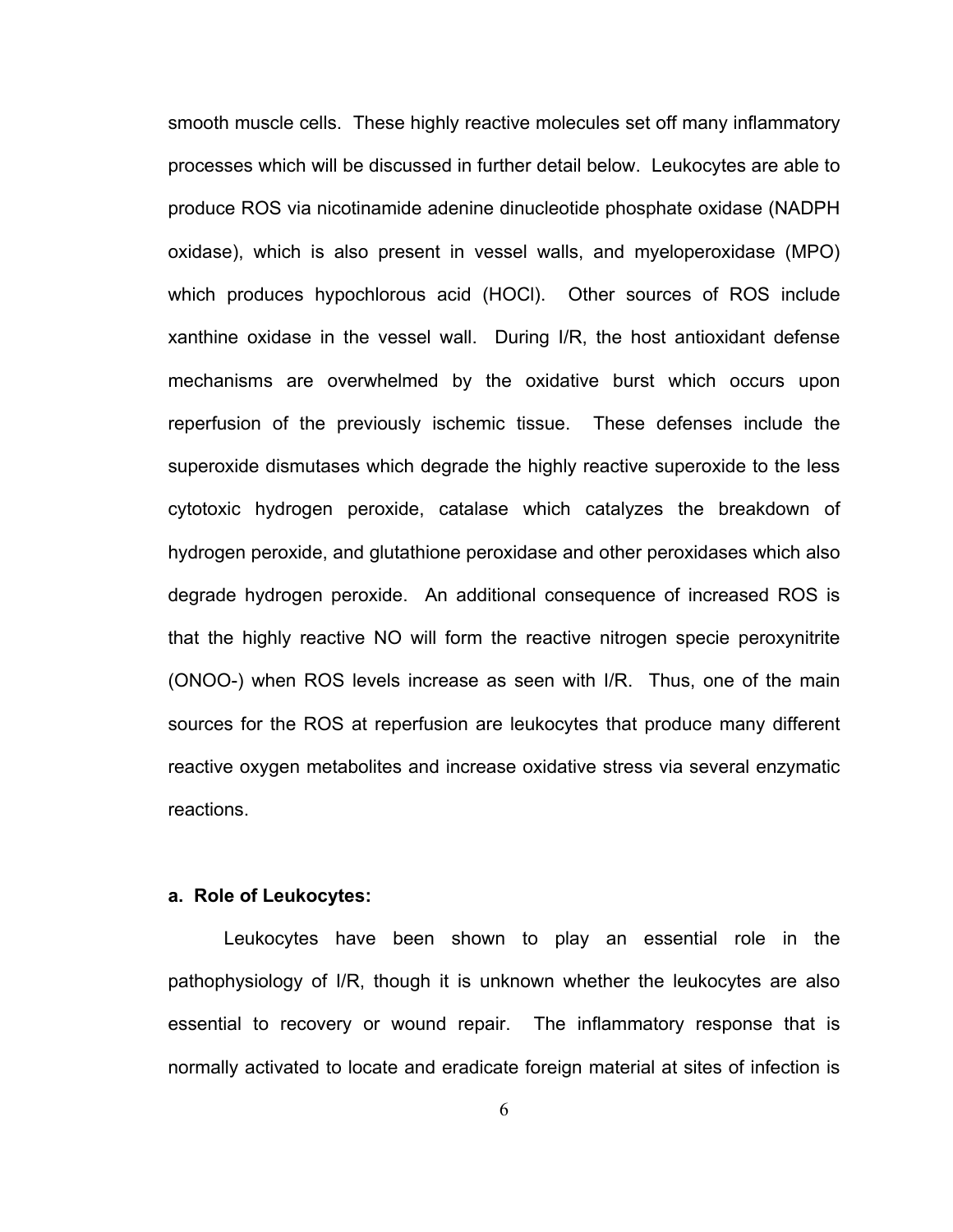smooth muscle cells. These highly reactive molecules set off many inflammatory processes which will be discussed in further detail below. Leukocytes are able to produce ROS via nicotinamide adenine dinucleotide phosphate oxidase (NADPH oxidase), which is also present in vessel walls, and myeloperoxidase (MPO) which produces hypochlorous acid (HOCl). Other sources of ROS include xanthine oxidase in the vessel wall. During I/R, the host antioxidant defense mechanisms are overwhelmed by the oxidative burst which occurs upon reperfusion of the previously ischemic tissue. These defenses include the superoxide dismutases which degrade the highly reactive superoxide to the less cytotoxic hydrogen peroxide, catalase which catalyzes the breakdown of hydrogen peroxide, and glutathione peroxidase and other peroxidases which also degrade hydrogen peroxide. An additional consequence of increased ROS is that the highly reactive NO will form the reactive nitrogen specie peroxynitrite ($ONOO^-$) when ROS levels increase as seen with I/R. Thus, one of the main sources for the ROS at reperfusion are leukocytes that produce many different reactive oxygen metabolites and increase oxidative stress via several enzymatic reactions.

### a. Role of Leukocytes:

Leukocytes have been shown to play an essential role in the pathophysiology of I/R, though it is unknown whether the leukocytes are also essential to recovery or wound repair. The inflammatory response that is normally activated to locate and eradicate foreign material at sites of infection is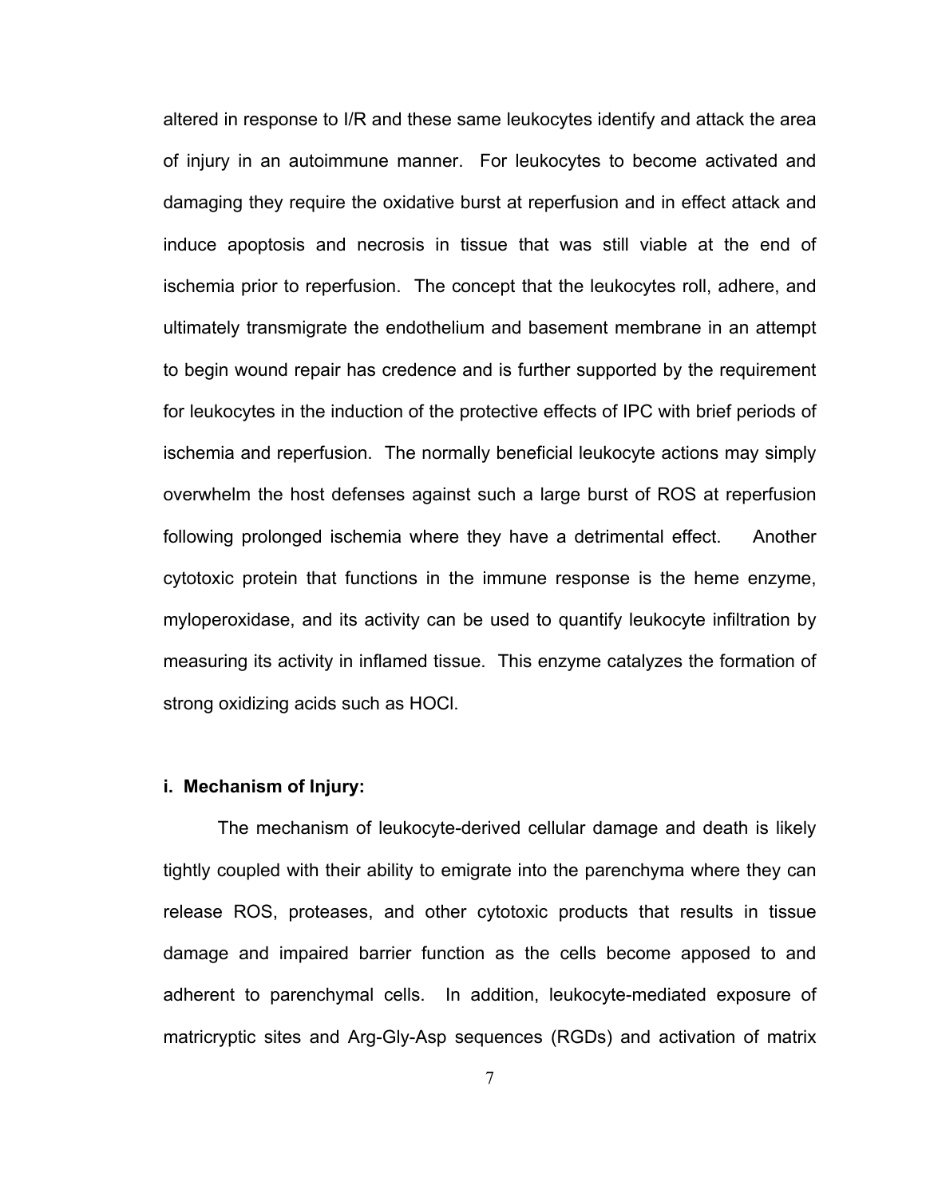altered in response to I/R and these same leukocytes identify and attack the area of injury in an autoimmune manner. For leukocytes to become activated and damaging they require the oxidative burst at reperfusion and in effect attack and induce apoptosis and necrosis in tissue that was still viable at the end of ischemia prior to reperfusion. The concept that the leukocytes roll, adhere, and ultimately transmigrate the endothelium and basement membrane in an attempt to begin wound repair has credence and is further supported by the requirement for leukocytes in the induction of the protective effects of IPC with brief periods of ischemia and reperfusion. The normally beneficial leukocyte actions may simply overwhelm the host defenses against such a large burst of ROS at reperfusion following prolonged ischemia where they have a detrimental effect. Another cytotoxic protein that functions in the immune response is the heme enzyme, myloperoxidase, and its activity can be used to quantify leukocyte infiltration by measuring its activity in inflamed tissue. This enzyme catalyzes the formation of strong oxidizing acids such as HOCl.

**i. Mechanism of Injury:**

The mechanism of leukocyte-derived cellular damage and death is likely tightly coupled with their ability to emigrate into the parenchyma where they can release ROS, proteases, and other cytotoxic products that results in tissue damage and impaired barrier function as the cells become apposed to and adherent to parenchymal cells. In addition, leukocyte-mediated exposure of matricryptic sites and Arg-Gly-Asp sequences (RGDs) and activation of matrix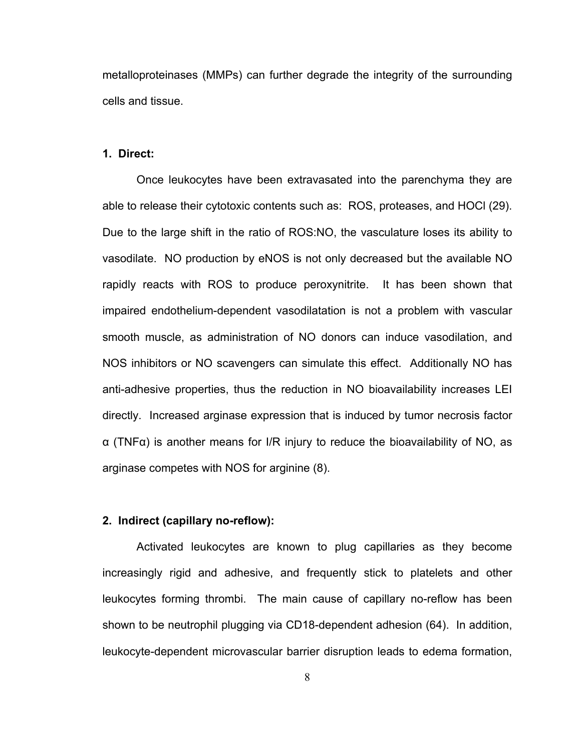metalloproteinases (MMPs) can further degrade the integrity of the surrounding cells and tissue.

**1. Direct:**

Once leukocytes have been extravasated into the parenchyma they are able to release their cytotoxic contents such as: ROS, proteases, and HOCl (29). Due to the large shift in the ratio of ROS:NO, the vasculature loses its ability to vasodilate. NO production by eNOS is not only decreased but the available NO rapidly reacts with ROS to produce peroxynitrite. It has been shown that impaired endothelium-dependent vasodilatation is not a problem with vascular smooth muscle, as administration of NO donors can induce vasodilation, and NOS inhibitors or NO scavengers can simulate this effect. Additionally NO has anti-adhesive properties, thus the reduction in NO bioavailability increases LEI directly. Increased arginase expression that is induced by tumor necrosis factor α (TNFα) is another means for I/R injury to reduce the bioavailability of NO, as arginase competes with NOS for arginine (8).

**2. Indirect (capillary no-reflow):**

Activated leukocytes are known to plug capillaries as they become increasingly rigid and adhesive, and frequently stick to platelets and other leukocytes forming thrombi. The main cause of capillary no-reflow has been shown to be neutrophil plugging via CD18-dependent adhesion (64). In addition, leukocyte-dependent microvascular barrier disruption leads to edema formation,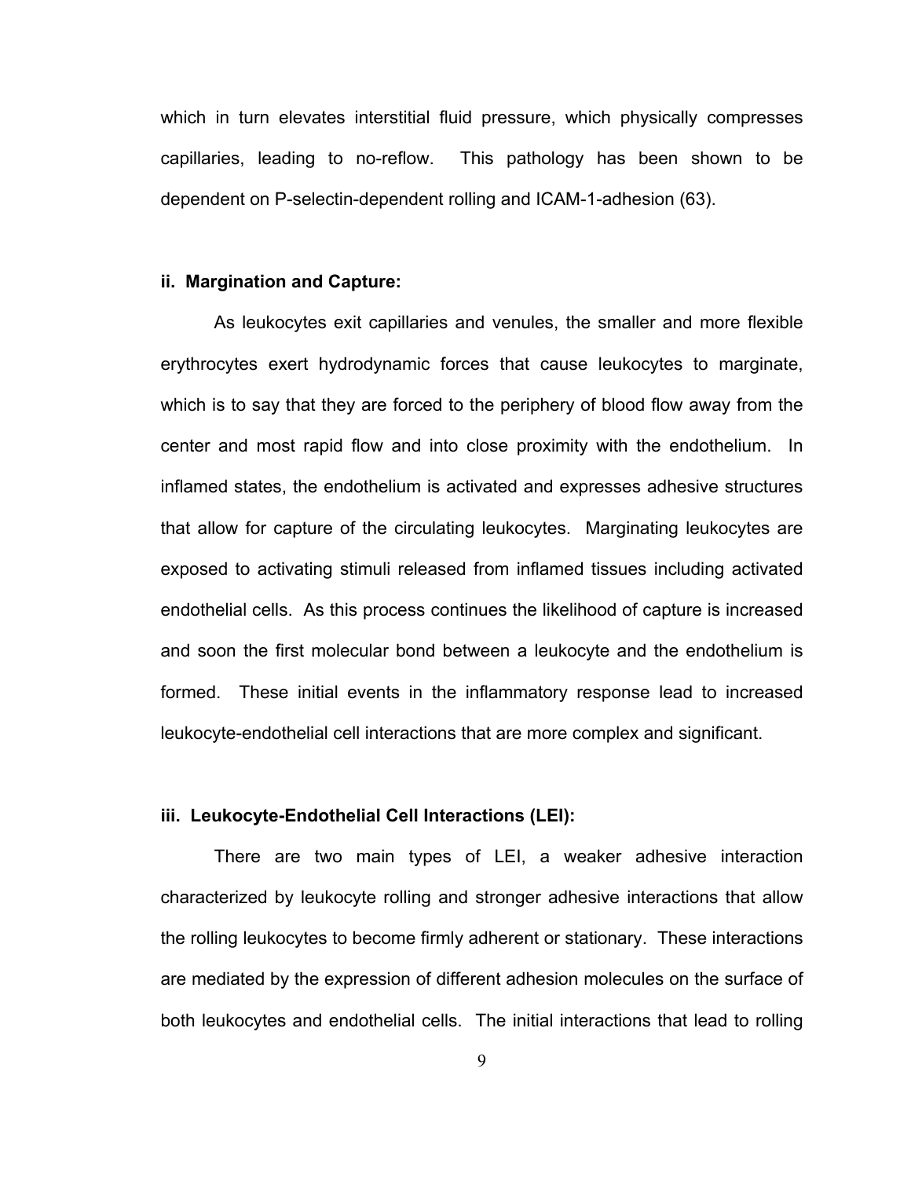which in turn elevates interstitial fluid pressure, which physically compresses capillaries, leading to no-reflow. This pathology has been shown to be dependent on P-selectin-dependent rolling and ICAM-1-adhesion (63).

### ii. Margination and Capture:

As leukocytes exit capillaries and venules, the smaller and more flexible erythrocytes exert hydrodynamic forces that cause leukocytes to marginate, which is to say that they are forced to the periphery of blood flow away from the center and most rapid flow and into close proximity with the endothelium. In inflamed states, the endothelium is activated and expresses adhesive structures that allow for capture of the circulating leukocytes. Marginating leukocytes are exposed to activating stimuli released from inflamed tissues including activated endothelial cells. As this process continues the likelihood of capture is increased and soon the first molecular bond between a leukocyte and the endothelium is formed. These initial events in the inflammatory response lead to increased leukocyte-endothelial cell interactions that are more complex and significant.

### iii. Leukocyte-Endothelial Cell Interactions (LEI):

There are two main types of LEI, a weaker adhesive interaction characterized by leukocyte rolling and stronger adhesive interactions that allow the rolling leukocytes to become firmly adherent or stationary. These interactions are mediated by the expression of different adhesion molecules on the surface of both leukocytes and endothelial cells. The initial interactions that lead to rolling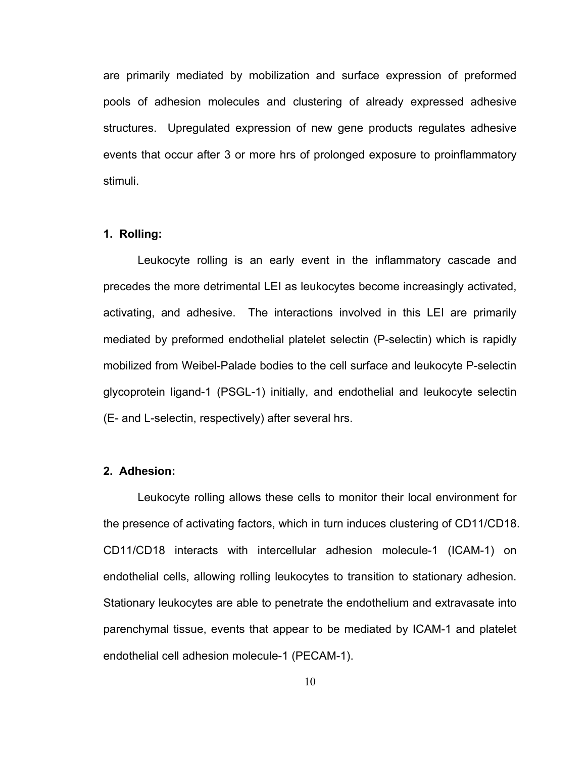are primarily mediated by mobilization and surface expression of preformed pools of adhesion molecules and clustering of already expressed adhesive structures. Upregulated expression of new gene products regulates adhesive events that occur after 3 or more hrs of prolonged exposure to proinflammatory stimuli.

### 1. Rolling:

Leukocyte rolling is an early event in the inflammatory cascade and precedes the more detrimental LEI as leukocytes become increasingly activated, activating, and adhesive. The interactions involved in this LEI are primarily mediated by preformed endothelial platelet selectin (P-selectin) which is rapidly mobilized from Weibel-Palade bodies to the cell surface and leukocyte P-selectin glycoprotein ligand-1 (PSGL-1) initially, and endothelial and leukocyte selectin (E- and L-selectin, respectively) after several hrs.

### 2. Adhesion:

Leukocyte rolling allows these cells to monitor their local environment for the presence of activating factors, which in turn induces clustering of CD11/CD18. CD11/CD18 interacts with intercellular adhesion molecule-1 (ICAM-1) on endothelial cells, allowing rolling leukocytes to transition to stationary adhesion. Stationary leukocytes are able to penetrate the endothelium and extravasate into parenchymal tissue, events that appear to be mediated by ICAM-1 and platelet endothelial cell adhesion molecule-1 (PECAM-1).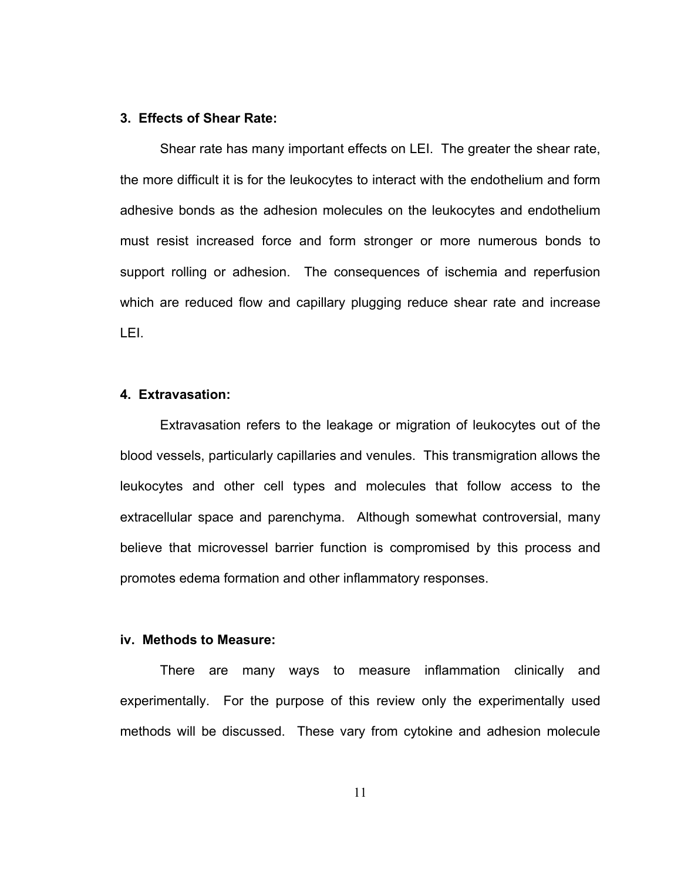#### 3. Effects of Shear Rate:

Shear rate has many important effects on LEI. The greater the shear rate, the more difficult it is for the leukocytes to interact with the endothelium and form adhesive bonds as the adhesion molecules on the leukocytes and endothelium must resist increased force and form stronger or more numerous bonds to support rolling or adhesion. The consequences of ischemia and reperfusion which are reduced flow and capillary plugging reduce shear rate and increase LEI.

#### 4. Extravasation:

Extravasation refers to the leakage or migration of leukocytes out of the blood vessels, particularly capillaries and venules. This transmigration allows the leukocytes and other cell types and molecules that follow access to the extracellular space and parenchyma. Although somewhat controversial, many believe that microvessel barrier function is compromised by this process and promotes edema formation and other inflammatory responses.

### iv. Methods to Measure:

There are many ways to measure inflammation clinically and experimentally. For the purpose of this review only the experimentally used methods will be discussed. These vary from cytokine and adhesion molecule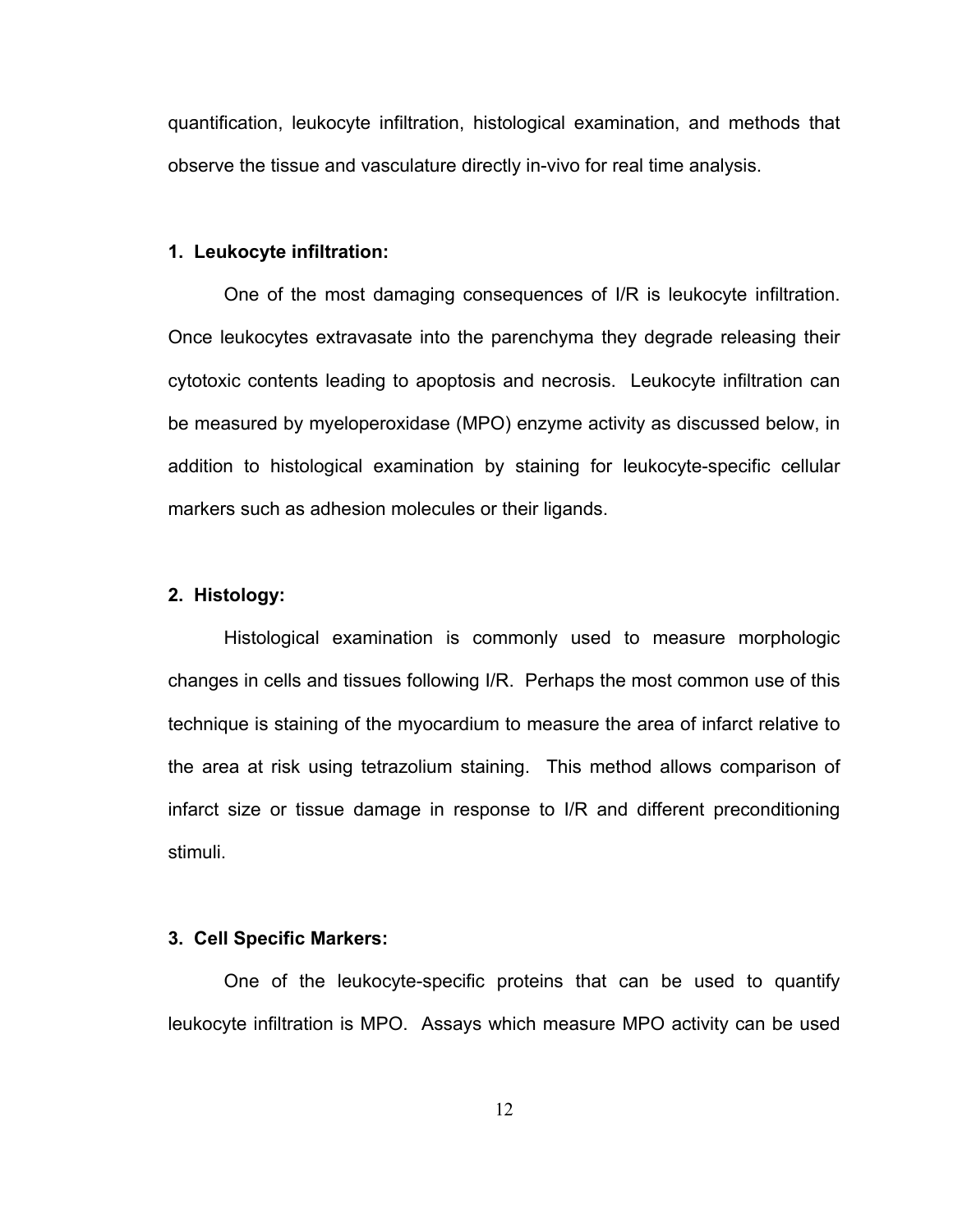quantification, leukocyte infiltration, histological examination, and methods that observe the tissue and vasculature directly in-vivo for real time analysis.

**1. Leukocyte infiltration:**

One of the most damaging consequences of I/R is leukocyte infiltration. Once leukocytes extravasate into the parenchyma they degrade releasing their cytotoxic contents leading to apoptosis and necrosis. Leukocyte infiltration can be measured by myeloperoxidase (MPO) enzyme activity as discussed below, in addition to histological examination by staining for leukocyte-specific cellular markers such as adhesion molecules or their ligands.

**2. Histology:**

Histological examination is commonly used to measure morphologic changes in cells and tissues following I/R. Perhaps the most common use of this technique is staining of the myocardium to measure the area of infarct relative to the area at risk using tetrazolium staining. This method allows comparison of infarct size or tissue damage in response to I/R and different preconditioning stimuli.

**3. Cell Specific Markers:**

One of the leukocyte-specific proteins that can be used to quantify leukocyte infiltration is MPO. Assays which measure MPO activity can be used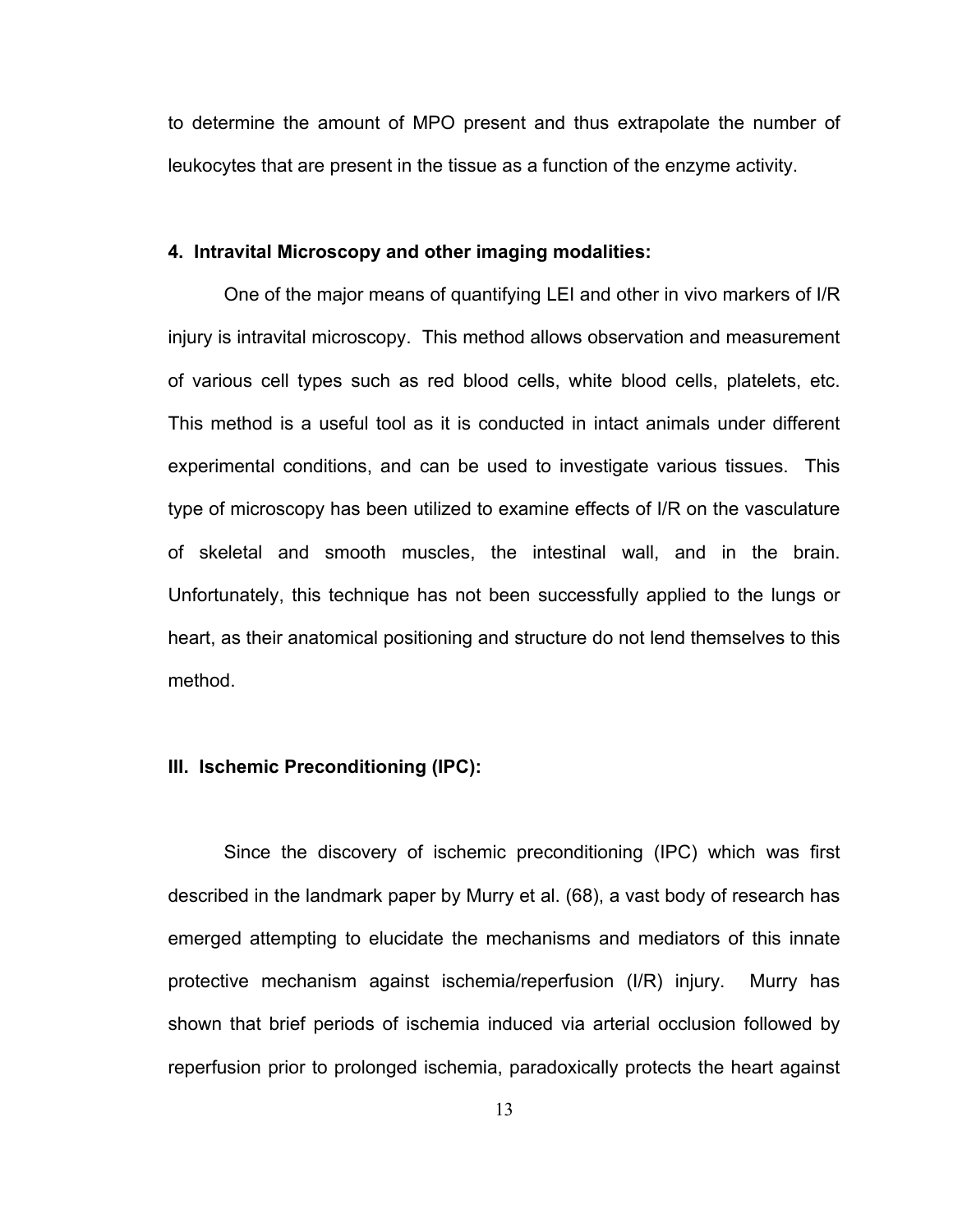to determine the amount of MPO present and thus extrapolate the number of leukocytes that are present in the tissue as a function of the enzyme activity.

**4. Intravital Microscopy and other imaging modalities:**

One of the major means of quantifying LEI and other in vivo markers of I/R injury is intravital microscopy. This method allows observation and measurement of various cell types such as red blood cells, white blood cells, platelets, etc. This method is a useful tool as it is conducted in intact animals under different experimental conditions, and can be used to investigate various tissues. This type of microscopy has been utilized to examine effects of I/R on the vasculature of skeletal and smooth muscles, the intestinal wall, and in the brain. Unfortunately, this technique has not been successfully applied to the lungs or heart, as their anatomical positioning and structure do not lend themselves to this method.

## III. Ischemic Preconditioning (IPC):

Since the discovery of ischemic preconditioning (IPC) which was first described in the landmark paper by Murry et al. (68), a vast body of research has emerged attempting to elucidate the mechanisms and mediators of this innate protective mechanism against ischemia/reperfusion (I/R) injury. Murry has shown that brief periods of ischemia induced via arterial occlusion followed by reperfusion prior to prolonged ischemia, paradoxically protects the heart against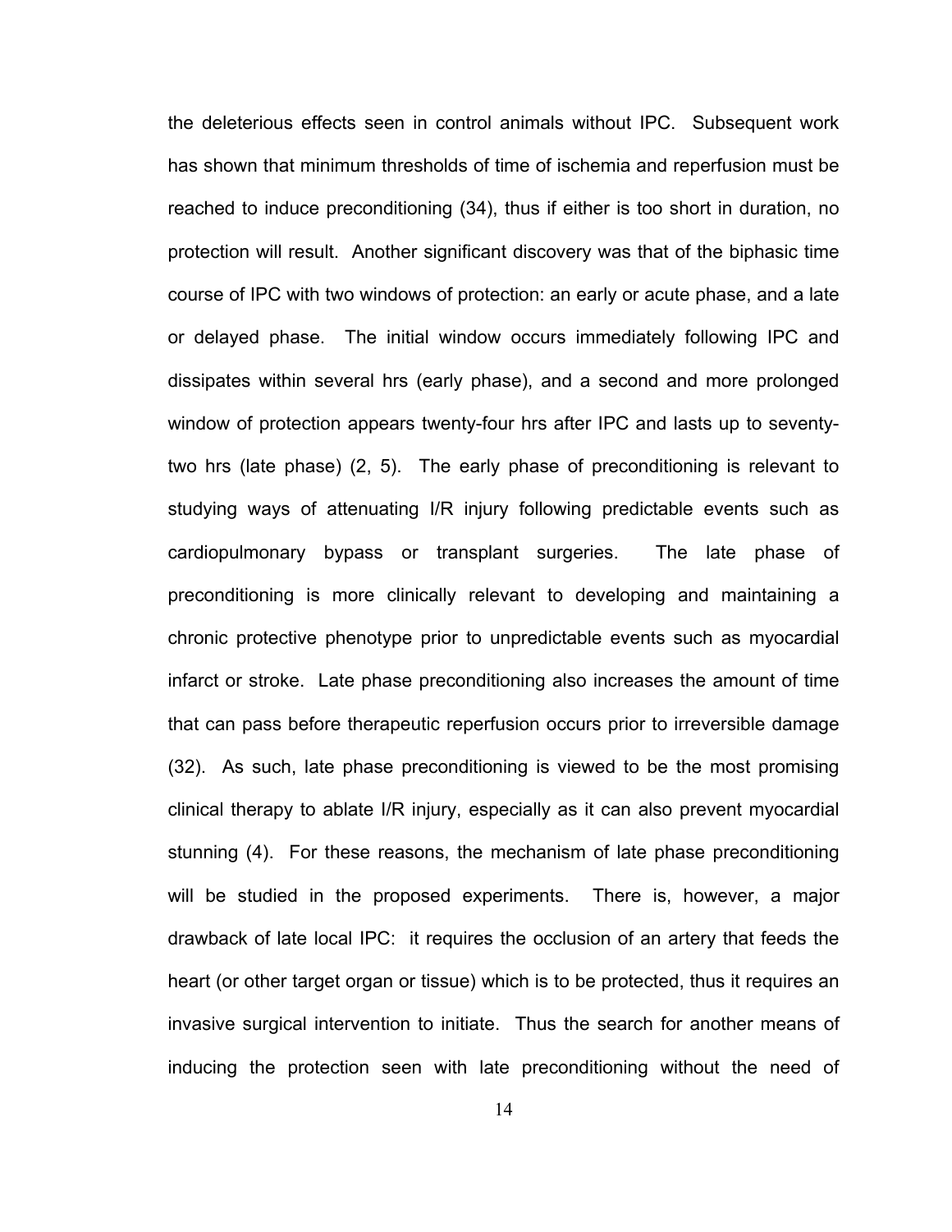the deleterious effects seen in control animals without IPC. Subsequent work has shown that minimum thresholds of time of ischemia and reperfusion must be reached to induce preconditioning (34), thus if either is too short in duration, no protection will result. Another significant discovery was that of the biphasic time course of IPC with two windows of protection: an early or acute phase, and a late or delayed phase. The initial window occurs immediately following IPC and dissipates within several hrs (early phase), and a second and more prolonged window of protection appears twenty-four hrs after IPC and lasts up to seventy-two hrs (late phase) (2, 5). The early phase of preconditioning is relevant to studying ways of attenuating I/R injury following predictable events such as cardiopulmonary bypass or transplant surgeries. The late phase of preconditioning is more clinically relevant to developing and maintaining a chronic protective phenotype prior to unpredictable events such as myocardial infarct or stroke. Late phase preconditioning also increases the amount of time that can pass before therapeutic reperfusion occurs prior to irreversible damage (32). As such, late phase preconditioning is viewed to be the most promising clinical therapy to ablate I/R injury, especially as it can also prevent myocardial stunning (4). For these reasons, the mechanism of late phase preconditioning will be studied in the proposed experiments. There is, however, a major drawback of late local IPC: it requires the occlusion of an artery that feeds the heart (or other target organ or tissue) which is to be protected, thus it requires an invasive surgical intervention to initiate. Thus the search for another means of inducing the protection seen with late preconditioning without the need of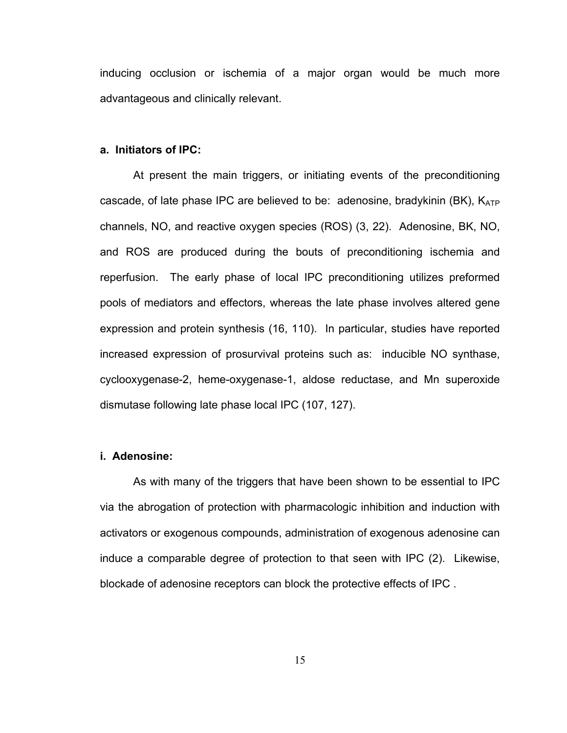inducing occlusion or ischemia of a major organ would be much more advantageous and clinically relevant.

**a. Initiators of IPC:**

At present the main triggers, or initiating events of the preconditioning cascade, of late phase IPC are believed to be: adenosine, bradykinin (BK), $K_{ATP}$ channels, NO, and reactive oxygen species (ROS) (3, 22). Adenosine, BK, NO, and ROS are produced during the bouts of preconditioning ischemia and reperfusion. The early phase of local IPC preconditioning utilizes preformed pools of mediators and effectors, whereas the late phase involves altered gene expression and protein synthesis (16, 110). In particular, studies have reported increased expression of prosurvival proteins such as: inducible NO synthase, cyclooxygenase-2, heme-oxygenase-1, aldose reductase, and Mn superoxide dismutase following late phase local IPC (107, 127).

**i. Adenosine:**

As with many of the triggers that have been shown to be essential to IPC via the abrogation of protection with pharmacologic inhibition and induction with activators or exogenous compounds, administration of exogenous adenosine can induce a comparable degree of protection to that seen with IPC (2). Likewise, blockade of adenosine receptors can block the protective effects of IPC .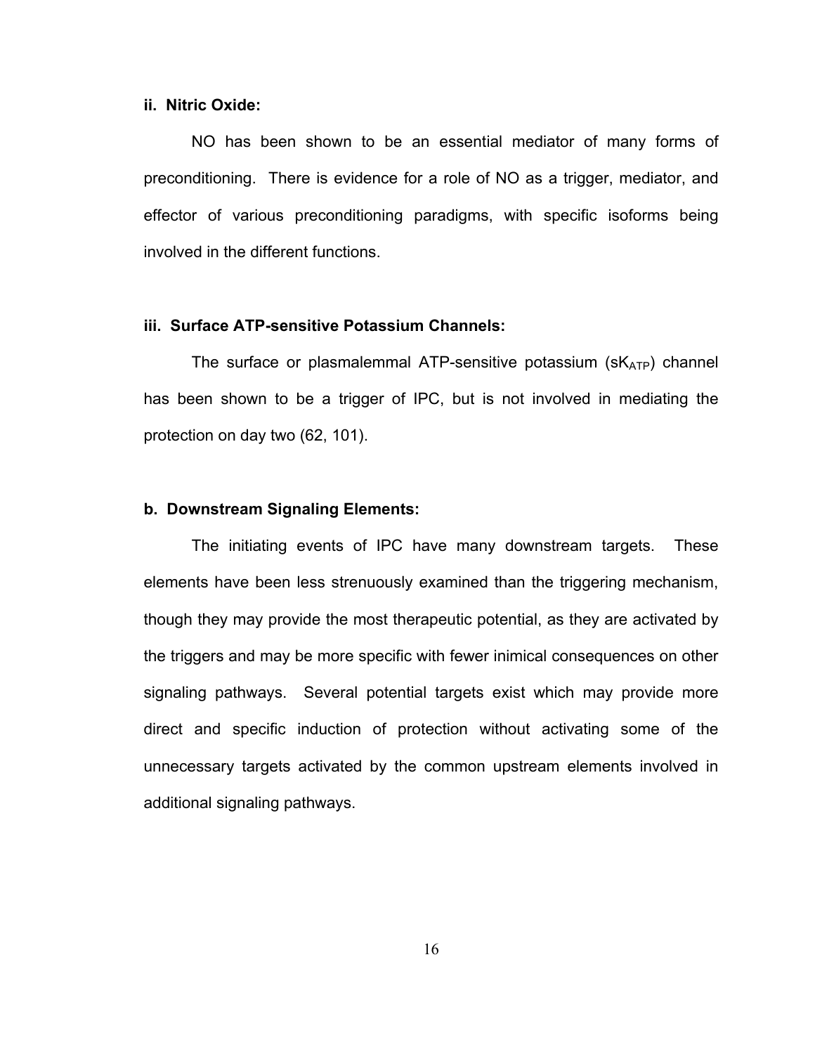#### ii. Nitric Oxide:

NO has been shown to be an essential mediator of many forms of preconditioning. There is evidence for a role of NO as a trigger, mediator, and effector of various preconditioning paradigms, with specific isoforms being involved in the different functions.

#### iii. Surface ATP-sensitive Potassium Channels:

The surface or plasmalemmal ATP-sensitive potassium ($sK_{ATP}$) channel has been shown to be a trigger of IPC, but is not involved in mediating the protection on day two (62, 101).

### b. Downstream Signaling Elements:

The initiating events of IPC have many downstream targets. These elements have been less strenuously examined than the triggering mechanism, though they may provide the most therapeutic potential, as they are activated by the triggers and may be more specific with fewer inimical consequences on other signaling pathways. Several potential targets exist which may provide more direct and specific induction of protection without activating some of the unnecessary targets activated by the common upstream elements involved in additional signaling pathways.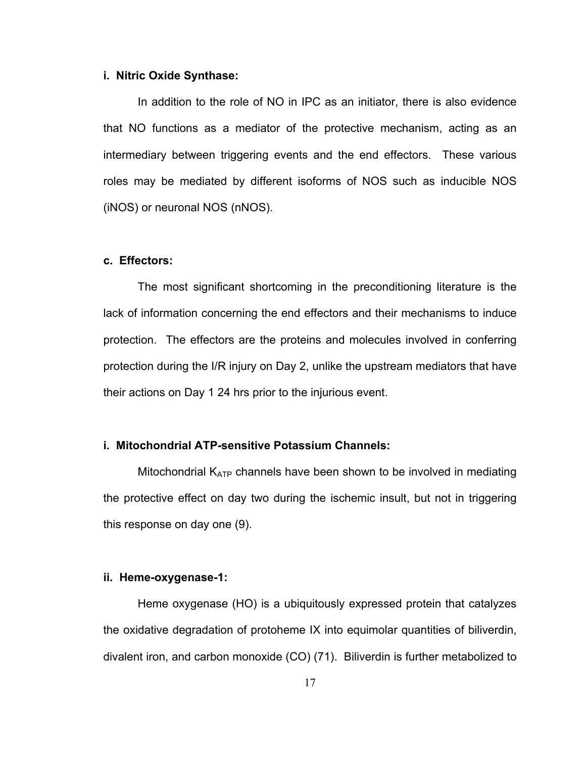#### i. Nitric Oxide Synthase:

In addition to the role of NO in IPC as an initiator, there is also evidence that NO functions as a mediator of the protective mechanism, acting as an intermediary between triggering events and the end effectors. These various roles may be mediated by different isoforms of NOS such as inducible NOS (iNOS) or neuronal NOS (nNOS).

### c. Effectors:

The most significant shortcoming in the preconditioning literature is the lack of information concerning the end effectors and their mechanisms to induce protection. The effectors are the proteins and molecules involved in conferring protection during the I/R injury on Day 2, unlike the upstream mediators that have their actions on Day 1 24 hrs prior to the injurious event.

#### i. Mitochondrial ATP-sensitive Potassium Channels:

Mitochondrial $K_{ATP}$ channels have been shown to be involved in mediating the protective effect on day two during the ischemic insult, but not in triggering this response on day one (9).

#### ii. Heme-oxygenase-1:

Heme oxygenase (HO) is a ubiquitously expressed protein that catalyzes the oxidative degradation of protoheme IX into equimolar quantities of biliverdin, divalent iron, and carbon monoxide (CO) (71). Biliverdin is further metabolized to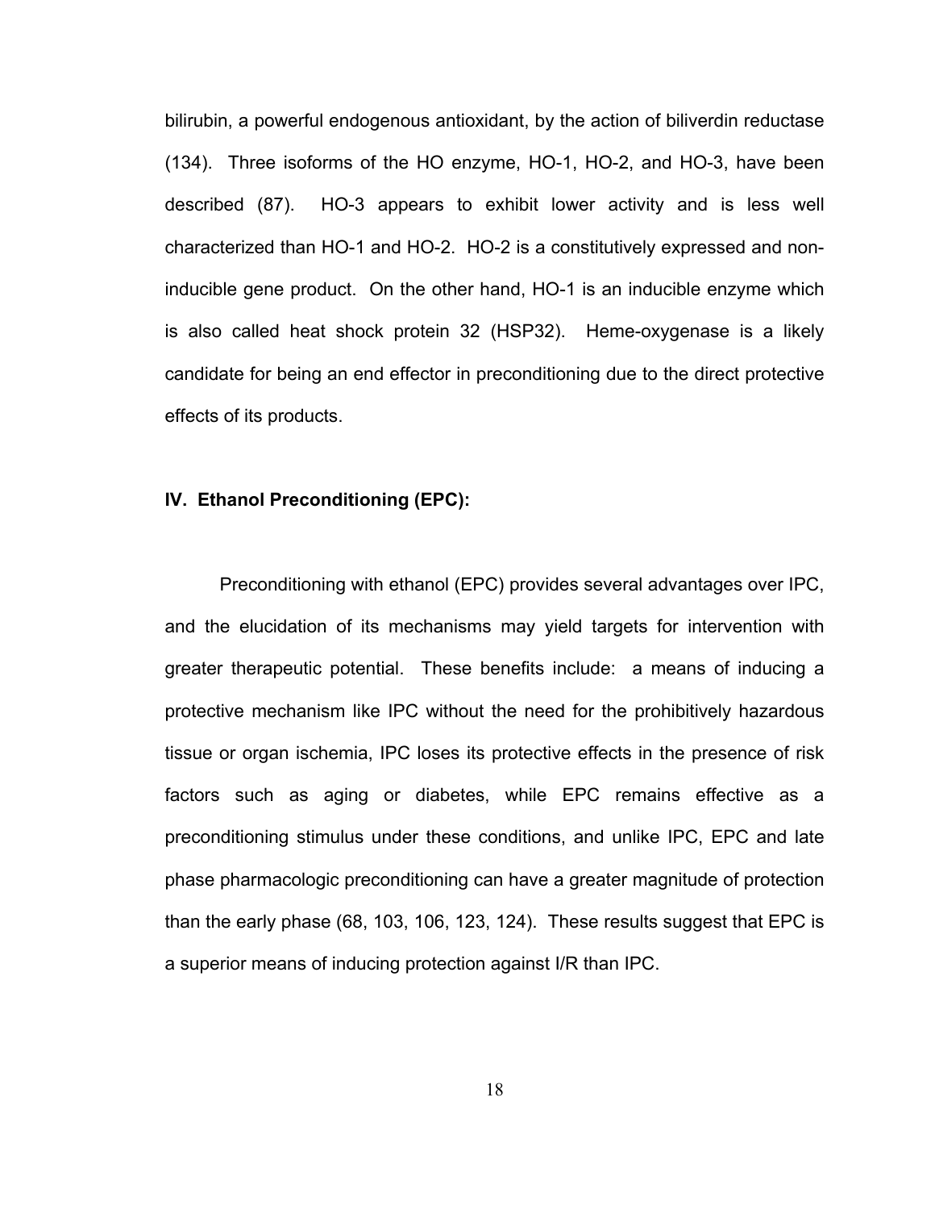bilirubin, a powerful endogenous antioxidant, by the action of biliverdin reductase (134). Three isoforms of the HO enzyme, HO-1, HO-2, and HO-3, have been described (87). HO-3 appears to exhibit lower activity and is less well characterized than HO-1 and HO-2. HO-2 is a constitutively expressed and non-inducible gene product. On the other hand, HO-1 is an inducible enzyme which is also called heat shock protein 32 (HSP32). Heme-oxygenase is a likely candidate for being an end effector in preconditioning due to the direct protective effects of its products.

### IV. Ethanol Preconditioning (EPC):

Preconditioning with ethanol (EPC) provides several advantages over IPC, and the elucidation of its mechanisms may yield targets for intervention with greater therapeutic potential. These benefits include: a means of inducing a protective mechanism like IPC without the need for the prohibitively hazardous tissue or organ ischemia, IPC loses its protective effects in the presence of risk factors such as aging or diabetes, while EPC remains effective as a preconditioning stimulus under these conditions, and unlike IPC, EPC and late phase pharmacologic preconditioning can have a greater magnitude of protection than the early phase (68, 103, 106, 123, 124). These results suggest that EPC is a superior means of inducing protection against I/R than IPC.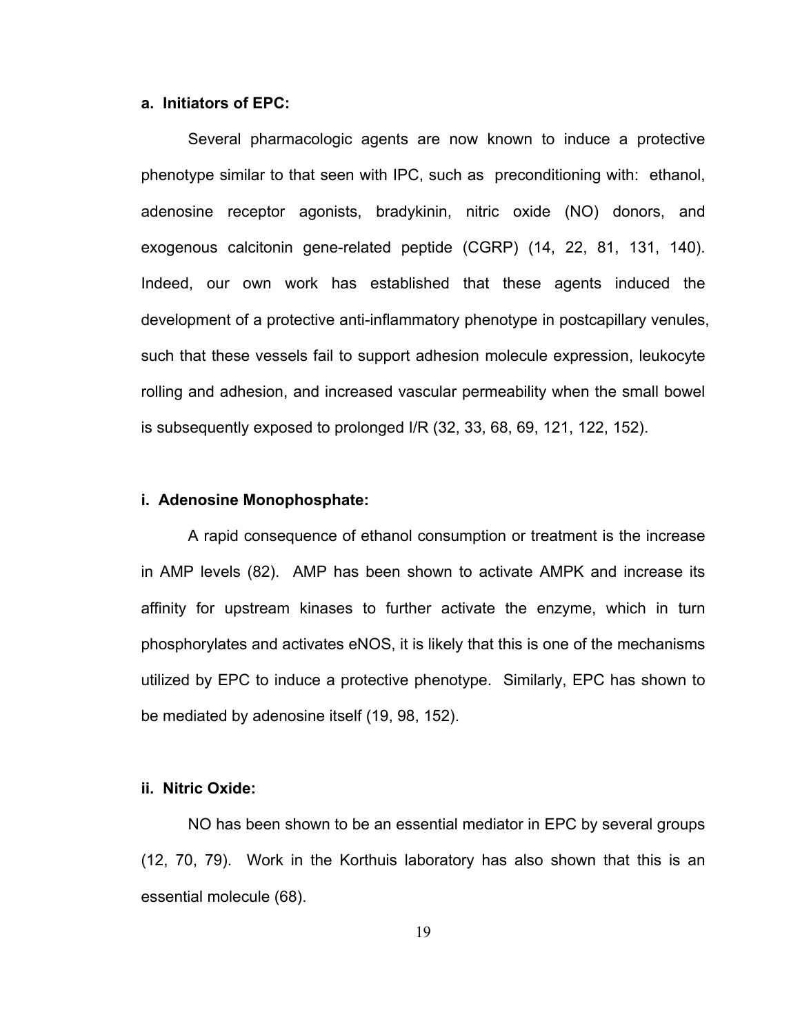#### a. Initiators of EPC:

Several pharmacologic agents are now known to induce a protective phenotype similar to that seen with IPC, such as preconditioning with: ethanol, adenosine receptor agonists, bradykinin, nitric oxide (NO) donors, and exogenous calcitonin gene-related peptide (CGRP) (14, 22, 81, 131, 140). Indeed, our own work has established that these agents induced the development of a protective anti-inflammatory phenotype in postcapillary venules, such that these vessels fail to support adhesion molecule expression, leukocyte rolling and adhesion, and increased vascular permeability when the small bowel is subsequently exposed to prolonged I/R (32, 33, 68, 69, 121, 122, 152).

##### i. Adenosine Monophosphate:

A rapid consequence of ethanol consumption or treatment is the increase in AMP levels (82). AMP has been shown to activate AMPK and increase its affinity for upstream kinases to further activate the enzyme, which in turn phosphorylates and activates eNOS, it is likely that this is one of the mechanisms utilized by EPC to induce a protective phenotype. Similarly, EPC has shown to be mediated by adenosine itself (19, 98, 152).

##### ii. Nitric Oxide:

NO has been shown to be an essential mediator in EPC by several groups (12, 70, 79). Work in the Korthuis laboratory has also shown that this is an essential molecule (68).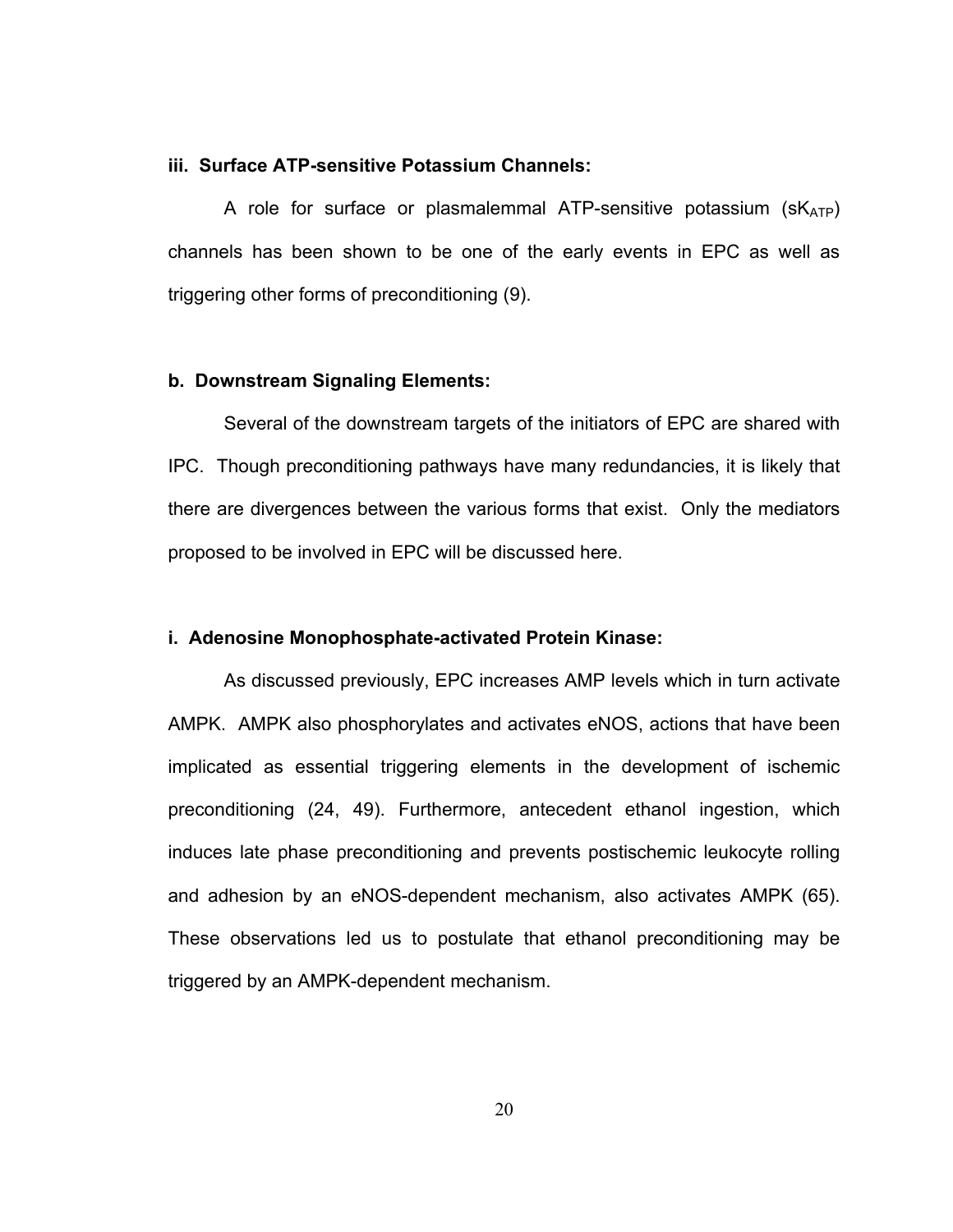#### iii. Surface ATP-sensitive Potassium Channels:

A role for surface or plasmalemmal ATP-sensitive potassium ($sK_{ATP}$) channels has been shown to be one of the early events in EPC as well as triggering other forms of preconditioning (9).

### b. Downstream Signaling Elements:

Several of the downstream targets of the initiators of EPC are shared with IPC. Though preconditioning pathways have many redundancies, it is likely that there are divergences between the various forms that exist. Only the mediators proposed to be involved in EPC will be discussed here.

#### i. Adenosine Monophosphate-activated Protein Kinase:

As discussed previously, EPC increases AMP levels which in turn activate AMPK. AMPK also phosphorylates and activates eNOS, actions that have been implicated as essential triggering elements in the development of ischemic preconditioning (24, 49). Furthermore, antecedent ethanol ingestion, which induces late phase preconditioning and prevents postischemic leukocyte rolling and adhesion by an eNOS-dependent mechanism, also activates AMPK (65). These observations led us to postulate that ethanol preconditioning may be triggered by an AMPK-dependent mechanism.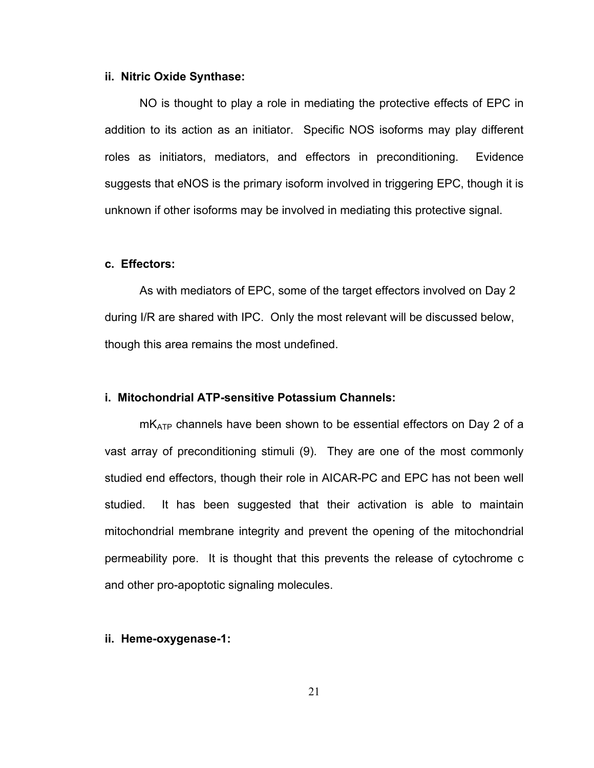**ii. Nitric Oxide Synthase:**

NO is thought to play a role in mediating the protective effects of EPC in addition to its action as an initiator. Specific NOS isoforms may play different roles as initiators, mediators, and effectors in preconditioning. Evidence suggests that eNOS is the primary isoform involved in triggering EPC, though it is unknown if other isoforms may be involved in mediating this protective signal.

**c. Effectors:**

As with mediators of EPC, some of the target effectors involved on Day 2 during I/R are shared with IPC. Only the most relevant will be discussed below, though this area remains the most undefined.

**i. Mitochondrial ATP-sensitive Potassium Channels:**

$mK_{ATP}$ channels have been shown to be essential effectors on Day 2 of a vast array of preconditioning stimuli (9). They are one of the most commonly studied end effectors, though their role in AICAR-PC and EPC has not been well studied. It has been suggested that their activation is able to maintain mitochondrial membrane integrity and prevent the opening of the mitochondrial permeability pore. It is thought that this prevents the release of cytochrome c and other pro-apoptotic signaling molecules.

**ii. Heme-oxygenase-1:**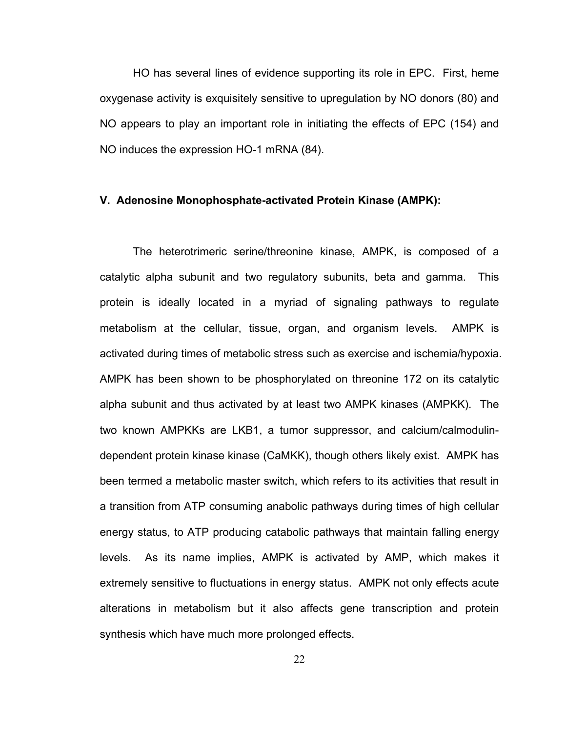HO has several lines of evidence supporting its role in EPC. First, heme oxygenase activity is exquisitely sensitive to upregulation by NO donors (80) and NO appears to play an important role in initiating the effects of EPC (154) and NO induces the expression HO-1 mRNA (84).

## V. Adenosine Monophosphate-activated Protein Kinase (AMPK):

The heterotrimeric serine/threonine kinase, AMPK, is composed of a catalytic alpha subunit and two regulatory subunits, beta and gamma. This protein is ideally located in a myriad of signaling pathways to regulate metabolism at the cellular, tissue, organ, and organism levels. AMPK is activated during times of metabolic stress such as exercise and ischemia/hypoxia. AMPK has been shown to be phosphorylated on threonine 172 on its catalytic alpha subunit and thus activated by at least two AMPK kinases (AMPKK). The two known AMPKKs are LKB1, a tumor suppressor, and calcium/calmodulin-dependent protein kinase kinase (CaMKK), though others likely exist. AMPK has been termed a metabolic master switch, which refers to its activities that result in a transition from ATP consuming anabolic pathways during times of high cellular energy status, to ATP producing catabolic pathways that maintain falling energy levels. As its name implies, AMPK is activated by AMP, which makes it extremely sensitive to fluctuations in energy status. AMPK not only effects acute alterations in metabolism but it also affects gene transcription and protein synthesis which have much more prolonged effects.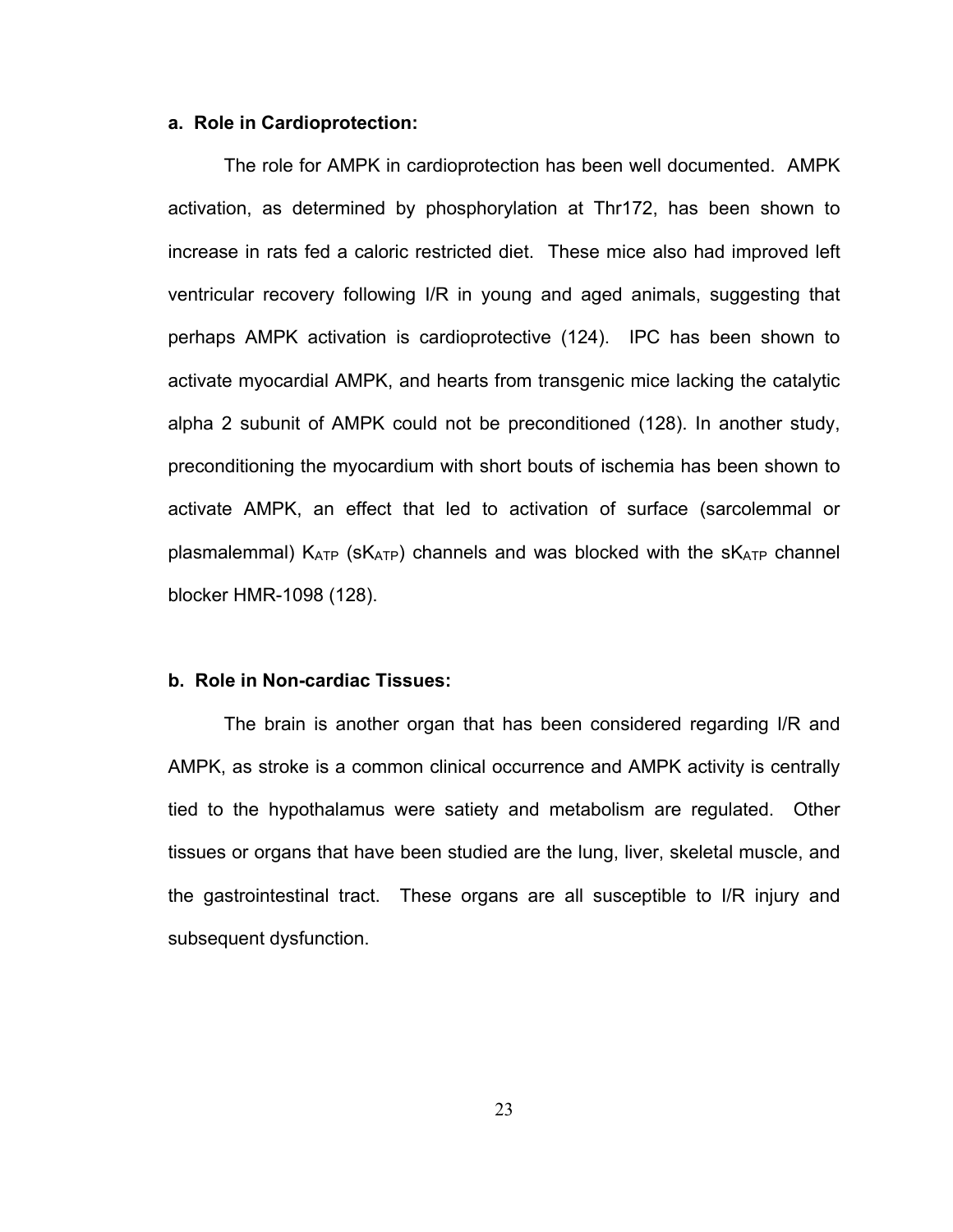#### a. Role in Cardioprotection:

The role for AMPK in cardioprotection has been well documented. AMPK activation, as determined by phosphorylation at Thr172, has been shown to increase in rats fed a caloric restricted diet. These mice also had improved left ventricular recovery following I/R in young and aged animals, suggesting that perhaps AMPK activation is cardioprotective (124). IPC has been shown to activate myocardial AMPK, and hearts from transgenic mice lacking the catalytic alpha 2 subunit of AMPK could not be preconditioned (128). In another study, preconditioning the myocardium with short bouts of ischemia has been shown to activate AMPK, an effect that led to activation of surface (sarcolemmal or plasmalemmal) $K_{ATP}$ ($sK_{ATP}$) channels and was blocked with the $sK_{ATP}$ channel blocker HMR-1098 (128).

#### b. Role in Non-cardiac Tissues:

The brain is another organ that has been considered regarding I/R and AMPK, as stroke is a common clinical occurrence and AMPK activity is centrally tied to the hypothalamus were satiety and metabolism are regulated. Other tissues or organs that have been studied are the lung, liver, skeletal muscle, and the gastrointestinal tract. These organs are all susceptible to I/R injury and subsequent dysfunction.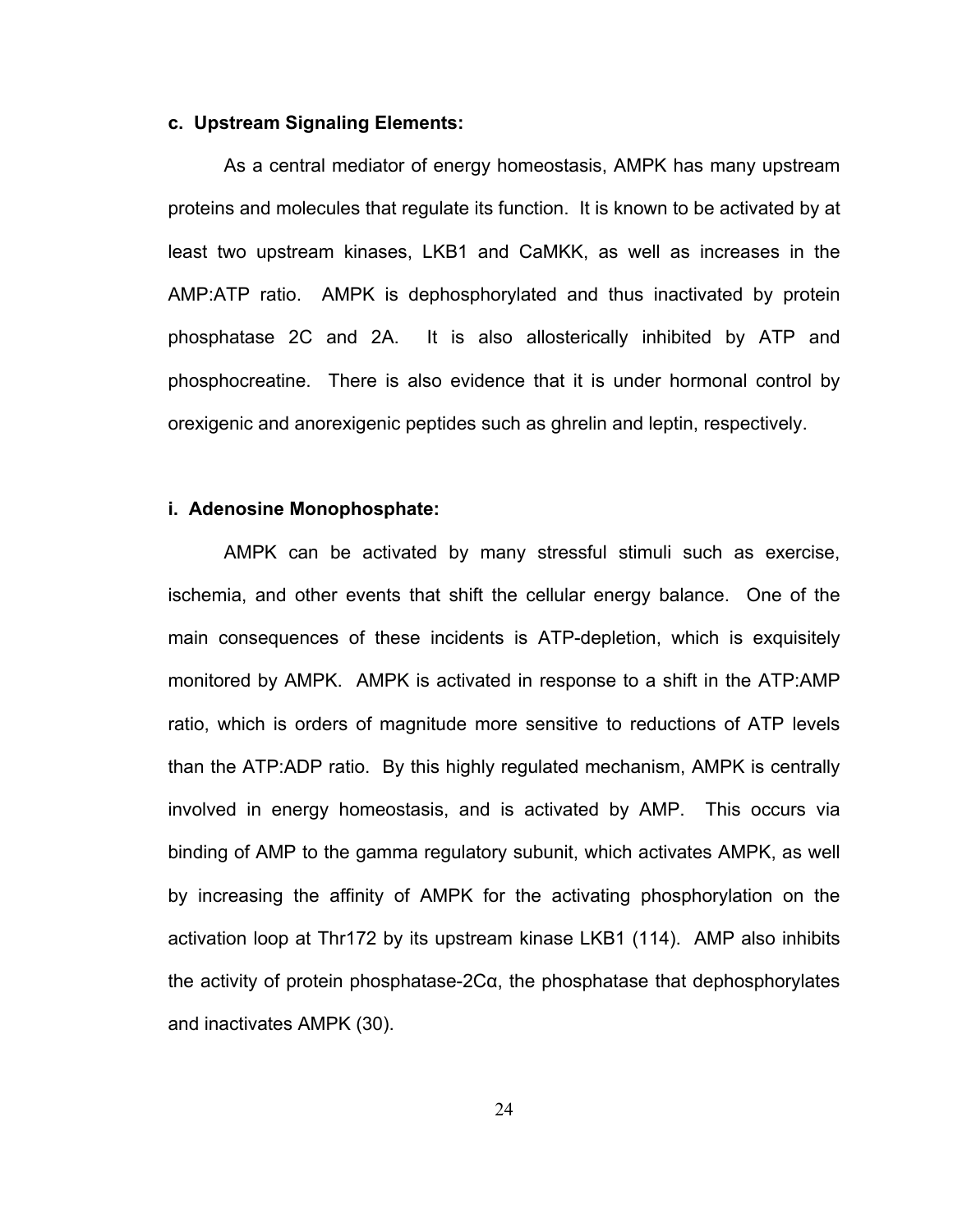**c. Upstream Signaling Elements:**

As a central mediator of energy homeostasis, AMPK has many upstream proteins and molecules that regulate its function. It is known to be activated by at least two upstream kinases, LKB1 and CaMKK, as well as increases in the AMP:ATP ratio. AMPK is dephosphorylated and thus inactivated by protein phosphatase 2C and 2A. It is also allosterically inhibited by ATP and phosphocreatine. There is also evidence that it is under hormonal control by orexigenic and anorexigenic peptides such as ghrelin and leptin, respectively.

**i. Adenosine Monophosphate:**

AMPK can be activated by many stressful stimuli such as exercise, ischemia, and other events that shift the cellular energy balance. One of the main consequences of these incidents is ATP-depletion, which is exquisitely monitored by AMPK. AMPK is activated in response to a shift in the ATP:AMP ratio, which is orders of magnitude more sensitive to reductions of ATP levels than the ATP:ADP ratio. By this highly regulated mechanism, AMPK is centrally involved in energy homeostasis, and is activated by AMP. This occurs via binding of AMP to the gamma regulatory subunit, which activates AMPK, as well by increasing the affinity of AMPK for the activating phosphorylation on the activation loop at Thr172 by its upstream kinase LKB1 (114). AMP also inhibits the activity of protein phosphatase-2Cα, the phosphatase that dephosphorylates and inactivates AMPK (30).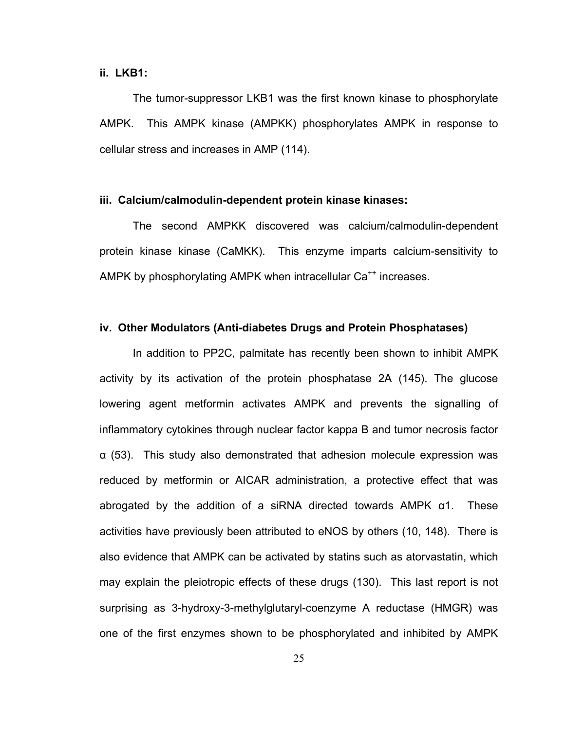**ii. LKB1:**

The tumor-suppressor LKB1 was the first known kinase to phosphorylate AMPK. This AMPK kinase (AMPKK) phosphorylates AMPK in response to cellular stress and increases in AMP (114).

**iii. Calcium/calmodulin-dependent protein kinase kinases:**

The second AMPKK discovered was calcium/calmodulin-dependent protein kinase kinase (CaMKK). This enzyme imparts calcium-sensitivity to AMPK by phosphorylating AMPK when intracellular $Ca^{++}$ increases.

**iv. Other Modulators (Anti-diabetes Drugs and Protein Phosphatases)**

In addition to PP2C, palmitate has recently been shown to inhibit AMPK activity by its activation of the protein phosphatase 2A (145). The glucose lowering agent metformin activates AMPK and prevents the signalling of inflammatory cytokines through nuclear factor kappa B and tumor necrosis factor α (53). This study also demonstrated that adhesion molecule expression was reduced by metformin or AICAR administration, a protective effect that was abrogated by the addition of a siRNA directed towards AMPK α1. These activities have previously been attributed to eNOS by others (10, 148). There is also evidence that AMPK can be activated by statins such as atorvastatin, which may explain the pleiotropic effects of these drugs (130). This last report is not surprising as 3-hydroxy-3-methylglutaryl-coenzyme A reductase (HMGR) was one of the first enzymes shown to be phosphorylated and inhibited by AMPK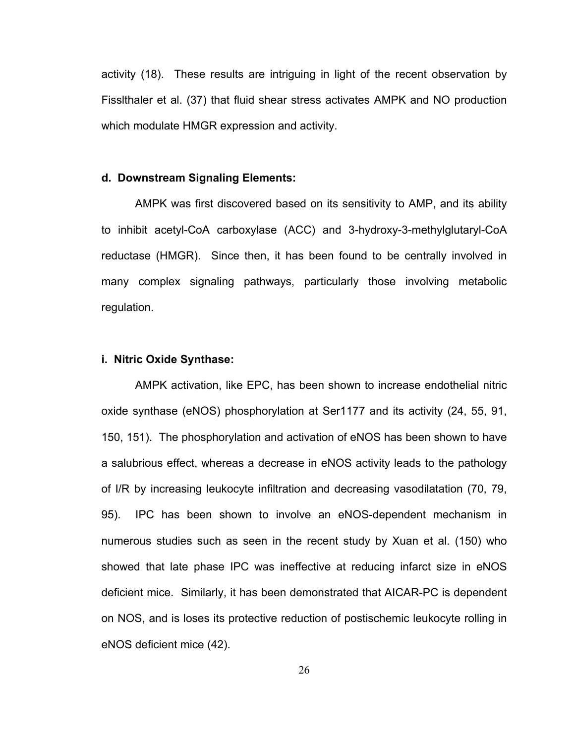activity (18). These results are intriguing in light of the recent observation by Fisslthaler et al. (37) that fluid shear stress activates AMPK and NO production which modulate HMGR expression and activity.

#### d. Downstream Signaling Elements:

AMPK was first discovered based on its sensitivity to AMP, and its ability to inhibit acetyl-CoA carboxylase (ACC) and 3-hydroxy-3-methylglutaryl-CoA reductase (HMGR). Since then, it has been found to be centrally involved in many complex signaling pathways, particularly those involving metabolic regulation.

##### i. Nitric Oxide Synthase:

AMPK activation, like EPC, has been shown to increase endothelial nitric oxide synthase (eNOS) phosphorylation at Ser1177 and its activity (24, 55, 91, 150, 151). The phosphorylation and activation of eNOS has been shown to have a salubrious effect, whereas a decrease in eNOS activity leads to the pathology of I/R by increasing leukocyte infiltration and decreasing vasodilatation (70, 79, 95). IPC has been shown to involve an eNOS-dependent mechanism in numerous studies such as seen in the recent study by Xuan et al. (150) who showed that late phase IPC was ineffective at reducing infarct size in eNOS deficient mice. Similarly, it has been demonstrated that AICAR-PC is dependent on NOS, and is loses its protective reduction of postischemic leukocyte rolling in eNOS deficient mice (42).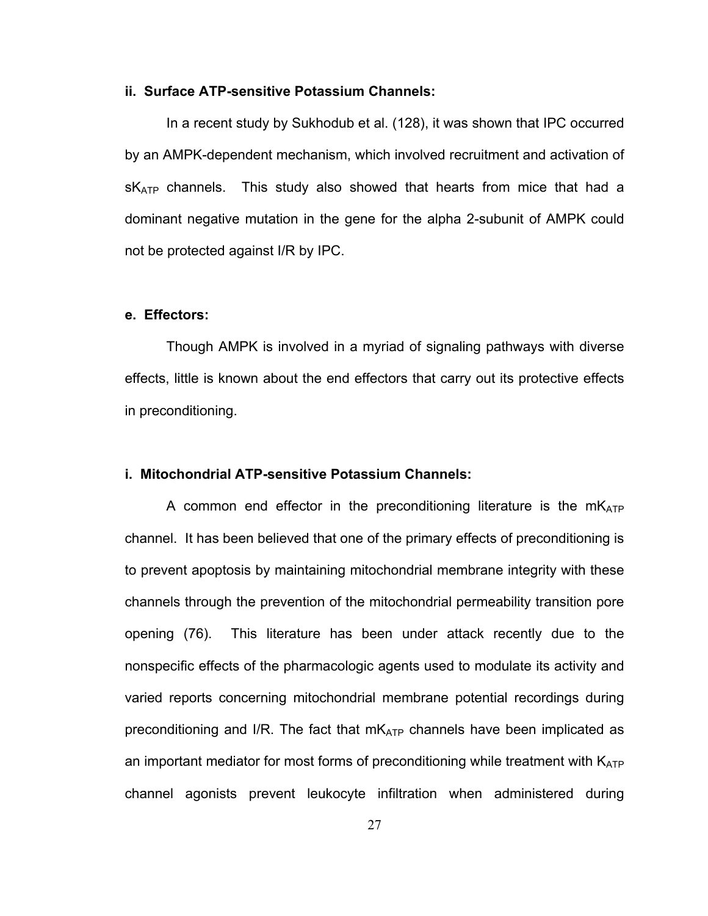#### ii. Surface ATP-sensitive Potassium Channels:

In a recent study by Sukhodub et al. (128), it was shown that IPC occurred by an AMPK-dependent mechanism, which involved recruitment and activation of $sK_{ATP}$ channels. This study also showed that hearts from mice that had a dominant negative mutation in the gene for the alpha 2-subunit of AMPK could not be protected against I/R by IPC.

### e. Effectors:

Though AMPK is involved in a myriad of signaling pathways with diverse effects, little is known about the end effectors that carry out its protective effects in preconditioning.

#### i. Mitochondrial ATP-sensitive Potassium Channels:

A common end effector in the preconditioning literature is the $mK_{ATP}$ channel. It has been believed that one of the primary effects of preconditioning is to prevent apoptosis by maintaining mitochondrial membrane integrity with these channels through the prevention of the mitochondrial permeability transition pore opening (76). This literature has been under attack recently due to the nonspecific effects of the pharmacologic agents used to modulate its activity and varied reports concerning mitochondrial membrane potential recordings during preconditioning and I/R. The fact that $mK_{ATP}$ channels have been implicated as an important mediator for most forms of preconditioning while treatment with $K_{ATP}$ channel agonists prevent leukocyte infiltration when administered during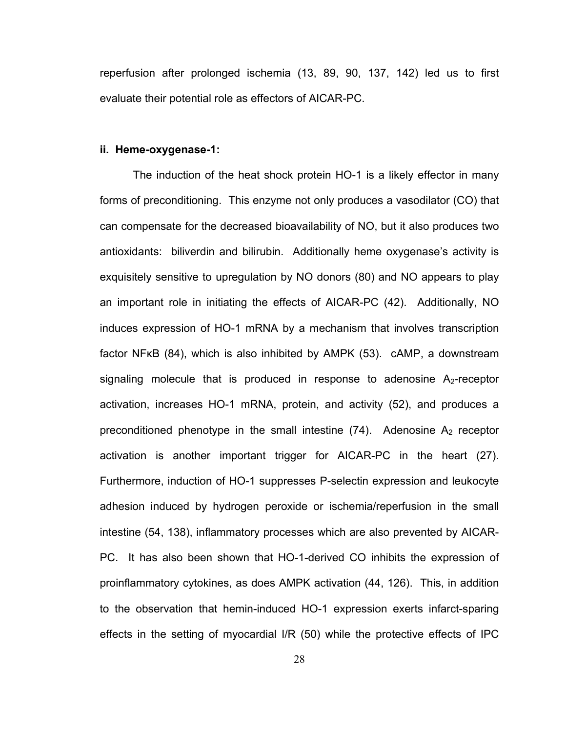reperfusion after prolonged ischemia (13, 89, 90, 137, 142) led us to first evaluate their potential role as effectors of AICAR-PC.

**ii. Heme-oxygenase-1:**

The induction of the heat shock protein HO-1 is a likely effector in many forms of preconditioning. This enzyme not only produces a vasodilator (CO) that can compensate for the decreased bioavailability of NO, but it also produces two antioxidants: biliverdin and bilirubin. Additionally heme oxygenase's activity is exquisitely sensitive to upregulation by NO donors (80) and NO appears to play an important role in initiating the effects of AICAR-PC (42). Additionally, NO induces expression of HO-1 mRNA by a mechanism that involves transcription factor NFκB (84), which is also inhibited by AMPK (53). cAMP, a downstream signaling molecule that is produced in response to adenosine $A_2$-receptor activation, increases HO-1 mRNA, protein, and activity (52), and produces a preconditioned phenotype in the small intestine (74). Adenosine $A_2$ receptor activation is another important trigger for AICAR-PC in the heart (27). Furthermore, induction of HO-1 suppresses P-selectin expression and leukocyte adhesion induced by hydrogen peroxide or ischemia/reperfusion in the small intestine (54, 138), inflammatory processes which are also prevented by AICAR-PC. It has also been shown that HO-1-derived CO inhibits the expression of proinflammatory cytokines, as does AMPK activation (44, 126). This, in addition to the observation that hemin-induced HO-1 expression exerts infarct-sparing effects in the setting of myocardial I/R (50) while the protective effects of IPC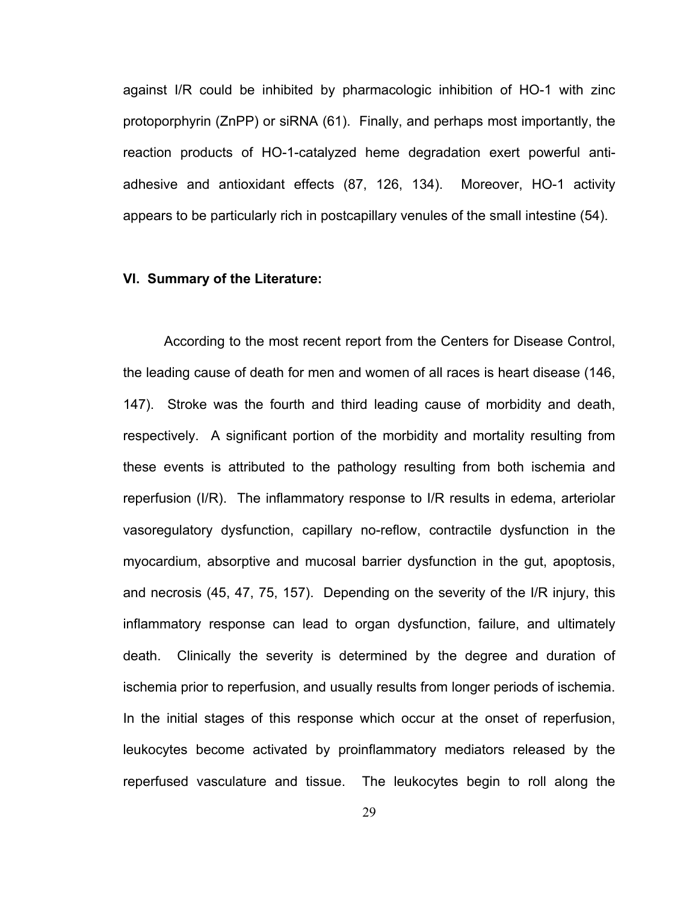against I/R could be inhibited by pharmacologic inhibition of HO-1 with zinc protoporphyrin (ZnPP) or siRNA (61). Finally, and perhaps most importantly, the reaction products of HO-1-catalyzed heme degradation exert powerful anti-adhesive and antioxidant effects (87, 126, 134). Moreover, HO-1 activity appears to be particularly rich in postcapillary venules of the small intestine (54).

## VI. Summary of the Literature:

According to the most recent report from the Centers for Disease Control, the leading cause of death for men and women of all races is heart disease (146, 147). Stroke was the fourth and third leading cause of morbidity and death, respectively. A significant portion of the morbidity and mortality resulting from these events is attributed to the pathology resulting from both ischemia and reperfusion (I/R). The inflammatory response to I/R results in edema, arteriolar vasoregulatory dysfunction, capillary no-reflow, contractile dysfunction in the myocardium, absorptive and mucosal barrier dysfunction in the gut, apoptosis, and necrosis (45, 47, 75, 157). Depending on the severity of the I/R injury, this inflammatory response can lead to organ dysfunction, failure, and ultimately death. Clinically the severity is determined by the degree and duration of ischemia prior to reperfusion, and usually results from longer periods of ischemia. In the initial stages of this response which occur at the onset of reperfusion, leukocytes become activated by proinflammatory mediators released by the reperfused vasculature and tissue. The leukocytes begin to roll along the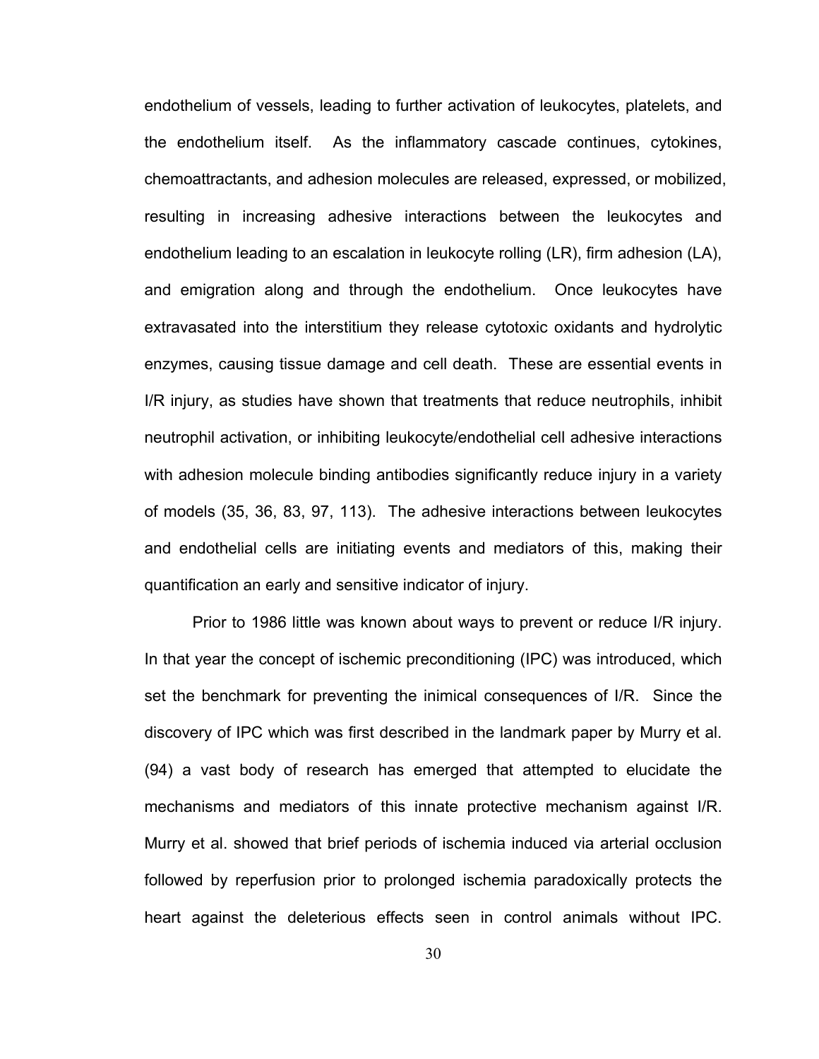endothelium of vessels, leading to further activation of leukocytes, platelets, and the endothelium itself. As the inflammatory cascade continues, cytokines, chemoattractants, and adhesion molecules are released, expressed, or mobilized, resulting in increasing adhesive interactions between the leukocytes and endothelium leading to an escalation in leukocyte rolling (LR), firm adhesion (LA), and emigration along and through the endothelium. Once leukocytes have extravasated into the interstitium they release cytotoxic oxidants and hydrolytic enzymes, causing tissue damage and cell death. These are essential events in I/R injury, as studies have shown that treatments that reduce neutrophils, inhibit neutrophil activation, or inhibiting leukocyte/endothelial cell adhesive interactions with adhesion molecule binding antibodies significantly reduce injury in a variety of models (35, 36, 83, 97, 113). The adhesive interactions between leukocytes and endothelial cells are initiating events and mediators of this, making their quantification an early and sensitive indicator of injury.

Prior to 1986 little was known about ways to prevent or reduce I/R injury. In that year the concept of ischemic preconditioning (IPC) was introduced, which set the benchmark for preventing the inimical consequences of I/R. Since the discovery of IPC which was first described in the landmark paper by Murry et al. (94) a vast body of research has emerged that attempted to elucidate the mechanisms and mediators of this innate protective mechanism against I/R. Murry et al. showed that brief periods of ischemia induced via arterial occlusion followed by reperfusion prior to prolonged ischemia paradoxically protects the heart against the deleterious effects seen in control animals without IPC.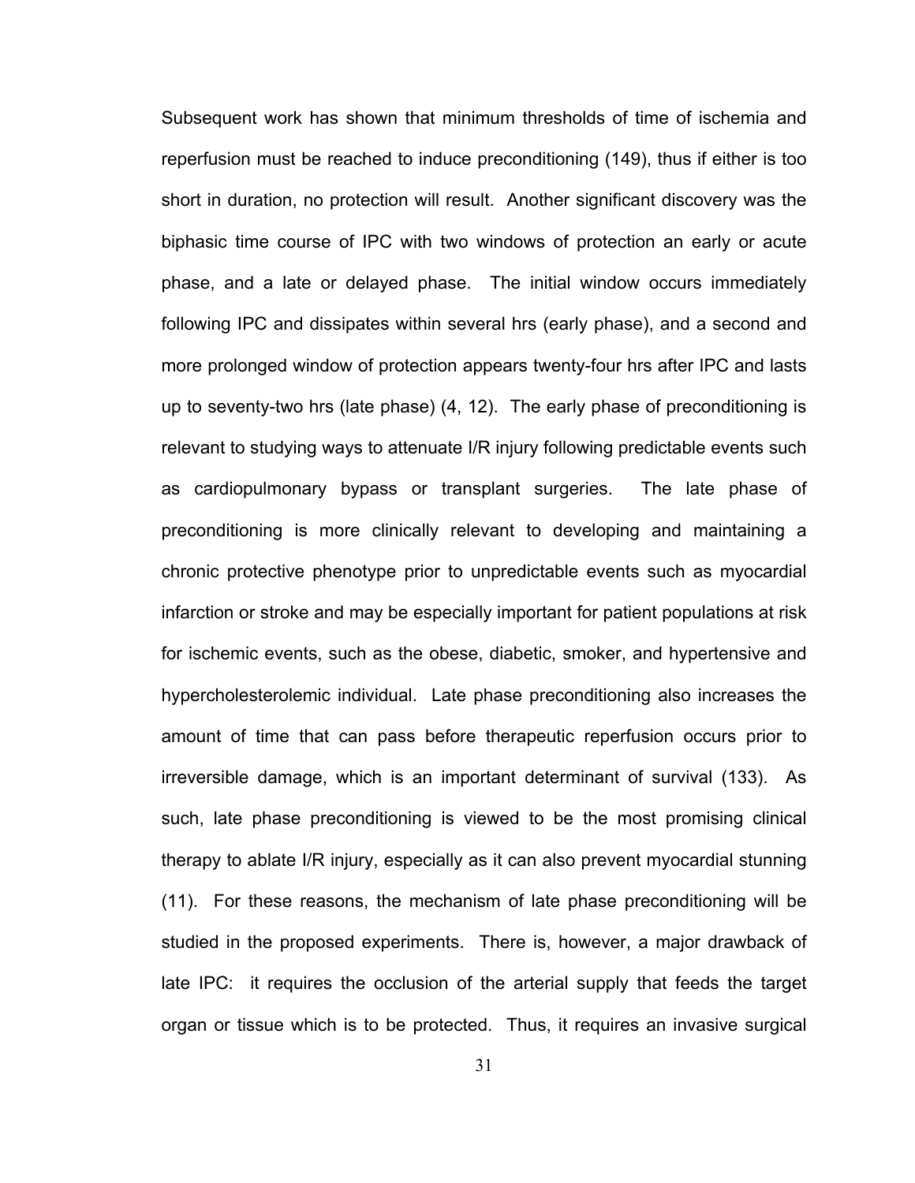Subsequent work has shown that minimum thresholds of time of ischemia and reperfusion must be reached to induce preconditioning (149), thus if either is too short in duration, no protection will result. Another significant discovery was the biphasic time course of IPC with two windows of protection an early or acute phase, and a late or delayed phase. The initial window occurs immediately following IPC and dissipates within several hrs (early phase), and a second and more prolonged window of protection appears twenty-four hrs after IPC and lasts up to seventy-two hrs (late phase) (4, 12). The early phase of preconditioning is relevant to studying ways to attenuate I/R injury following predictable events such as cardiopulmonary bypass or transplant surgeries. The late phase of preconditioning is more clinically relevant to developing and maintaining a chronic protective phenotype prior to unpredictable events such as myocardial infarction or stroke and may be especially important for patient populations at risk for ischemic events, such as the obese, diabetic, smoker, and hypertensive and hypercholesterolemic individual. Late phase preconditioning also increases the amount of time that can pass before therapeutic reperfusion occurs prior to irreversible damage, which is an important determinant of survival (133). As such, late phase preconditioning is viewed to be the most promising clinical therapy to ablate I/R injury, especially as it can also prevent myocardial stunning (11). For these reasons, the mechanism of late phase preconditioning will be studied in the proposed experiments. There is, however, a major drawback of late IPC: it requires the occlusion of the arterial supply that feeds the target organ or tissue which is to be protected. Thus, it requires an invasive surgical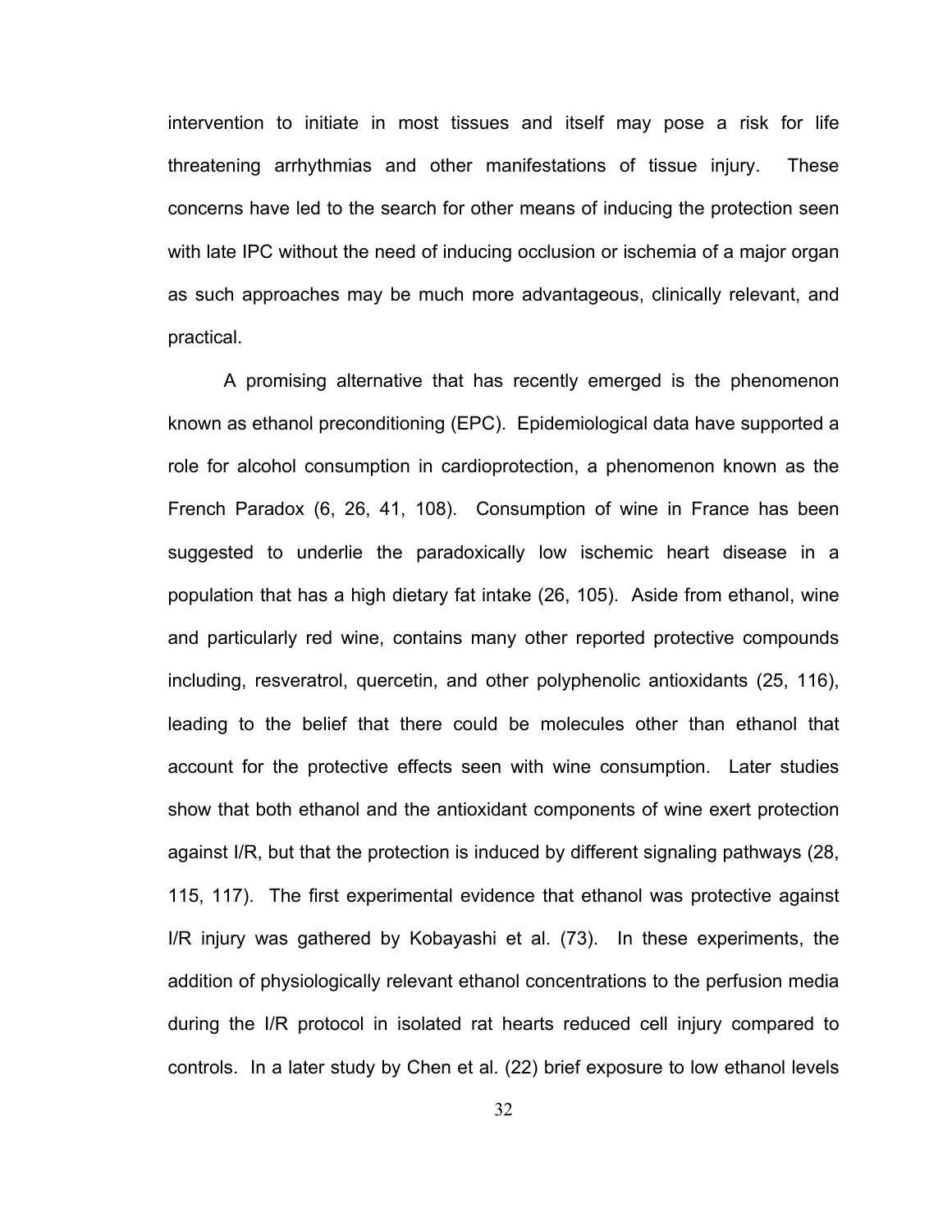intervention to initiate in most tissues and itself may pose a risk for life threatening arrhythmias and other manifestations of tissue injury. These concerns have led to the search for other means of inducing the protection seen with late IPC without the need of inducing occlusion or ischemia of a major organ as such approaches may be much more advantageous, clinically relevant, and practical.

A promising alternative that has recently emerged is the phenomenon known as ethanol preconditioning (EPC). Epidemiological data have supported a role for alcohol consumption in cardioprotection, a phenomenon known as the French Paradox (6, 26, 41, 108). Consumption of wine in France has been suggested to underlie the paradoxically low ischemic heart disease in a population that has a high dietary fat intake (26, 105). Aside from ethanol, wine and particularly red wine, contains many other reported protective compounds including, resveratrol, quercetin, and other polyphenolic antioxidants (25, 116), leading to the belief that there could be molecules other than ethanol that account for the protective effects seen with wine consumption. Later studies show that both ethanol and the antioxidant components of wine exert protection against I/R, but that the protection is induced by different signaling pathways (28, 115, 117). The first experimental evidence that ethanol was protective against I/R injury was gathered by Kobayashi et al. (73). In these experiments, the addition of physiologically relevant ethanol concentrations to the perfusion media during the I/R protocol in isolated rat hearts reduced cell injury compared to controls. In a later study by Chen et al. (22) brief exposure to low ethanol levels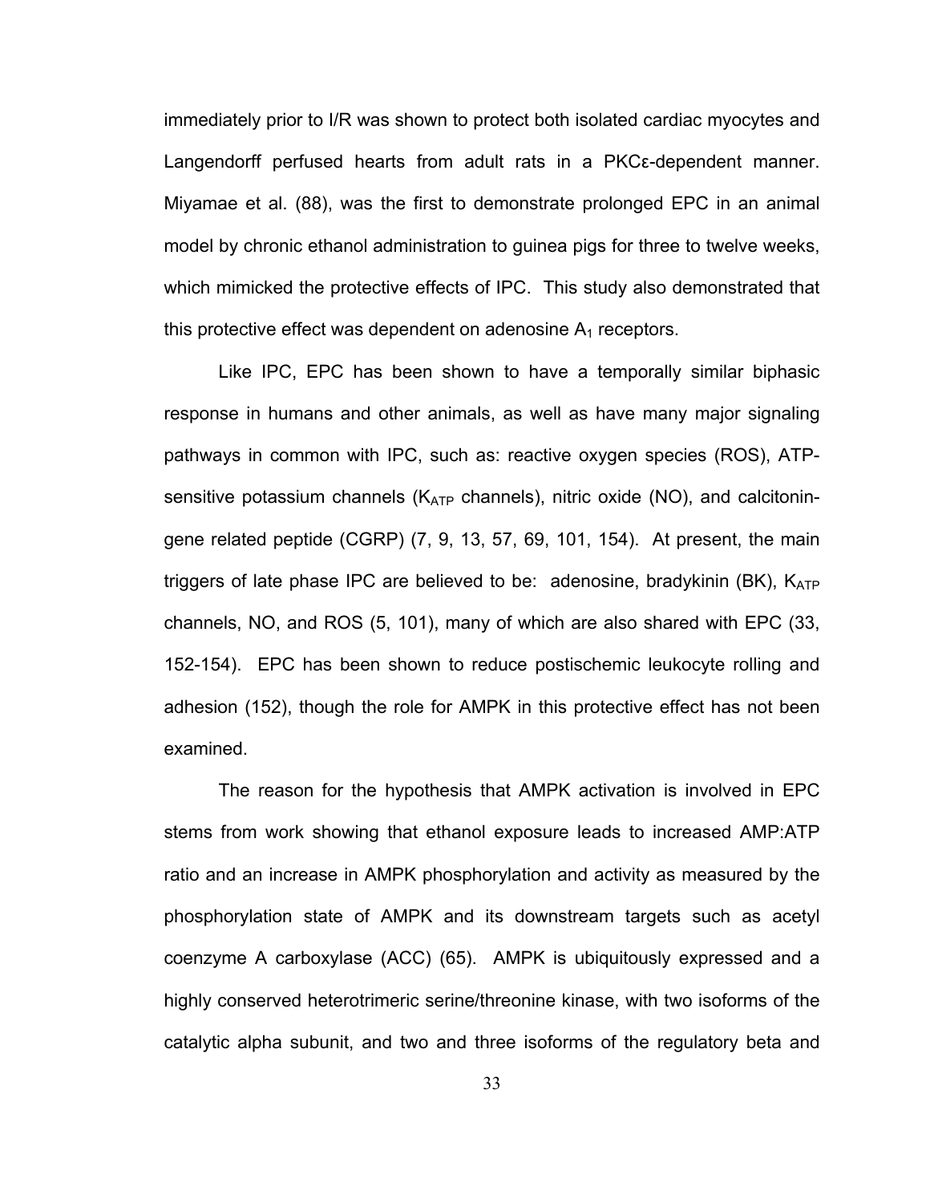immediately prior to I/R was shown to protect both isolated cardiac myocytes and Langendorff perfused hearts from adult rats in a PKCε-dependent manner. Miyamae et al. (88), was the first to demonstrate prolonged EPC in an animal model by chronic ethanol administration to guinea pigs for three to twelve weeks, which mimicked the protective effects of IPC. This study also demonstrated that this protective effect was dependent on adenosine $A_1$ receptors.

Like IPC, EPC has been shown to have a temporally similar biphasic response in humans and other animals, as well as have many major signaling pathways in common with IPC, such as: reactive oxygen species (ROS), ATP-sensitive potassium channels ($K_{ATP}$ channels), nitric oxide (NO), and calcitonin-gene related peptide (CGRP) (7, 9, 13, 57, 69, 101, 154). At present, the main triggers of late phase IPC are believed to be: adenosine, bradykinin (BK), $K_{ATP}$ channels, NO, and ROS (5, 101), many of which are also shared with EPC (33, 152-154). EPC has been shown to reduce postischemic leukocyte rolling and adhesion (152), though the role for AMPK in this protective effect has not been examined.

The reason for the hypothesis that AMPK activation is involved in EPC stems from work showing that ethanol exposure leads to increased AMP:ATP ratio and an increase in AMPK phosphorylation and activity as measured by the phosphorylation state of AMPK and its downstream targets such as acetyl coenzyme A carboxylase (ACC) (65). AMPK is ubiquitously expressed and a highly conserved heterotrimeric serine/threonine kinase, with two isoforms of the catalytic alpha subunit, and two and three isoforms of the regulatory beta and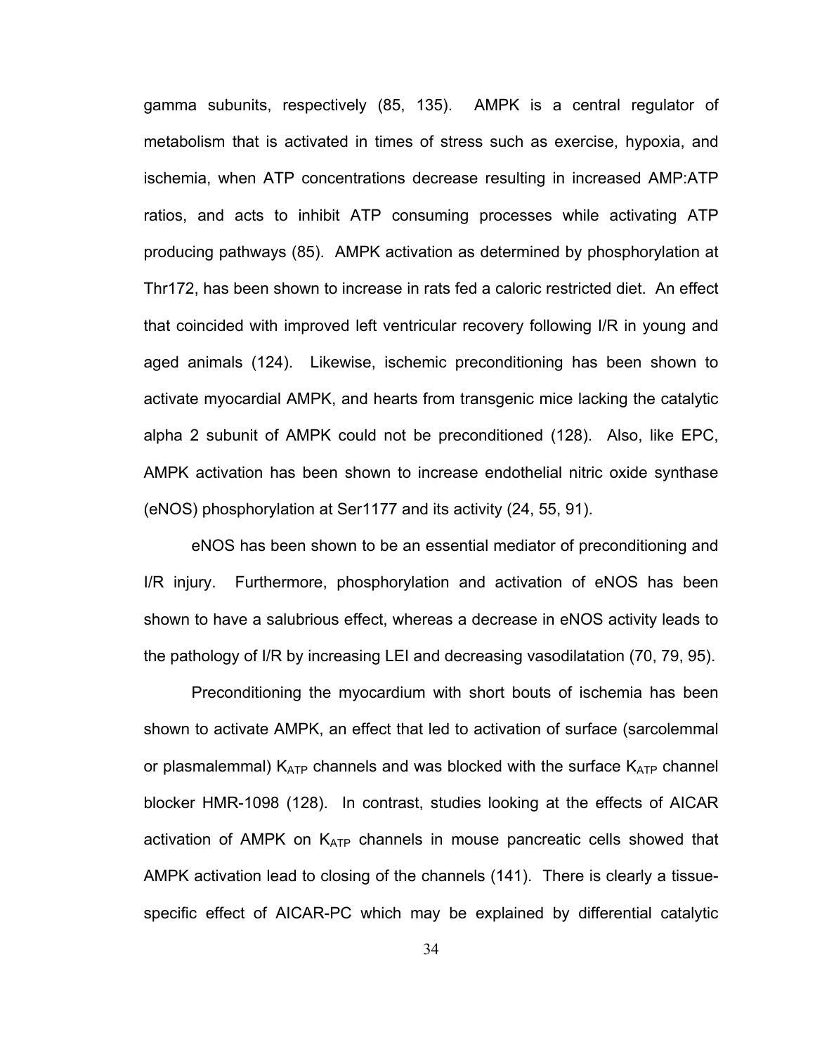gamma subunits, respectively (85, 135). AMPK is a central regulator of metabolism that is activated in times of stress such as exercise, hypoxia, and ischemia, when ATP concentrations decrease resulting in increased AMP:ATP ratios, and acts to inhibit ATP consuming processes while activating ATP producing pathways (85). AMPK activation as determined by phosphorylation at Thr172, has been shown to increase in rats fed a caloric restricted diet. An effect that coincided with improved left ventricular recovery following I/R in young and aged animals (124). Likewise, ischemic preconditioning has been shown to activate myocardial AMPK, and hearts from transgenic mice lacking the catalytic alpha 2 subunit of AMPK could not be preconditioned (128). Also, like EPC, AMPK activation has been shown to increase endothelial nitric oxide synthase (eNOS) phosphorylation at Ser1177 and its activity (24, 55, 91).

eNOS has been shown to be an essential mediator of preconditioning and I/R injury. Furthermore, phosphorylation and activation of eNOS has been shown to have a salubrious effect, whereas a decrease in eNOS activity leads to the pathology of I/R by increasing LEI and decreasing vasodilatation (70, 79, 95).

Preconditioning the myocardium with short bouts of ischemia has been shown to activate AMPK, an effect that led to activation of surface (sarcolemmal or plasmalemmal) $K_{ATP}$ channels and was blocked with the surface $K_{ATP}$ channel blocker HMR-1098 (128). In contrast, studies looking at the effects of AICAR activation of AMPK on $K_{ATP}$ channels in mouse pancreatic cells showed that AMPK activation lead to closing of the channels (141). There is clearly a tissue-specific effect of AICAR-PC which may be explained by differential catalytic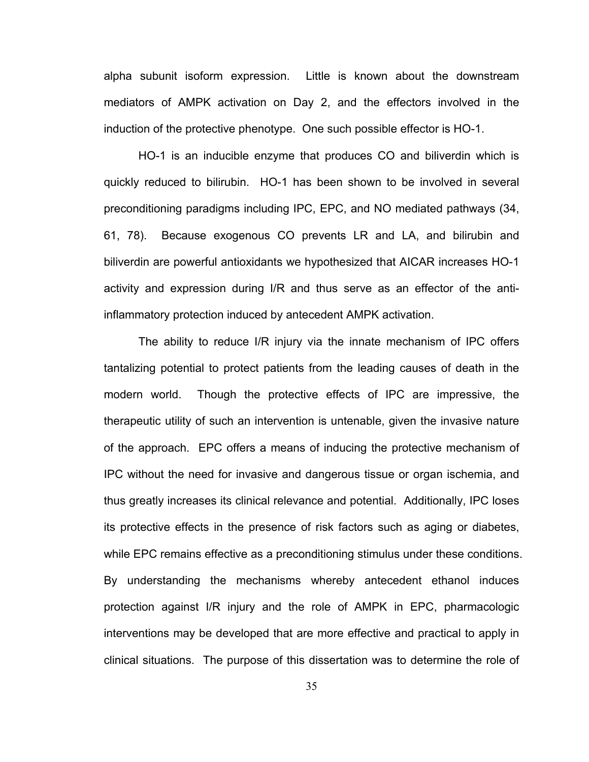alpha subunit isoform expression. Little is known about the downstream mediators of AMPK activation on Day 2, and the effectors involved in the induction of the protective phenotype. One such possible effector is HO-1.

HO-1 is an inducible enzyme that produces CO and biliverdin which is quickly reduced to bilirubin. HO-1 has been shown to be involved in several preconditioning paradigms including IPC, EPC, and NO mediated pathways (34, 61, 78). Because exogenous CO prevents LR and LA, and bilirubin and biliverdin are powerful antioxidants we hypothesized that AICAR increases HO-1 activity and expression during I/R and thus serve as an effector of the anti-inflammatory protection induced by antecedent AMPK activation.

The ability to reduce I/R injury via the innate mechanism of IPC offers tantalizing potential to protect patients from the leading causes of death in the modern world. Though the protective effects of IPC are impressive, the therapeutic utility of such an intervention is untenable, given the invasive nature of the approach. EPC offers a means of inducing the protective mechanism of IPC without the need for invasive and dangerous tissue or organ ischemia, and thus greatly increases its clinical relevance and potential. Additionally, IPC loses its protective effects in the presence of risk factors such as aging or diabetes, while EPC remains effective as a preconditioning stimulus under these conditions. By understanding the mechanisms whereby antecedent ethanol induces protection against I/R injury and the role of AMPK in EPC, pharmacologic interventions may be developed that are more effective and practical to apply in clinical situations. The purpose of this dissertation was to determine the role of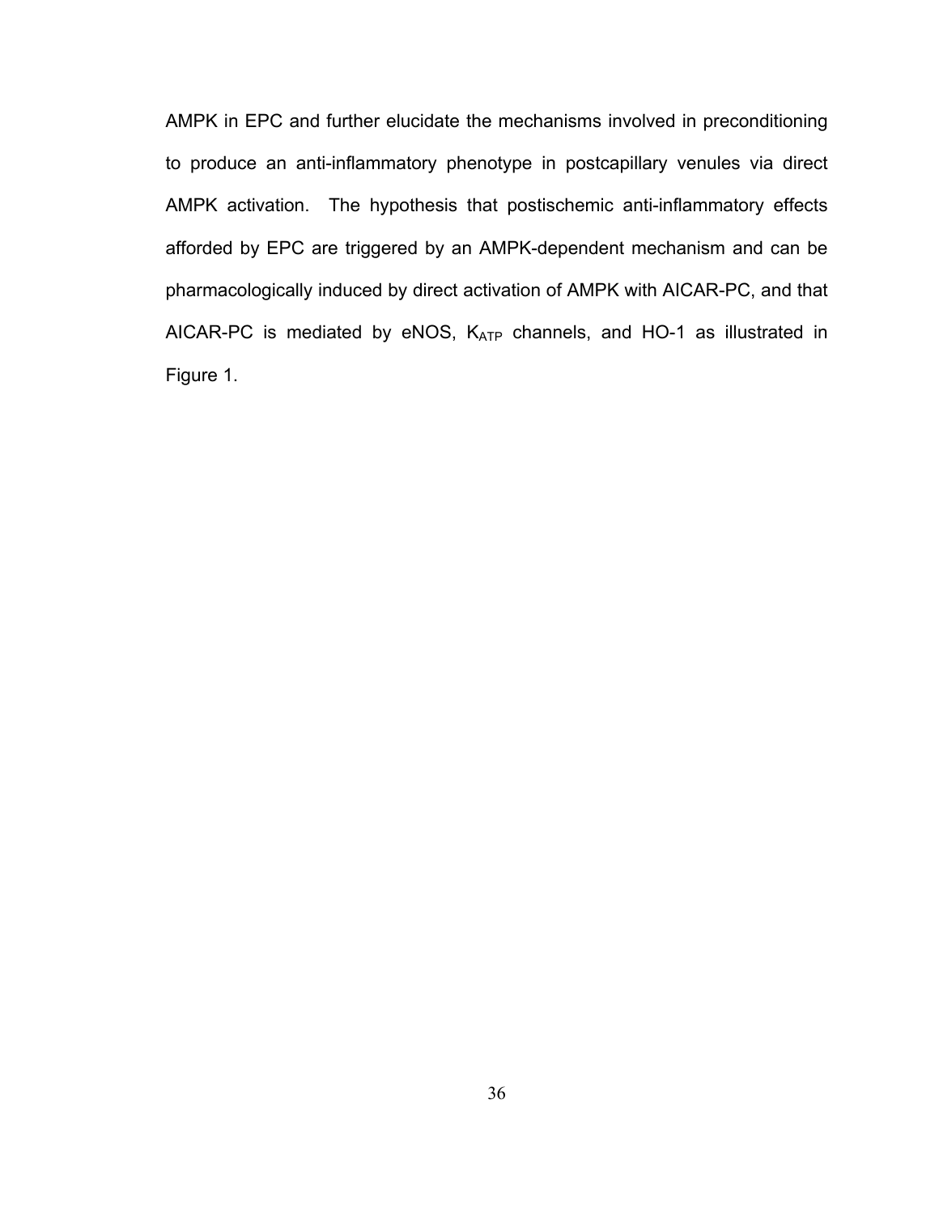AMPK in EPC and further elucidate the mechanisms involved in preconditioning to produce an anti-inflammatory phenotype in postcapillary venules via direct AMPK activation. The hypothesis that postischemic anti-inflammatory effects afforded by EPC are triggered by an AMPK-dependent mechanism and can be pharmacologically induced by direct activation of AMPK with AICAR-PC, and that AICAR-PC is mediated by eNOS, $K_{ATP}$ channels, and HO-1 as illustrated in Figure 1.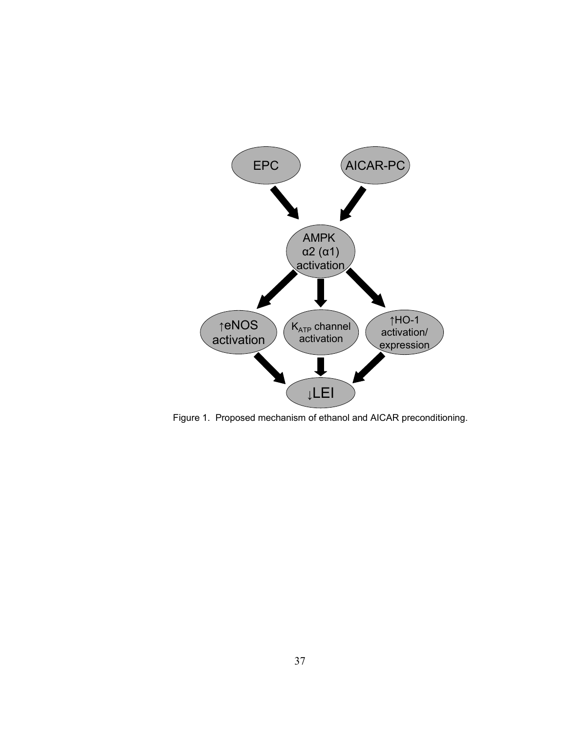Figure 1. Proposed mechanism of ethanol and AICAR preconditioning.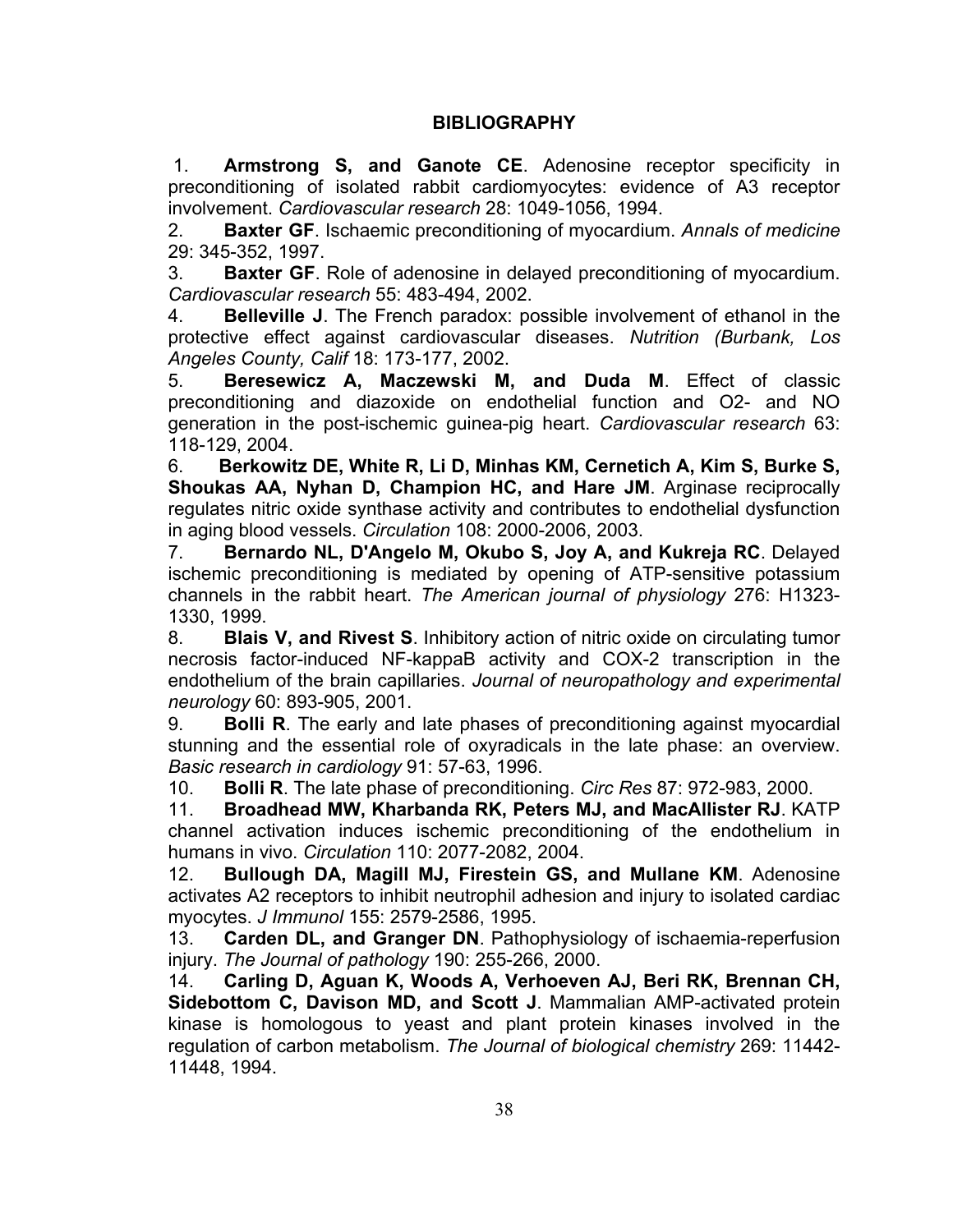## BIBLIOGRAPHY

1. **Armstrong S, and Ganote CE**. Adenosine receptor specificity in preconditioning of isolated rabbit cardiomyocytes: evidence of A3 receptor involvement. *Cardiovascular research* 28: 1049-1056, 1994.
2. **Baxter GF**. Ischaemic preconditioning of myocardium. *Annals of medicine* 29: 345-352, 1997.
3. **Baxter GF**. Role of adenosine in delayed preconditioning of myocardium. *Cardiovascular research* 55: 483-494, 2002.
4. **Belleville J**. The French paradox: possible involvement of ethanol in the protective effect against cardiovascular diseases. *Nutrition (Burbank, Los Angeles County, Calif* 18: 173-177, 2002.
5. **Beresewicz A, Maczewski M, and Duda M**. Effect of classic preconditioning and diazoxide on endothelial function and O2- and NO generation in the post-ischemic guinea-pig heart. *Cardiovascular research* 63: 118-129, 2004.
6. **Berkowitz DE, White R, Li D, Minhas KM, Cernetich A, Kim S, Burke S, Shoukas AA, Nyhan D, Champion HC, and Hare JM**. Arginase reciprocally regulates nitric oxide synthase activity and contributes to endothelial dysfunction in aging blood vessels. *Circulation* 108: 2000-2006, 2003.
7. **Bernardo NL, D'Angelo M, Okubo S, Joy A, and Kukreja RC**. Delayed ischemic preconditioning is mediated by opening of ATP-sensitive potassium channels in the rabbit heart. *The American journal of physiology* 276: H1323-1330, 1999.
8. **Blais V, and Rivest S**. Inhibitory action of nitric oxide on circulating tumor necrosis factor-induced NF-kappaB activity and COX-2 transcription in the endothelium of the brain capillaries. *Journal of neuropathology and experimental neurology* 60: 893-905, 2001.
9. **Bolli R**. The early and late phases of preconditioning against myocardial stunning and the essential role of oxyradicals in the late phase: an overview. *Basic research in cardiology* 91: 57-63, 1996.
10. **Bolli R**. The late phase of preconditioning. *Circ Res* 87: 972-983, 2000.
11. **Broadhead MW, Kharbanda RK, Peters MJ, and MacAllister RJ**. KATP channel activation induces ischemic preconditioning of the endothelium in humans in vivo. *Circulation* 110: 2077-2082, 2004.
12. **Bullough DA, Magill MJ, Firestein GS, and Mullane KM**. Adenosine activates A2 receptors to inhibit neutrophil adhesion and injury to isolated cardiac myocytes. *J Immunol* 155: 2579-2586, 1995.
13. **Carden DL, and Granger DN**. Pathophysiology of ischaemia-reperfusion injury. *The Journal of pathology* 190: 255-266, 2000.
14. **Carling D, Aguan K, Woods A, Verhoeven AJ, Beri RK, Brennan CH, Sidebottom C, Davison MD, and Scott J**. Mammalian AMP-activated protein kinase is homologous to yeast and plant protein kinases involved in the regulation of carbon metabolism. *The Journal of biological chemistry* 269: 11442-11448, 1994.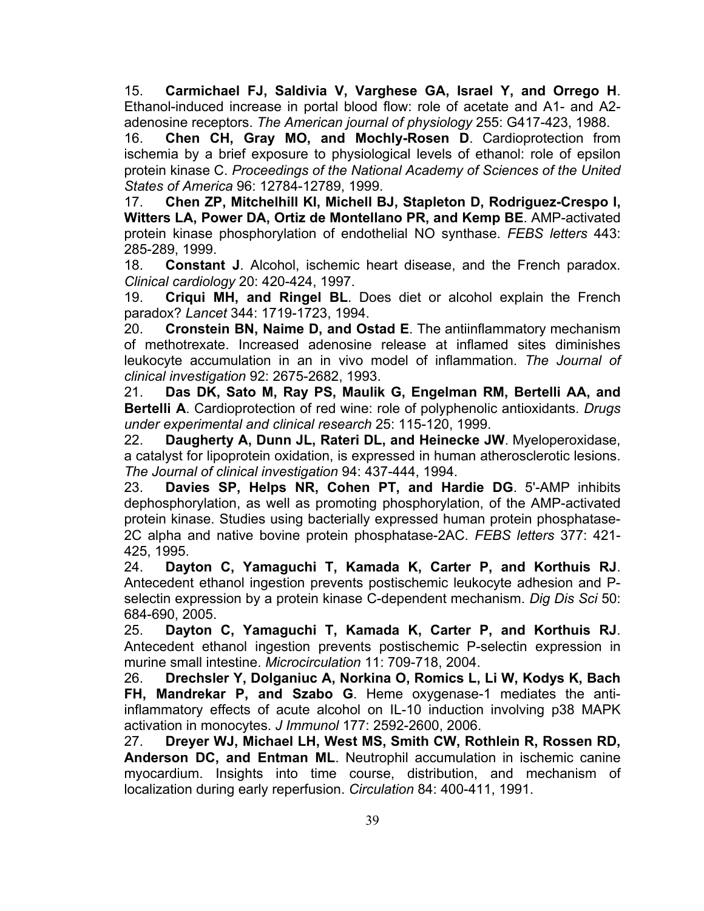15. **Carmichael FJ, Saldivia V, Varghese GA, Israel Y, and Orrego H**. Ethanol-induced increase in portal blood flow: role of acetate and A1- and A2-adenosine receptors. *The American journal of physiology* 255: G417-423, 1988.

16. **Chen CH, Gray MO, and Mochly-Rosen D**. Cardioprotection from ischemia by a brief exposure to physiological levels of ethanol: role of epsilon protein kinase C. *Proceedings of the National Academy of Sciences of the United States of America* 96: 12784-12789, 1999.

17. **Chen ZP, Mitchelhill KI, Michell BJ, Stapleton D, Rodriguez-Crespo I, Witters LA, Power DA, Ortiz de Montellano PR, and Kemp BE**. AMP-activated protein kinase phosphorylation of endothelial NO synthase. *FEBS letters* 443: 285-289, 1999.

18. **Constant J**. Alcohol, ischemic heart disease, and the French paradox. *Clinical cardiology* 20: 420-424, 1997.

19. **Criqui MH, and Ringel BL**. Does diet or alcohol explain the French paradox? *Lancet* 344: 1719-1723, 1994.

20. **Cronstein BN, Naime D, and Ostad E**. The antiinflammatory mechanism of methotrexate. Increased adenosine release at inflamed sites diminishes leukocyte accumulation in an in vivo model of inflammation. *The Journal of clinical investigation* 92: 2675-2682, 1993.

21. **Das DK, Sato M, Ray PS, Maulik G, Engelman RM, Bertelli AA, and Bertelli A**. Cardioprotection of red wine: role of polyphenolic antioxidants. *Drugs under experimental and clinical research* 25: 115-120, 1999.

22. **Daugherty A, Dunn JL, Rateri DL, and Heinecke JW**. Myeloperoxidase, a catalyst for lipoprotein oxidation, is expressed in human atherosclerotic lesions. *The Journal of clinical investigation* 94: 437-444, 1994.

23. **Davies SP, Helps NR, Cohen PT, and Hardie DG**. 5'-AMP inhibits dephosphorylation, as well as promoting phosphorylation, of the AMP-activated protein kinase. Studies using bacterially expressed human protein phosphatase-2C alpha and native bovine protein phosphatase-2AC. *FEBS letters* 377: 421-425, 1995.

24. **Dayton C, Yamaguchi T, Kamada K, Carter P, and Korthuis RJ**. Antecedent ethanol ingestion prevents postischemic leukocyte adhesion and P-selectin expression by a protein kinase C-dependent mechanism. *Dig Dis Sci* 50: 684-690, 2005.

25. **Dayton C, Yamaguchi T, Kamada K, Carter P, and Korthuis RJ**. Antecedent ethanol ingestion prevents postischemic P-selectin expression in murine small intestine. *Microcirculation* 11: 709-718, 2004.

26. **Drechsler Y, Dolganiuc A, Norkina O, Romics L, Li W, Kodys K, Bach FH, Mandrekar P, and Szabo G**. Heme oxygenase-1 mediates the anti-inflammatory effects of acute alcohol on IL-10 induction involving p38 MAPK activation in monocytes. *J Immunol* 177: 2592-2600, 2006.

27. **Dreyer WJ, Michael LH, West MS, Smith CW, Rothlein R, Rossen RD, Anderson DC, and Entman ML**. Neutrophil accumulation in ischemic canine myocardium. Insights into time course, distribution, and mechanism of localization during early reperfusion. *Circulation* 84: 400-411, 1991.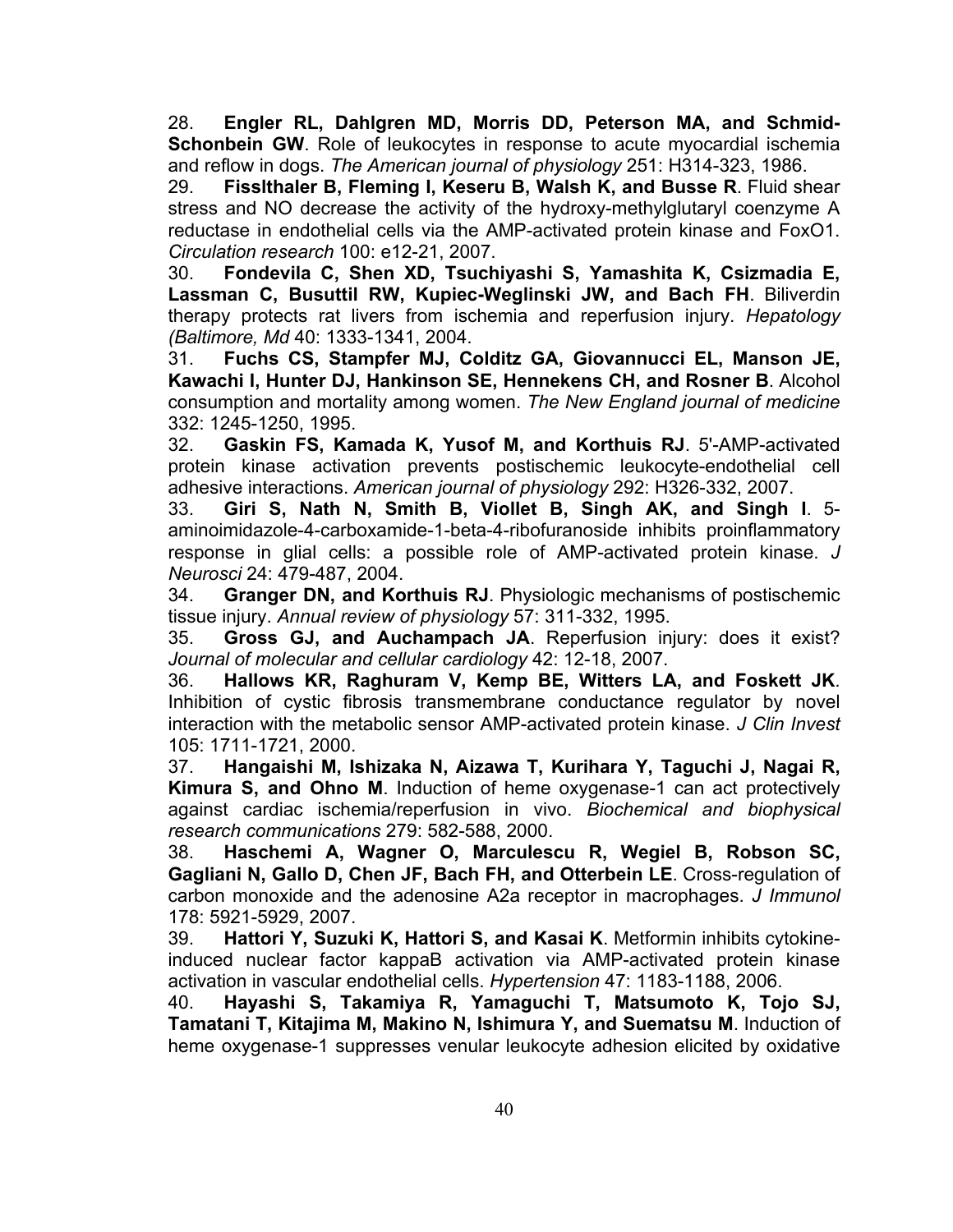28. **Engler RL, Dahlgren MD, Morris DD, Peterson MA, and Schmid-Schonbein GW**. Role of leukocytes in response to acute myocardial ischemia and reflow in dogs. *The American journal of physiology* 251: H314-323, 1986.

29. **Fisslthaler B, Fleming I, Keseru B, Walsh K, and Busse R**. Fluid shear stress and NO decrease the activity of the hydroxy-methylglutaryl coenzyme A reductase in endothelial cells via the AMP-activated protein kinase and FoxO1. *Circulation research* 100: e12-21, 2007.

30. **Fondevila C, Shen XD, Tsuchiyashi S, Yamashita K, Csizmadia E, Lassman C, Busuttil RW, Kupiec-Weglinski JW, and Bach FH**. Biliverdin therapy protects rat livers from ischemia and reperfusion injury. *Hepatology (Baltimore, Md* 40: 1333-1341, 2004.

31. **Fuchs CS, Stampfer MJ, Colditz GA, Giovannucci EL, Manson JE, Kawachi I, Hunter DJ, Hankinson SE, Hennekens CH, and Rosner B**. Alcohol consumption and mortality among women. *The New England journal of medicine* 332: 1245-1250, 1995.

32. **Gaskin FS, Kamada K, Yusof M, and Korthuis RJ**. 5'-AMP-activated protein kinase activation prevents postischemic leukocyte-endothelial cell adhesive interactions. *American journal of physiology* 292: H326-332, 2007.

33. **Giri S, Nath N, Smith B, Viollet B, Singh AK, and Singh I**. 5-aminoimidazole-4-carboxamide-1-beta-4-ribofuranoside inhibits proinflammatory response in glial cells: a possible role of AMP-activated protein kinase. *J Neurosci* 24: 479-487, 2004.

34. **Granger DN, and Korthuis RJ**. Physiologic mechanisms of postischemic tissue injury. *Annual review of physiology* 57: 311-332, 1995.

35. **Gross GJ, and Auchampach JA**. Reperfusion injury: does it exist? *Journal of molecular and cellular cardiology* 42: 12-18, 2007.

36. **Hallows KR, Raghuram V, Kemp BE, Witters LA, and Foskett JK**. Inhibition of cystic fibrosis transmembrane conductance regulator by novel interaction with the metabolic sensor AMP-activated protein kinase. *J Clin Invest* 105: 1711-1721, 2000.

37. **Hangaishi M, Ishizaka N, Aizawa T, Kurihara Y, Taguchi J, Nagai R, Kimura S, and Ohno M**. Induction of heme oxygenase-1 can act protectively against cardiac ischemia/reperfusion in vivo. *Biochemical and biophysical research communications* 279: 582-588, 2000.

38. **Haschemi A, Wagner O, Marculescu R, Wegiel B, Robson SC, Gagliani N, Gallo D, Chen JF, Bach FH, and Otterbein LE**. Cross-regulation of carbon monoxide and the adenosine A2a receptor in macrophages. *J Immunol* 178: 5921-5929, 2007.

39. **Hattori Y, Suzuki K, Hattori S, and Kasai K**. Metformin inhibits cytokine-induced nuclear factor kappaB activation via AMP-activated protein kinase activation in vascular endothelial cells. *Hypertension* 47: 1183-1188, 2006.

40. **Hayashi S, Takamiya R, Yamaguchi T, Matsumoto K, Tojo SJ, Tamatani T, Kitajima M, Makino N, Ishimura Y, and Suematsu M**. Induction of heme oxygenase-1 suppresses venular leukocyte adhesion elicited by oxidative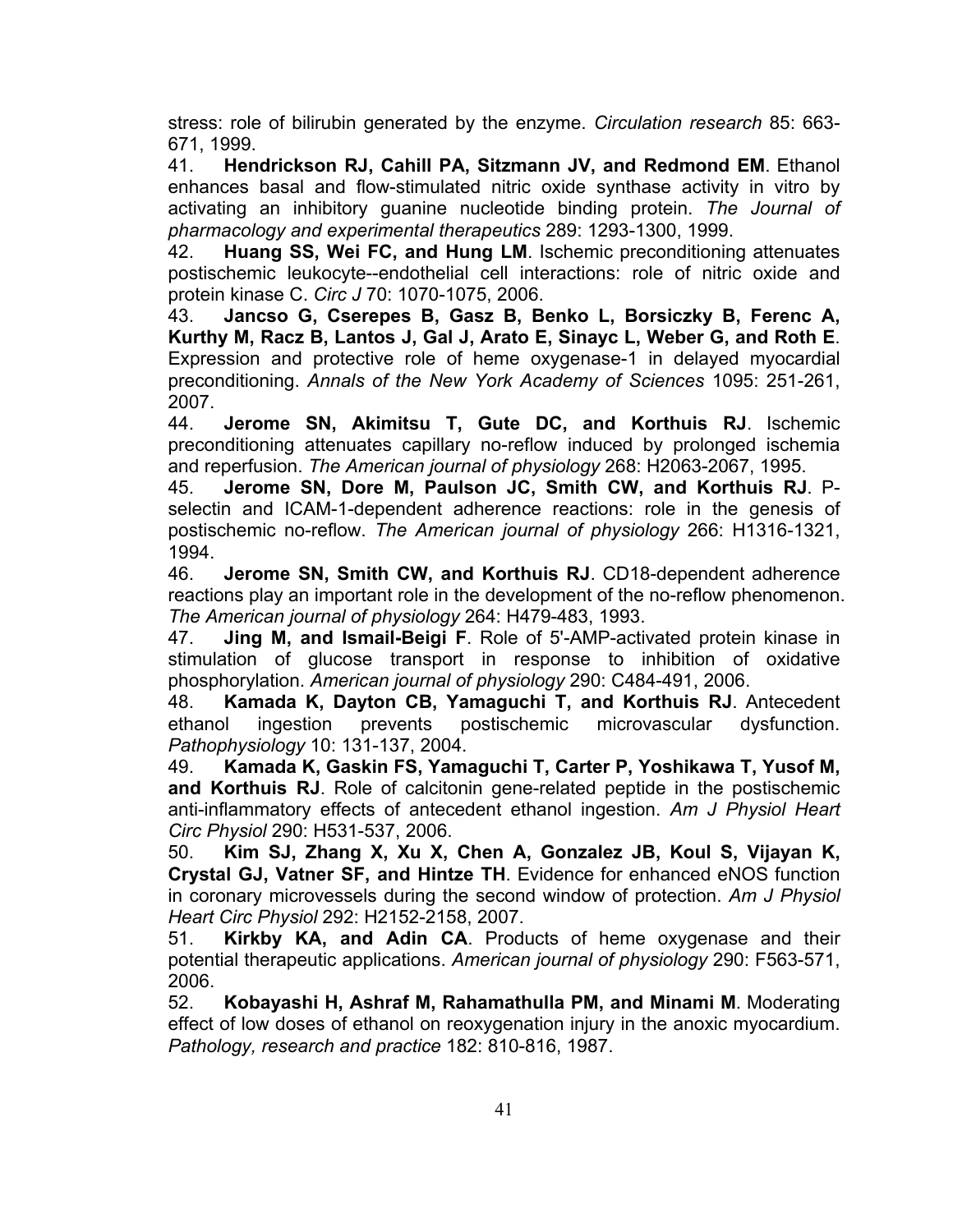stress: role of bilirubin generated by the enzyme. *Circulation research* 85: 663-671, 1999.

41. **Hendrickson RJ, Cahill PA, Sitzmann JV, and Redmond EM**. Ethanol enhances basal and flow-stimulated nitric oxide synthase activity in vitro by activating an inhibitory guanine nucleotide binding protein. *The Journal of pharmacology and experimental therapeutics* 289: 1293-1300, 1999.

42. **Huang SS, Wei FC, and Hung LM**. Ischemic preconditioning attenuates postischemic leukocyte--endothelial cell interactions: role of nitric oxide and protein kinase C. *Circ J* 70: 1070-1075, 2006.

43. **Jancso G, Cserepes B, Gasz B, Benko L, Borsiczky B, Ferenc A, Kurthy M, Racz B, Lantos J, Gal J, Arato E, Sinayc L, Weber G, and Roth E**. Expression and protective role of heme oxygenase-1 in delayed myocardial preconditioning. *Annals of the New York Academy of Sciences* 1095: 251-261, 2007.

44. **Jerome SN, Akimitsu T, Gute DC, and Korthuis RJ**. Ischemic preconditioning attenuates capillary no-reflow induced by prolonged ischemia and reperfusion. *The American journal of physiology* 268: H2063-2067, 1995.

45. **Jerome SN, Dore M, Paulson JC, Smith CW, and Korthuis RJ**. P-selectin and ICAM-1-dependent adherence reactions: role in the genesis of postischemic no-reflow. *The American journal of physiology* 266: H1316-1321, 1994.

46. **Jerome SN, Smith CW, and Korthuis RJ**. CD18-dependent adherence reactions play an important role in the development of the no-reflow phenomenon. *The American journal of physiology* 264: H479-483, 1993.

47. **Jing M, and Ismail-Beigi F**. Role of 5'-AMP-activated protein kinase in stimulation of glucose transport in response to inhibition of oxidative phosphorylation. *American journal of physiology* 290: C484-491, 2006.

48. **Kamada K, Dayton CB, Yamaguchi T, and Korthuis RJ**. Antecedent ethanol ingestion prevents postischemic microvascular dysfunction. *Pathophysiology* 10: 131-137, 2004.

49. **Kamada K, Gaskin FS, Yamaguchi T, Carter P, Yoshikawa T, Yusof M, and Korthuis RJ**. Role of calcitonin gene-related peptide in the postischemic anti-inflammatory effects of antecedent ethanol ingestion. *Am J Physiol Heart Circ Physiol* 290: H531-537, 2006.

50. **Kim SJ, Zhang X, Xu X, Chen A, Gonzalez JB, Koul S, Vijayan K, Crystal GJ, Vatner SF, and Hintze TH**. Evidence for enhanced eNOS function in coronary microvessels during the second window of protection. *Am J Physiol Heart Circ Physiol* 292: H2152-2158, 2007.

51. **Kirkby KA, and Adin CA**. Products of heme oxygenase and their potential therapeutic applications. *American journal of physiology* 290: F563-571, 2006.

52. **Kobayashi H, Ashraf M, Rahamathulla PM, and Minami M**. Moderating effect of low doses of ethanol on reoxygenation injury in the anoxic myocardium. *Pathology, research and practice* 182: 810-816, 1987.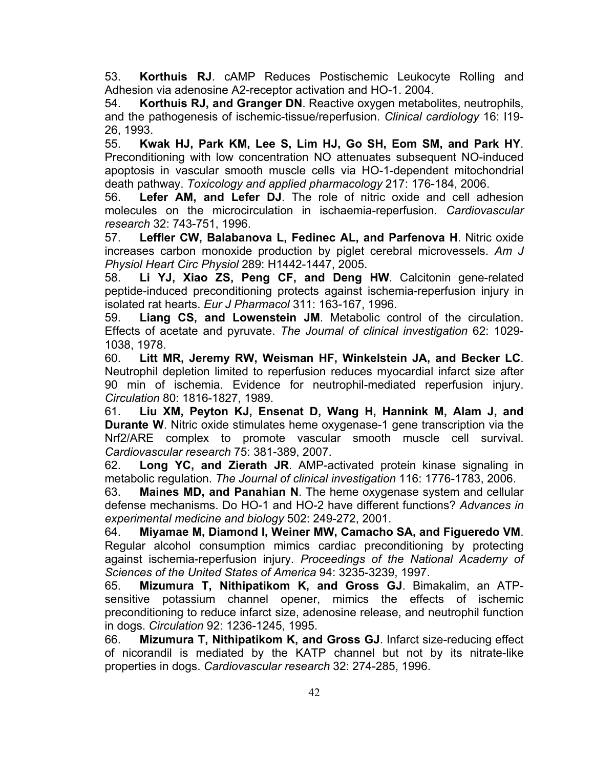53. **Korthuis RJ**. cAMP Reduces Postischemic Leukocyte Rolling and Adhesion via adenosine A2-receptor activation and HO-1. 2004.

54. **Korthuis RJ, and Granger DN**. Reactive oxygen metabolites, neutrophils, and the pathogenesis of ischemic-tissue/reperfusion. *Clinical cardiology* 16: I19-26, 1993.

55. **Kwak HJ, Park KM, Lee S, Lim HJ, Go SH, Eom SM, and Park HY**. Preconditioning with low concentration NO attenuates subsequent NO-induced apoptosis in vascular smooth muscle cells via HO-1-dependent mitochondrial death pathway. *Toxicology and applied pharmacology* 217: 176-184, 2006.

56. **Lefer AM, and Lefer DJ**. The role of nitric oxide and cell adhesion molecules on the microcirculation in ischaemia-reperfusion. *Cardiovascular research* 32: 743-751, 1996.

57. **Leffler CW, Balabanova L, Fedinec AL, and Parfenova H**. Nitric oxide increases carbon monoxide production by piglet cerebral microvessels. *Am J Physiol Heart Circ Physiol* 289: H1442-1447, 2005.

58. **Li YJ, Xiao ZS, Peng CF, and Deng HW**. Calcitonin gene-related peptide-induced preconditioning protects against ischemia-reperfusion injury in isolated rat hearts. *Eur J Pharmacol* 311: 163-167, 1996.

59. **Liang CS, and Lowenstein JM**. Metabolic control of the circulation. Effects of acetate and pyruvate. *The Journal of clinical investigation* 62: 1029-1038, 1978.

60. **Litt MR, Jeremy RW, Weisman HF, Winkelstein JA, and Becker LC**. Neutrophil depletion limited to reperfusion reduces myocardial infarct size after 90 min of ischemia. Evidence for neutrophil-mediated reperfusion injury. *Circulation* 80: 1816-1827, 1989.

61. **Liu XM, Peyton KJ, Ensenat D, Wang H, Hannink M, Alam J, and Durante W**. Nitric oxide stimulates heme oxygenase-1 gene transcription via the Nrf2/ARE complex to promote vascular smooth muscle cell survival. *Cardiovascular research* 75: 381-389, 2007.

62. **Long YC, and Zierath JR**. AMP-activated protein kinase signaling in metabolic regulation. *The Journal of clinical investigation* 116: 1776-1783, 2006.

63. **Maines MD, and Panahian N**. The heme oxygenase system and cellular defense mechanisms. Do HO-1 and HO-2 have different functions? *Advances in experimental medicine and biology* 502: 249-272, 2001.

64. **Miyamae M, Diamond I, Weiner MW, Camacho SA, and Figueredo VM**. Regular alcohol consumption mimics cardiac preconditioning by protecting against ischemia-reperfusion injury. *Proceedings of the National Academy of Sciences of the United States of America* 94: 3235-3239, 1997.

65. **Mizumura T, Nithipatikom K, and Gross GJ**. Bimakalim, an ATP-sensitive potassium channel opener, mimics the effects of ischemic preconditioning to reduce infarct size, adenosine release, and neutrophil function in dogs. *Circulation* 92: 1236-1245, 1995.

66. **Mizumura T, Nithipatikom K, and Gross GJ**. Infarct size-reducing effect of nicorandil is mediated by the KATP channel but not by its nitrate-like properties in dogs. *Cardiovascular research* 32: 274-285, 1996.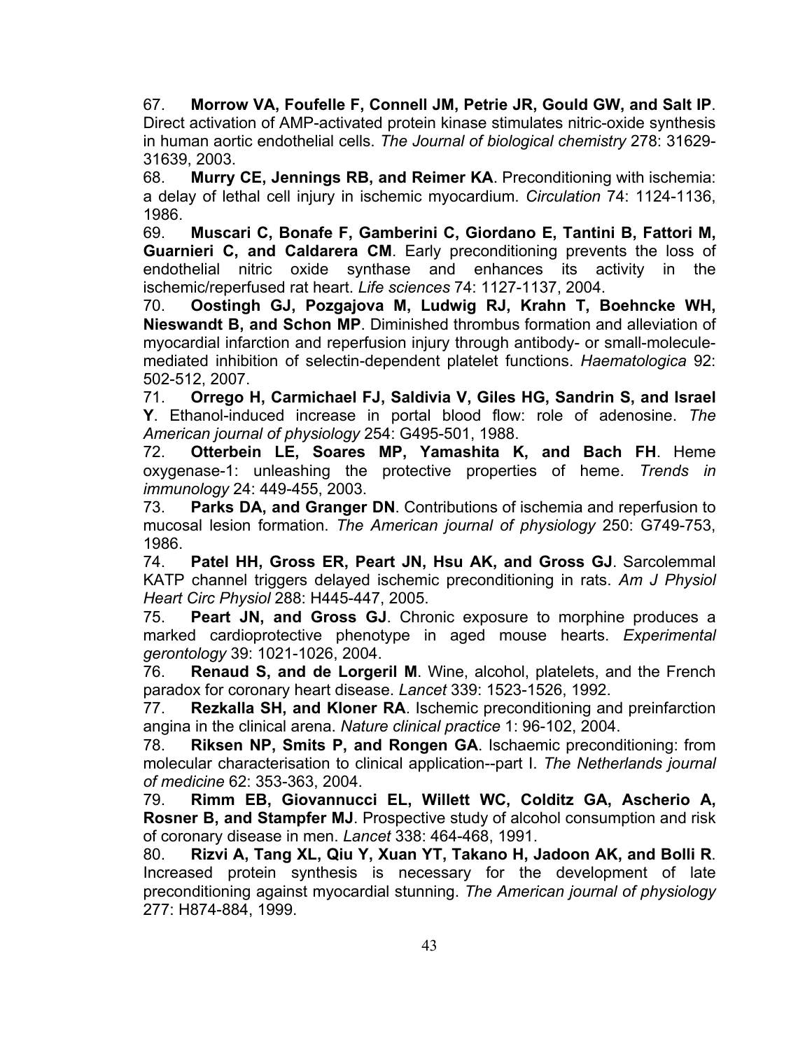67. **Morrow VA, Foufelle F, Connell JM, Petrie JR, Gould GW, and Salt IP**. Direct activation of AMP-activated protein kinase stimulates nitric-oxide synthesis in human aortic endothelial cells. *The Journal of biological chemistry* 278: 31629-31639, 2003.

68. **Murry CE, Jennings RB, and Reimer KA**. Preconditioning with ischemia: a delay of lethal cell injury in ischemic myocardium. *Circulation* 74: 1124-1136, 1986.

69. **Muscari C, Bonafe F, Gamberini C, Giordano E, Tantini B, Fattori M, Guarnieri C, and Caldarera CM**. Early preconditioning prevents the loss of endothelial nitric oxide synthase and enhances its activity in the ischemic/reperfused rat heart. *Life sciences* 74: 1127-1137, 2004.

70. **Oostingh GJ, Pozgajova M, Ludwig RJ, Krahn T, Boehncke WH, Nieswandt B, and Schon MP**. Diminished thrombus formation and alleviation of myocardial infarction and reperfusion injury through antibody- or small-molecule-mediated inhibition of selectin-dependent platelet functions. *Haematologica* 92: 502-512, 2007.

71. **Orrego H, Carmichael FJ, Saldivia V, Giles HG, Sandrin S, and Israel Y**. Ethanol-induced increase in portal blood flow: role of adenosine. *The American journal of physiology* 254: G495-501, 1988.

72. **Otterbein LE, Soares MP, Yamashita K, and Bach FH**. Heme oxygenase-1: unleashing the protective properties of heme. *Trends in immunology* 24: 449-455, 2003.

73. **Parks DA, and Granger DN**. Contributions of ischemia and reperfusion to mucosal lesion formation. *The American journal of physiology* 250: G749-753, 1986.

74. **Patel HH, Gross ER, Peart JN, Hsu AK, and Gross GJ**. Sarcolemmal KATP channel triggers delayed ischemic preconditioning in rats. *Am J Physiol Heart Circ Physiol* 288: H445-447, 2005.

75. **Peart JN, and Gross GJ**. Chronic exposure to morphine produces a marked cardioprotective phenotype in aged mouse hearts. *Experimental gerontology* 39: 1021-1026, 2004.

76. **Renaud S, and de Lorgeril M**. Wine, alcohol, platelets, and the French paradox for coronary heart disease. *Lancet* 339: 1523-1526, 1992.

77. **Rezkalla SH, and Kloner RA**. Ischemic preconditioning and preinfarction angina in the clinical arena. *Nature clinical practice* 1: 96-102, 2004.

78. **Riksen NP, Smits P, and Rongen GA**. Ischaemic preconditioning: from molecular characterisation to clinical application--part I. *The Netherlands journal of medicine* 62: 353-363, 2004.

79. **Rimm EB, Giovannucci EL, Willett WC, Colditz GA, Ascherio A, Rosner B, and Stampfer MJ**. Prospective study of alcohol consumption and risk of coronary disease in men. *Lancet* 338: 464-468, 1991.

80. **Rizvi A, Tang XL, Qiu Y, Xuan YT, Takano H, Jadoon AK, and Bolli R**. Increased protein synthesis is necessary for the development of late preconditioning against myocardial stunning. *The American journal of physiology* 277: H874-884, 1999.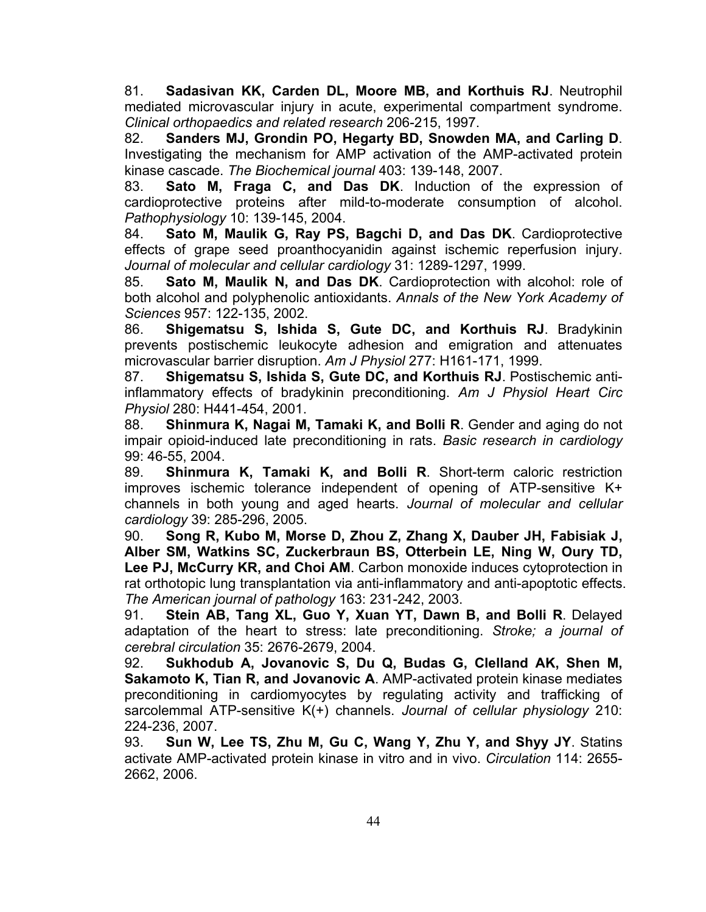81. **Sadasivan KK, Carden DL, Moore MB, and Korthuis RJ**. Neutrophil mediated microvascular injury in acute, experimental compartment syndrome. *Clinical orthopaedics and related research* 206-215, 1997.

82. **Sanders MJ, Grondin PO, Hegarty BD, Snowden MA, and Carling D**. Investigating the mechanism for AMP activation of the AMP-activated protein kinase cascade. *The Biochemical journal* 403: 139-148, 2007.

83. **Sato M, Fraga C, and Das DK**. Induction of the expression of cardioprotective proteins after mild-to-moderate consumption of alcohol. *Pathophysiology* 10: 139-145, 2004.

84. **Sato M, Maulik G, Ray PS, Bagchi D, and Das DK**. Cardioprotective effects of grape seed proanthocyanidin against ischemic reperfusion injury. *Journal of molecular and cellular cardiology* 31: 1289-1297, 1999.

85. **Sato M, Maulik N, and Das DK**. Cardioprotection with alcohol: role of both alcohol and polyphenolic antioxidants. *Annals of the New York Academy of Sciences* 957: 122-135, 2002.

86. **Shigematsu S, Ishida S, Gute DC, and Korthuis RJ**. Bradykinin prevents postischemic leukocyte adhesion and emigration and attenuates microvascular barrier disruption. *Am J Physiol* 277: H161-171, 1999.

87. **Shigematsu S, Ishida S, Gute DC, and Korthuis RJ**. Postischemic anti-inflammatory effects of bradykinin preconditioning. *Am J Physiol Heart Circ Physiol* 280: H441-454, 2001.

88. **Shinmura K, Nagai M, Tamaki K, and Bolli R**. Gender and aging do not impair opioid-induced late preconditioning in rats. *Basic research in cardiology* 99: 46-55, 2004.

89. **Shinmura K, Tamaki K, and Bolli R**. Short-term caloric restriction improves ischemic tolerance independent of opening of ATP-sensitive K+ channels in both young and aged hearts. *Journal of molecular and cellular cardiology* 39: 285-296, 2005.

90. **Song R, Kubo M, Morse D, Zhou Z, Zhang X, Dauber JH, Fabisiak J, Alber SM, Watkins SC, Zuckerbraun BS, Otterbein LE, Ning W, Oury TD, Lee PJ, McCurry KR, and Choi AM**. Carbon monoxide induces cytoprotection in rat orthotopic lung transplantation via anti-inflammatory and anti-apoptotic effects. *The American journal of pathology* 163: 231-242, 2003.

91. **Stein AB, Tang XL, Guo Y, Xuan YT, Dawn B, and Bolli R**. Delayed adaptation of the heart to stress: late preconditioning. *Stroke; a journal of cerebral circulation* 35: 2676-2679, 2004.

92. **Sukhodub A, Jovanovic S, Du Q, Budas G, Clelland AK, Shen M, Sakamoto K, Tian R, and Jovanovic A**. AMP-activated protein kinase mediates preconditioning in cardiomyocytes by regulating activity and trafficking of sarcolemmal ATP-sensitive K(+) channels. *Journal of cellular physiology* 210: 224-236, 2007.

93. **Sun W, Lee TS, Zhu M, Gu C, Wang Y, Zhu Y, and Shyy JY**. Statins activate AMP-activated protein kinase in vitro and in vivo. *Circulation* 114: 2655-2662, 2006.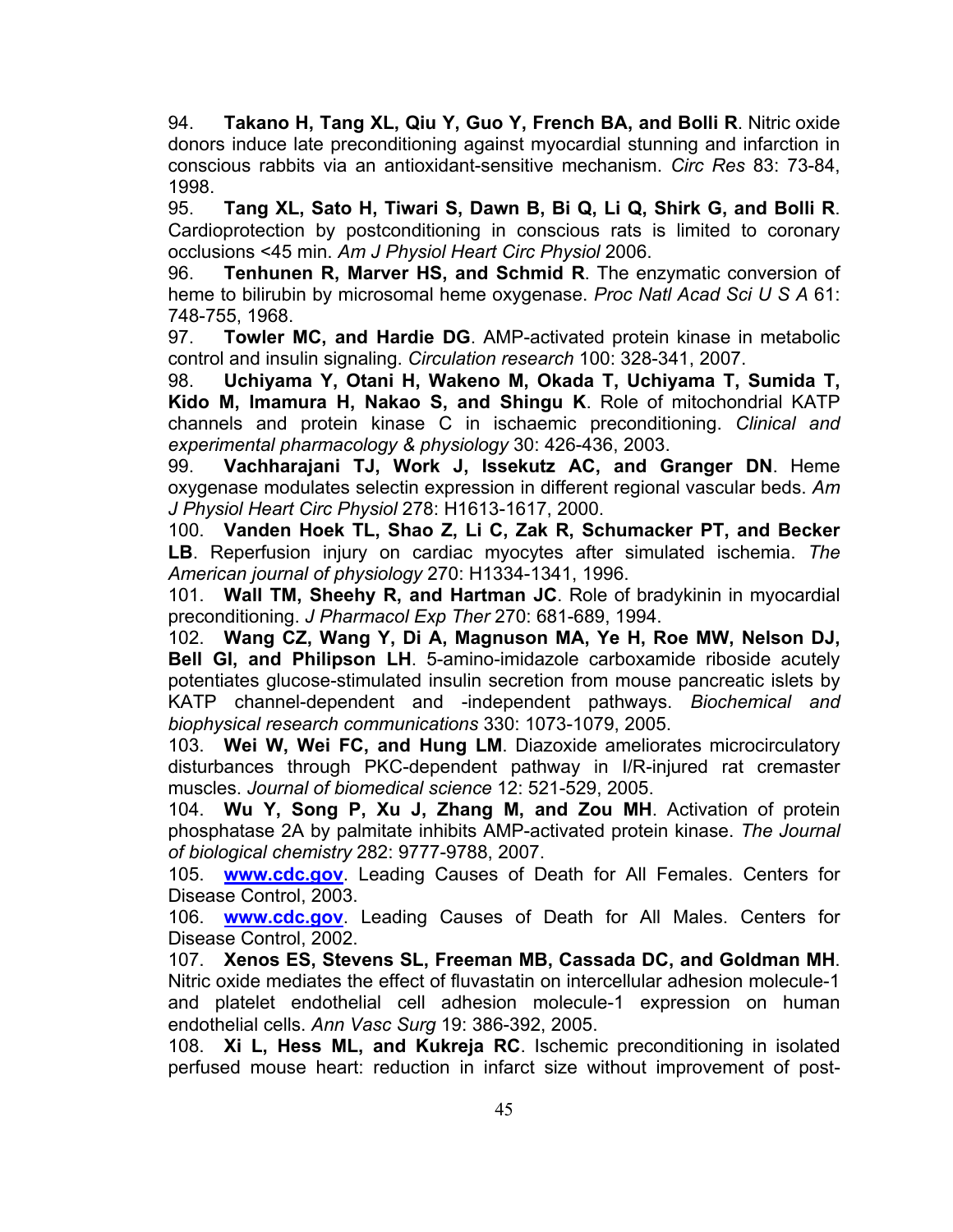94. **Takano H, Tang XL, Qiu Y, Guo Y, French BA, and Bolli R**. Nitric oxide donors induce late preconditioning against myocardial stunning and infarction in conscious rabbits via an antioxidant-sensitive mechanism. *Circ Res* 83: 73-84, 1998.

95. **Tang XL, Sato H, Tiwari S, Dawn B, Bi Q, Li Q, Shirk G, and Bolli R**. Cardioprotection by postconditioning in conscious rats is limited to coronary occlusions <45 min. *Am J Physiol Heart Circ Physiol* 2006.

96. **Tenhunen R, Marver HS, and Schmid R**. The enzymatic conversion of heme to bilirubin by microsomal heme oxygenase. *Proc Natl Acad Sci U S A* 61: 748-755, 1968.

97. **Towler MC, and Hardie DG**. AMP-activated protein kinase in metabolic control and insulin signaling. *Circulation research* 100: 328-341, 2007.

98. **Uchiyama Y, Otani H, Wakeno M, Okada T, Uchiyama T, Sumida T, Kido M, Imamura H, Nakao S, and Shingu K**. Role of mitochondrial KATP channels and protein kinase C in ischaemic preconditioning. *Clinical and experimental pharmacology & physiology* 30: 426-436, 2003.

99. **Vachharajani TJ, Work J, Issekutz AC, and Granger DN**. Heme oxygenase modulates selectin expression in different regional vascular beds. *Am J Physiol Heart Circ Physiol* 278: H1613-1617, 2000.

100. **Vanden Hoek TL, Shao Z, Li C, Zak R, Schumacker PT, and Becker LB**. Reperfusion injury on cardiac myocytes after simulated ischemia. *The American journal of physiology* 270: H1334-1341, 1996.

101. **Wall TM, Sheehy R, and Hartman JC**. Role of bradykinin in myocardial preconditioning. *J Pharmacol Exp Ther* 270: 681-689, 1994.

102. **Wang CZ, Wang Y, Di A, Magnuson MA, Ye H, Roe MW, Nelson DJ, Bell GI, and Philipson LH**. 5-amino-imidazole carboxamide riboside acutely potentiates glucose-stimulated insulin secretion from mouse pancreatic islets by KATP channel-dependent and -independent pathways. *Biochemical and biophysical research communications* 330: 1073-1079, 2005.

103. **Wei W, Wei FC, and Hung LM**. Diazoxide ameliorates microcirculatory disturbances through PKC-dependent pathway in I/R-injured rat cremaster muscles. *Journal of biomedical science* 12: 521-529, 2005.

104. **Wu Y, Song P, Xu J, Zhang M, and Zou MH**. Activation of protein phosphatase 2A by palmitate inhibits AMP-activated protein kinase. *The Journal of biological chemistry* 282: 9777-9788, 2007.

105. **www.cdc.gov**. Leading Causes of Death for All Females. Centers for Disease Control, 2003.

106. **www.cdc.gov**. Leading Causes of Death for All Males. Centers for Disease Control, 2002.

107. **Xenos ES, Stevens SL, Freeman MB, Cassada DC, and Goldman MH**. Nitric oxide mediates the effect of fluvastatin on intercellular adhesion molecule-1 and platelet endothelial cell adhesion molecule-1 expression on human endothelial cells. *Ann Vasc Surg* 19: 386-392, 2005.

108. **Xi L, Hess ML, and Kukreja RC**. Ischemic preconditioning in isolated perfused mouse heart: reduction in infarct size without improvement of post-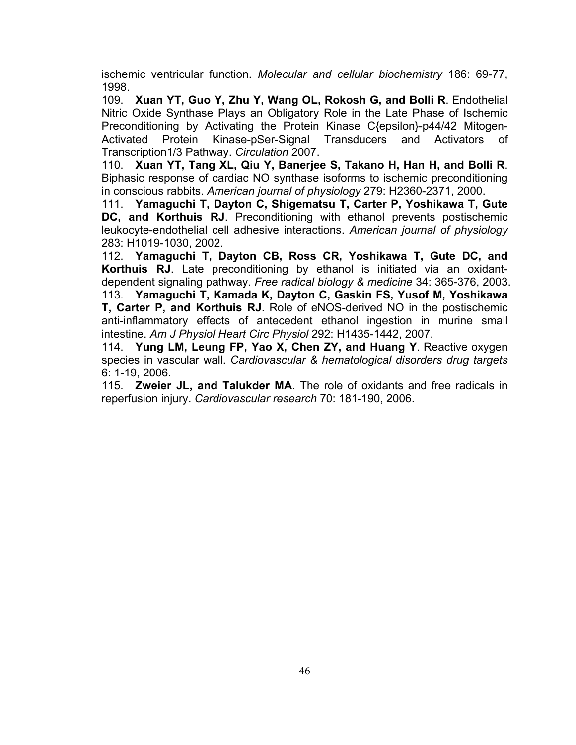ischemic ventricular function. *Molecular and cellular biochemistry* 186: 69-77, 1998.

109. **Xuan YT, Guo Y, Zhu Y, Wang OL, Rokosh G, and Bolli R**. Endothelial Nitric Oxide Synthase Plays an Obligatory Role in the Late Phase of Ischemic Preconditioning by Activating the Protein Kinase C{epsilon}-p44/42 Mitogen-Activated Protein Kinase-pSer-Signal Transducers and Activators of Transcription1/3 Pathway. *Circulation* 2007.

110. **Xuan YT, Tang XL, Qiu Y, Banerjee S, Takano H, Han H, and Bolli R**. Biphasic response of cardiac NO synthase isoforms to ischemic preconditioning in conscious rabbits. *American journal of physiology* 279: H2360-2371, 2000.

111. **Yamaguchi T, Dayton C, Shigematsu T, Carter P, Yoshikawa T, Gute DC, and Korthuis RJ**. Preconditioning with ethanol prevents postischemic leukocyte-endothelial cell adhesive interactions. *American journal of physiology* 283: H1019-1030, 2002.

112. **Yamaguchi T, Dayton CB, Ross CR, Yoshikawa T, Gute DC, and Korthuis RJ**. Late preconditioning by ethanol is initiated via an oxidant-dependent signaling pathway. *Free radical biology & medicine* 34: 365-376, 2003.

113. **Yamaguchi T, Kamada K, Dayton C, Gaskin FS, Yusof M, Yoshikawa T, Carter P, and Korthuis RJ**. Role of eNOS-derived NO in the postischemic anti-inflammatory effects of antecedent ethanol ingestion in murine small intestine. *Am J Physiol Heart Circ Physiol* 292: H1435-1442, 2007.

114. **Yung LM, Leung FP, Yao X, Chen ZY, and Huang Y**. Reactive oxygen species in vascular wall. *Cardiovascular & hematological disorders drug targets* 6: 1-19, 2006.

115. **Zweier JL, and Talukder MA**. The role of oxidants and free radicals in reperfusion injury. *Cardiovascular research* 70: 181-190, 2006.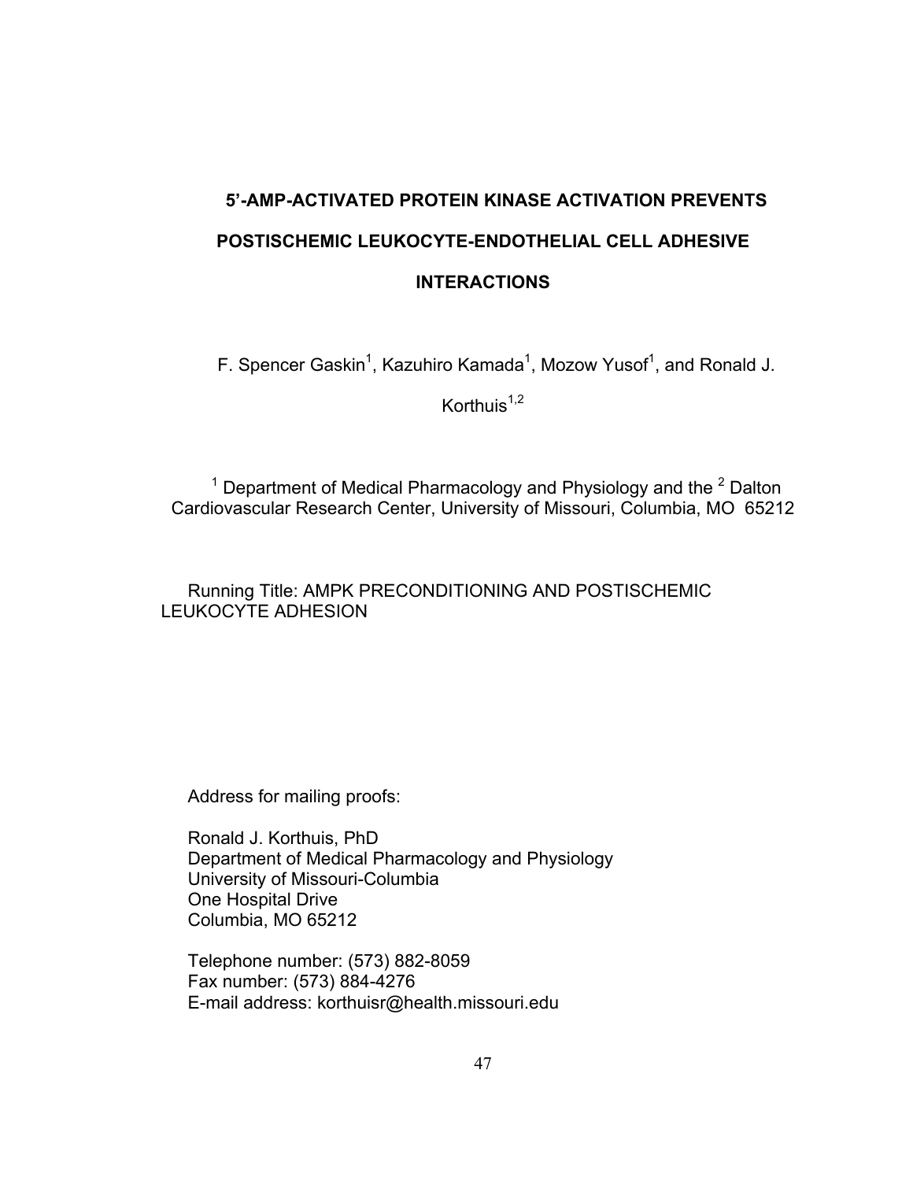# 5'-AMP-ACTIVATED PROTEIN KINASE ACTIVATION PREVENTS POSTISCHEMIC LEUKOCYTE-ENDOTHELIAL CELL ADHESIVE INTERACTIONS

F. Spencer Gaskin[1], Kazuhiro Kamada[1], Mozow Yusof[1], and Ronald J. Korthuis[1,2]

[1] Department of Medical Pharmacology and Physiology and the [2] Dalton Cardiovascular Research Center, University of Missouri, Columbia, MO 65212

Running Title: AMPK PRECONDITIONING AND POSTISCHEMIC LEUKOCYTE ADHESION

Address for mailing proofs:

Ronald J. Korthuis, PhD
Department of Medical Pharmacology and Physiology
University of Missouri-Columbia
One Hospital Drive
Columbia, MO 65212

Telephone number: (573) 882-8059
Fax number: (573) 884-4276
E-mail address: korthuisr@health.missouri.edu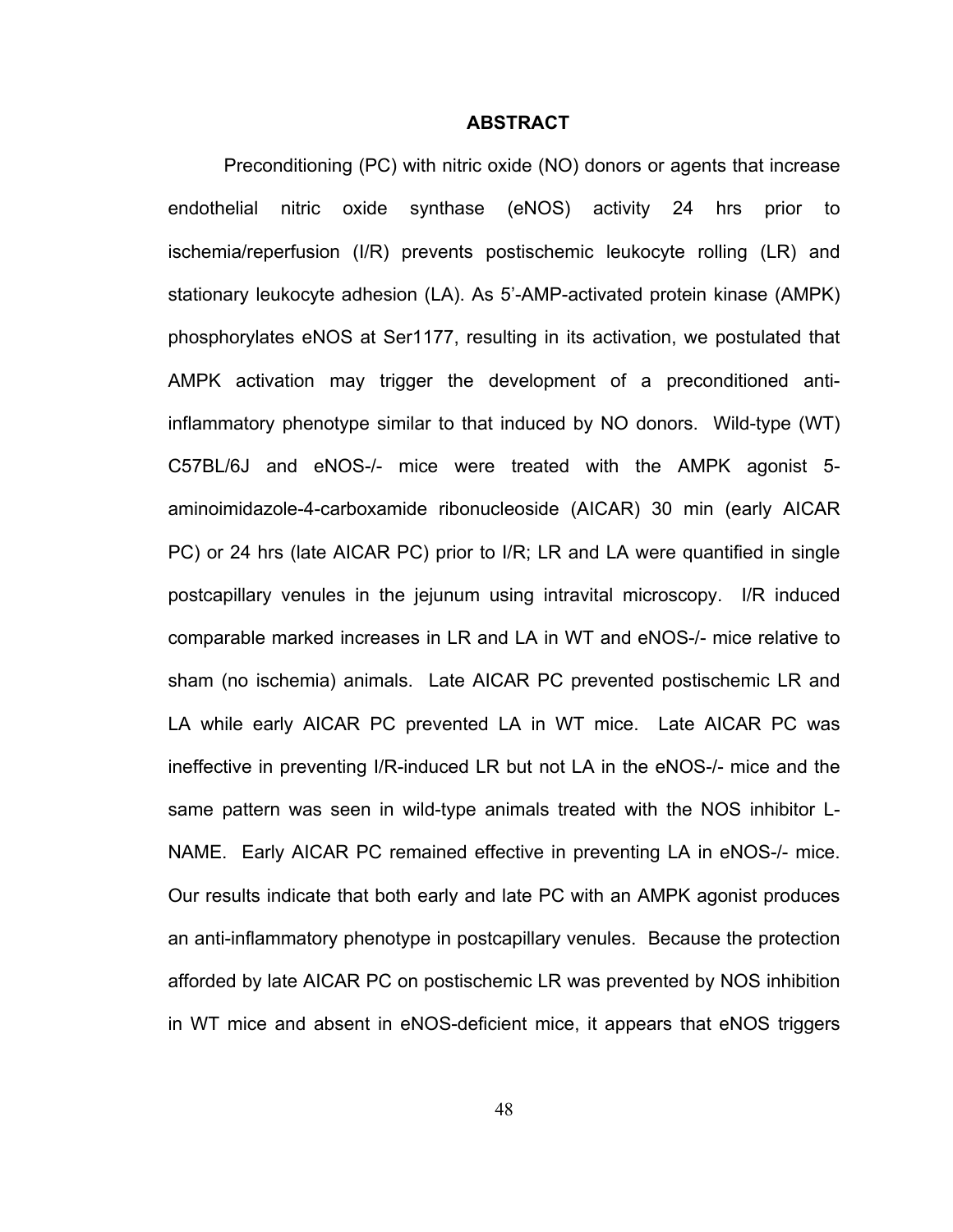## ABSTRACT

Preconditioning (PC) with nitric oxide (NO) donors or agents that increase endothelial nitric oxide synthase (eNOS) activity 24 hrs prior to ischemia/reperfusion (I/R) prevents postischemic leukocyte rolling (LR) and stationary leukocyte adhesion (LA). As 5'-AMP-activated protein kinase (AMPK) phosphorylates eNOS at Ser1177, resulting in its activation, we postulated that AMPK activation may trigger the development of a preconditioned anti-inflammatory phenotype similar to that induced by NO donors. Wild-type (WT) C57BL/6J and eNOS-/- mice were treated with the AMPK agonist 5-aminoimidazole-4-carboxamide ribonucleoside (AICAR) 30 min (early AICAR PC) or 24 hrs (late AICAR PC) prior to I/R; LR and LA were quantified in single postcapillary venules in the jejunum using intravital microscopy. I/R induced comparable marked increases in LR and LA in WT and eNOS-/- mice relative to sham (no ischemia) animals. Late AICAR PC prevented postischemic LR and LA while early AICAR PC prevented LA in WT mice. Late AICAR PC was ineffective in preventing I/R-induced LR but not LA in the eNOS-/- mice and the same pattern was seen in wild-type animals treated with the NOS inhibitor L-NAME. Early AICAR PC remained effective in preventing LA in eNOS-/- mice. Our results indicate that both early and late PC with an AMPK agonist produces an anti-inflammatory phenotype in postcapillary venules. Because the protection afforded by late AICAR PC on postischemic LR was prevented by NOS inhibition in WT mice and absent in eNOS-deficient mice, it appears that eNOS triggers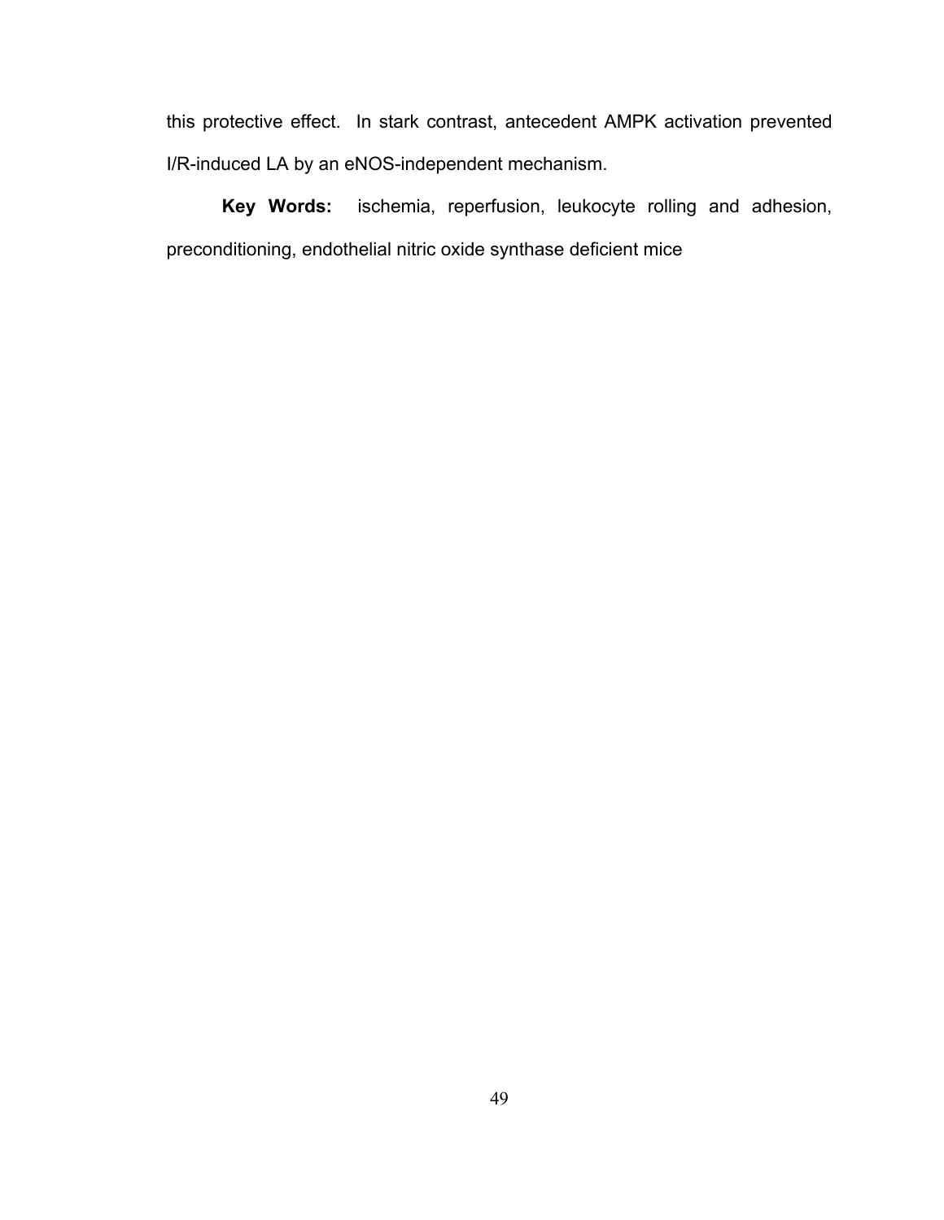this protective effect. In stark contrast, antecedent AMPK activation prevented I/R-induced LA by an eNOS-independent mechanism.

**Key Words:** ischemia, reperfusion, leukocyte rolling and adhesion, preconditioning, endothelial nitric oxide synthase deficient mice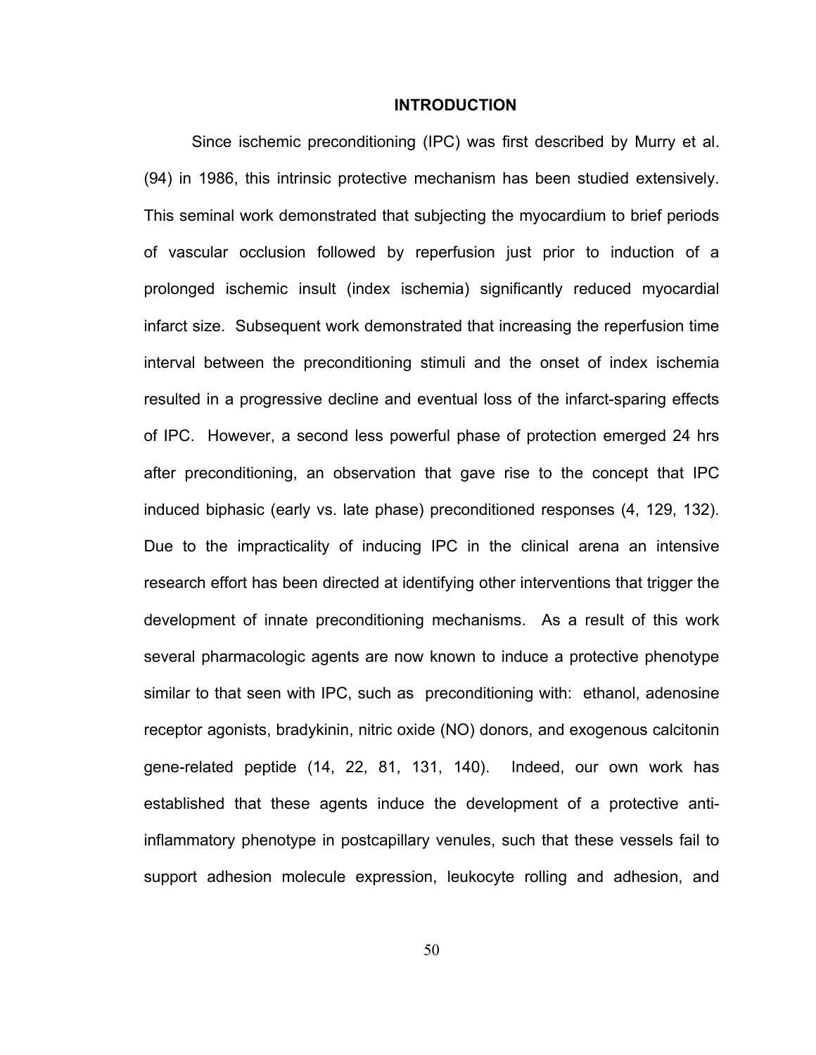# INTRODUCTION

Since ischemic preconditioning (IPC) was first described by Murry et al. (94) in 1986, this intrinsic protective mechanism has been studied extensively. This seminal work demonstrated that subjecting the myocardium to brief periods of vascular occlusion followed by reperfusion just prior to induction of a prolonged ischemic insult (index ischemia) significantly reduced myocardial infarct size. Subsequent work demonstrated that increasing the reperfusion time interval between the preconditioning stimuli and the onset of index ischemia resulted in a progressive decline and eventual loss of the infarct-sparing effects of IPC. However, a second less powerful phase of protection emerged 24 hrs after preconditioning, an observation that gave rise to the concept that IPC induced biphasic (early vs. late phase) preconditioned responses (4, 129, 132). Due to the impracticality of inducing IPC in the clinical arena an intensive research effort has been directed at identifying other interventions that trigger the development of innate preconditioning mechanisms. As a result of this work several pharmacologic agents are now known to induce a protective phenotype similar to that seen with IPC, such as preconditioning with: ethanol, adenosine receptor agonists, bradykinin, nitric oxide (NO) donors, and exogenous calcitonin gene-related peptide (14, 22, 81, 131, 140). Indeed, our own work has established that these agents induce the development of a protective anti-inflammatory phenotype in postcapillary venules, such that these vessels fail to support adhesion molecule expression, leukocyte rolling and adhesion, and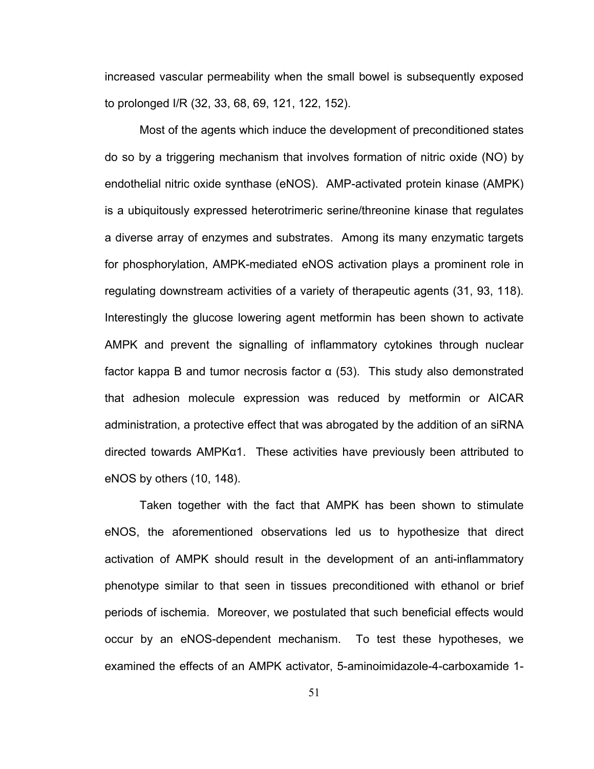increased vascular permeability when the small bowel is subsequently exposed to prolonged I/R (32, 33, 68, 69, 121, 122, 152).

Most of the agents which induce the development of preconditioned states do so by a triggering mechanism that involves formation of nitric oxide (NO) by endothelial nitric oxide synthase (eNOS). AMP-activated protein kinase (AMPK) is a ubiquitously expressed heterotrimeric serine/threonine kinase that regulates a diverse array of enzymes and substrates. Among its many enzymatic targets for phosphorylation, AMPK-mediated eNOS activation plays a prominent role in regulating downstream activities of a variety of therapeutic agents (31, 93, 118). Interestingly the glucose lowering agent metformin has been shown to activate AMPK and prevent the signalling of inflammatory cytokines through nuclear factor kappa B and tumor necrosis factor α (53). This study also demonstrated that adhesion molecule expression was reduced by metformin or AICAR administration, a protective effect that was abrogated by the addition of an siRNA directed towards AMPKα1. These activities have previously been attributed to eNOS by others (10, 148).

Taken together with the fact that AMPK has been shown to stimulate eNOS, the aforementioned observations led us to hypothesize that direct activation of AMPK should result in the development of an anti-inflammatory phenotype similar to that seen in tissues preconditioned with ethanol or brief periods of ischemia. Moreover, we postulated that such beneficial effects would occur by an eNOS-dependent mechanism. To test these hypotheses, we examined the effects of an AMPK activator, 5-aminoimidazole-4-carboxamide 1-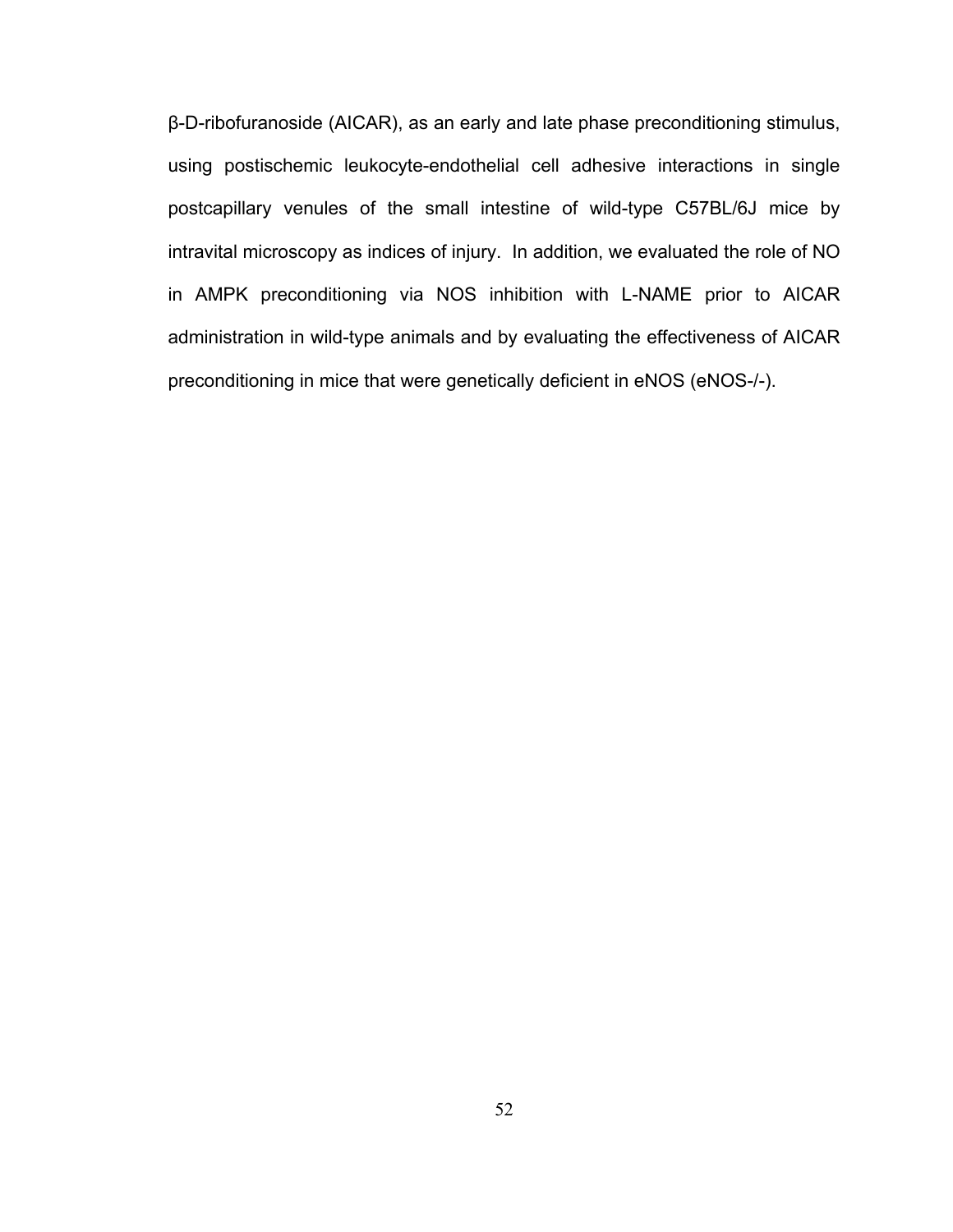β-D-ribofuranoside (AICAR), as an early and late phase preconditioning stimulus, using postischemic leukocyte-endothelial cell adhesive interactions in single postcapillary venules of the small intestine of wild-type C57BL/6J mice by intravital microscopy as indices of injury. In addition, we evaluated the role of NO in AMPK preconditioning via NOS inhibition with L-NAME prior to AICAR administration in wild-type animals and by evaluating the effectiveness of AICAR preconditioning in mice that were genetically deficient in eNOS (eNOS-/-).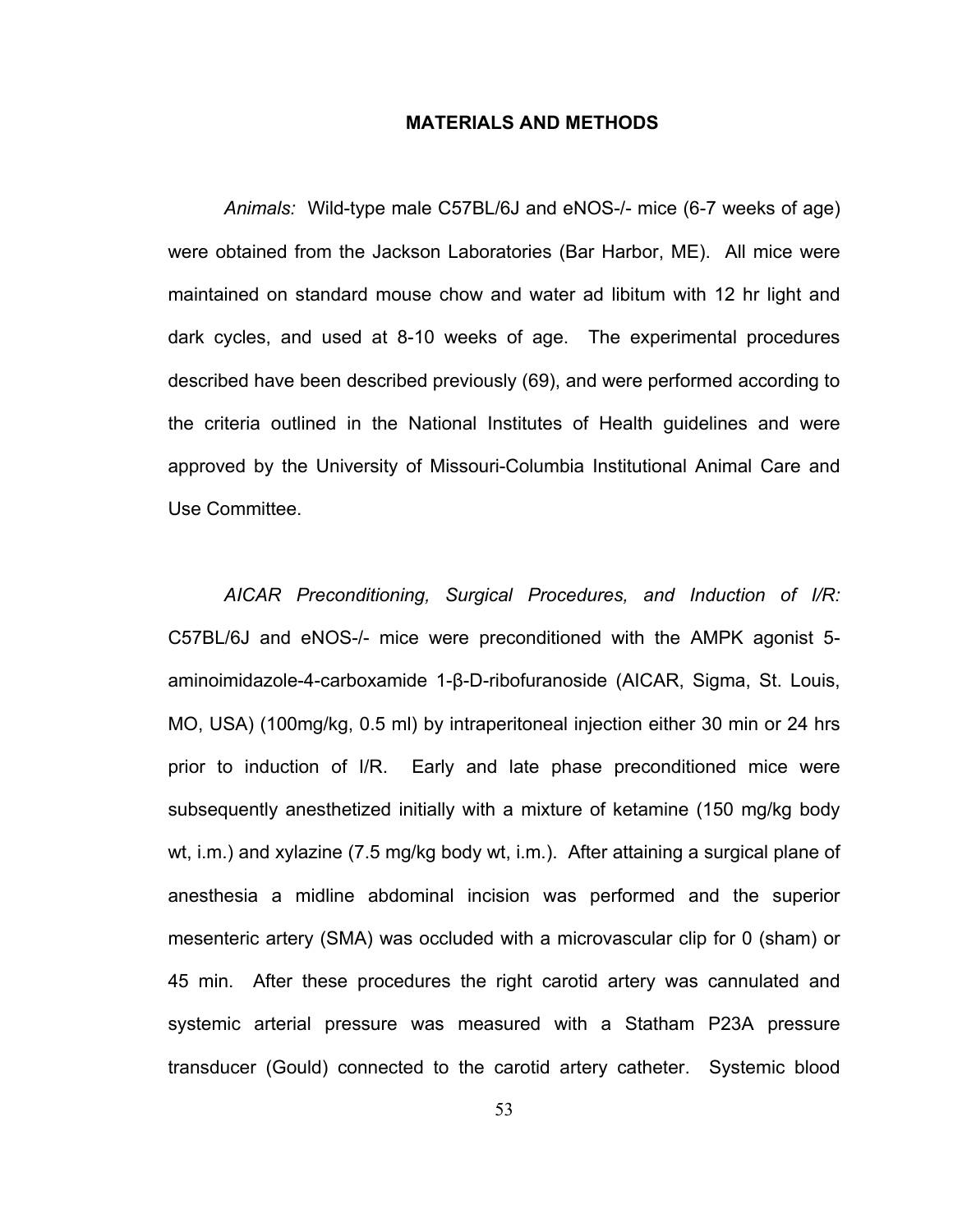## MATERIALS AND METHODS

*Animals:* Wild-type male C57BL/6J and eNOS-/- mice (6-7 weeks of age) were obtained from the Jackson Laboratories (Bar Harbor, ME). All mice were maintained on standard mouse chow and water ad libitum with 12 hr light and dark cycles, and used at 8-10 weeks of age. The experimental procedures described have been described previously (69), and were performed according to the criteria outlined in the National Institutes of Health guidelines and were approved by the University of Missouri-Columbia Institutional Animal Care and Use Committee.

*AICAR Preconditioning, Surgical Procedures, and Induction of I/R:* C57BL/6J and eNOS-/- mice were preconditioned with the AMPK agonist 5-aminoimidazole-4-carboxamide 1-β-D-ribofuranoside (AICAR, Sigma, St. Louis, MO, USA) (100mg/kg, 0.5 ml) by intraperitoneal injection either 30 min or 24 hrs prior to induction of I/R. Early and late phase preconditioned mice were subsequently anesthetized initially with a mixture of ketamine (150 mg/kg body wt, i.m.) and xylazine (7.5 mg/kg body wt, i.m.). After attaining a surgical plane of anesthesia a midline abdominal incision was performed and the superior mesenteric artery (SMA) was occluded with a microvascular clip for 0 (sham) or 45 min. After these procedures the right carotid artery was cannulated and systemic arterial pressure was measured with a Statham P23A pressure transducer (Gould) connected to the carotid artery catheter. Systemic blood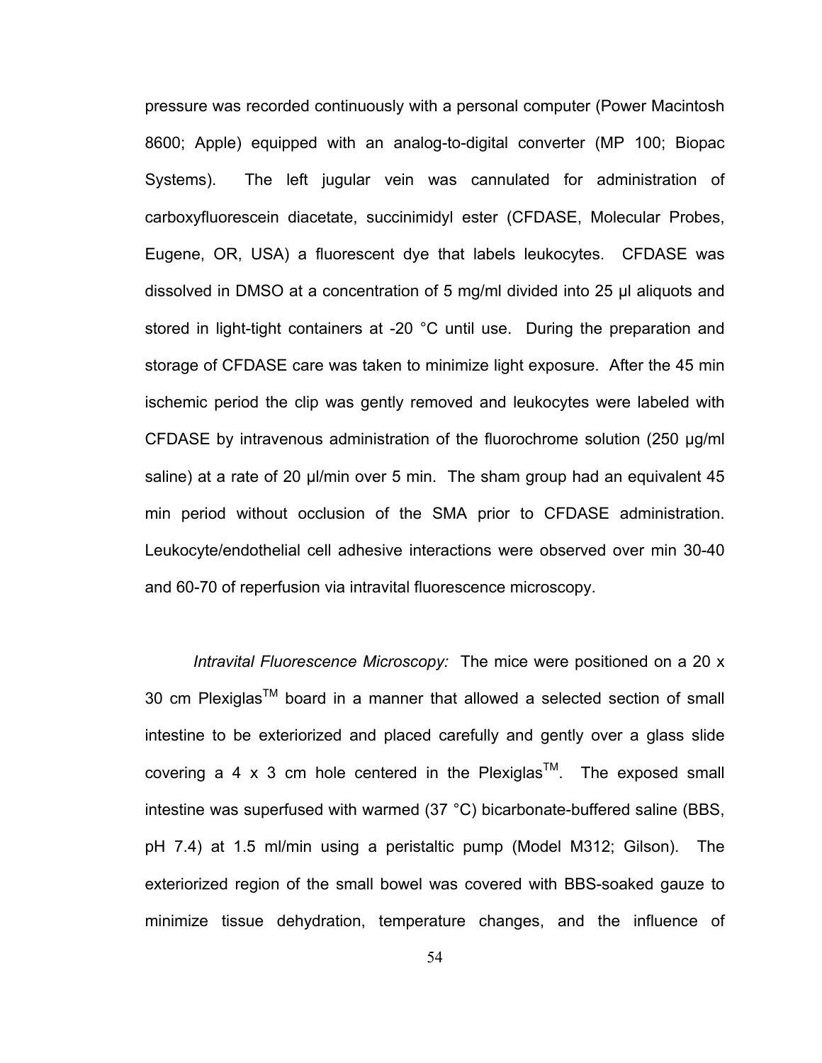pressure was recorded continuously with a personal computer (Power Macintosh 8600; Apple) equipped with an analog-to-digital converter (MP 100; Biopac Systems). The left jugular vein was cannulated for administration of carboxyfluorescein diacetate, succinimidyl ester (CFDASE, Molecular Probes, Eugene, OR, USA) a fluorescent dye that labels leukocytes. CFDASE was dissolved in DMSO at a concentration of 5 mg/ml divided into 25 µl aliquots and stored in light-tight containers at -20 °C until use. During the preparation and storage of CFDASE care was taken to minimize light exposure. After the 45 min ischemic period the clip was gently removed and leukocytes were labeled with CFDASE by intravenous administration of the fluorochrome solution (250 µg/ml saline) at a rate of 20 µl/min over 5 min. The sham group had an equivalent 45 min period without occlusion of the SMA prior to CFDASE administration. Leukocyte/endothelial cell adhesive interactions were observed over min 30-40 and 60-70 of reperfusion via intravital fluorescence microscopy.

*Intravital Fluorescence Microscopy:* The mice were positioned on a 20 x 30 cm Plexiglas™ board in a manner that allowed a selected section of small intestine to be exteriorized and placed carefully and gently over a glass slide covering a 4 x 3 cm hole centered in the Plexiglas™. The exposed small intestine was superfused with warmed (37 °C) bicarbonate-buffered saline (BBS, pH 7.4) at 1.5 ml/min using a peristaltic pump (Model M312; Gilson). The exteriorized region of the small bowel was covered with BBS-soaked gauze to minimize tissue dehydration, temperature changes, and the influence of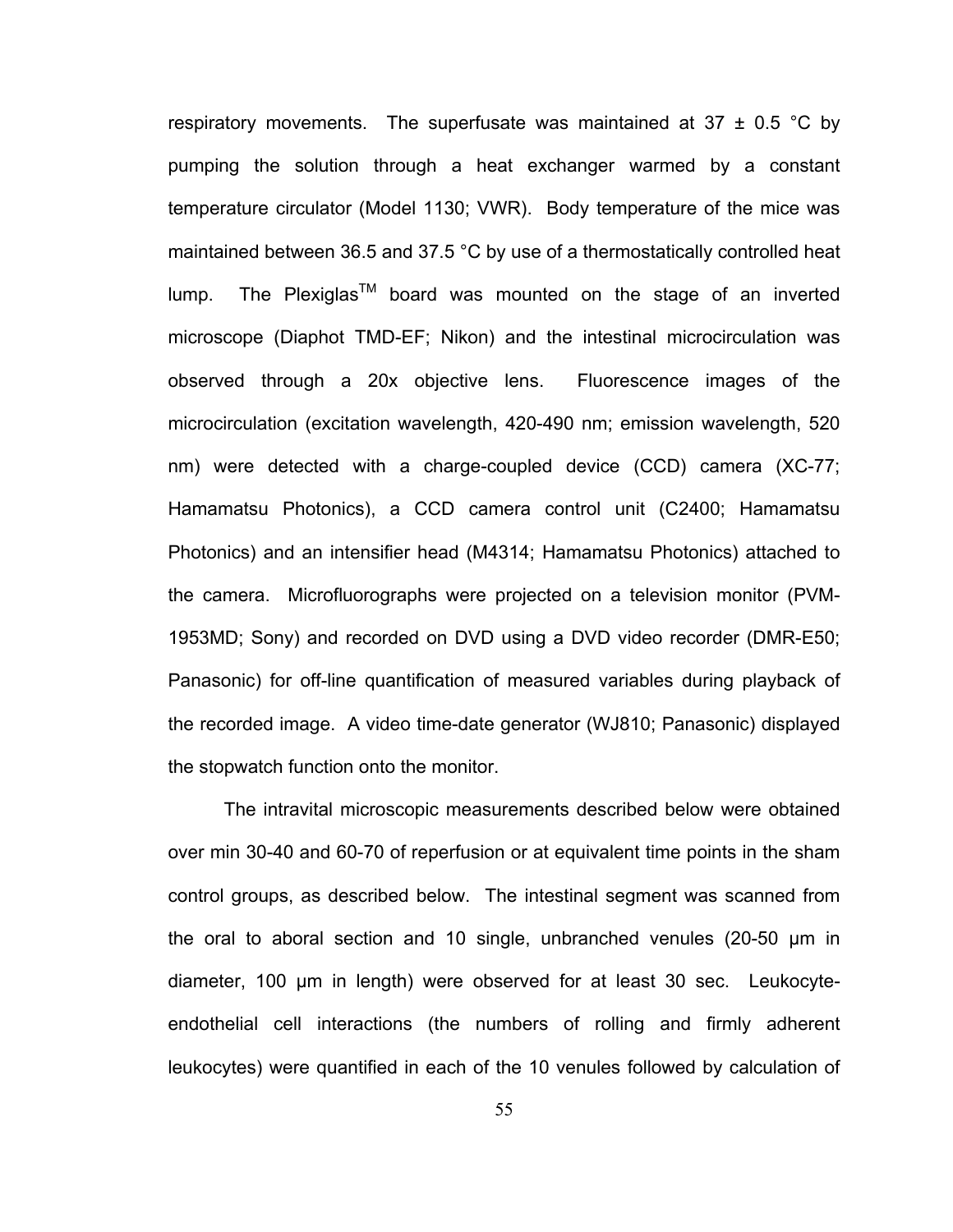respiratory movements. The superfusate was maintained at 37 ± 0.5 °C by pumping the solution through a heat exchanger warmed by a constant temperature circulator (Model 1130; VWR). Body temperature of the mice was maintained between 36.5 and 37.5 °C by use of a thermostatically controlled heat lump. The Plexiglas$^{TM}$ board was mounted on the stage of an inverted microscope (Diaphot TMD-EF; Nikon) and the intestinal microcirculation was observed through a 20x objective lens. Fluorescence images of the microcirculation (excitation wavelength, 420-490 nm; emission wavelength, 520 nm) were detected with a charge-coupled device (CCD) camera (XC-77; Hamamatsu Photonics), a CCD camera control unit (C2400; Hamamatsu Photonics) and an intensifier head (M4314; Hamamatsu Photonics) attached to the camera. Microfluorographs were projected on a television monitor (PVM-1953MD; Sony) and recorded on DVD using a DVD video recorder (DMR-E50; Panasonic) for off-line quantification of measured variables during playback of the recorded image. A video time-date generator (WJ810; Panasonic) displayed the stopwatch function onto the monitor.

The intravital microscopic measurements described below were obtained over min 30-40 and 60-70 of reperfusion or at equivalent time points in the sham control groups, as described below. The intestinal segment was scanned from the oral to aboral section and 10 single, unbranched venules (20-50 µm in diameter, 100 µm in length) were observed for at least 30 sec. Leukocyte-endothelial cell interactions (the numbers of rolling and firmly adherent leukocytes) were quantified in each of the 10 venules followed by calculation of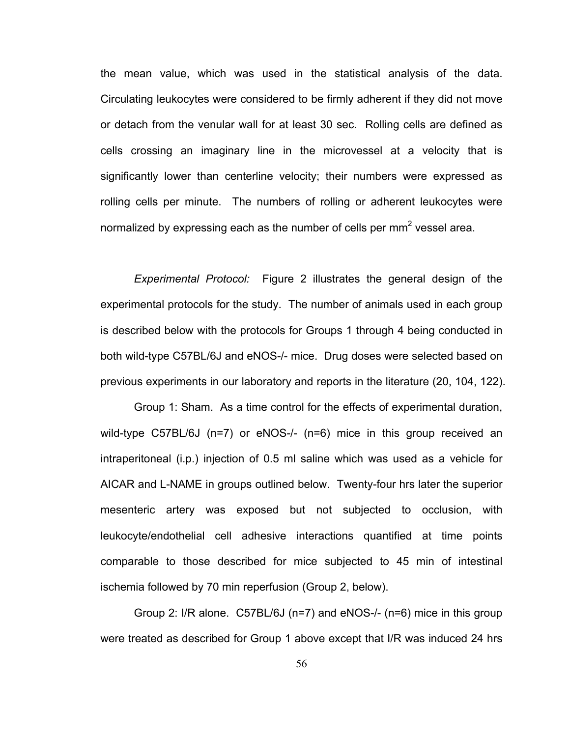the mean value, which was used in the statistical analysis of the data. Circulating leukocytes were considered to be firmly adherent if they did not move or detach from the venular wall for at least 30 sec. Rolling cells are defined as cells crossing an imaginary line in the microvessel at a velocity that is significantly lower than centerline velocity; their numbers were expressed as rolling cells per minute. The numbers of rolling or adherent leukocytes were normalized by expressing each as the number of cells per $mm^2$ vessel area.

*Experimental Protocol:* Figure 2 illustrates the general design of the experimental protocols for the study. The number of animals used in each group is described below with the protocols for Groups 1 through 4 being conducted in both wild-type C57BL/6J and eNOS-/- mice. Drug doses were selected based on previous experiments in our laboratory and reports in the literature (20, 104, 122).

Group 1: Sham. As a time control for the effects of experimental duration, wild-type C57BL/6J (n=7) or eNOS-/- (n=6) mice in this group received an intraperitoneal (i.p.) injection of 0.5 ml saline which was used as a vehicle for AICAR and L-NAME in groups outlined below. Twenty-four hrs later the superior mesenteric artery was exposed but not subjected to occlusion, with leukocyte/endothelial cell adhesive interactions quantified at time points comparable to those described for mice subjected to 45 min of intestinal ischemia followed by 70 min reperfusion (Group 2, below).

Group 2: I/R alone. C57BL/6J (n=7) and eNOS-/- (n=6) mice in this group were treated as described for Group 1 above except that I/R was induced 24 hrs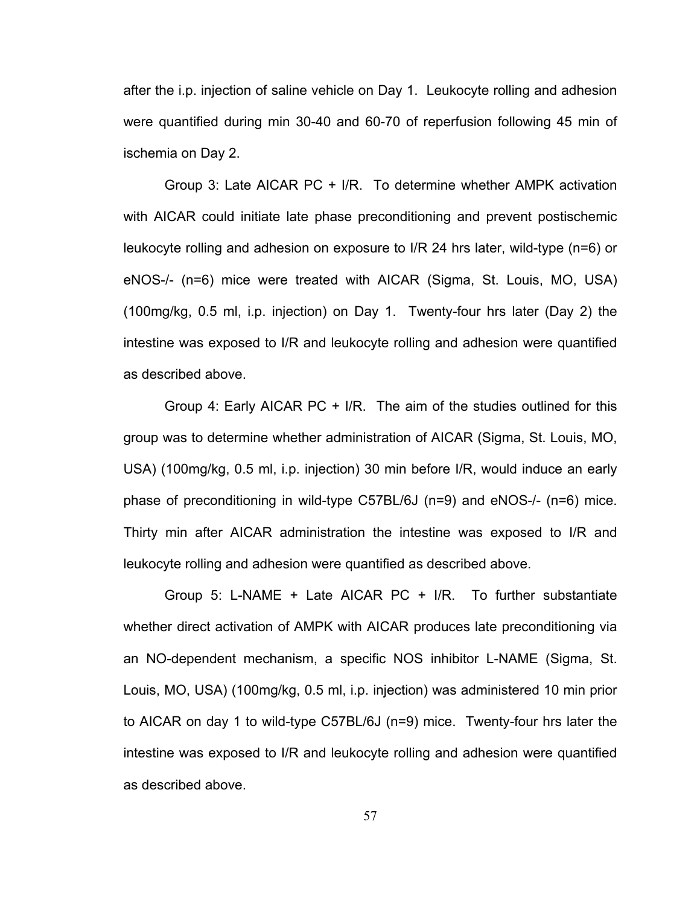after the i.p. injection of saline vehicle on Day 1. Leukocyte rolling and adhesion were quantified during min 30-40 and 60-70 of reperfusion following 45 min of ischemia on Day 2.

Group 3: Late AICAR PC + I/R. To determine whether AMPK activation with AICAR could initiate late phase preconditioning and prevent postischemic leukocyte rolling and adhesion on exposure to I/R 24 hrs later, wild-type (n=6) or eNOS-/- (n=6) mice were treated with AICAR (Sigma, St. Louis, MO, USA) (100mg/kg, 0.5 ml, i.p. injection) on Day 1. Twenty-four hrs later (Day 2) the intestine was exposed to I/R and leukocyte rolling and adhesion were quantified as described above.

Group 4: Early AICAR PC + I/R. The aim of the studies outlined for this group was to determine whether administration of AICAR (Sigma, St. Louis, MO, USA) (100mg/kg, 0.5 ml, i.p. injection) 30 min before I/R, would induce an early phase of preconditioning in wild-type C57BL/6J (n=9) and eNOS-/- (n=6) mice. Thirty min after AICAR administration the intestine was exposed to I/R and leukocyte rolling and adhesion were quantified as described above.

Group 5: L-NAME + Late AICAR PC + I/R. To further substantiate whether direct activation of AMPK with AICAR produces late preconditioning via an NO-dependent mechanism, a specific NOS inhibitor L-NAME (Sigma, St. Louis, MO, USA) (100mg/kg, 0.5 ml, i.p. injection) was administered 10 min prior to AICAR on day 1 to wild-type C57BL/6J (n=9) mice. Twenty-four hrs later the intestine was exposed to I/R and leukocyte rolling and adhesion were quantified as described above.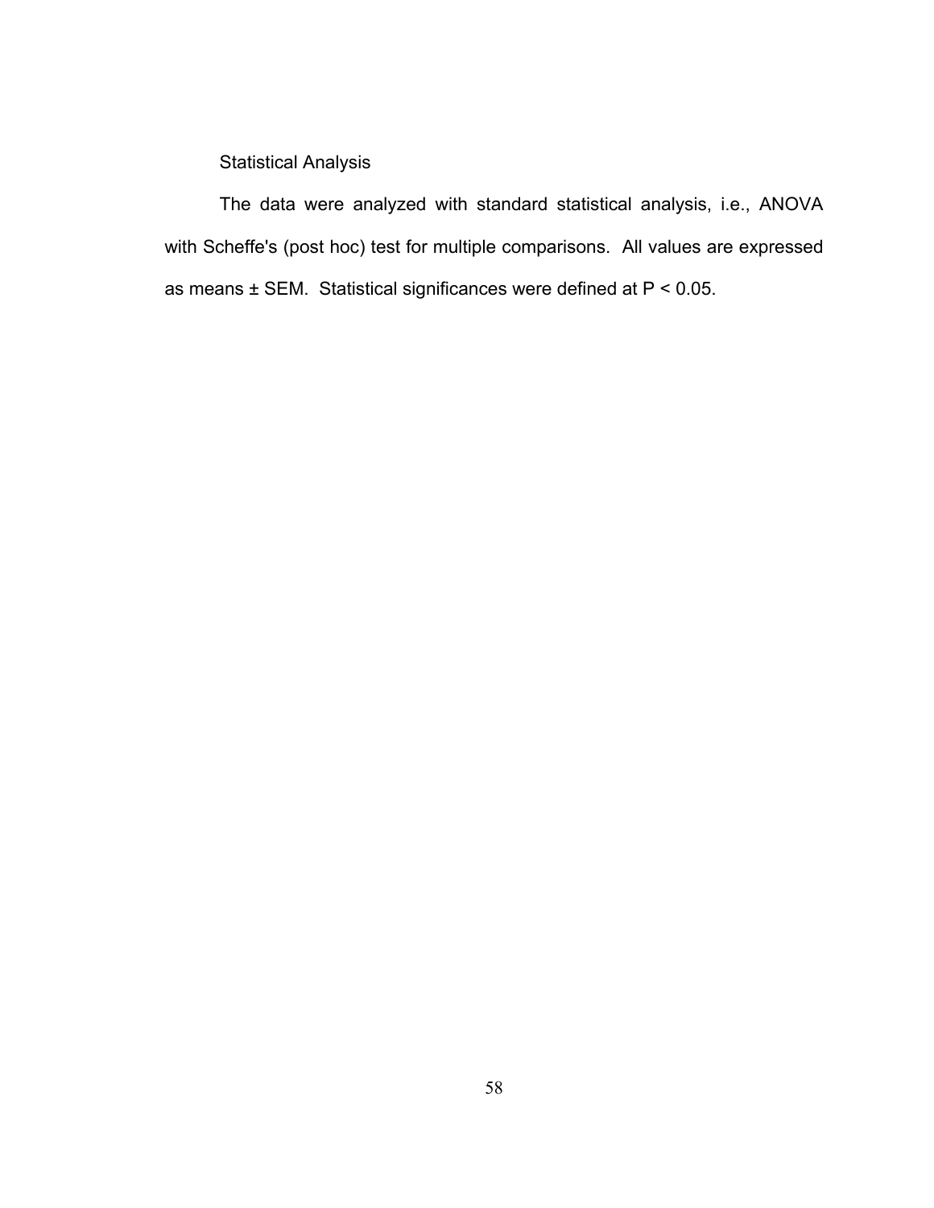### Statistical Analysis

The data were analyzed with standard statistical analysis, i.e., ANOVA with Scheffe's (post hoc) test for multiple comparisons. All values are expressed as means ± SEM. Statistical significances were defined at $P < 0.05$.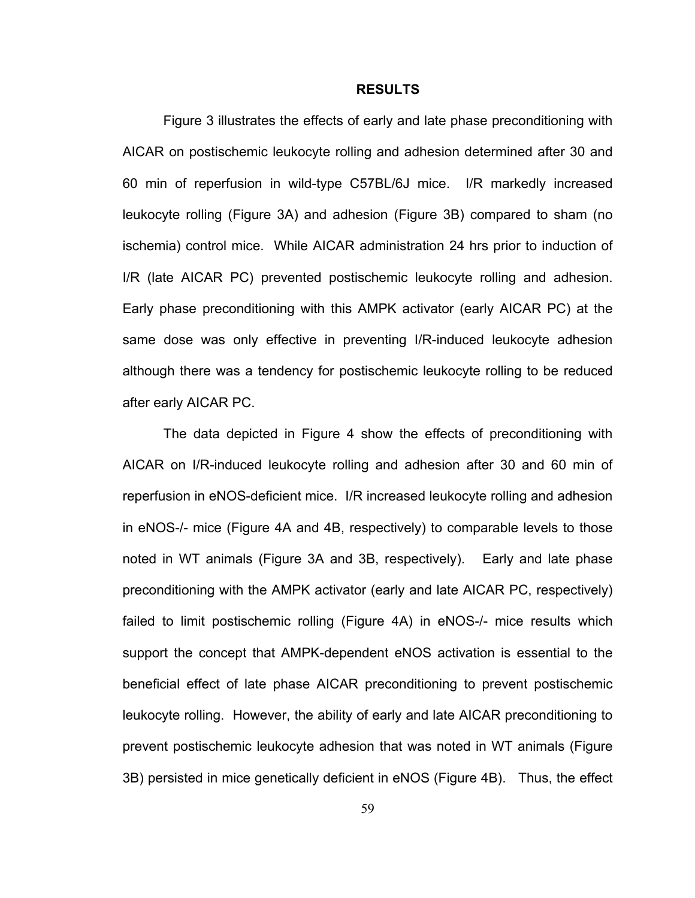## RESULTS

Figure 3 illustrates the effects of early and late phase preconditioning with AICAR on postischemic leukocyte rolling and adhesion determined after 30 and 60 min of reperfusion in wild-type C57BL/6J mice. I/R markedly increased leukocyte rolling (Figure 3A) and adhesion (Figure 3B) compared to sham (no ischemia) control mice. While AICAR administration 24 hrs prior to induction of I/R (late AICAR PC) prevented postischemic leukocyte rolling and adhesion. Early phase preconditioning with this AMPK activator (early AICAR PC) at the same dose was only effective in preventing I/R-induced leukocyte adhesion although there was a tendency for postischemic leukocyte rolling to be reduced after early AICAR PC.

The data depicted in Figure 4 show the effects of preconditioning with AICAR on I/R-induced leukocyte rolling and adhesion after 30 and 60 min of reperfusion in eNOS-deficient mice. I/R increased leukocyte rolling and adhesion in eNOS-/- mice (Figure 4A and 4B, respectively) to comparable levels to those noted in WT animals (Figure 3A and 3B, respectively). Early and late phase preconditioning with the AMPK activator (early and late AICAR PC, respectively) failed to limit postischemic rolling (Figure 4A) in eNOS-/- mice results which support the concept that AMPK-dependent eNOS activation is essential to the beneficial effect of late phase AICAR preconditioning to prevent postischemic leukocyte rolling. However, the ability of early and late AICAR preconditioning to prevent postischemic leukocyte adhesion that was noted in WT animals (Figure 3B) persisted in mice genetically deficient in eNOS (Figure 4B). Thus, the effect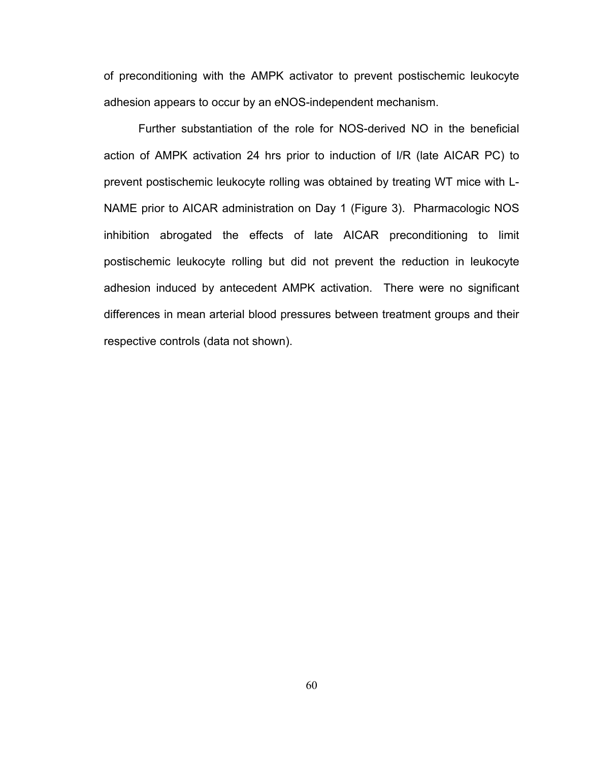of preconditioning with the AMPK activator to prevent postischemic leukocyte adhesion appears to occur by an eNOS-independent mechanism.

Further substantiation of the role for NOS-derived NO in the beneficial action of AMPK activation 24 hrs prior to induction of I/R (late AICAR PC) to prevent postischemic leukocyte rolling was obtained by treating WT mice with L-NAME prior to AICAR administration on Day 1 (Figure 3). Pharmacologic NOS inhibition abrogated the effects of late AICAR preconditioning to limit postischemic leukocyte rolling but did not prevent the reduction in leukocyte adhesion induced by antecedent AMPK activation. There were no significant differences in mean arterial blood pressures between treatment groups and their respective controls (data not shown).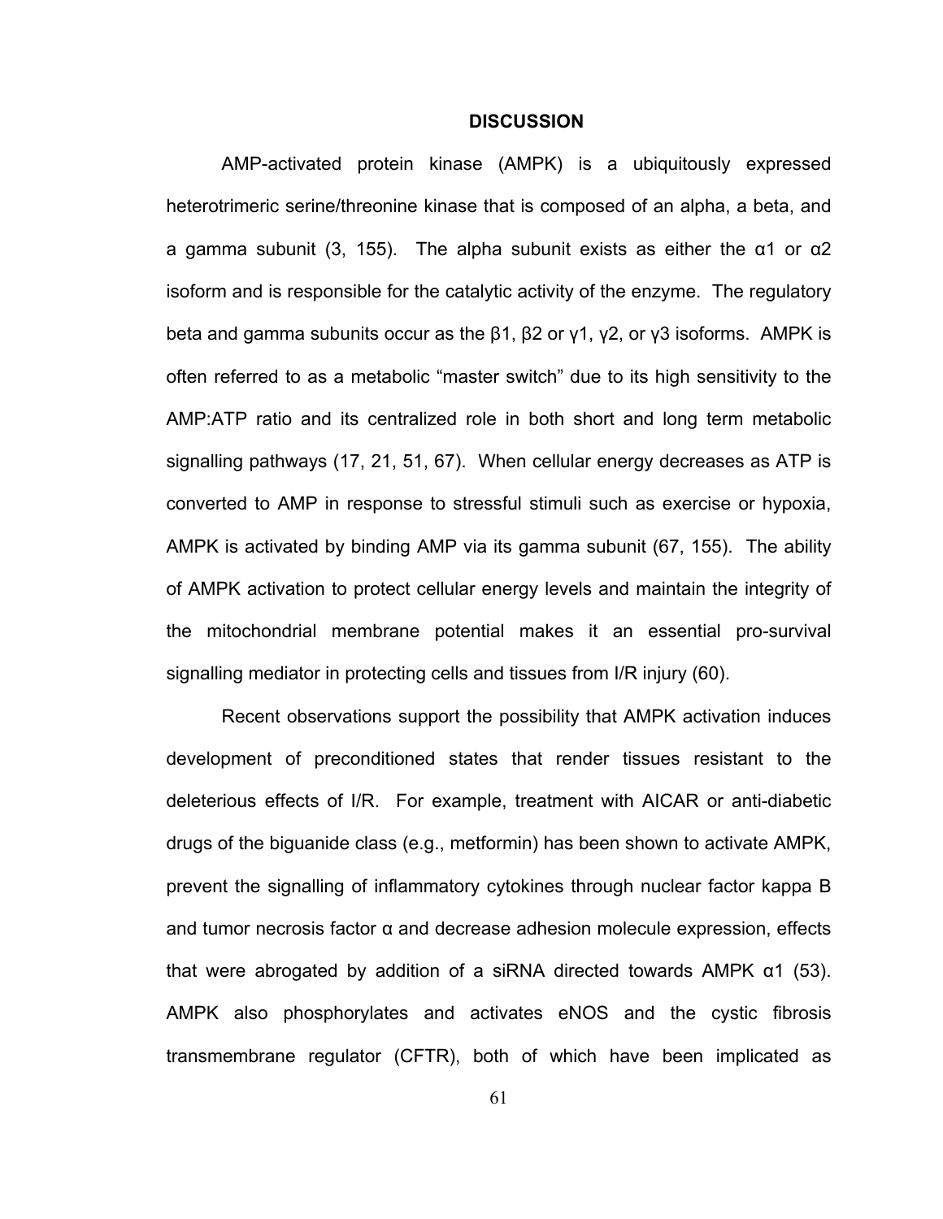# DISCUSSION

AMP-activated protein kinase (AMPK) is a ubiquitously expressed heterotrimeric serine/threonine kinase that is composed of an alpha, a beta, and a gamma subunit (3, 155). The alpha subunit exists as either the α1 or α2 isoform and is responsible for the catalytic activity of the enzyme. The regulatory beta and gamma subunits occur as the β1, β2 or γ1, γ2, or γ3 isoforms. AMPK is often referred to as a metabolic "master switch" due to its high sensitivity to the AMP:ATP ratio and its centralized role in both short and long term metabolic signalling pathways (17, 21, 51, 67). When cellular energy decreases as ATP is converted to AMP in response to stressful stimuli such as exercise or hypoxia, AMPK is activated by binding AMP via its gamma subunit (67, 155). The ability of AMPK activation to protect cellular energy levels and maintain the integrity of the mitochondrial membrane potential makes it an essential pro-survival signalling mediator in protecting cells and tissues from I/R injury (60).

Recent observations support the possibility that AMPK activation induces development of preconditioned states that render tissues resistant to the deleterious effects of I/R. For example, treatment with AICAR or anti-diabetic drugs of the biguanide class (e.g., metformin) has been shown to activate AMPK, prevent the signalling of inflammatory cytokines through nuclear factor kappa B and tumor necrosis factor α and decrease adhesion molecule expression, effects that were abrogated by addition of a siRNA directed towards AMPK α1 (53). AMPK also phosphorylates and activates eNOS and the cystic fibrosis transmembrane regulator (CFTR), both of which have been implicated as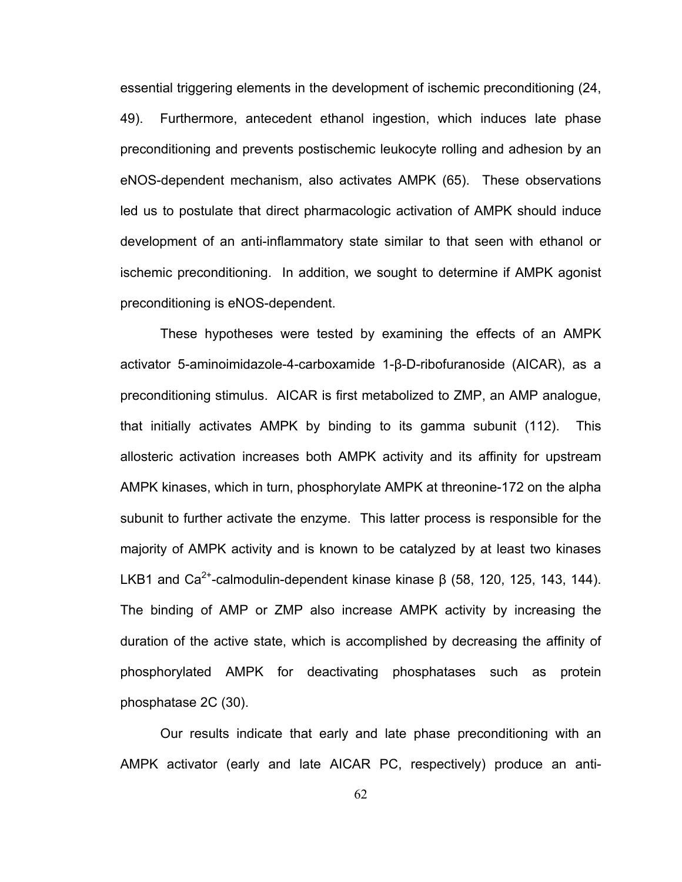essential triggering elements in the development of ischemic preconditioning (24, 49). Furthermore, antecedent ethanol ingestion, which induces late phase preconditioning and prevents postischemic leukocyte rolling and adhesion by an eNOS-dependent mechanism, also activates AMPK (65). These observations led us to postulate that direct pharmacologic activation of AMPK should induce development of an anti-inflammatory state similar to that seen with ethanol or ischemic preconditioning. In addition, we sought to determine if AMPK agonist preconditioning is eNOS-dependent.

These hypotheses were tested by examining the effects of an AMPK activator 5-aminoimidazole-4-carboxamide 1-β-D-ribofuranoside (AICAR), as a preconditioning stimulus. AICAR is first metabolized to ZMP, an AMP analogue, that initially activates AMPK by binding to its gamma subunit (112). This allosteric activation increases both AMPK activity and its affinity for upstream AMPK kinases, which in turn, phosphorylate AMPK at threonine-172 on the alpha subunit to further activate the enzyme. This latter process is responsible for the majority of AMPK activity and is known to be catalyzed by at least two kinases LKB1 and $Ca^{2+}$-calmodulin-dependent kinase kinase β (58, 120, 125, 143, 144). The binding of AMP or ZMP also increase AMPK activity by increasing the duration of the active state, which is accomplished by decreasing the affinity of phosphorylated AMPK for deactivating phosphatases such as protein phosphatase 2C (30).

Our results indicate that early and late phase preconditioning with an AMPK activator (early and late AICAR PC, respectively) produce an anti-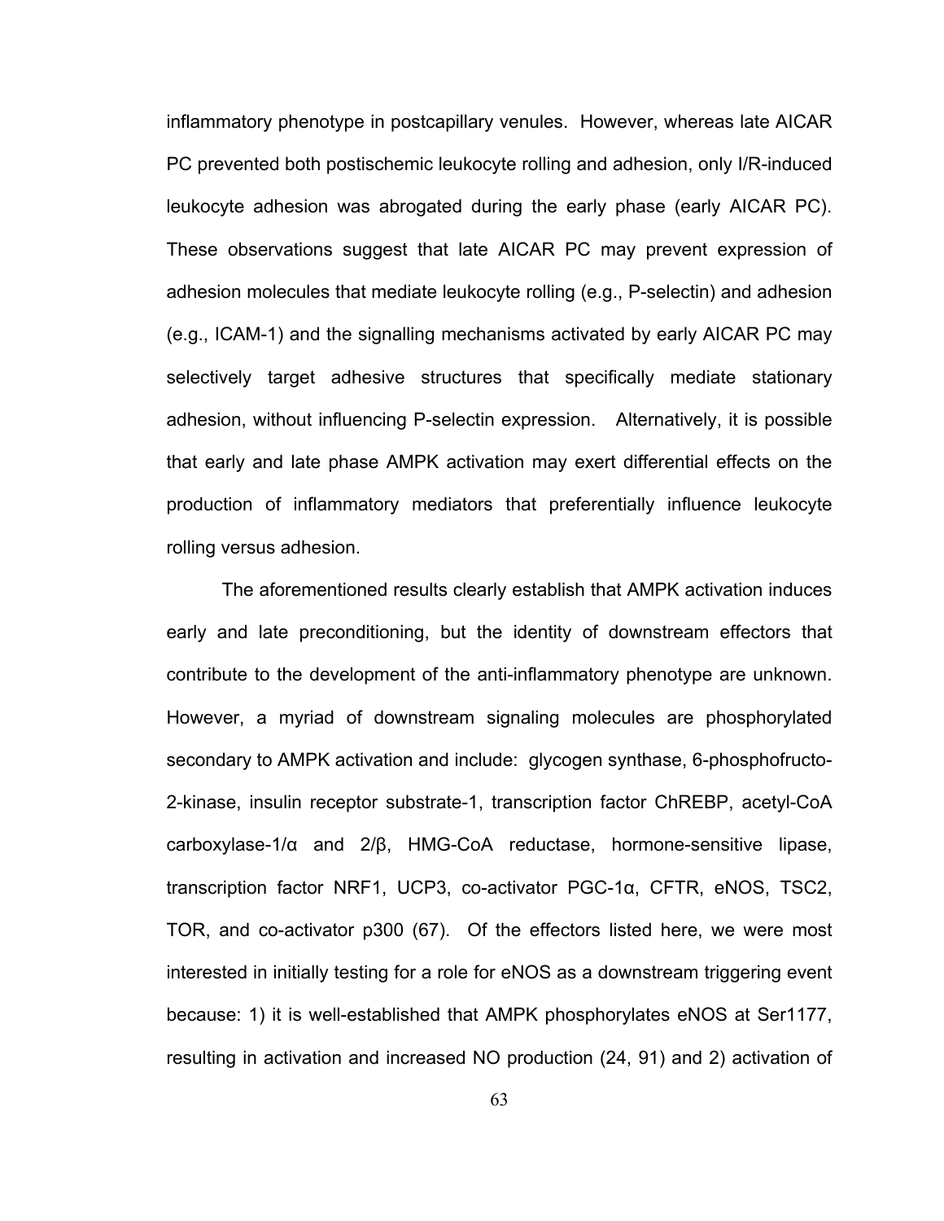inflammatory phenotype in postcapillary venules. However, whereas late AICAR PC prevented both postischemic leukocyte rolling and adhesion, only I/R-induced leukocyte adhesion was abrogated during the early phase (early AICAR PC). These observations suggest that late AICAR PC may prevent expression of adhesion molecules that mediate leukocyte rolling (e.g., P-selectin) and adhesion (e.g., ICAM-1) and the signalling mechanisms activated by early AICAR PC may selectively target adhesive structures that specifically mediate stationary adhesion, without influencing P-selectin expression. Alternatively, it is possible that early and late phase AMPK activation may exert differential effects on the production of inflammatory mediators that preferentially influence leukocyte rolling versus adhesion.

The aforementioned results clearly establish that AMPK activation induces early and late preconditioning, but the identity of downstream effectors that contribute to the development of the anti-inflammatory phenotype are unknown. However, a myriad of downstream signaling molecules are phosphorylated secondary to AMPK activation and include: glycogen synthase, 6-phosphofructo-2-kinase, insulin receptor substrate-1, transcription factor ChREBP, acetyl-CoA carboxylase-1/α and 2/β, HMG-CoA reductase, hormone-sensitive lipase, transcription factor NRF1, UCP3, co-activator PGC-1α, CFTR, eNOS, TSC2, TOR, and co-activator p300 (67). Of the effectors listed here, we were most interested in initially testing for a role for eNOS as a downstream triggering event because: 1) it is well-established that AMPK phosphorylates eNOS at Ser1177, resulting in activation and increased NO production (24, 91) and 2) activation of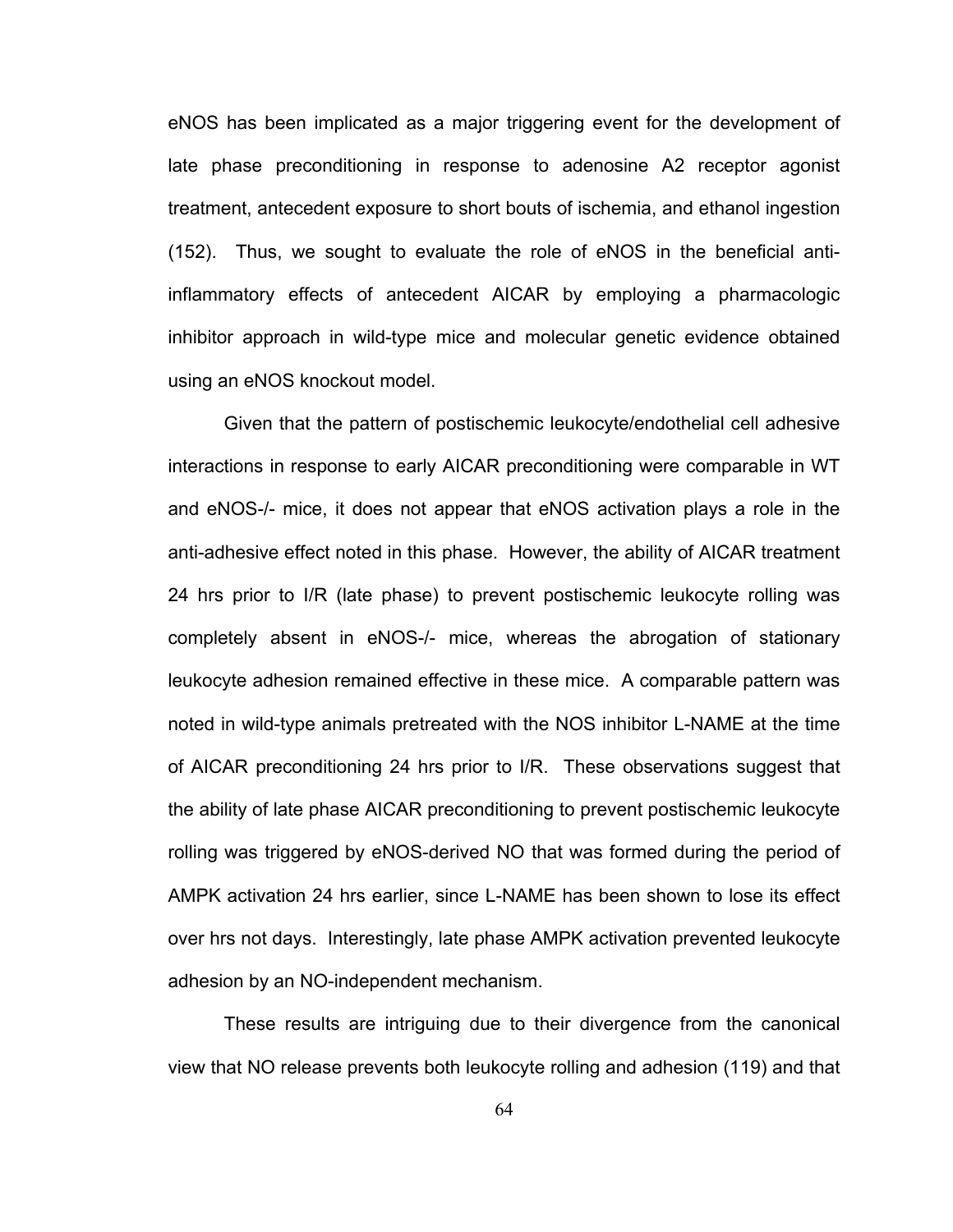eNOS has been implicated as a major triggering event for the development of late phase preconditioning in response to adenosine A2 receptor agonist treatment, antecedent exposure to short bouts of ischemia, and ethanol ingestion (152). Thus, we sought to evaluate the role of eNOS in the beneficial anti-inflammatory effects of antecedent AICAR by employing a pharmacologic inhibitor approach in wild-type mice and molecular genetic evidence obtained using an eNOS knockout model.

Given that the pattern of postischemic leukocyte/endothelial cell adhesive interactions in response to early AICAR preconditioning were comparable in WT and eNOS-/- mice, it does not appear that eNOS activation plays a role in the anti-adhesive effect noted in this phase. However, the ability of AICAR treatment 24 hrs prior to I/R (late phase) to prevent postischemic leukocyte rolling was completely absent in eNOS-/- mice, whereas the abrogation of stationary leukocyte adhesion remained effective in these mice. A comparable pattern was noted in wild-type animals pretreated with the NOS inhibitor L-NAME at the time of AICAR preconditioning 24 hrs prior to I/R. These observations suggest that the ability of late phase AICAR preconditioning to prevent postischemic leukocyte rolling was triggered by eNOS-derived NO that was formed during the period of AMPK activation 24 hrs earlier, since L-NAME has been shown to lose its effect over hrs not days. Interestingly, late phase AMPK activation prevented leukocyte adhesion by an NO-independent mechanism.

These results are intriguing due to their divergence from the canonical view that NO release prevents both leukocyte rolling and adhesion (119) and that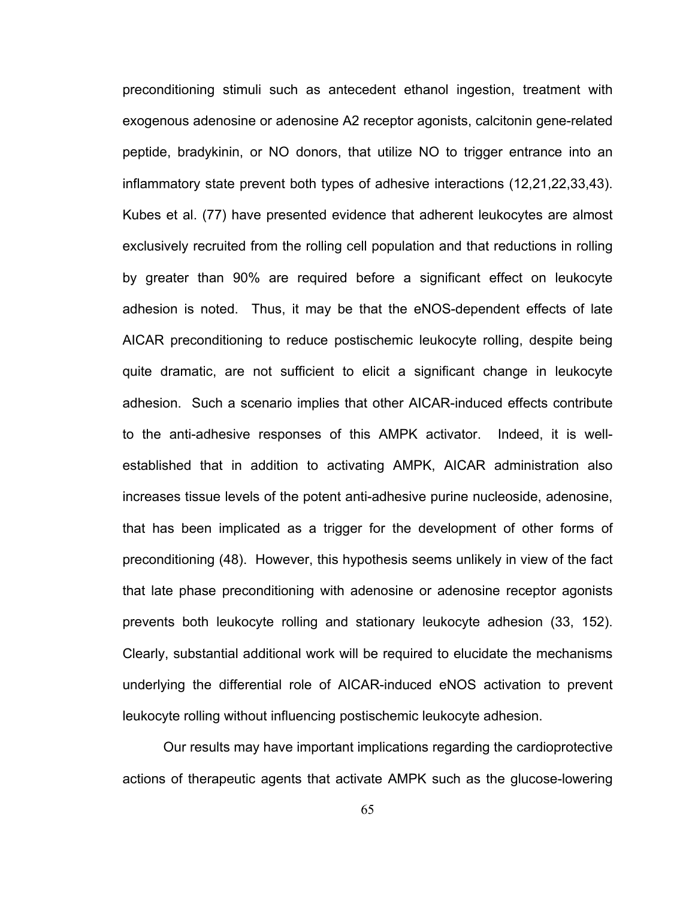preconditioning stimuli such as antecedent ethanol ingestion, treatment with exogenous adenosine or adenosine A2 receptor agonists, calcitonin gene-related peptide, bradykinin, or NO donors, that utilize NO to trigger entrance into an inflammatory state prevent both types of adhesive interactions (12,21,22,33,43). Kubes et al. (77) have presented evidence that adherent leukocytes are almost exclusively recruited from the rolling cell population and that reductions in rolling by greater than 90% are required before a significant effect on leukocyte adhesion is noted. Thus, it may be that the eNOS-dependent effects of late AICAR preconditioning to reduce postischemic leukocyte rolling, despite being quite dramatic, are not sufficient to elicit a significant change in leukocyte adhesion. Such a scenario implies that other AICAR-induced effects contribute to the anti-adhesive responses of this AMPK activator. Indeed, it is well-established that in addition to activating AMPK, AICAR administration also increases tissue levels of the potent anti-adhesive purine nucleoside, adenosine, that has been implicated as a trigger for the development of other forms of preconditioning (48). However, this hypothesis seems unlikely in view of the fact that late phase preconditioning with adenosine or adenosine receptor agonists prevents both leukocyte rolling and stationary leukocyte adhesion (33, 152). Clearly, substantial additional work will be required to elucidate the mechanisms underlying the differential role of AICAR-induced eNOS activation to prevent leukocyte rolling without influencing postischemic leukocyte adhesion.

Our results may have important implications regarding the cardioprotective actions of therapeutic agents that activate AMPK such as the glucose-lowering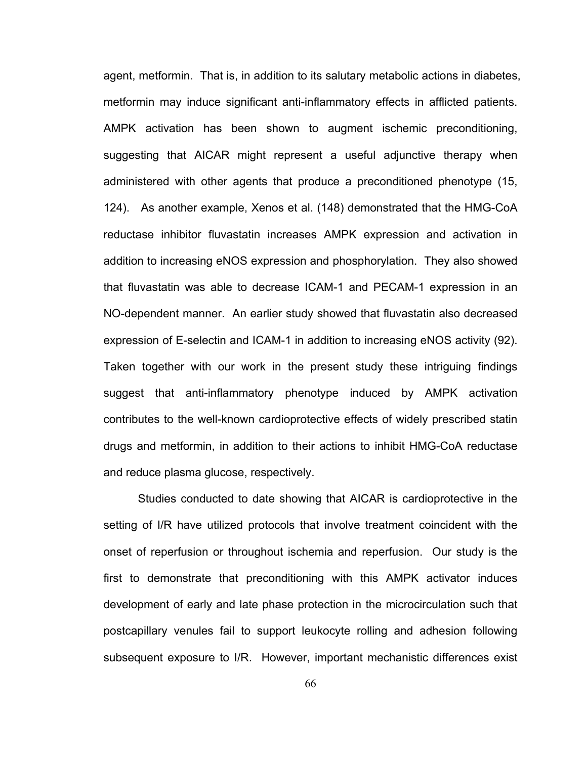agent, metformin. That is, in addition to its salutary metabolic actions in diabetes, metformin may induce significant anti-inflammatory effects in afflicted patients. AMPK activation has been shown to augment ischemic preconditioning, suggesting that AICAR might represent a useful adjunctive therapy when administered with other agents that produce a preconditioned phenotype (15, 124). As another example, Xenos et al. (148) demonstrated that the HMG-CoA reductase inhibitor fluvastatin increases AMPK expression and activation in addition to increasing eNOS expression and phosphorylation. They also showed that fluvastatin was able to decrease ICAM-1 and PECAM-1 expression in an NO-dependent manner. An earlier study showed that fluvastatin also decreased expression of E-selectin and ICAM-1 in addition to increasing eNOS activity (92). Taken together with our work in the present study these intriguing findings suggest that anti-inflammatory phenotype induced by AMPK activation contributes to the well-known cardioprotective effects of widely prescribed statin drugs and metformin, in addition to their actions to inhibit HMG-CoA reductase and reduce plasma glucose, respectively.

Studies conducted to date showing that AICAR is cardioprotective in the setting of I/R have utilized protocols that involve treatment coincident with the onset of reperfusion or throughout ischemia and reperfusion. Our study is the first to demonstrate that preconditioning with this AMPK activator induces development of early and late phase protection in the microcirculation such that postcapillary venules fail to support leukocyte rolling and adhesion following subsequent exposure to I/R. However, important mechanistic differences exist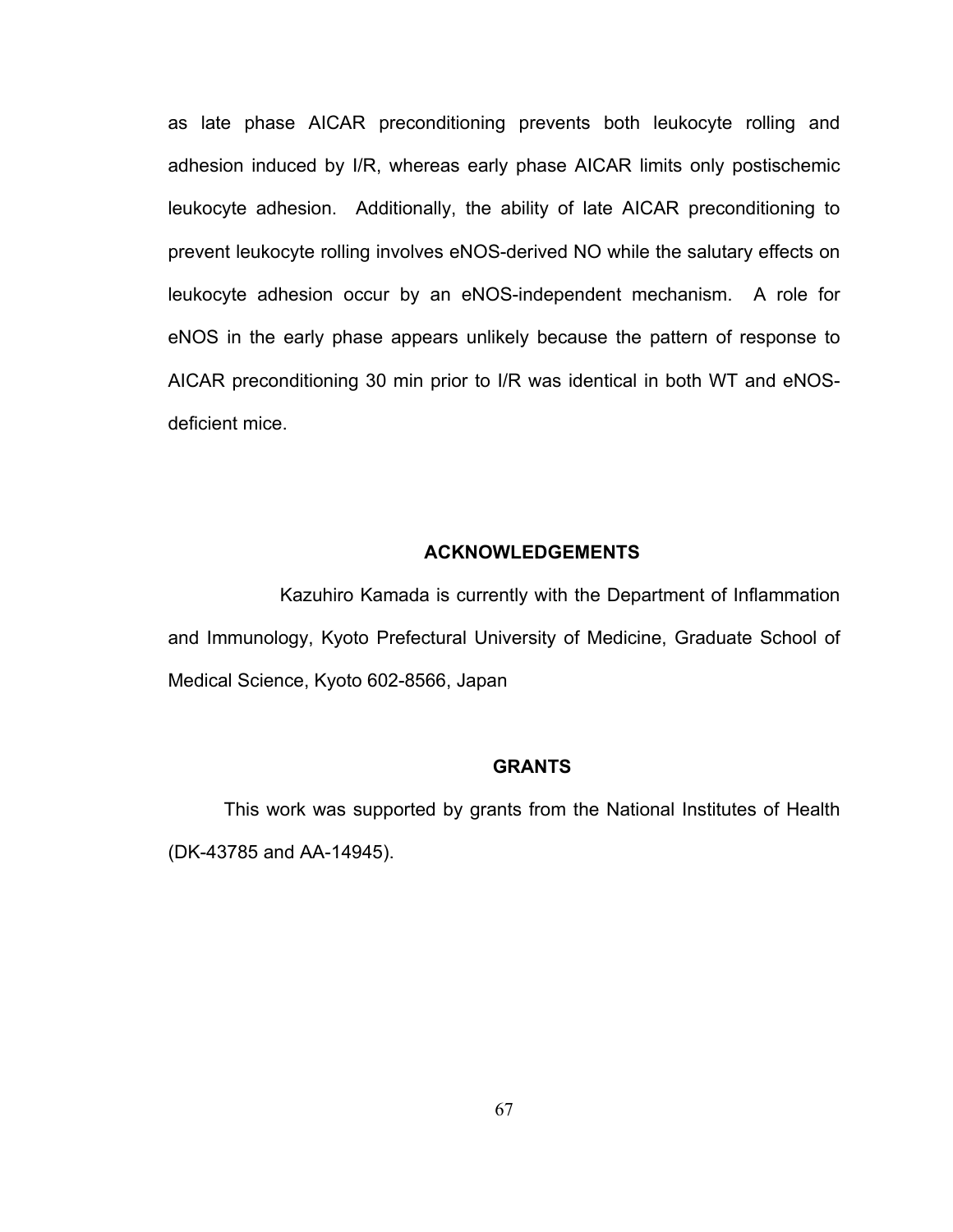as late phase AICAR preconditioning prevents both leukocyte rolling and adhesion induced by I/R, whereas early phase AICAR limits only postischemic leukocyte adhesion. Additionally, the ability of late AICAR preconditioning to prevent leukocyte rolling involves eNOS-derived NO while the salutary effects on leukocyte adhesion occur by an eNOS-independent mechanism. A role for eNOS in the early phase appears unlikely because the pattern of response to AICAR preconditioning 30 min prior to I/R was identical in both WT and eNOS-deficient mice.

## ACKNOWLEDGEMENTS

Kazuhiro Kamada is currently with the Department of Inflammation and Immunology, Kyoto Prefectural University of Medicine, Graduate School of Medical Science, Kyoto 602-8566, Japan

## GRANTS

This work was supported by grants from the National Institutes of Health (DK-43785 and AA-14945).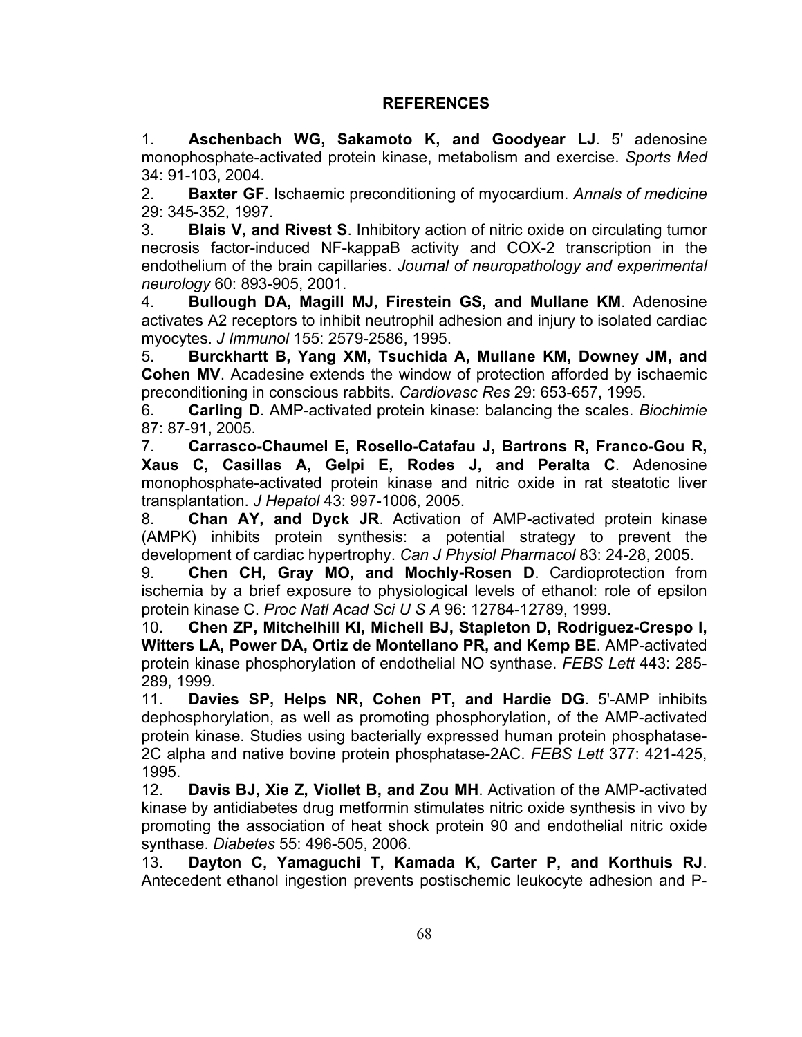## REFERENCES

1. **Aschenbach WG, Sakamoto K, and Goodyear LJ**. 5' adenosine monophosphate-activated protein kinase, metabolism and exercise. *Sports Med* 34: 91-103, 2004.
2. **Baxter GF**. Ischaemic preconditioning of myocardium. *Annals of medicine* 29: 345-352, 1997.
3. **Blais V, and Rivest S**. Inhibitory action of nitric oxide on circulating tumor necrosis factor-induced NF-kappaB activity and COX-2 transcription in the endothelium of the brain capillaries. *Journal of neuropathology and experimental neurology* 60: 893-905, 2001.
4. **Bullough DA, Magill MJ, Firestein GS, and Mullane KM**. Adenosine activates A2 receptors to inhibit neutrophil adhesion and injury to isolated cardiac myocytes. *J Immunol* 155: 2579-2586, 1995.
5. **Burckhartt B, Yang XM, Tsuchida A, Mullane KM, Downey JM, and Cohen MV**. Acadesine extends the window of protection afforded by ischaemic preconditioning in conscious rabbits. *Cardiovasc Res* 29: 653-657, 1995.
6. **Carling D**. AMP-activated protein kinase: balancing the scales. *Biochimie* 87: 87-91, 2005.
7. **Carrasco-Chaumel E, Rosello-Catafau J, Bartrons R, Franco-Gou R, Xaus C, Casillas A, Gelpi E, Rodes J, and Peralta C**. Adenosine monophosphate-activated protein kinase and nitric oxide in rat steatotic liver transplantation. *J Hepatol* 43: 997-1006, 2005.
8. **Chan AY, and Dyck JR**. Activation of AMP-activated protein kinase (AMPK) inhibits protein synthesis: a potential strategy to prevent the development of cardiac hypertrophy. *Can J Physiol Pharmacol* 83: 24-28, 2005.
9. **Chen CH, Gray MO, and Mochly-Rosen D**. Cardioprotection from ischemia by a brief exposure to physiological levels of ethanol: role of epsilon protein kinase C. *Proc Natl Acad Sci U S A* 96: 12784-12789, 1999.
10. **Chen ZP, Mitchelhill KI, Michell BJ, Stapleton D, Rodriguez-Crespo I, Witters LA, Power DA, Ortiz de Montellano PR, and Kemp BE**. AMP-activated protein kinase phosphorylation of endothelial NO synthase. *FEBS Lett* 443: 285-289, 1999.
11. **Davies SP, Helps NR, Cohen PT, and Hardie DG**. 5'-AMP inhibits dephosphorylation, as well as promoting phosphorylation, of the AMP-activated protein kinase. Studies using bacterially expressed human protein phosphatase-2C alpha and native bovine protein phosphatase-2AC. *FEBS Lett* 377: 421-425, 1995.
12. **Davis BJ, Xie Z, Viollet B, and Zou MH**. Activation of the AMP-activated kinase by antidiabetes drug metformin stimulates nitric oxide synthesis in vivo by promoting the association of heat shock protein 90 and endothelial nitric oxide synthase. *Diabetes* 55: 496-505, 2006.
13. **Dayton C, Yamaguchi T, Kamada K, Carter P, and Korthuis RJ**. Antecedent ethanol ingestion prevents postischemic leukocyte adhesion and P-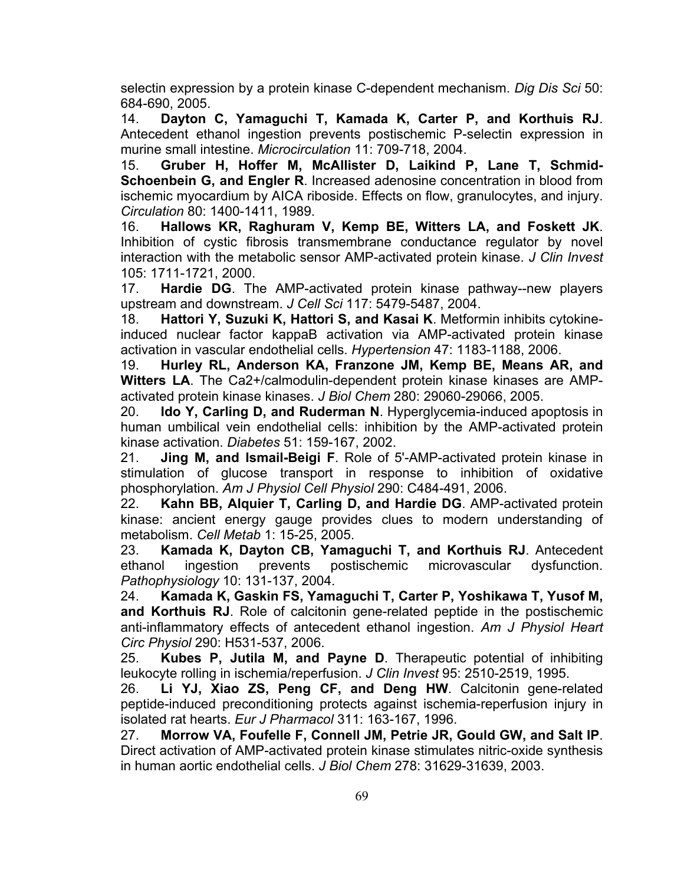selectin expression by a protein kinase C-dependent mechanism. *Dig Dis Sci* 50: 684-690, 2005.

14. **Dayton C, Yamaguchi T, Kamada K, Carter P, and Korthuis RJ**. Antecedent ethanol ingestion prevents postischemic P-selectin expression in murine small intestine. *Microcirculation* 11: 709-718, 2004.

15. **Gruber H, Hoffer M, McAllister D, Laikind P, Lane T, Schmid-Schoenbein G, and Engler R**. Increased adenosine concentration in blood from ischemic myocardium by AICA riboside. Effects on flow, granulocytes, and injury. *Circulation* 80: 1400-1411, 1989.

16. **Hallows KR, Raghuram V, Kemp BE, Witters LA, and Foskett JK**. Inhibition of cystic fibrosis transmembrane conductance regulator by novel interaction with the metabolic sensor AMP-activated protein kinase. *J Clin Invest* 105: 1711-1721, 2000.

17. **Hardie DG**. The AMP-activated protein kinase pathway--new players upstream and downstream. *J Cell Sci* 117: 5479-5487, 2004.

18. **Hattori Y, Suzuki K, Hattori S, and Kasai K**. Metformin inhibits cytokine-induced nuclear factor kappaB activation via AMP-activated protein kinase activation in vascular endothelial cells. *Hypertension* 47: 1183-1188, 2006.

19. **Hurley RL, Anderson KA, Franzone JM, Kemp BE, Means AR, and Witters LA**. The Ca2+/calmodulin-dependent protein kinase kinases are AMP-activated protein kinase kinases. *J Biol Chem* 280: 29060-29066, 2005.

20. **Ido Y, Carling D, and Ruderman N**. Hyperglycemia-induced apoptosis in human umbilical vein endothelial cells: inhibition by the AMP-activated protein kinase activation. *Diabetes* 51: 159-167, 2002.

21. **Jing M, and Ismail-Beigi F**. Role of 5'-AMP-activated protein kinase in stimulation of glucose transport in response to inhibition of oxidative phosphorylation. *Am J Physiol Cell Physiol* 290: C484-491, 2006.

22. **Kahn BB, Alquier T, Carling D, and Hardie DG**. AMP-activated protein kinase: ancient energy gauge provides clues to modern understanding of metabolism. *Cell Metab* 1: 15-25, 2005.

23. **Kamada K, Dayton CB, Yamaguchi T, and Korthuis RJ**. Antecedent ethanol ingestion prevents postischemic microvascular dysfunction. *Pathophysiology* 10: 131-137, 2004.

24. **Kamada K, Gaskin FS, Yamaguchi T, Carter P, Yoshikawa T, Yusof M, and Korthuis RJ**. Role of calcitonin gene-related peptide in the postischemic anti-inflammatory effects of antecedent ethanol ingestion. *Am J Physiol Heart Circ Physiol* 290: H531-537, 2006.

25. **Kubes P, Jutila M, and Payne D**. Therapeutic potential of inhibiting leukocyte rolling in ischemia/reperfusion. *J Clin Invest* 95: 2510-2519, 1995.

26. **Li YJ, Xiao ZS, Peng CF, and Deng HW**. Calcitonin gene-related peptide-induced preconditioning protects against ischemia-reperfusion injury in isolated rat hearts. *Eur J Pharmacol* 311: 163-167, 1996.

27. **Morrow VA, Foufelle F, Connell JM, Petrie JR, Gould GW, and Salt IP**. Direct activation of AMP-activated protein kinase stimulates nitric-oxide synthesis in human aortic endothelial cells. *J Biol Chem* 278: 31629-31639, 2003.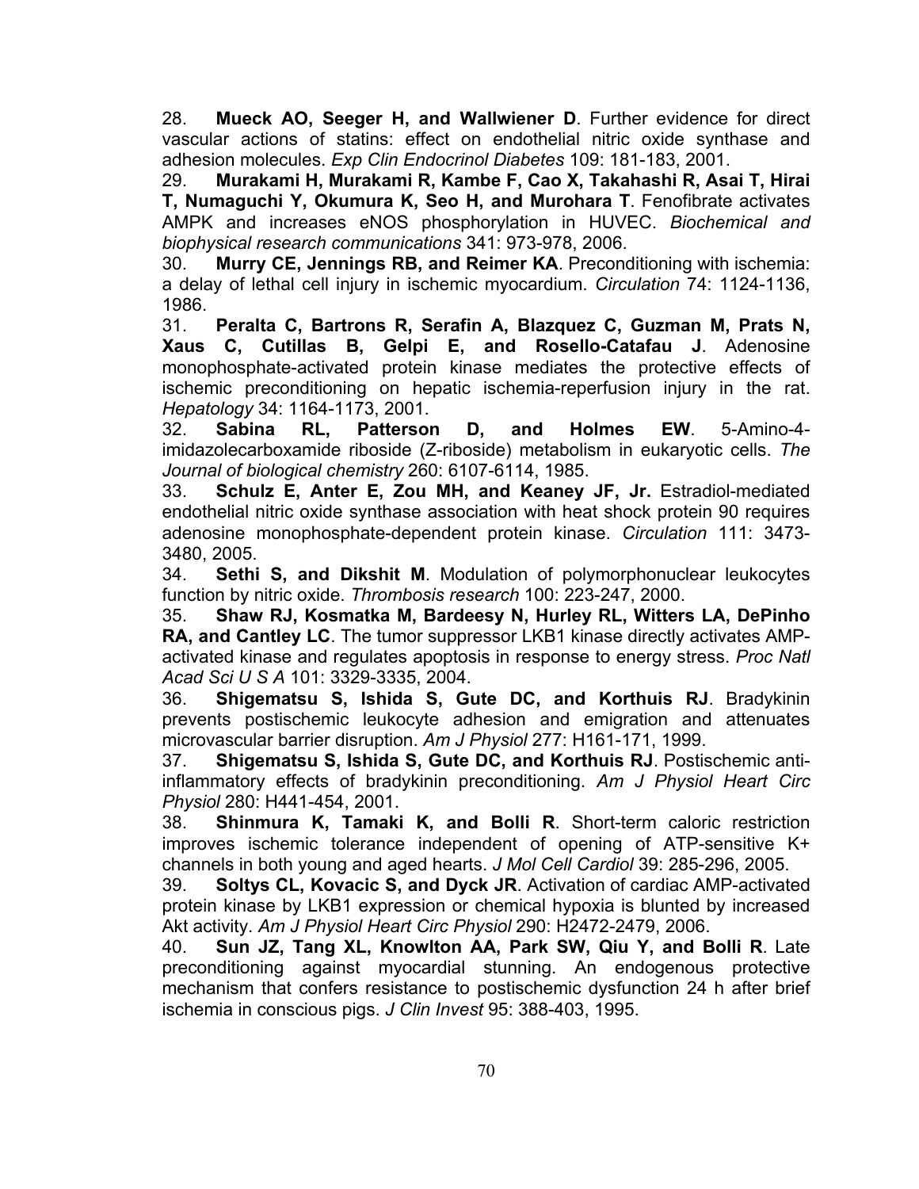28. **Mueck AO, Seeger H, and Wallwiener D**. Further evidence for direct vascular actions of statins: effect on endothelial nitric oxide synthase and adhesion molecules. *Exp Clin Endocrinol Diabetes* 109: 181-183, 2001.

29. **Murakami H, Murakami R, Kambe F, Cao X, Takahashi R, Asai T, Hirai T, Numaguchi Y, Okumura K, Seo H, and Murohara T**. Fenofibrate activates AMPK and increases eNOS phosphorylation in HUVEC. *Biochemical and biophysical research communications* 341: 973-978, 2006.

30. **Murry CE, Jennings RB, and Reimer KA**. Preconditioning with ischemia: a delay of lethal cell injury in ischemic myocardium. *Circulation* 74: 1124-1136, 1986.

31. **Peralta C, Bartrons R, Serafin A, Blazquez C, Guzman M, Prats N, Xaus C, Cutillas B, Gelpi E, and Rosello-Catafau J**. Adenosine monophosphate-activated protein kinase mediates the protective effects of ischemic preconditioning on hepatic ischemia-reperfusion injury in the rat. *Hepatology* 34: 1164-1173, 2001.

32. **Sabina RL, Patterson D, and Holmes EW**. 5-Amino-4-imidazolecarboxamide riboside (Z-riboside) metabolism in eukaryotic cells. *The Journal of biological chemistry* 260: 6107-6114, 1985.

33. **Schulz E, Anter E, Zou MH, and Keaney JF, Jr.** Estradiol-mediated endothelial nitric oxide synthase association with heat shock protein 90 requires adenosine monophosphate-dependent protein kinase. *Circulation* 111: 3473-3480, 2005.

34. **Sethi S, and Dikshit M**. Modulation of polymorphonuclear leukocytes function by nitric oxide. *Thrombosis research* 100: 223-247, 2000.

35. **Shaw RJ, Kosmatka M, Bardeesy N, Hurley RL, Witters LA, DePinho RA, and Cantley LC**. The tumor suppressor LKB1 kinase directly activates AMP-activated kinase and regulates apoptosis in response to energy stress. *Proc Natl Acad Sci U S A* 101: 3329-3335, 2004.

36. **Shigematsu S, Ishida S, Gute DC, and Korthuis RJ**. Bradykinin prevents postischemic leukocyte adhesion and emigration and attenuates microvascular barrier disruption. *Am J Physiol* 277: H161-171, 1999.

37. **Shigematsu S, Ishida S, Gute DC, and Korthuis RJ**. Postischemic anti-inflammatory effects of bradykinin preconditioning. *Am J Physiol Heart Circ Physiol* 280: H441-454, 2001.

38. **Shinmura K, Tamaki K, and Bolli R**. Short-term caloric restriction improves ischemic tolerance independent of opening of ATP-sensitive K+ channels in both young and aged hearts. *J Mol Cell Cardiol* 39: 285-296, 2005.

39. **Soltys CL, Kovacic S, and Dyck JR**. Activation of cardiac AMP-activated protein kinase by LKB1 expression or chemical hypoxia is blunted by increased Akt activity. *Am J Physiol Heart Circ Physiol* 290: H2472-2479, 2006.

40. **Sun JZ, Tang XL, Knowlton AA, Park SW, Qiu Y, and Bolli R**. Late preconditioning against myocardial stunning. An endogenous protective mechanism that confers resistance to postischemic dysfunction 24 h after brief ischemia in conscious pigs. *J Clin Invest* 95: 388-403, 1995.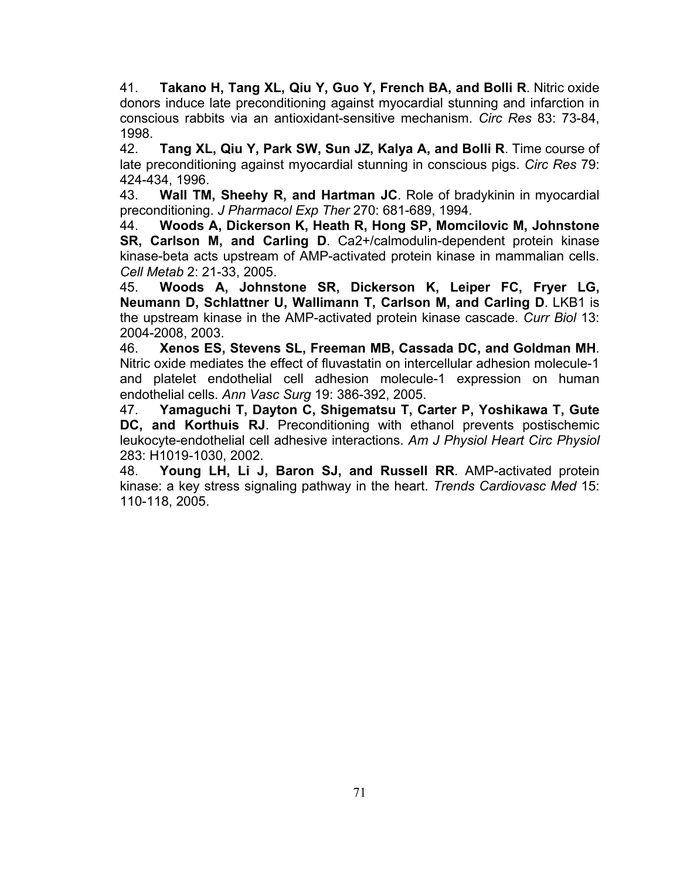41. **Takano H, Tang XL, Qiu Y, Guo Y, French BA, and Bolli R**. Nitric oxide donors induce late preconditioning against myocardial stunning and infarction in conscious rabbits via an antioxidant-sensitive mechanism. *Circ Res* 83: 73-84, 1998.

42. **Tang XL, Qiu Y, Park SW, Sun JZ, Kalya A, and Bolli R**. Time course of late preconditioning against myocardial stunning in conscious pigs. *Circ Res* 79: 424-434, 1996.

43. **Wall TM, Sheehy R, and Hartman JC**. Role of bradykinin in myocardial preconditioning. *J Pharmacol Exp Ther* 270: 681-689, 1994.

44. **Woods A, Dickerson K, Heath R, Hong SP, Momcilovic M, Johnstone SR, Carlson M, and Carling D**. Ca2+/calmodulin-dependent protein kinase kinase-beta acts upstream of AMP-activated protein kinase in mammalian cells. *Cell Metab* 2: 21-33, 2005.

45. **Woods A, Johnstone SR, Dickerson K, Leiper FC, Fryer LG, Neumann D, Schlattner U, Wallimann T, Carlson M, and Carling D**. LKB1 is the upstream kinase in the AMP-activated protein kinase cascade. *Curr Biol* 13: 2004-2008, 2003.

46. **Xenos ES, Stevens SL, Freeman MB, Cassada DC, and Goldman MH**. Nitric oxide mediates the effect of fluvastatin on intercellular adhesion molecule-1 and platelet endothelial cell adhesion molecule-1 expression on human endothelial cells. *Ann Vasc Surg* 19: 386-392, 2005.

47. **Yamaguchi T, Dayton C, Shigematsu T, Carter P, Yoshikawa T, Gute DC, and Korthuis RJ**. Preconditioning with ethanol prevents postischemic leukocyte-endothelial cell adhesive interactions. *Am J Physiol Heart Circ Physiol* 283: H1019-1030, 2002.

48. **Young LH, Li J, Baron SJ, and Russell RR**. AMP-activated protein kinase: a key stress signaling pathway in the heart. *Trends Cardiovasc Med* 15: 110-118, 2005.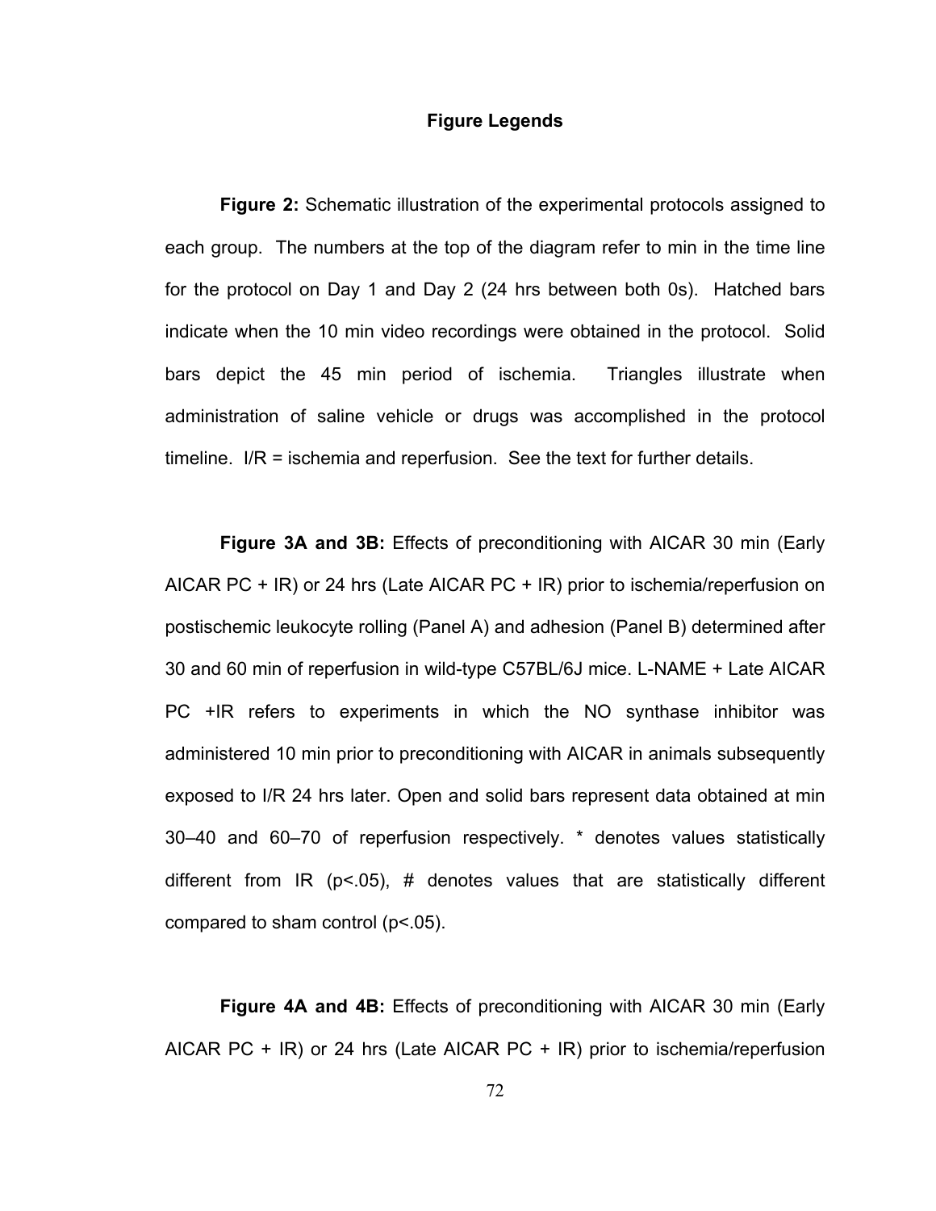## Figure Legends

**Figure 2:** Schematic illustration of the experimental protocols assigned to each group. The numbers at the top of the diagram refer to min in the time line for the protocol on Day 1 and Day 2 (24 hrs between both 0s). Hatched bars indicate when the 10 min video recordings were obtained in the protocol. Solid bars depict the 45 min period of ischemia. Triangles illustrate when administration of saline vehicle or drugs was accomplished in the protocol timeline. I/R = ischemia and reperfusion. See the text for further details.

**Figure 3A and 3B:** Effects of preconditioning with AICAR 30 min (Early AICAR PC + IR) or 24 hrs (Late AICAR PC + IR) prior to ischemia/reperfusion on postischemic leukocyte rolling (Panel A) and adhesion (Panel B) determined after 30 and 60 min of reperfusion in wild-type C57BL/6J mice. L-NAME + Late AICAR PC +IR refers to experiments in which the NO synthase inhibitor was administered 10 min prior to preconditioning with AICAR in animals subsequently exposed to I/R 24 hrs later. Open and solid bars represent data obtained at min 30–40 and 60–70 of reperfusion respectively. * denotes values statistically different from IR ($p<.05$), # denotes values that are statistically different compared to sham control ($p<.05$).

**Figure 4A and 4B:** Effects of preconditioning with AICAR 30 min (Early AICAR PC + IR) or 24 hrs (Late AICAR PC + IR) prior to ischemia/reperfusion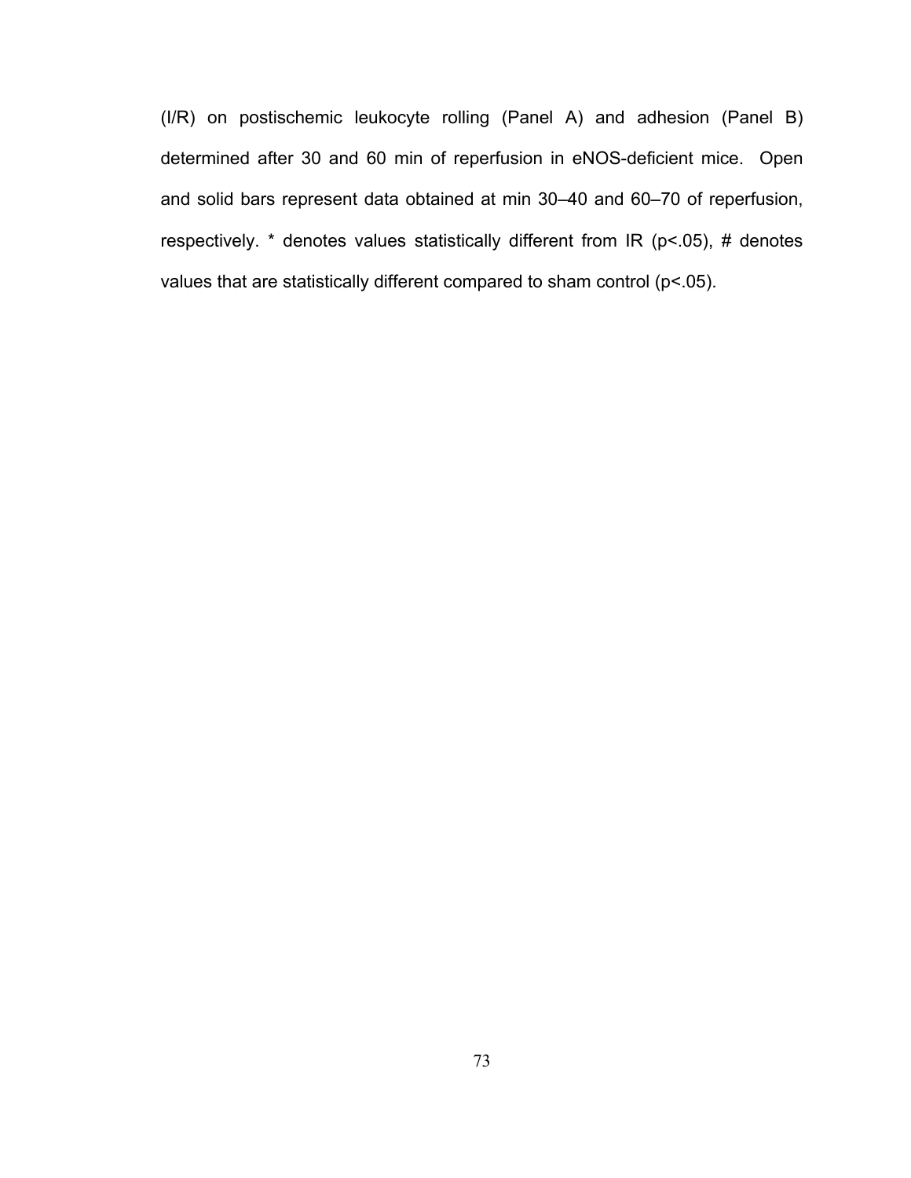(I/R) on postischemic leukocyte rolling (Panel A) and adhesion (Panel B) determined after 30 and 60 min of reperfusion in eNOS-deficient mice. Open and solid bars represent data obtained at min 30–40 and 60–70 of reperfusion, respectively. * denotes values statistically different from IR ($p<.05$), # denotes values that are statistically different compared to sham control ($p<.05$).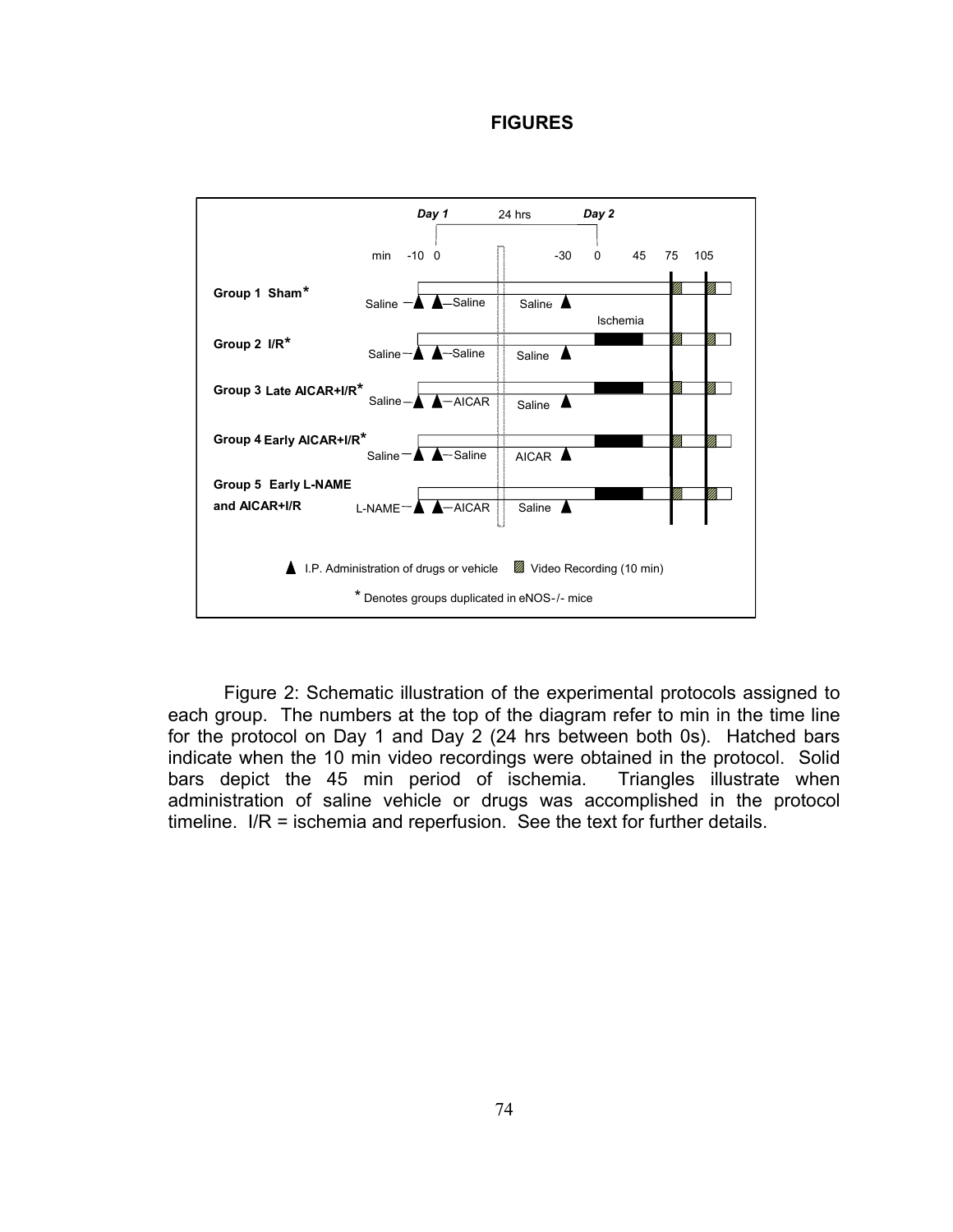## FIGURES

Figure 2: Schematic illustration of the experimental protocols assigned to each group. The numbers at the top of the diagram refer to min in the time line for the protocol on Day 1 and Day 2 (24 hrs between both 0s). Hatched bars indicate when the 10 min video recordings were obtained in the protocol. Solid bars depict the 45 min period of ischemia. Triangles illustrate when administration of saline vehicle or drugs was accomplished in the protocol timeline. I/R = ischemia and reperfusion. See the text for further details.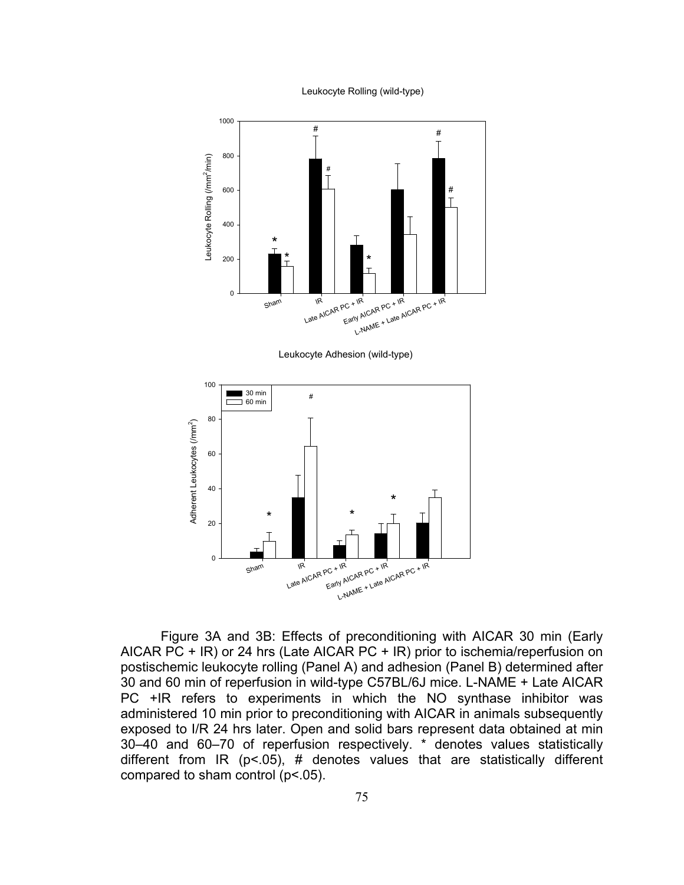Figure 3A and 3B: Effects of preconditioning with AICAR 30 min (Early AICAR PC + IR) or 24 hrs (Late AICAR PC + IR) prior to ischemia/reperfusion on postischemic leukocyte rolling (Panel A) and adhesion (Panel B) determined after 30 and 60 min of reperfusion in wild-type C57BL/6J mice. L-NAME + Late AICAR PC +IR refers to experiments in which the NO synthase inhibitor was administered 10 min prior to preconditioning with AICAR in animals subsequently exposed to I/R 24 hrs later. Open and solid bars represent data obtained at min 30–40 and 60–70 of reperfusion respectively. * denotes values statistically different from IR ($p<.05$), # denotes values that are statistically different compared to sham control ($p<.05$).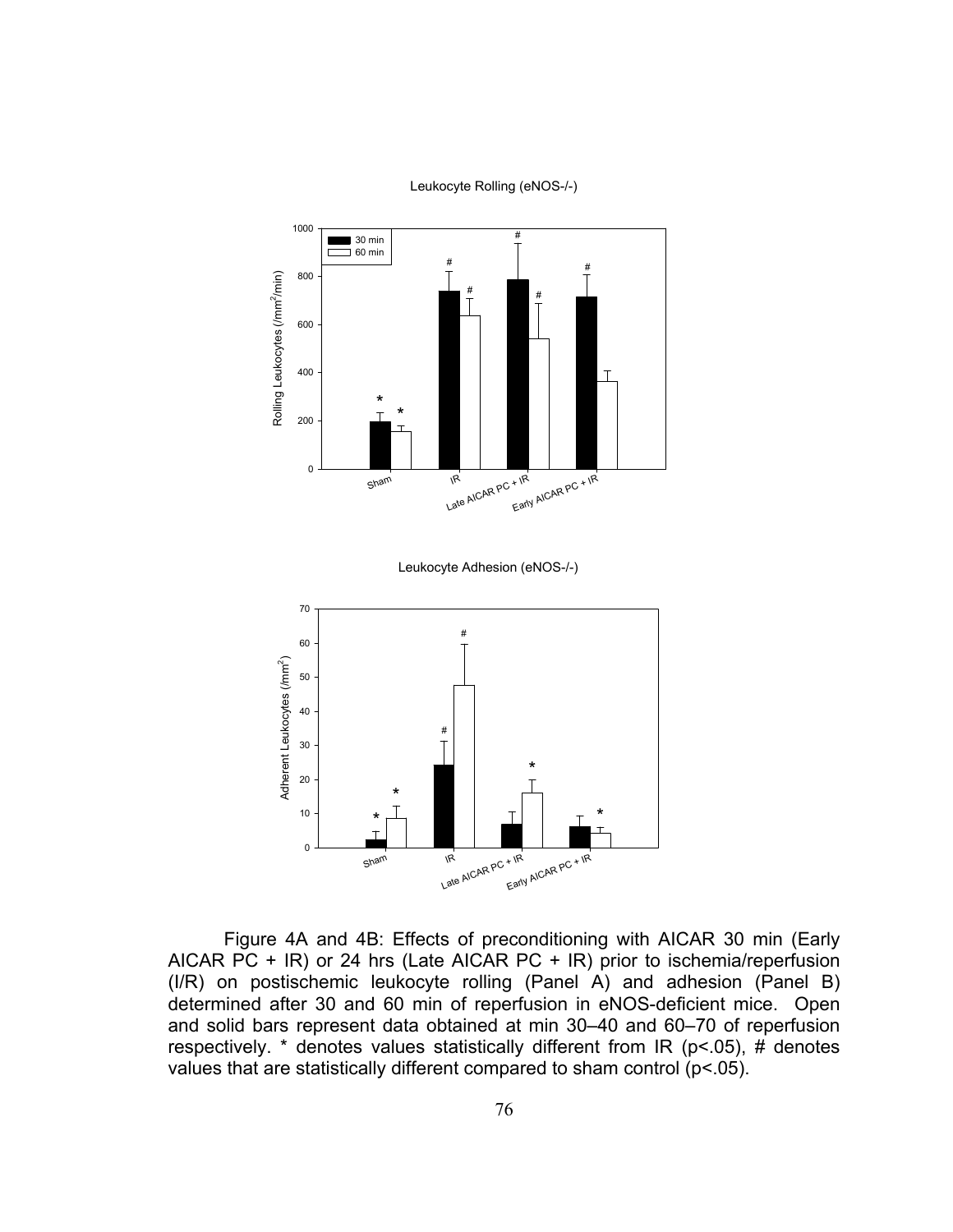Leukocyte Rolling (eNOS-/-)

Leukocyte Adhesion (eNOS-/-)

Figure 4A and 4B: Effects of preconditioning with AICAR 30 min (Early AICAR PC + IR) or 24 hrs (Late AICAR PC + IR) prior to ischemia/reperfusion (I/R) on postischemic leukocyte rolling (Panel A) and adhesion (Panel B) determined after 30 and 60 min of reperfusion in eNOS-deficient mice. Open and solid bars represent data obtained at min 30–40 and 60–70 of reperfusion respectively. * denotes values statistically different from IR ($p<.05$), # denotes values that are statistically different compared to sham control ($p<.05$).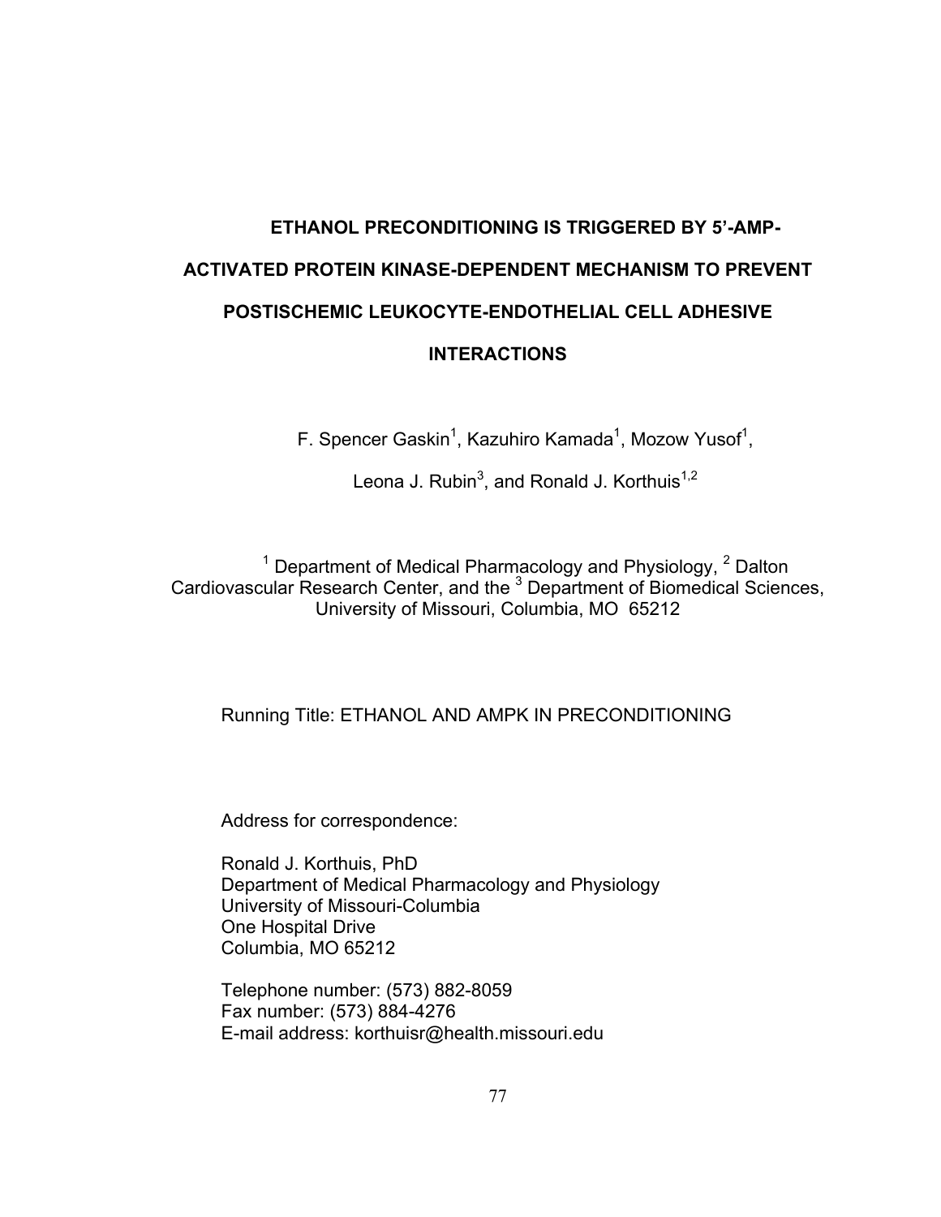# ETHANOL PRECONDITIONING IS TRIGGERED BY 5'-AMP-ACTIVATED PROTEIN KINASE-DEPENDENT MECHANISM TO PREVENT POSTISCHEMIC LEUKOCYTE-ENDOTHELIAL CELL ADHESIVE INTERACTIONS

F. Spencer Gaskin[1], Kazuhiro Kamada[1], Mozow Yusof[1],

Leona J. Rubin[3], and Ronald J. Korthuis[1,2]

[1] Department of Medical Pharmacology and Physiology, [2] Dalton Cardiovascular Research Center, and the [3] Department of Biomedical Sciences, University of Missouri, Columbia, MO 65212

Running Title: ETHANOL AND AMPK IN PRECONDITIONING

Address for correspondence:

Ronald J. Korthuis, PhD
Department of Medical Pharmacology and Physiology
University of Missouri-Columbia
One Hospital Drive
Columbia, MO 65212

Telephone number: (573) 882-8059
Fax number: (573) 884-4276
E-mail address: korthuisr@health.missouri.edu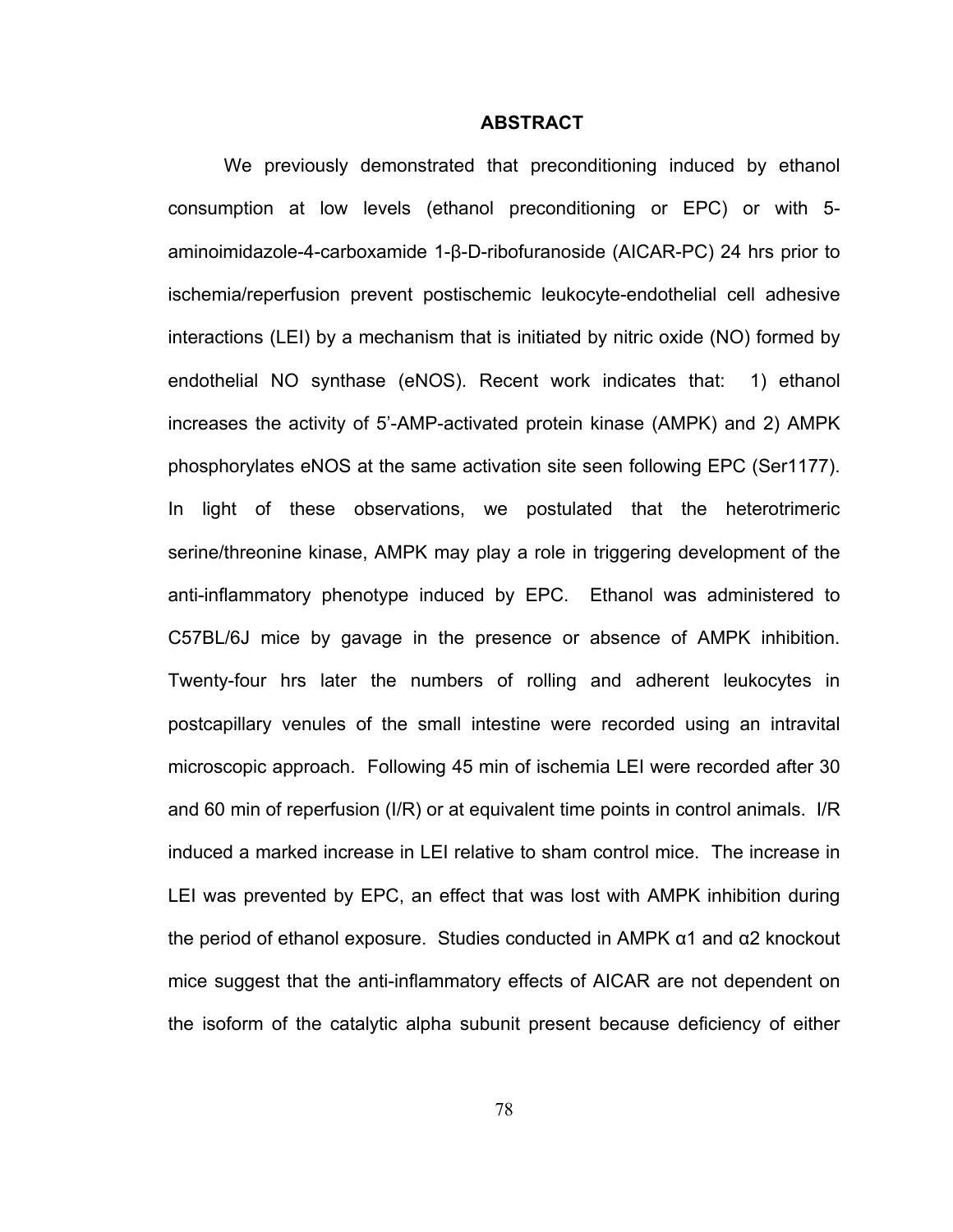## ABSTRACT

We previously demonstrated that preconditioning induced by ethanol consumption at low levels (ethanol preconditioning or EPC) or with 5-aminoimidazole-4-carboxamide 1-β-D-ribofuranoside (AICAR-PC) 24 hrs prior to ischemia/reperfusion prevent postischemic leukocyte-endothelial cell adhesive interactions (LEI) by a mechanism that is initiated by nitric oxide (NO) formed by endothelial NO synthase (eNOS). Recent work indicates that: 1) ethanol increases the activity of 5'-AMP-activated protein kinase (AMPK) and 2) AMPK phosphorylates eNOS at the same activation site seen following EPC (Ser1177). In light of these observations, we postulated that the heterotrimeric serine/threonine kinase, AMPK may play a role in triggering development of the anti-inflammatory phenotype induced by EPC. Ethanol was administered to C57BL/6J mice by gavage in the presence or absence of AMPK inhibition. Twenty-four hrs later the numbers of rolling and adherent leukocytes in postcapillary venules of the small intestine were recorded using an intravital microscopic approach. Following 45 min of ischemia LEI were recorded after 30 and 60 min of reperfusion (I/R) or at equivalent time points in control animals. I/R induced a marked increase in LEI relative to sham control mice. The increase in LEI was prevented by EPC, an effect that was lost with AMPK inhibition during the period of ethanol exposure. Studies conducted in AMPK α1 and α2 knockout mice suggest that the anti-inflammatory effects of AICAR are not dependent on the isoform of the catalytic alpha subunit present because deficiency of either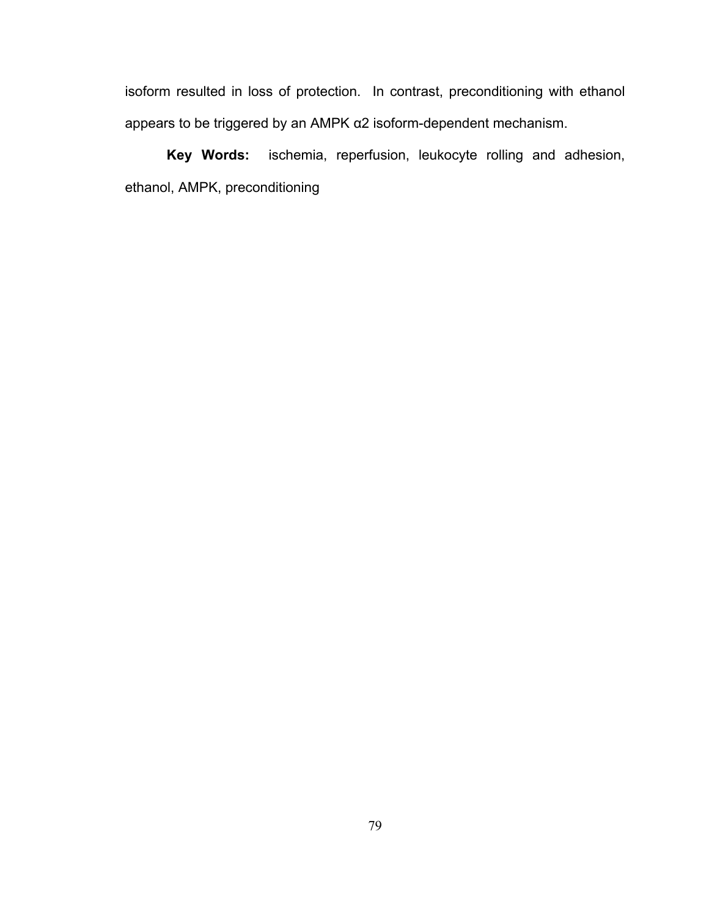isoform resulted in loss of protection. In contrast, preconditioning with ethanol appears to be triggered by an AMPK α2 isoform-dependent mechanism.

**Key Words:** ischemia, reperfusion, leukocyte rolling and adhesion, ethanol, AMPK, preconditioning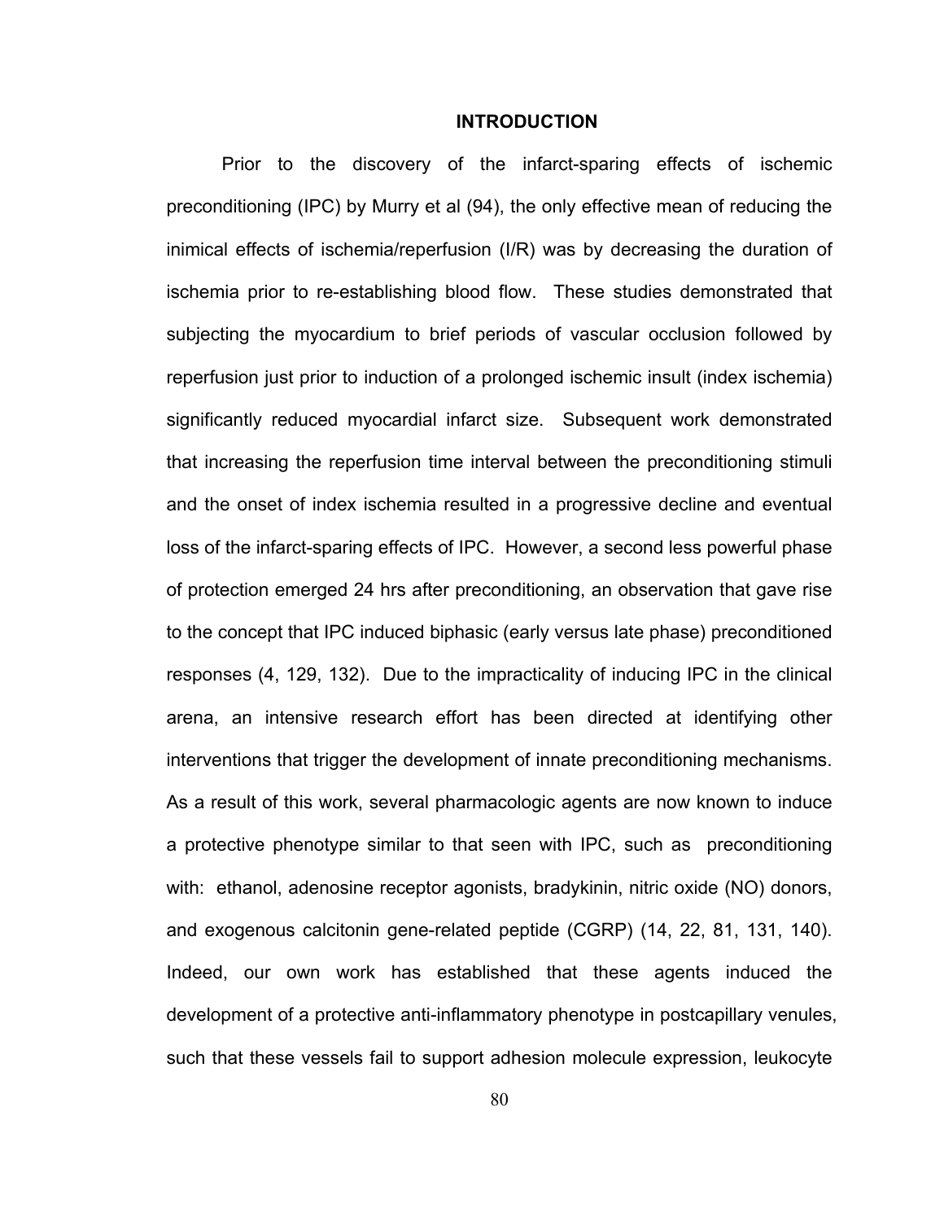# INTRODUCTION

Prior to the discovery of the infarct-sparing effects of ischemic preconditioning (IPC) by Murry et al (94), the only effective mean of reducing the inimical effects of ischemia/reperfusion (I/R) was by decreasing the duration of ischemia prior to re-establishing blood flow. These studies demonstrated that subjecting the myocardium to brief periods of vascular occlusion followed by reperfusion just prior to induction of a prolonged ischemic insult (index ischemia) significantly reduced myocardial infarct size. Subsequent work demonstrated that increasing the reperfusion time interval between the preconditioning stimuli and the onset of index ischemia resulted in a progressive decline and eventual loss of the infarct-sparing effects of IPC. However, a second less powerful phase of protection emerged 24 hrs after preconditioning, an observation that gave rise to the concept that IPC induced biphasic (early versus late phase) preconditioned responses (4, 129, 132). Due to the impracticality of inducing IPC in the clinical arena, an intensive research effort has been directed at identifying other interventions that trigger the development of innate preconditioning mechanisms. As a result of this work, several pharmacologic agents are now known to induce a protective phenotype similar to that seen with IPC, such as preconditioning with: ethanol, adenosine receptor agonists, bradykinin, nitric oxide (NO) donors, and exogenous calcitonin gene-related peptide (CGRP) (14, 22, 81, 131, 140). Indeed, our own work has established that these agents induced the development of a protective anti-inflammatory phenotype in postcapillary venules, such that these vessels fail to support adhesion molecule expression, leukocyte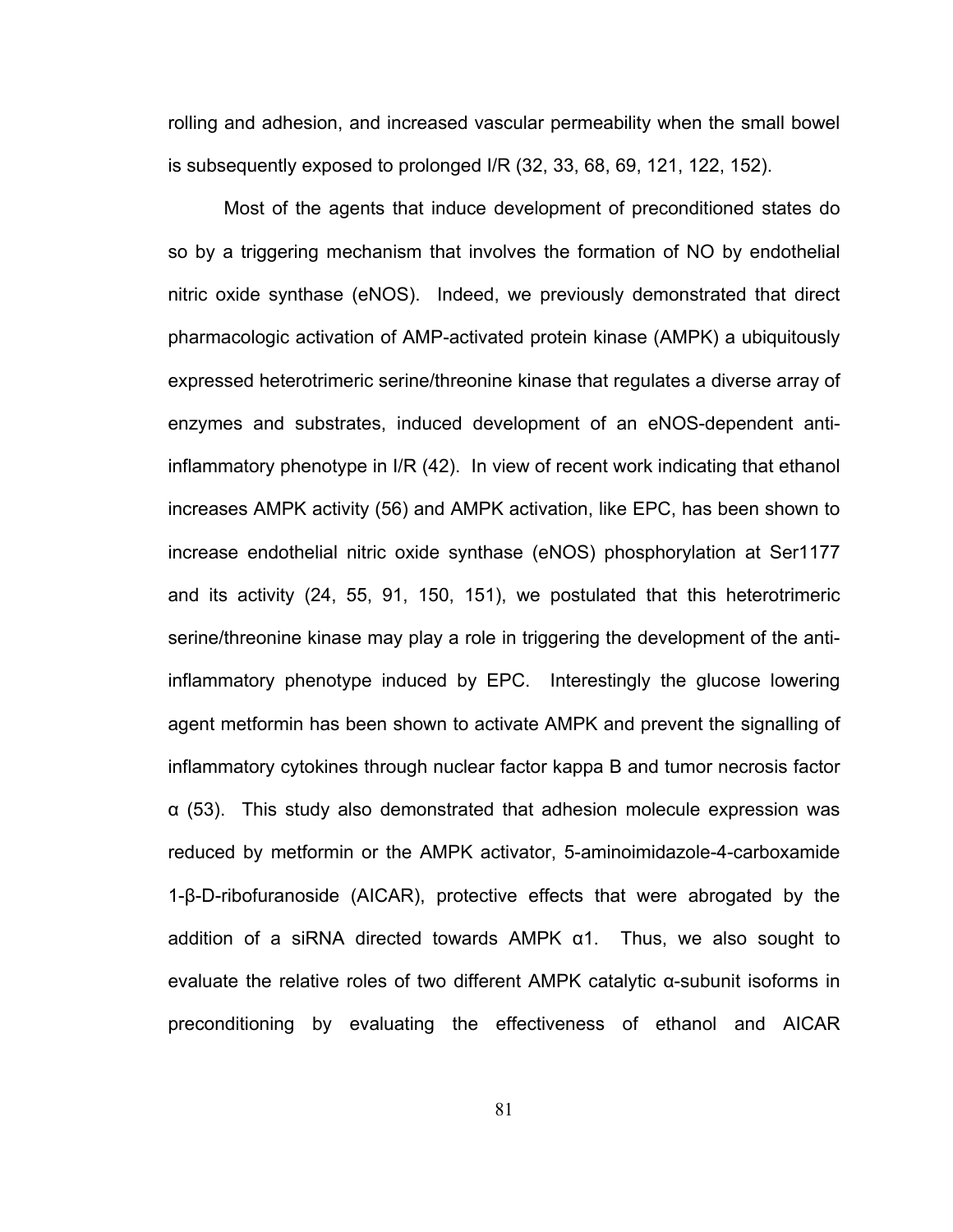rolling and adhesion, and increased vascular permeability when the small bowel is subsequently exposed to prolonged I/R (32, 33, 68, 69, 121, 122, 152).

Most of the agents that induce development of preconditioned states do so by a triggering mechanism that involves the formation of NO by endothelial nitric oxide synthase (eNOS). Indeed, we previously demonstrated that direct pharmacologic activation of AMP-activated protein kinase (AMPK) a ubiquitously expressed heterotrimeric serine/threonine kinase that regulates a diverse array of enzymes and substrates, induced development of an eNOS-dependent anti-inflammatory phenotype in I/R (42). In view of recent work indicating that ethanol increases AMPK activity (56) and AMPK activation, like EPC, has been shown to increase endothelial nitric oxide synthase (eNOS) phosphorylation at Ser1177 and its activity (24, 55, 91, 150, 151), we postulated that this heterotrimeric serine/threonine kinase may play a role in triggering the development of the anti-inflammatory phenotype induced by EPC. Interestingly the glucose lowering agent metformin has been shown to activate AMPK and prevent the signalling of inflammatory cytokines through nuclear factor kappa B and tumor necrosis factor α (53). This study also demonstrated that adhesion molecule expression was reduced by metformin or the AMPK activator, 5-aminoimidazole-4-carboxamide 1-β-D-ribofuranoside (AICAR), protective effects that were abrogated by the addition of a siRNA directed towards AMPK α1. Thus, we also sought to evaluate the relative roles of two different AMPK catalytic α-subunit isoforms in preconditioning by evaluating the effectiveness of ethanol and AICAR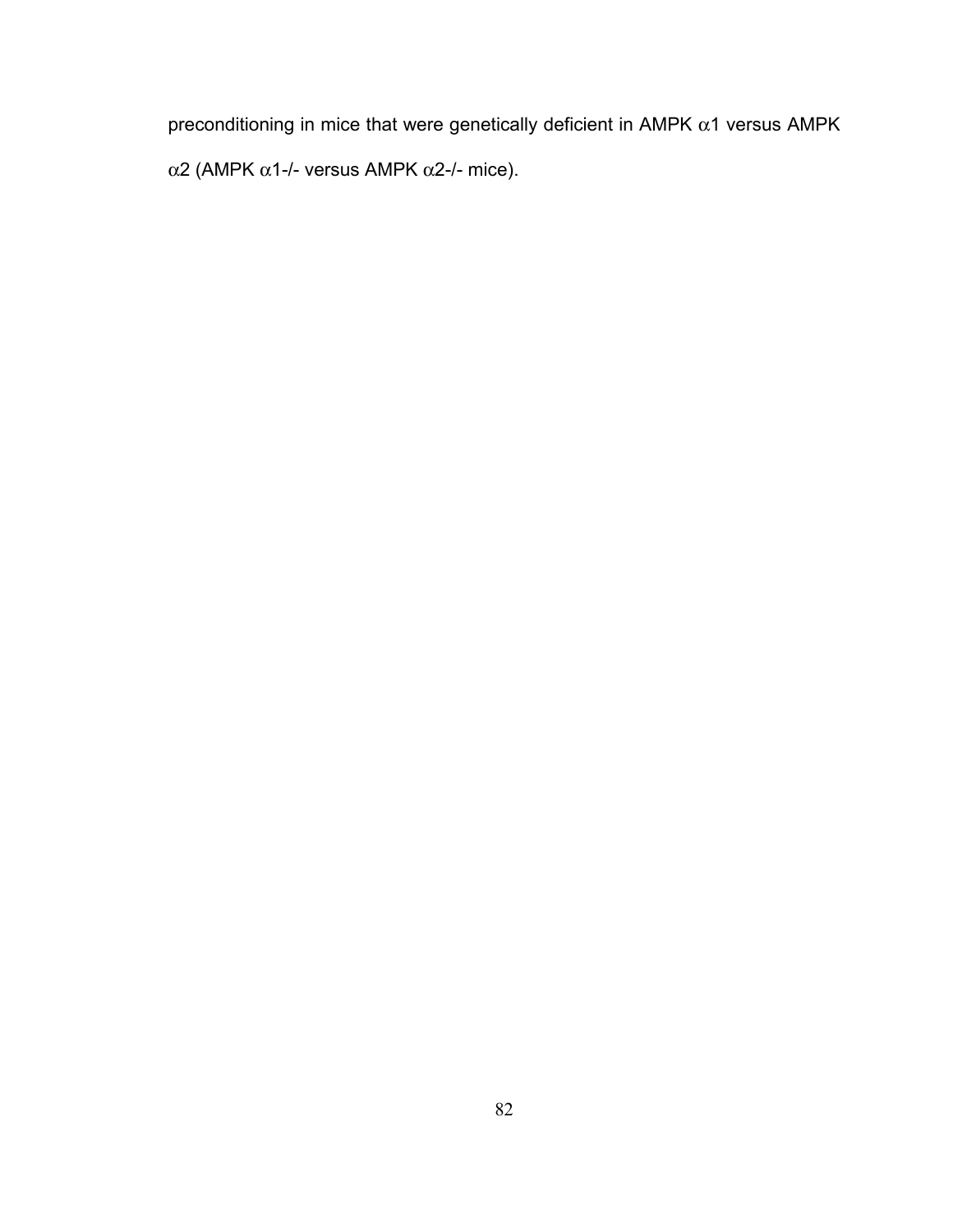preconditioning in mice that were genetically deficient in AMPK $\alpha 1$ versus AMPK $\alpha 2$ (AMPK $\alpha 1$-/- versus AMPK $\alpha 2$-/- mice).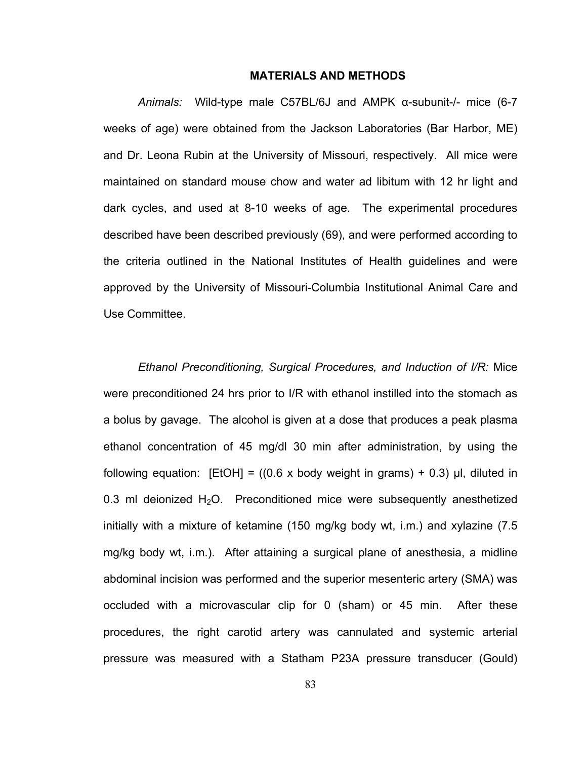## MATERIALS AND METHODS

*Animals:* Wild-type male C57BL/6J and AMPK α-subunit-/- mice (6-7 weeks of age) were obtained from the Jackson Laboratories (Bar Harbor, ME) and Dr. Leona Rubin at the University of Missouri, respectively. All mice were maintained on standard mouse chow and water ad libitum with 12 hr light and dark cycles, and used at 8-10 weeks of age. The experimental procedures described have been described previously (69), and were performed according to the criteria outlined in the National Institutes of Health guidelines and were approved by the University of Missouri-Columbia Institutional Animal Care and Use Committee.

*Ethanol Preconditioning, Surgical Procedures, and Induction of I/R:* Mice were preconditioned 24 hrs prior to I/R with ethanol instilled into the stomach as a bolus by gavage. The alcohol is given at a dose that produces a peak plasma ethanol concentration of 45 mg/dl 30 min after administration, by using the following equation: [EtOH] = ((0.6 x body weight in grams) + 0.3) μl, diluted in 0.3 ml deionized $H_2O$. Preconditioned mice were subsequently anesthetized initially with a mixture of ketamine (150 mg/kg body wt, i.m.) and xylazine (7.5 mg/kg body wt, i.m.). After attaining a surgical plane of anesthesia, a midline abdominal incision was performed and the superior mesenteric artery (SMA) was occluded with a microvascular clip for 0 (sham) or 45 min. After these procedures, the right carotid artery was cannulated and systemic arterial pressure was measured with a Statham P23A pressure transducer (Gould)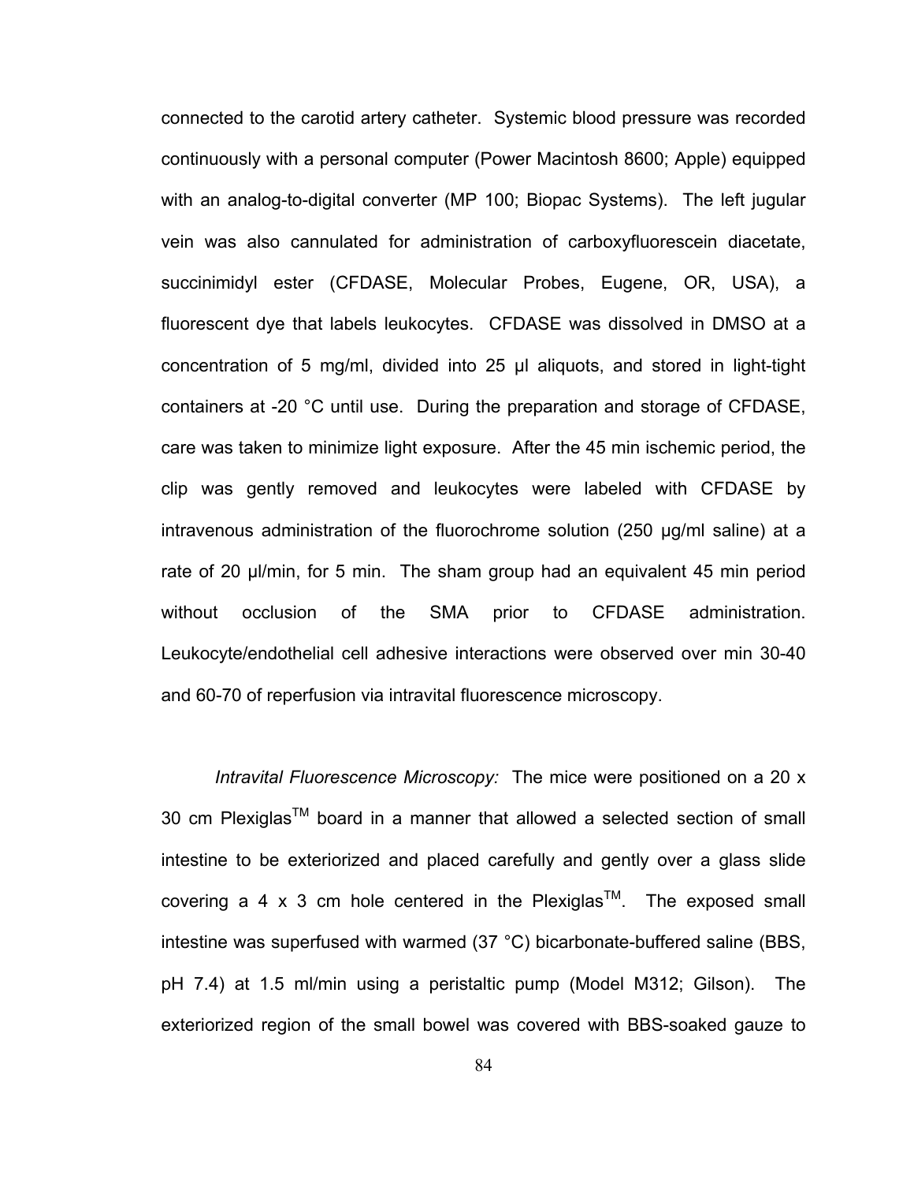connected to the carotid artery catheter. Systemic blood pressure was recorded continuously with a personal computer (Power Macintosh 8600; Apple) equipped with an analog-to-digital converter (MP 100; Biopac Systems). The left jugular vein was also cannulated for administration of carboxyfluorescein diacetate, succinimidyl ester (CFDASE, Molecular Probes, Eugene, OR, USA), a fluorescent dye that labels leukocytes. CFDASE was dissolved in DMSO at a concentration of 5 mg/ml, divided into 25 µl aliquots, and stored in light-tight containers at -20 °C until use. During the preparation and storage of CFDASE, care was taken to minimize light exposure. After the 45 min ischemic period, the clip was gently removed and leukocytes were labeled with CFDASE by intravenous administration of the fluorochrome solution (250 µg/ml saline) at a rate of 20 µl/min, for 5 min. The sham group had an equivalent 45 min period without occlusion of the SMA prior to CFDASE administration. Leukocyte/endothelial cell adhesive interactions were observed over min 30-40 and 60-70 of reperfusion via intravital fluorescence microscopy.

*Intravital Fluorescence Microscopy:* The mice were positioned on a 20 x 30 cm Plexiglas™ board in a manner that allowed a selected section of small intestine to be exteriorized and placed carefully and gently over a glass slide covering a 4 x 3 cm hole centered in the Plexiglas™. The exposed small intestine was superfused with warmed (37 °C) bicarbonate-buffered saline (BBS, pH 7.4) at 1.5 ml/min using a peristaltic pump (Model M312; Gilson). The exteriorized region of the small bowel was covered with BBS-soaked gauze to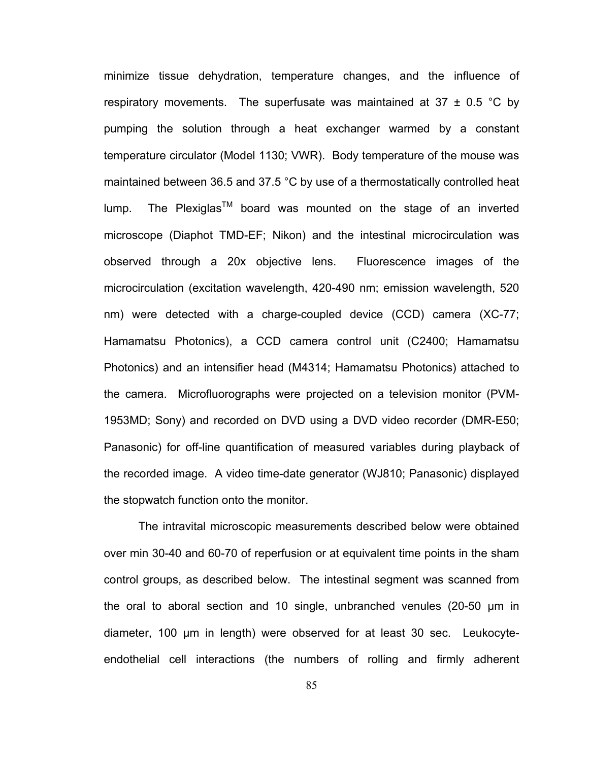minimize tissue dehydration, temperature changes, and the influence of respiratory movements. The superfusate was maintained at 37 ± 0.5 °C by pumping the solution through a heat exchanger warmed by a constant temperature circulator (Model 1130; VWR). Body temperature of the mouse was maintained between 36.5 and 37.5 °C by use of a thermostatically controlled heat lump. The Plexiglas$^{TM}$ board was mounted on the stage of an inverted microscope (Diaphot TMD-EF; Nikon) and the intestinal microcirculation was observed through a 20x objective lens. Fluorescence images of the microcirculation (excitation wavelength, 420-490 nm; emission wavelength, 520 nm) were detected with a charge-coupled device (CCD) camera (XC-77; Hamamatsu Photonics), a CCD camera control unit (C2400; Hamamatsu Photonics) and an intensifier head (M4314; Hamamatsu Photonics) attached to the camera. Microfluorographs were projected on a television monitor (PVM-1953MD; Sony) and recorded on DVD using a DVD video recorder (DMR-E50; Panasonic) for off-line quantification of measured variables during playback of the recorded image. A video time-date generator (WJ810; Panasonic) displayed the stopwatch function onto the monitor.

The intravital microscopic measurements described below were obtained over min 30-40 and 60-70 of reperfusion or at equivalent time points in the sham control groups, as described below. The intestinal segment was scanned from the oral to aboral section and 10 single, unbranched venules (20-50 μm in diameter, 100 μm in length) were observed for at least 30 sec. Leukocyte-endothelial cell interactions (the numbers of rolling and firmly adherent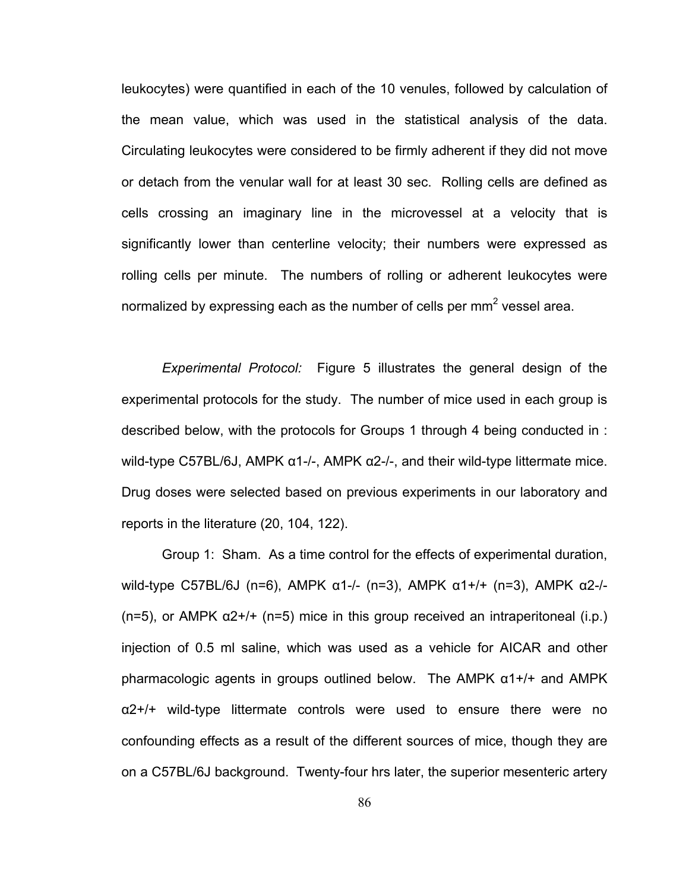leukocytes) were quantified in each of the 10 venules, followed by calculation of the mean value, which was used in the statistical analysis of the data. Circulating leukocytes were considered to be firmly adherent if they did not move or detach from the venular wall for at least 30 sec. Rolling cells are defined as cells crossing an imaginary line in the microvessel at a velocity that is significantly lower than centerline velocity; their numbers were expressed as rolling cells per minute. The numbers of rolling or adherent leukocytes were normalized by expressing each as the number of cells per $mm^2$ vessel area.

*Experimental Protocol:* Figure 5 illustrates the general design of the experimental protocols for the study. The number of mice used in each group is described below, with the protocols for Groups 1 through 4 being conducted in : wild-type C57BL/6J, AMPK α1-/-, AMPK α2-/-, and their wild-type littermate mice. Drug doses were selected based on previous experiments in our laboratory and reports in the literature (20, 104, 122).

Group 1: Sham. As a time control for the effects of experimental duration, wild-type C57BL/6J (n=6), AMPK α1-/- (n=3), AMPK α1+/+ (n=3), AMPK α2-/- (n=5), or AMPK α2+/+ (n=5) mice in this group received an intraperitoneal (i.p.) injection of 0.5 ml saline, which was used as a vehicle for AICAR and other pharmacologic agents in groups outlined below. The AMPK α1+/+ and AMPK α2+/+ wild-type littermate controls were used to ensure there were no confounding effects as a result of the different sources of mice, though they are on a C57BL/6J background. Twenty-four hrs later, the superior mesenteric artery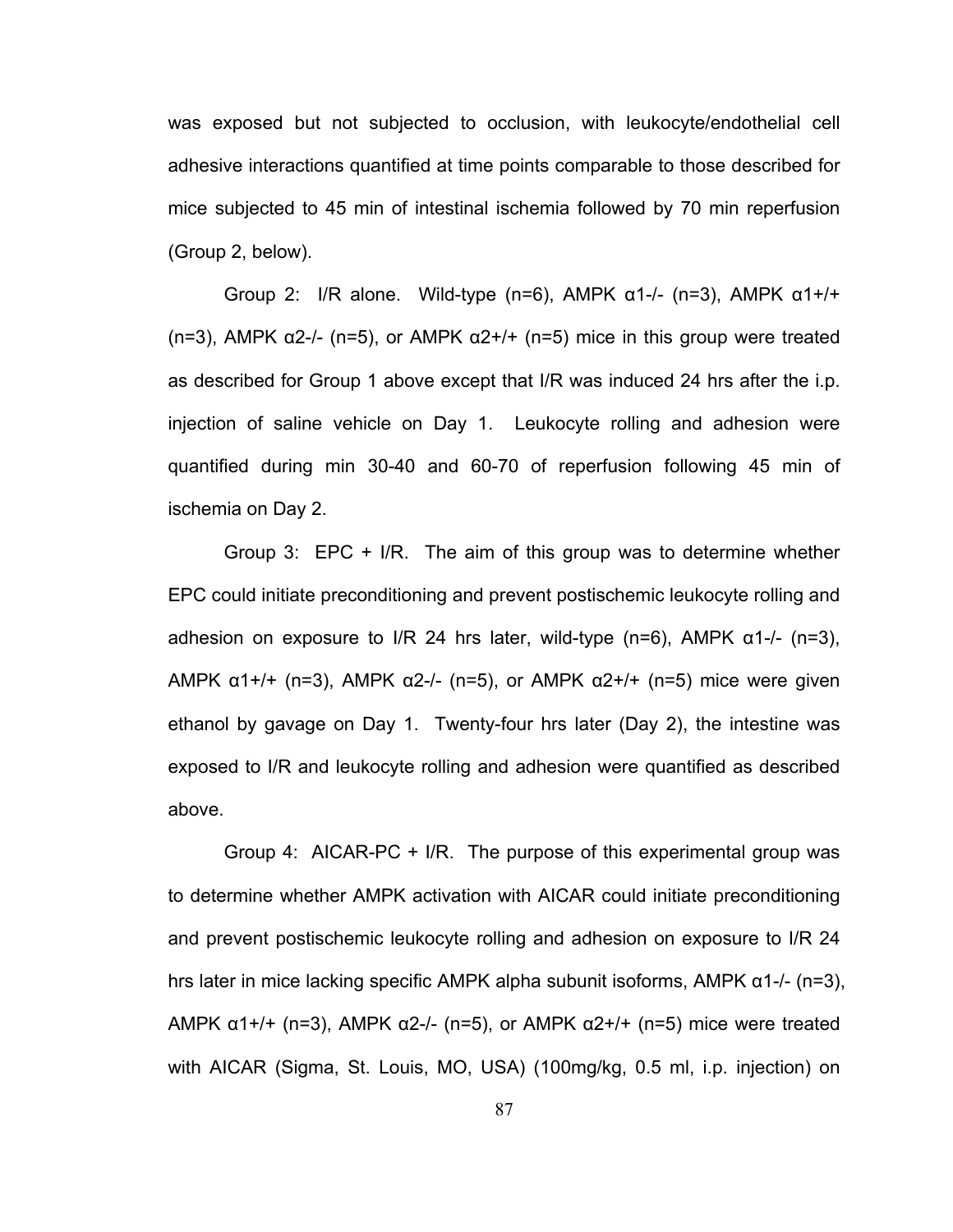was exposed but not subjected to occlusion, with leukocyte/endothelial cell adhesive interactions quantified at time points comparable to those described for mice subjected to 45 min of intestinal ischemia followed by 70 min reperfusion (Group 2, below).

Group 2: I/R alone. Wild-type (n=6), AMPK α1-/- (n=3), AMPK α1+/+ (n=3), AMPK α2-/- (n=5), or AMPK α2+/+ (n=5) mice in this group were treated as described for Group 1 above except that I/R was induced 24 hrs after the i.p. injection of saline vehicle on Day 1. Leukocyte rolling and adhesion were quantified during min 30-40 and 60-70 of reperfusion following 45 min of ischemia on Day 2.

Group 3: EPC + I/R. The aim of this group was to determine whether EPC could initiate preconditioning and prevent postischemic leukocyte rolling and adhesion on exposure to I/R 24 hrs later, wild-type (n=6), AMPK α1-/- (n=3), AMPK α1+/+ (n=3), AMPK α2-/- (n=5), or AMPK α2+/+ (n=5) mice were given ethanol by gavage on Day 1. Twenty-four hrs later (Day 2), the intestine was exposed to I/R and leukocyte rolling and adhesion were quantified as described above.

Group 4: AICAR-PC + I/R. The purpose of this experimental group was to determine whether AMPK activation with AICAR could initiate preconditioning and prevent postischemic leukocyte rolling and adhesion on exposure to I/R 24 hrs later in mice lacking specific AMPK alpha subunit isoforms, AMPK α1-/- (n=3), AMPK α1+/+ (n=3), AMPK α2-/- (n=5), or AMPK α2+/+ (n=5) mice were treated with AICAR (Sigma, St. Louis, MO, USA) (100mg/kg, 0.5 ml, i.p. injection) on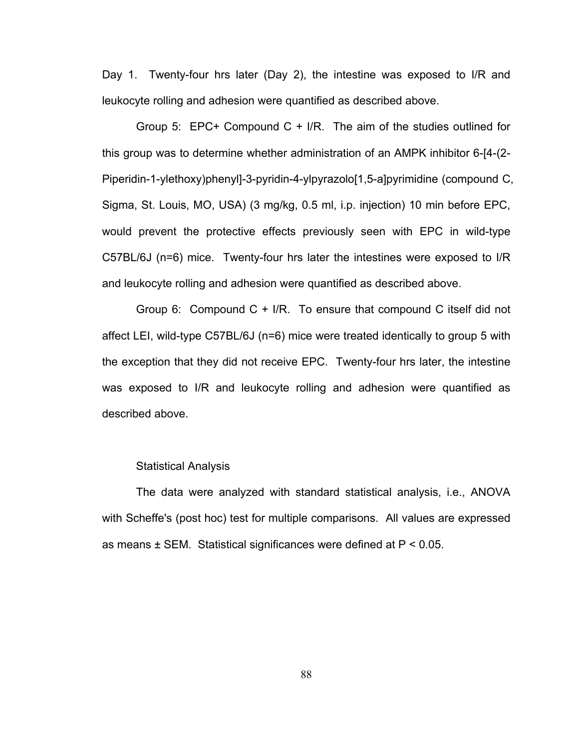Day 1. Twenty-four hrs later (Day 2), the intestine was exposed to I/R and leukocyte rolling and adhesion were quantified as described above.

Group 5: EPC+ Compound C + I/R. The aim of the studies outlined for this group was to determine whether administration of an AMPK inhibitor 6-[4-(2-Piperidin-1-ylethoxy)phenyl]-3-pyridin-4-ylpyrazolo[1,5-a]pyrimidine (compound C, Sigma, St. Louis, MO, USA) (3 mg/kg, 0.5 ml, i.p. injection) 10 min before EPC, would prevent the protective effects previously seen with EPC in wild-type C57BL/6J (n=6) mice. Twenty-four hrs later the intestines were exposed to I/R and leukocyte rolling and adhesion were quantified as described above.

Group 6: Compound C + I/R. To ensure that compound C itself did not affect LEI, wild-type C57BL/6J (n=6) mice were treated identically to group 5 with the exception that they did not receive EPC. Twenty-four hrs later, the intestine was exposed to I/R and leukocyte rolling and adhesion were quantified as described above.

### Statistical Analysis

The data were analyzed with standard statistical analysis, i.e., ANOVA with Scheffe's (post hoc) test for multiple comparisons. All values are expressed as means ± SEM. Statistical significances were defined at $P < 0.05$.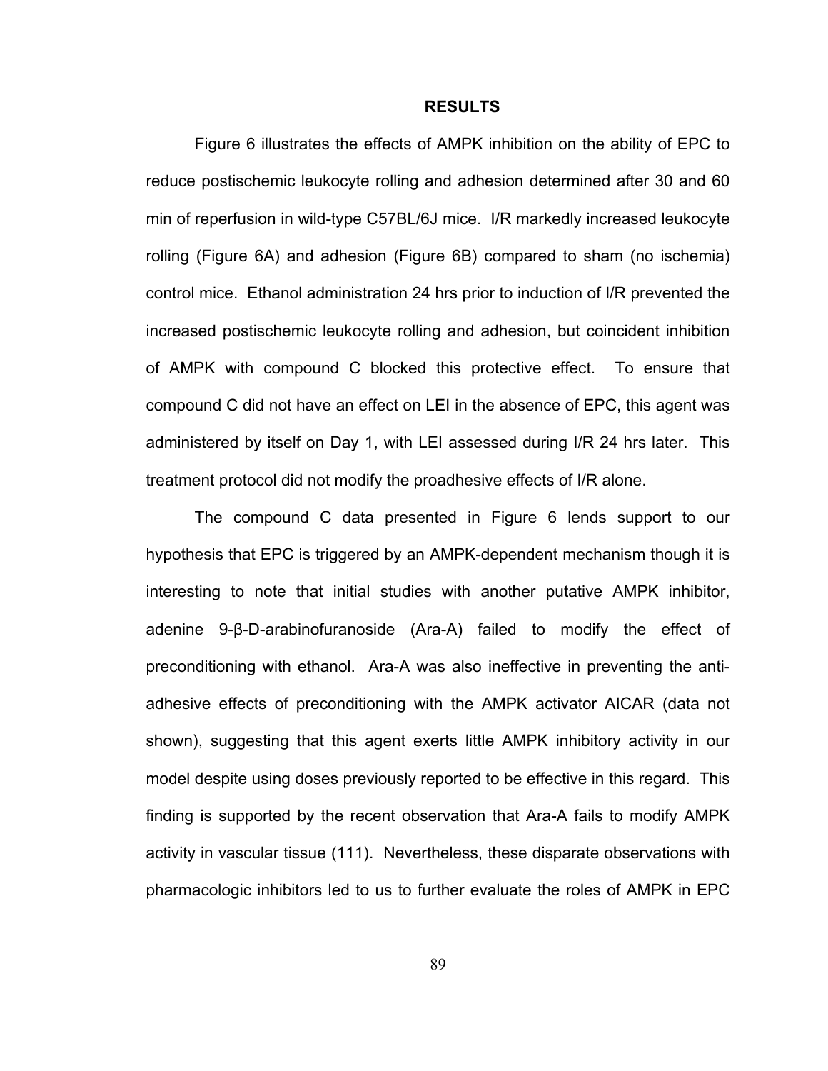## RESULTS

Figure 6 illustrates the effects of AMPK inhibition on the ability of EPC to reduce postischemic leukocyte rolling and adhesion determined after 30 and 60 min of reperfusion in wild-type C57BL/6J mice. I/R markedly increased leukocyte rolling (Figure 6A) and adhesion (Figure 6B) compared to sham (no ischemia) control mice. Ethanol administration 24 hrs prior to induction of I/R prevented the increased postischemic leukocyte rolling and adhesion, but coincident inhibition of AMPK with compound C blocked this protective effect. To ensure that compound C did not have an effect on LEI in the absence of EPC, this agent was administered by itself on Day 1, with LEI assessed during I/R 24 hrs later. This treatment protocol did not modify the proadhesive effects of I/R alone.

The compound C data presented in Figure 6 lends support to our hypothesis that EPC is triggered by an AMPK-dependent mechanism though it is interesting to note that initial studies with another putative AMPK inhibitor, adenine 9-β-D-arabinofuranoside (Ara-A) failed to modify the effect of preconditioning with ethanol. Ara-A was also ineffective in preventing the anti-adhesive effects of preconditioning with the AMPK activator AICAR (data not shown), suggesting that this agent exerts little AMPK inhibitory activity in our model despite using doses previously reported to be effective in this regard. This finding is supported by the recent observation that Ara-A fails to modify AMPK activity in vascular tissue (111). Nevertheless, these disparate observations with pharmacologic inhibitors led to us to further evaluate the roles of AMPK in EPC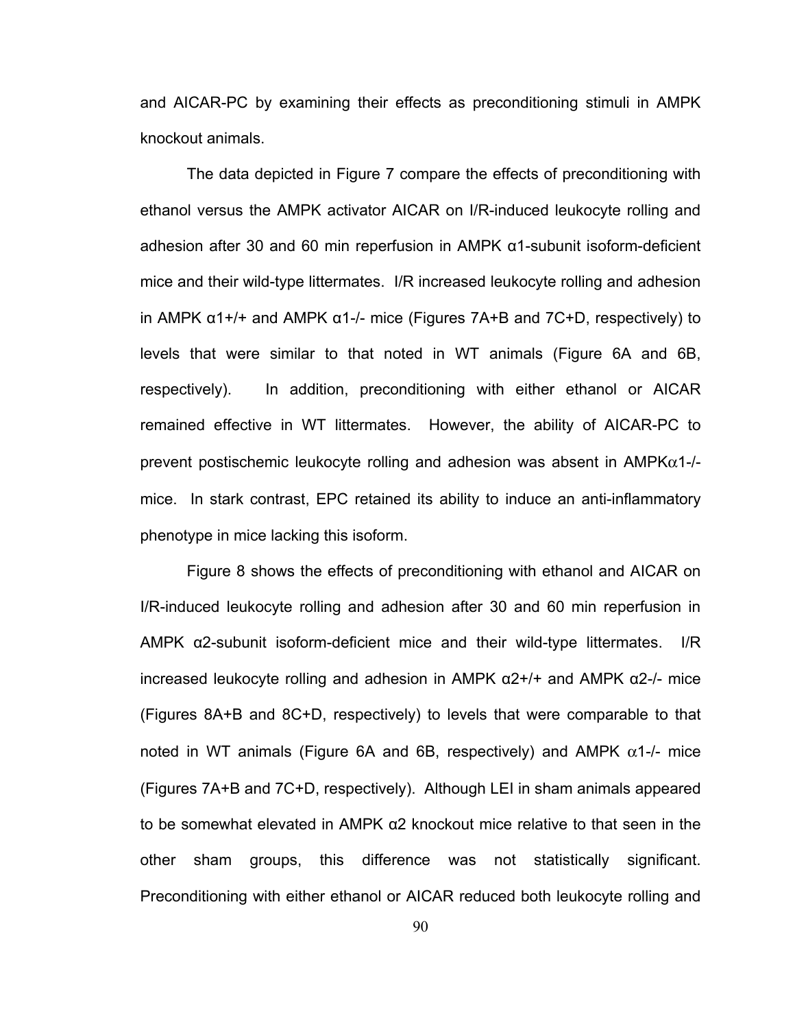and AICAR-PC by examining their effects as preconditioning stimuli in AMPK knockout animals.

The data depicted in Figure 7 compare the effects of preconditioning with ethanol versus the AMPK activator AICAR on I/R-induced leukocyte rolling and adhesion after 30 and 60 min reperfusion in AMPK α1-subunit isoform-deficient mice and their wild-type littermates. I/R increased leukocyte rolling and adhesion in AMPK α1+/+ and AMPK α1-/- mice (Figures 7A+B and 7C+D, respectively) to levels that were similar to that noted in WT animals (Figure 6A and 6B, respectively). In addition, preconditioning with either ethanol or AICAR remained effective in WT littermates. However, the ability of AICAR-PC to prevent postischemic leukocyte rolling and adhesion was absent in AMPKα1-/- mice. In stark contrast, EPC retained its ability to induce an anti-inflammatory phenotype in mice lacking this isoform.

Figure 8 shows the effects of preconditioning with ethanol and AICAR on I/R-induced leukocyte rolling and adhesion after 30 and 60 min reperfusion in AMPK α2-subunit isoform-deficient mice and their wild-type littermates. I/R increased leukocyte rolling and adhesion in AMPK α2+/+ and AMPK α2-/- mice (Figures 8A+B and 8C+D, respectively) to levels that were comparable to that noted in WT animals (Figure 6A and 6B, respectively) and AMPK α1-/- mice (Figures 7A+B and 7C+D, respectively). Although LEI in sham animals appeared to be somewhat elevated in AMPK α2 knockout mice relative to that seen in the other sham groups, this difference was not statistically significant. Preconditioning with either ethanol or AICAR reduced both leukocyte rolling and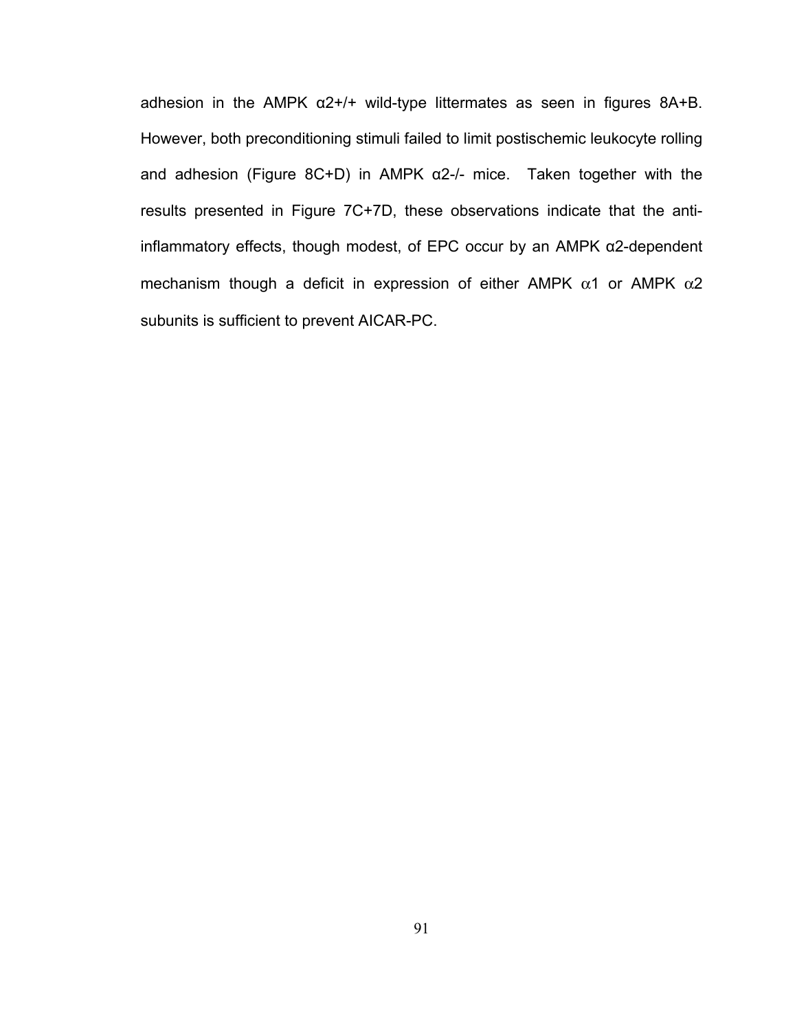adhesion in the AMPK α2+/+ wild-type littermates as seen in figures 8A+B. However, both preconditioning stimuli failed to limit postischemic leukocyte rolling and adhesion (Figure 8C+D) in AMPK α2-/- mice. Taken together with the results presented in Figure 7C+7D, these observations indicate that the anti-inflammatory effects, though modest, of EPC occur by an AMPK α2-dependent mechanism though a deficit in expression of either AMPK α1 or AMPK α2 subunits is sufficient to prevent AICAR-PC.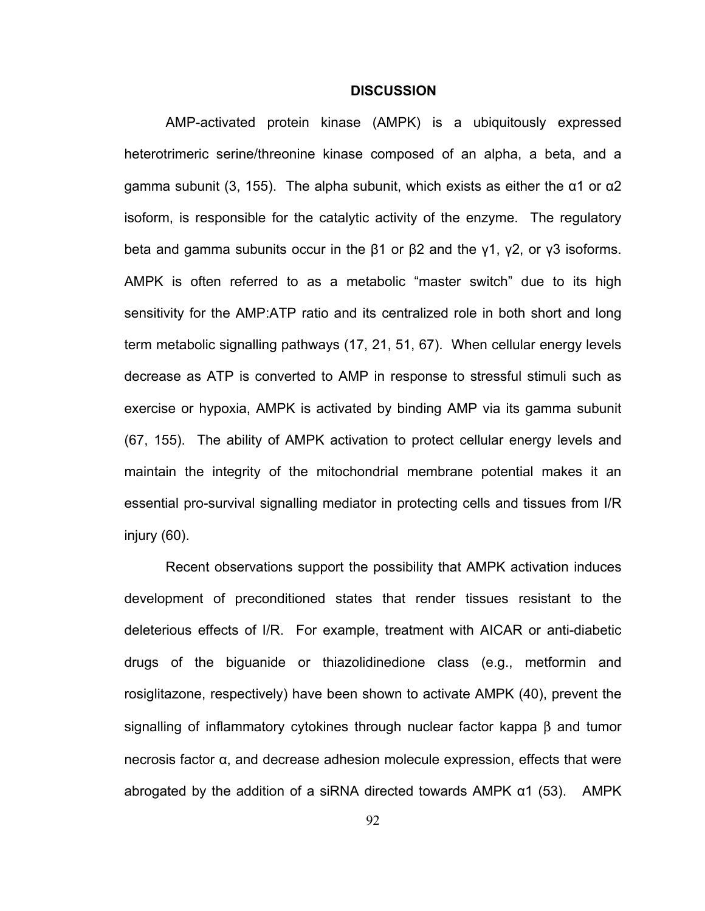# DISCUSSION

AMP-activated protein kinase (AMPK) is a ubiquitously expressed heterotrimeric serine/threonine kinase composed of an alpha, a beta, and a gamma subunit (3, 155). The alpha subunit, which exists as either the α1 or α2 isoform, is responsible for the catalytic activity of the enzyme. The regulatory beta and gamma subunits occur in the β1 or β2 and the γ1, γ2, or γ3 isoforms. AMPK is often referred to as a metabolic "master switch" due to its high sensitivity for the AMP:ATP ratio and its centralized role in both short and long term metabolic signalling pathways (17, 21, 51, 67). When cellular energy levels decrease as ATP is converted to AMP in response to stressful stimuli such as exercise or hypoxia, AMPK is activated by binding AMP via its gamma subunit (67, 155). The ability of AMPK activation to protect cellular energy levels and maintain the integrity of the mitochondrial membrane potential makes it an essential pro-survival signalling mediator in protecting cells and tissues from I/R injury (60).

Recent observations support the possibility that AMPK activation induces development of preconditioned states that render tissues resistant to the deleterious effects of I/R. For example, treatment with AICAR or anti-diabetic drugs of the biguanide or thiazolidinedione class (e.g., metformin and rosiglitazone, respectively) have been shown to activate AMPK (40), prevent the signalling of inflammatory cytokines through nuclear factor kappa β and tumor necrosis factor α, and decrease adhesion molecule expression, effects that were abrogated by the addition of a siRNA directed towards AMPK α1 (53). AMPK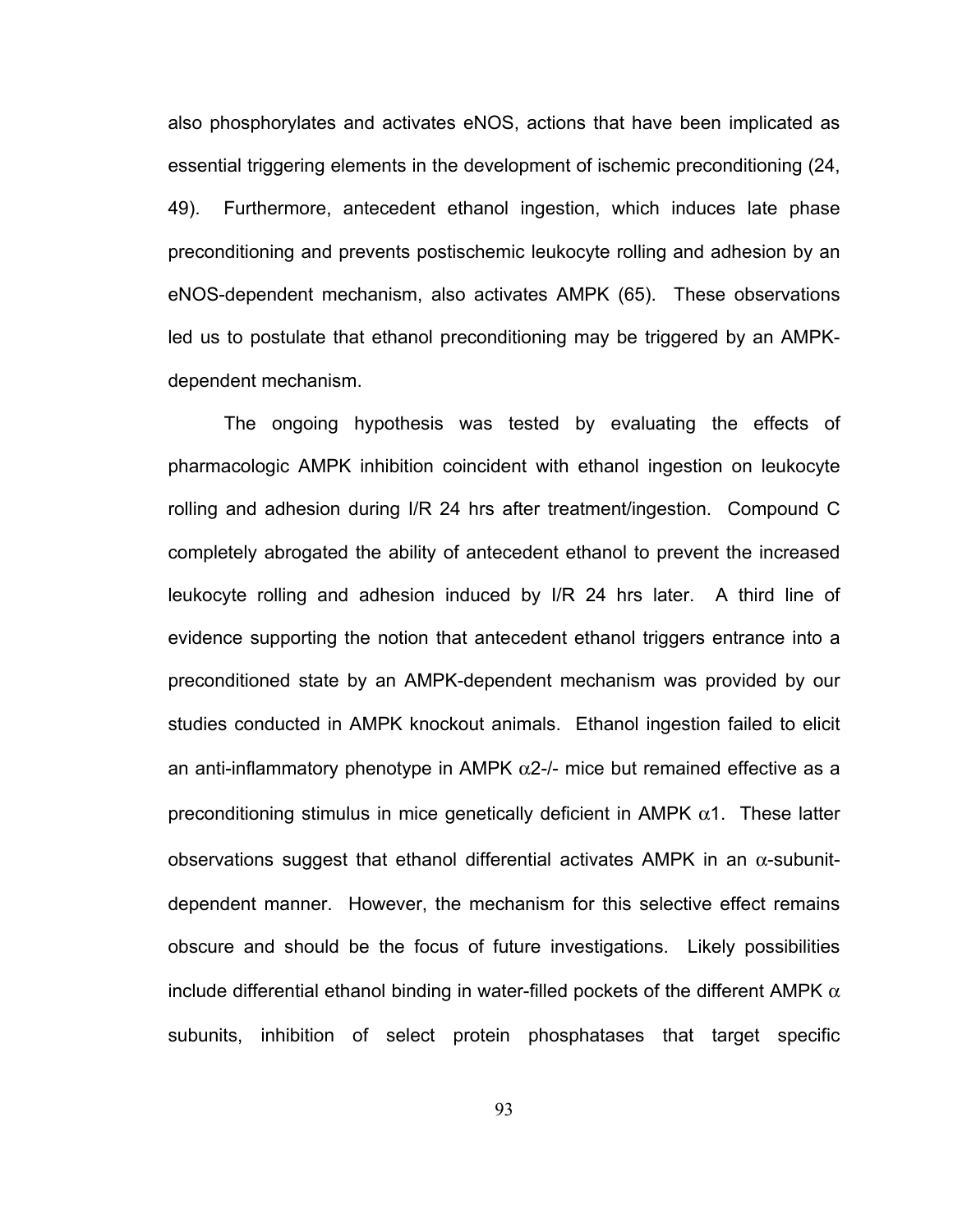also phosphorylates and activates eNOS, actions that have been implicated as essential triggering elements in the development of ischemic preconditioning (24, 49). Furthermore, antecedent ethanol ingestion, which induces late phase preconditioning and prevents postischemic leukocyte rolling and adhesion by an eNOS-dependent mechanism, also activates AMPK (65). These observations led us to postulate that ethanol preconditioning may be triggered by an AMPK-dependent mechanism.

The ongoing hypothesis was tested by evaluating the effects of pharmacologic AMPK inhibition coincident with ethanol ingestion on leukocyte rolling and adhesion during I/R 24 hrs after treatment/ingestion. Compound C completely abrogated the ability of antecedent ethanol to prevent the increased leukocyte rolling and adhesion induced by I/R 24 hrs later. A third line of evidence supporting the notion that antecedent ethanol triggers entrance into a preconditioned state by an AMPK-dependent mechanism was provided by our studies conducted in AMPK knockout animals. Ethanol ingestion failed to elicit an anti-inflammatory phenotype in AMPK $\alpha$2-/- mice but remained effective as a preconditioning stimulus in mice genetically deficient in AMPK $\alpha$1. These latter observations suggest that ethanol differential activates AMPK in an $\alpha$-subunit-dependent manner. However, the mechanism for this selective effect remains obscure and should be the focus of future investigations. Likely possibilities include differential ethanol binding in water-filled pockets of the different AMPK $\alpha$ subunits, inhibition of select protein phosphatases that target specific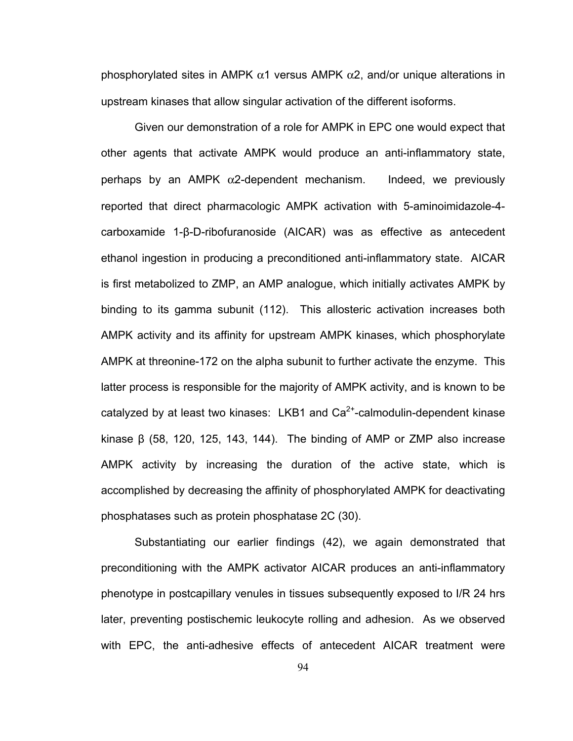phosphorylated sites in AMPK α1 versus AMPK α2, and/or unique alterations in upstream kinases that allow singular activation of the different isoforms.

Given our demonstration of a role for AMPK in EPC one would expect that other agents that activate AMPK would produce an anti-inflammatory state, perhaps by an AMPK α2-dependent mechanism. Indeed, we previously reported that direct pharmacologic AMPK activation with 5-aminoimidazole-4-carboxamide 1-β-D-ribofuranoside (AICAR) was as effective as antecedent ethanol ingestion in producing a preconditioned anti-inflammatory state. AICAR is first metabolized to ZMP, an AMP analogue, which initially activates AMPK by binding to its gamma subunit (112). This allosteric activation increases both AMPK activity and its affinity for upstream AMPK kinases, which phosphorylate AMPK at threonine-172 on the alpha subunit to further activate the enzyme. This latter process is responsible for the majority of AMPK activity, and is known to be catalyzed by at least two kinases: LKB1 and $Ca^{2+}$-calmodulin-dependent kinase kinase β (58, 120, 125, 143, 144). The binding of AMP or ZMP also increase AMPK activity by increasing the duration of the active state, which is accomplished by decreasing the affinity of phosphorylated AMPK for deactivating phosphatases such as protein phosphatase 2C (30).

Substantiating our earlier findings (42), we again demonstrated that preconditioning with the AMPK activator AICAR produces an anti-inflammatory phenotype in postcapillary venules in tissues subsequently exposed to I/R 24 hrs later, preventing postischemic leukocyte rolling and adhesion. As we observed with EPC, the anti-adhesive effects of antecedent AICAR treatment were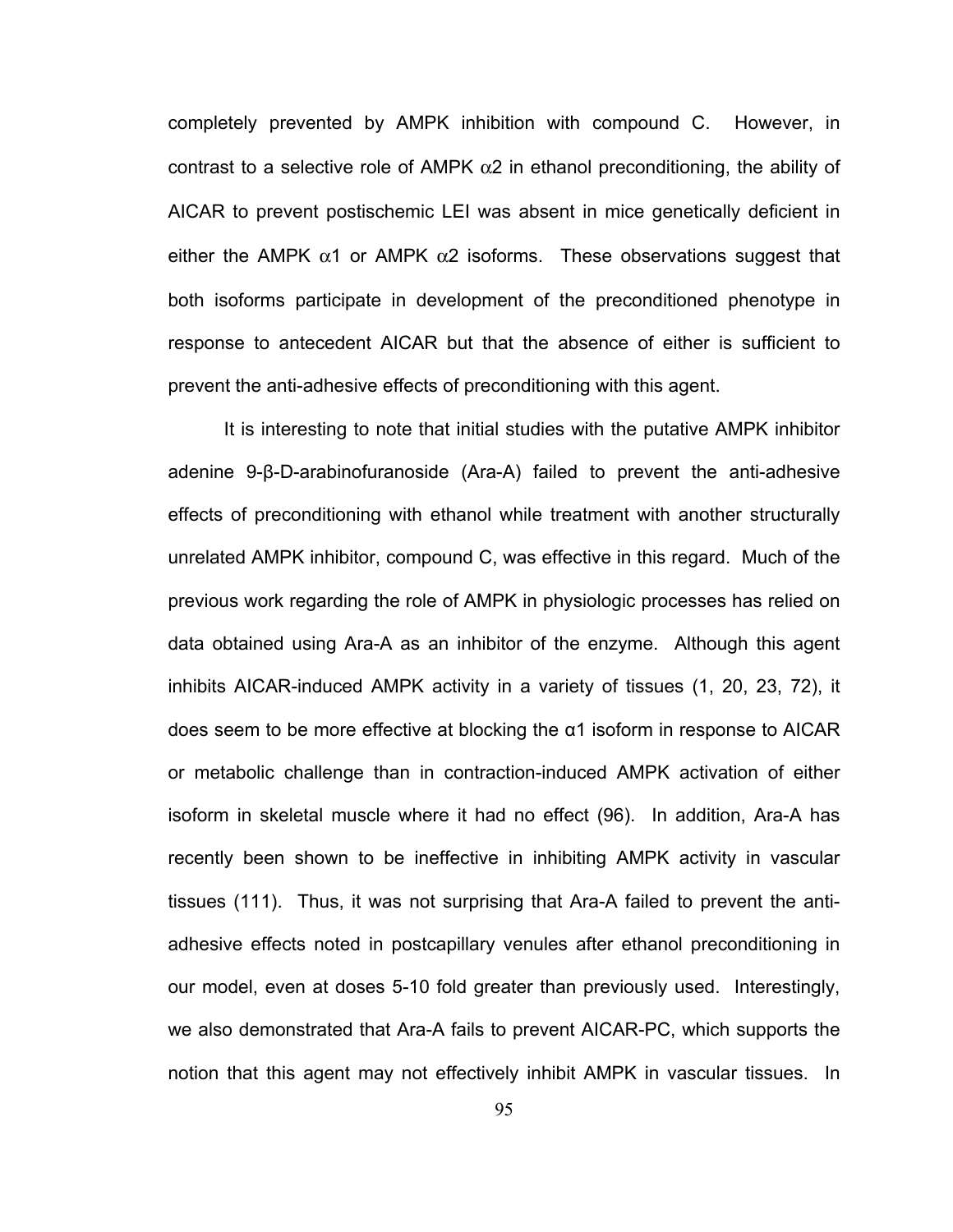completely prevented by AMPK inhibition with compound C. However, in contrast to a selective role of AMPK α2 in ethanol preconditioning, the ability of AICAR to prevent postischemic LEI was absent in mice genetically deficient in either the AMPK α1 or AMPK α2 isoforms. These observations suggest that both isoforms participate in development of the preconditioned phenotype in response to antecedent AICAR but that the absence of either is sufficient to prevent the anti-adhesive effects of preconditioning with this agent.

It is interesting to note that initial studies with the putative AMPK inhibitor adenine 9-β-D-arabinofuranoside (Ara-A) failed to prevent the anti-adhesive effects of preconditioning with ethanol while treatment with another structurally unrelated AMPK inhibitor, compound C, was effective in this regard. Much of the previous work regarding the role of AMPK in physiologic processes has relied on data obtained using Ara-A as an inhibitor of the enzyme. Although this agent inhibits AICAR-induced AMPK activity in a variety of tissues (1, 20, 23, 72), it does seem to be more effective at blocking the α1 isoform in response to AICAR or metabolic challenge than in contraction-induced AMPK activation of either isoform in skeletal muscle where it had no effect (96). In addition, Ara-A has recently been shown to be ineffective in inhibiting AMPK activity in vascular tissues (111). Thus, it was not surprising that Ara-A failed to prevent the anti-adhesive effects noted in postcapillary venules after ethanol preconditioning in our model, even at doses 5-10 fold greater than previously used. Interestingly, we also demonstrated that Ara-A fails to prevent AICAR-PC, which supports the notion that this agent may not effectively inhibit AMPK in vascular tissues. In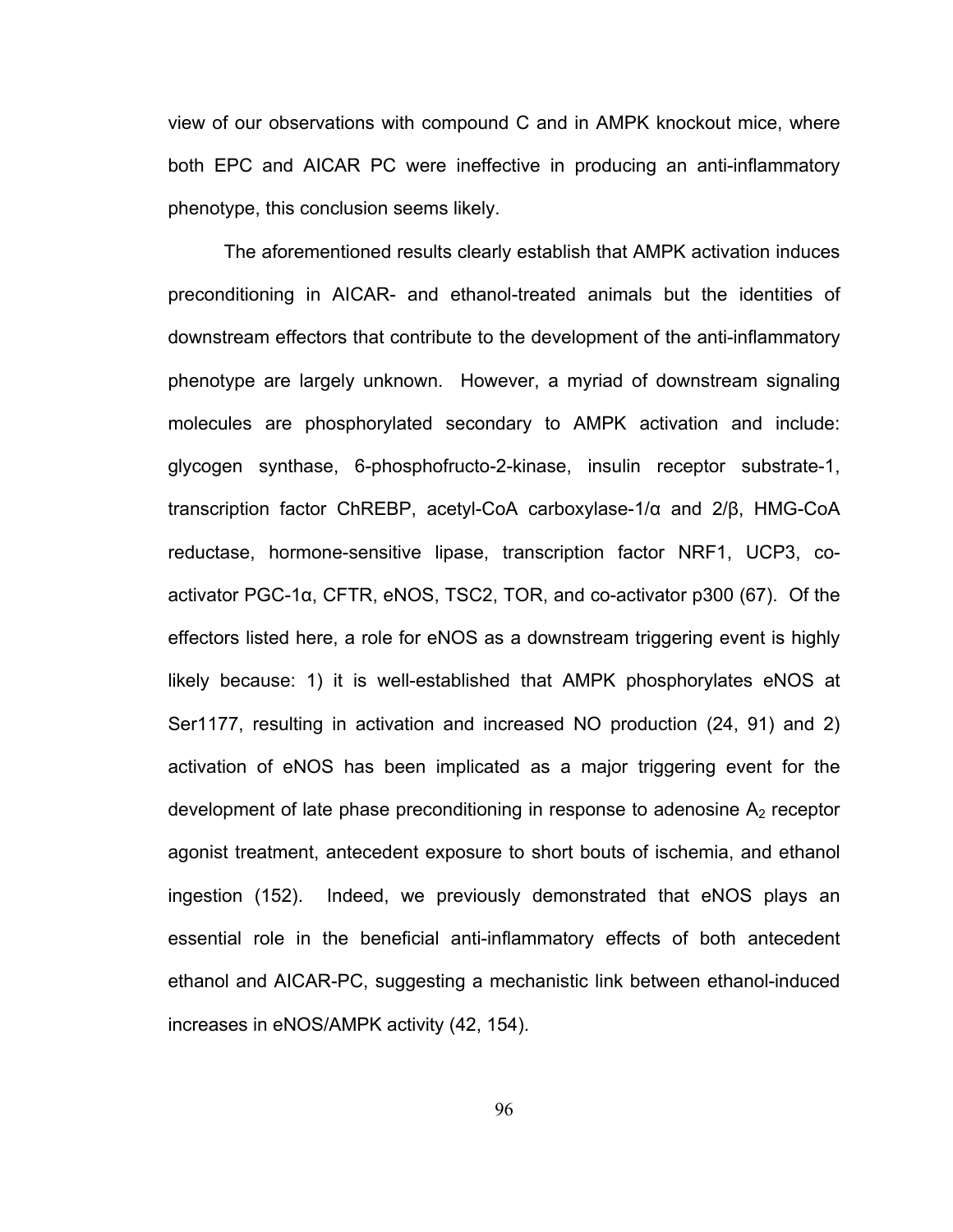view of our observations with compound C and in AMPK knockout mice, where both EPC and AICAR PC were ineffective in producing an anti-inflammatory phenotype, this conclusion seems likely.

The aforementioned results clearly establish that AMPK activation induces preconditioning in AICAR- and ethanol-treated animals but the identities of downstream effectors that contribute to the development of the anti-inflammatory phenotype are largely unknown. However, a myriad of downstream signaling molecules are phosphorylated secondary to AMPK activation and include: glycogen synthase, 6-phosphofructo-2-kinase, insulin receptor substrate-1, transcription factor ChREBP, acetyl-CoA carboxylase-1/α and 2/β, HMG-CoA reductase, hormone-sensitive lipase, transcription factor NRF1, UCP3, co-activator PGC-1α, CFTR, eNOS, TSC2, TOR, and co-activator p300 (67). Of the effectors listed here, a role for eNOS as a downstream triggering event is highly likely because: 1) it is well-established that AMPK phosphorylates eNOS at Ser1177, resulting in activation and increased NO production (24, 91) and 2) activation of eNOS has been implicated as a major triggering event for the development of late phase preconditioning in response to adenosine $A_2$ receptor agonist treatment, antecedent exposure to short bouts of ischemia, and ethanol ingestion (152). Indeed, we previously demonstrated that eNOS plays an essential role in the beneficial anti-inflammatory effects of both antecedent ethanol and AICAR-PC, suggesting a mechanistic link between ethanol-induced increases in eNOS/AMPK activity (42, 154).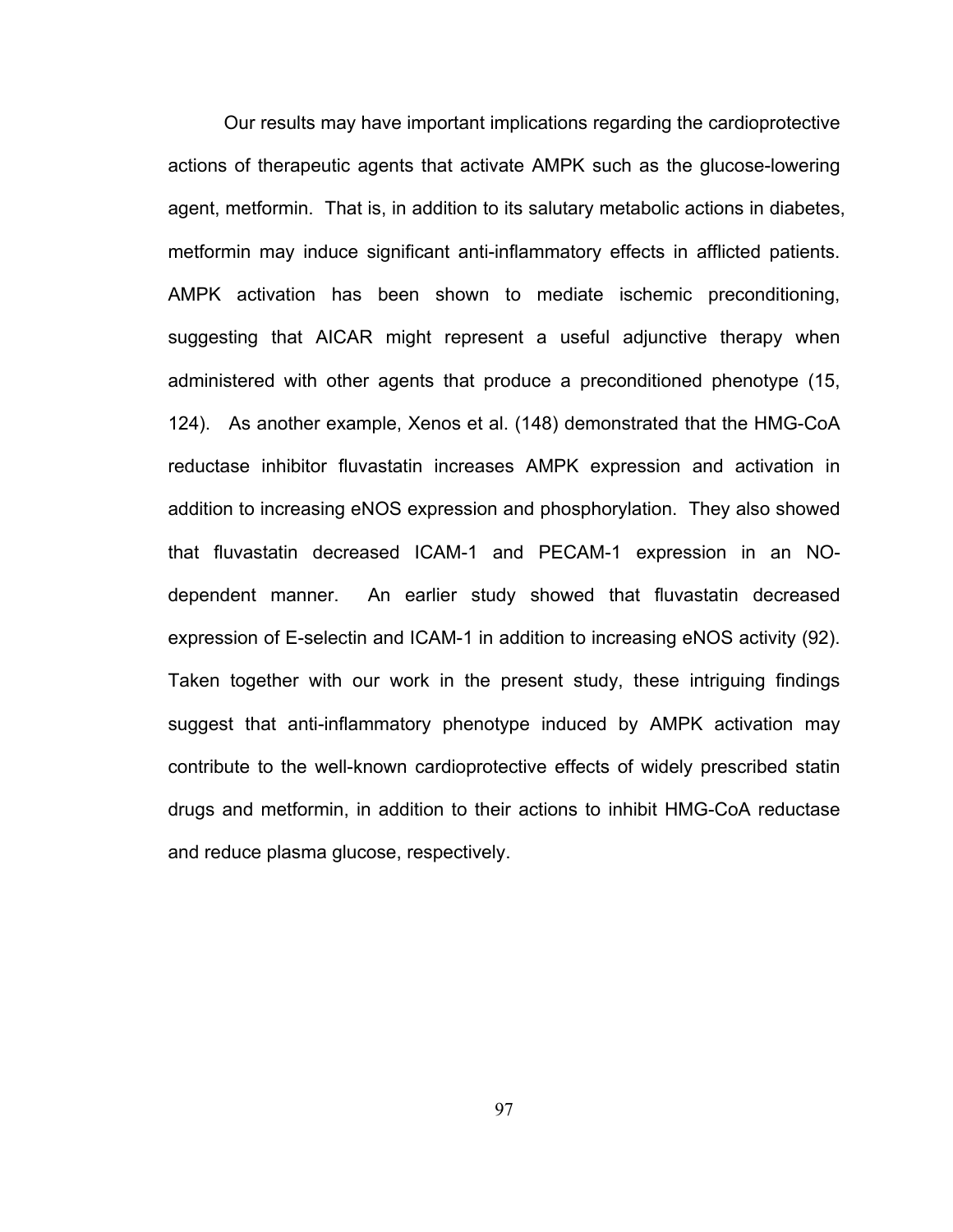Our results may have important implications regarding the cardioprotective actions of therapeutic agents that activate AMPK such as the glucose-lowering agent, metformin. That is, in addition to its salutary metabolic actions in diabetes, metformin may induce significant anti-inflammatory effects in afflicted patients. AMPK activation has been shown to mediate ischemic preconditioning, suggesting that AICAR might represent a useful adjunctive therapy when administered with other agents that produce a preconditioned phenotype (15, 124). As another example, Xenos et al. (148) demonstrated that the HMG-CoA reductase inhibitor fluvastatin increases AMPK expression and activation in addition to increasing eNOS expression and phosphorylation. They also showed that fluvastatin decreased ICAM-1 and PECAM-1 expression in an NO-dependent manner. An earlier study showed that fluvastatin decreased expression of E-selectin and ICAM-1 in addition to increasing eNOS activity (92). Taken together with our work in the present study, these intriguing findings suggest that anti-inflammatory phenotype induced by AMPK activation may contribute to the well-known cardioprotective effects of widely prescribed statin drugs and metformin, in addition to their actions to inhibit HMG-CoA reductase and reduce plasma glucose, respectively.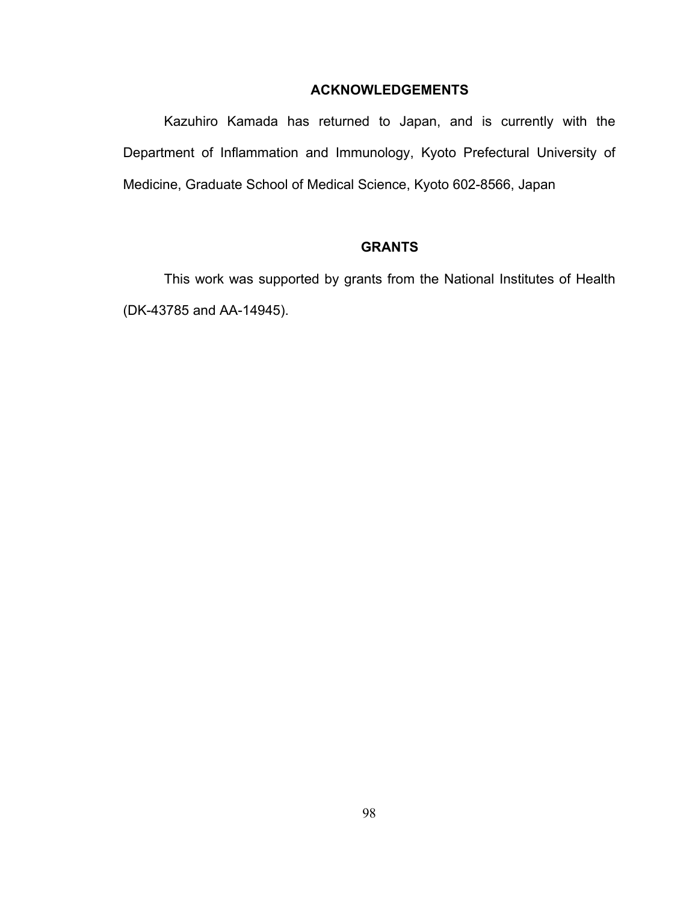## ACKNOWLEDGEMENTS

Kazuhiro Kamada has returned to Japan, and is currently with the Department of Inflammation and Immunology, Kyoto Prefectural University of Medicine, Graduate School of Medical Science, Kyoto 602-8566, Japan

## GRANTS

This work was supported by grants from the National Institutes of Health (DK-43785 and AA-14945).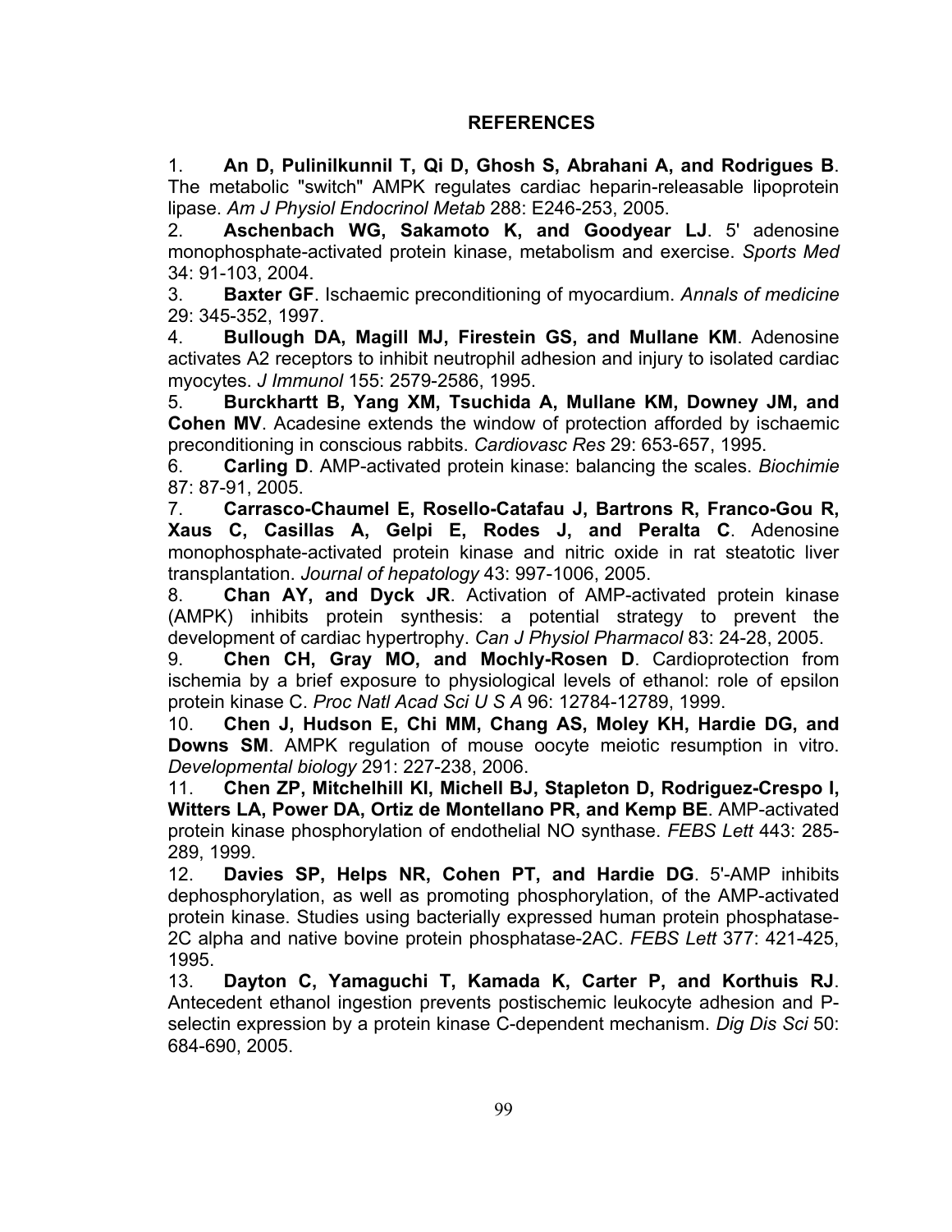## REFERENCES

1. **An D, Pulinilkunnil T, Qi D, Ghosh S, Abrahani A, and Rodrigues B**. The metabolic "switch" AMPK regulates cardiac heparin-releasable lipoprotein lipase. *Am J Physiol Endocrinol Metab* 288: E246-253, 2005.
2. **Aschenbach WG, Sakamoto K, and Goodyear LJ**. 5' adenosine monophosphate-activated protein kinase, metabolism and exercise. *Sports Med* 34: 91-103, 2004.
3. **Baxter GF**. Ischaemic preconditioning of myocardium. *Annals of medicine* 29: 345-352, 1997.
4. **Bullough DA, Magill MJ, Firestein GS, and Mullane KM**. Adenosine activates A2 receptors to inhibit neutrophil adhesion and injury to isolated cardiac myocytes. *J Immunol* 155: 2579-2586, 1995.
5. **Burckhartt B, Yang XM, Tsuchida A, Mullane KM, Downey JM, and Cohen MV**. Acadesine extends the window of protection afforded by ischaemic preconditioning in conscious rabbits. *Cardiovasc Res* 29: 653-657, 1995.
6. **Carling D**. AMP-activated protein kinase: balancing the scales. *Biochimie* 87: 87-91, 2005.
7. **Carrasco-Chaumel E, Rosello-Catafau J, Bartrons R, Franco-Gou R, Xaus C, Casillas A, Gelpi E, Rodes J, and Peralta C**. Adenosine monophosphate-activated protein kinase and nitric oxide in rat steatotic liver transplantation. *Journal of hepatology* 43: 997-1006, 2005.
8. **Chan AY, and Dyck JR**. Activation of AMP-activated protein kinase (AMPK) inhibits protein synthesis: a potential strategy to prevent the development of cardiac hypertrophy. *Can J Physiol Pharmacol* 83: 24-28, 2005.
9. **Chen CH, Gray MO, and Mochly-Rosen D**. Cardioprotection from ischemia by a brief exposure to physiological levels of ethanol: role of epsilon protein kinase C. *Proc Natl Acad Sci U S A* 96: 12784-12789, 1999.
10. **Chen J, Hudson E, Chi MM, Chang AS, Moley KH, Hardie DG, and Downs SM**. AMPK regulation of mouse oocyte meiotic resumption in vitro. *Developmental biology* 291: 227-238, 2006.
11. **Chen ZP, Mitchelhill KI, Michell BJ, Stapleton D, Rodriguez-Crespo I, Witters LA, Power DA, Ortiz de Montellano PR, and Kemp BE**. AMP-activated protein kinase phosphorylation of endothelial NO synthase. *FEBS Lett* 443: 285-289, 1999.
12. **Davies SP, Helps NR, Cohen PT, and Hardie DG**. 5'-AMP inhibits dephosphorylation, as well as promoting phosphorylation, of the AMP-activated protein kinase. Studies using bacterially expressed human protein phosphatase-2C alpha and native bovine protein phosphatase-2AC. *FEBS Lett* 377: 421-425, 1995.
13. **Dayton C, Yamaguchi T, Kamada K, Carter P, and Korthuis RJ**. Antecedent ethanol ingestion prevents postischemic leukocyte adhesion and P-selectin expression by a protein kinase C-dependent mechanism. *Dig Dis Sci* 50: 684-690, 2005.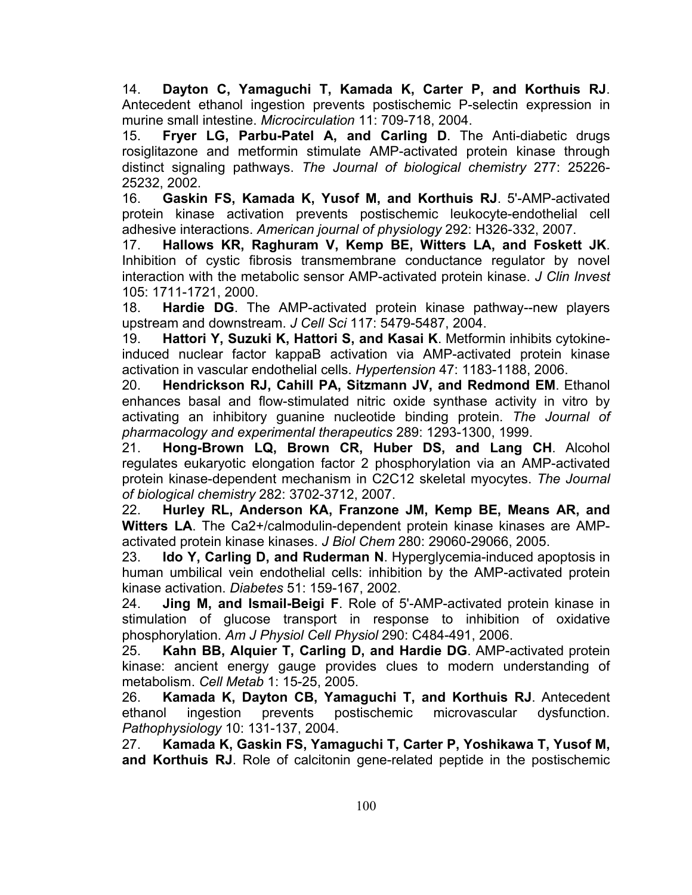14. **Dayton C, Yamaguchi T, Kamada K, Carter P, and Korthuis RJ**. Antecedent ethanol ingestion prevents postischemic P-selectin expression in murine small intestine. *Microcirculation* 11: 709-718, 2004.

15. **Fryer LG, Parbu-Patel A, and Carling D**. The Anti-diabetic drugs rosiglitazone and metformin stimulate AMP-activated protein kinase through distinct signaling pathways. *The Journal of biological chemistry* 277: 25226-25232, 2002.

16. **Gaskin FS, Kamada K, Yusof M, and Korthuis RJ**. 5'-AMP-activated protein kinase activation prevents postischemic leukocyte-endothelial cell adhesive interactions. *American journal of physiology* 292: H326-332, 2007.

17. **Hallows KR, Raghuram V, Kemp BE, Witters LA, and Foskett JK**. Inhibition of cystic fibrosis transmembrane conductance regulator by novel interaction with the metabolic sensor AMP-activated protein kinase. *J Clin Invest* 105: 1711-1721, 2000.

18. **Hardie DG**. The AMP-activated protein kinase pathway--new players upstream and downstream. *J Cell Sci* 117: 5479-5487, 2004.

19. **Hattori Y, Suzuki K, Hattori S, and Kasai K**. Metformin inhibits cytokine-induced nuclear factor kappaB activation via AMP-activated protein kinase activation in vascular endothelial cells. *Hypertension* 47: 1183-1188, 2006.

20. **Hendrickson RJ, Cahill PA, Sitzmann JV, and Redmond EM**. Ethanol enhances basal and flow-stimulated nitric oxide synthase activity in vitro by activating an inhibitory guanine nucleotide binding protein. *The Journal of pharmacology and experimental therapeutics* 289: 1293-1300, 1999.

21. **Hong-Brown LQ, Brown CR, Huber DS, and Lang CH**. Alcohol regulates eukaryotic elongation factor 2 phosphorylation via an AMP-activated protein kinase-dependent mechanism in C2C12 skeletal myocytes. *The Journal of biological chemistry* 282: 3702-3712, 2007.

22. **Hurley RL, Anderson KA, Franzone JM, Kemp BE, Means AR, and Witters LA**. The Ca2+/calmodulin-dependent protein kinase kinases are AMP-activated protein kinase kinases. *J Biol Chem* 280: 29060-29066, 2005.

23. **Ido Y, Carling D, and Ruderman N**. Hyperglycemia-induced apoptosis in human umbilical vein endothelial cells: inhibition by the AMP-activated protein kinase activation. *Diabetes* 51: 159-167, 2002.

24. **Jing M, and Ismail-Beigi F**. Role of 5'-AMP-activated protein kinase in stimulation of glucose transport in response to inhibition of oxidative phosphorylation. *Am J Physiol Cell Physiol* 290: C484-491, 2006.

25. **Kahn BB, Alquier T, Carling D, and Hardie DG**. AMP-activated protein kinase: ancient energy gauge provides clues to modern understanding of metabolism. *Cell Metab* 1: 15-25, 2005.

26. **Kamada K, Dayton CB, Yamaguchi T, and Korthuis RJ**. Antecedent ethanol ingestion prevents postischemic microvascular dysfunction. *Pathophysiology* 10: 131-137, 2004.

27. **Kamada K, Gaskin FS, Yamaguchi T, Carter P, Yoshikawa T, Yusof M, and Korthuis RJ**. Role of calcitonin gene-related peptide in the postischemic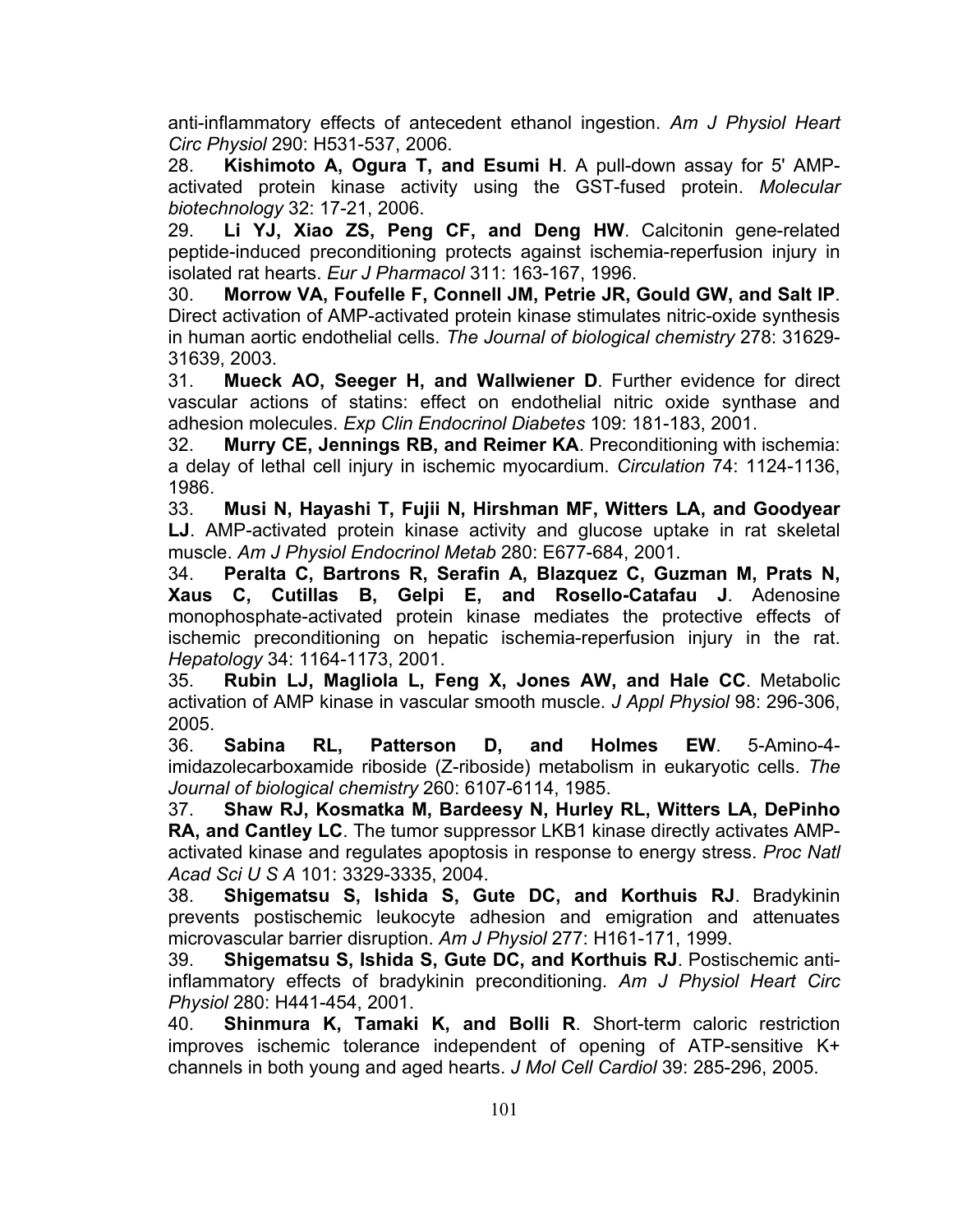anti-inflammatory effects of antecedent ethanol ingestion. *Am J Physiol Heart Circ Physiol* 290: H531-537, 2006.

28. **Kishimoto A, Ogura T, and Esumi H**. A pull-down assay for 5' AMP-activated protein kinase activity using the GST-fused protein. *Molecular biotechnology* 32: 17-21, 2006.

29. **Li YJ, Xiao ZS, Peng CF, and Deng HW**. Calcitonin gene-related peptide-induced preconditioning protects against ischemia-reperfusion injury in isolated rat hearts. *Eur J Pharmacol* 311: 163-167, 1996.

30. **Morrow VA, Foufelle F, Connell JM, Petrie JR, Gould GW, and Salt IP**. Direct activation of AMP-activated protein kinase stimulates nitric-oxide synthesis in human aortic endothelial cells. *The Journal of biological chemistry* 278: 31629-31639, 2003.

31. **Mueck AO, Seeger H, and Wallwiener D**. Further evidence for direct vascular actions of statins: effect on endothelial nitric oxide synthase and adhesion molecules. *Exp Clin Endocrinol Diabetes* 109: 181-183, 2001.

32. **Murry CE, Jennings RB, and Reimer KA**. Preconditioning with ischemia: a delay of lethal cell injury in ischemic myocardium. *Circulation* 74: 1124-1136, 1986.

33. **Musi N, Hayashi T, Fujii N, Hirshman MF, Witters LA, and Goodyear LJ**. AMP-activated protein kinase activity and glucose uptake in rat skeletal muscle. *Am J Physiol Endocrinol Metab* 280: E677-684, 2001.

34. **Peralta C, Bartrons R, Serafin A, Blazquez C, Guzman M, Prats N, Xaus C, Cutillas B, Gelpi E, and Rosello-Catafau J**. Adenosine monophosphate-activated protein kinase mediates the protective effects of ischemic preconditioning on hepatic ischemia-reperfusion injury in the rat. *Hepatology* 34: 1164-1173, 2001.

35. **Rubin LJ, Magliola L, Feng X, Jones AW, and Hale CC**. Metabolic activation of AMP kinase in vascular smooth muscle. *J Appl Physiol* 98: 296-306, 2005.

36. **Sabina RL, Patterson D, and Holmes EW**. 5-Amino-4-imidazolecarboxamide riboside (Z-riboside) metabolism in eukaryotic cells. *The Journal of biological chemistry* 260: 6107-6114, 1985.

37. **Shaw RJ, Kosmatka M, Bardeesy N, Hurley RL, Witters LA, DePinho RA, and Cantley LC**. The tumor suppressor LKB1 kinase directly activates AMP-activated kinase and regulates apoptosis in response to energy stress. *Proc Natl Acad Sci U S A* 101: 3329-3335, 2004.

38. **Shigematsu S, Ishida S, Gute DC, and Korthuis RJ**. Bradykinin prevents postischemic leukocyte adhesion and emigration and attenuates microvascular barrier disruption. *Am J Physiol* 277: H161-171, 1999.

39. **Shigematsu S, Ishida S, Gute DC, and Korthuis RJ**. Postischemic anti-inflammatory effects of bradykinin preconditioning. *Am J Physiol Heart Circ Physiol* 280: H441-454, 2001.

40. **Shinmura K, Tamaki K, and Bolli R**. Short-term caloric restriction improves ischemic tolerance independent of opening of ATP-sensitive K+ channels in both young and aged hearts. *J Mol Cell Cardiol* 39: 285-296, 2005.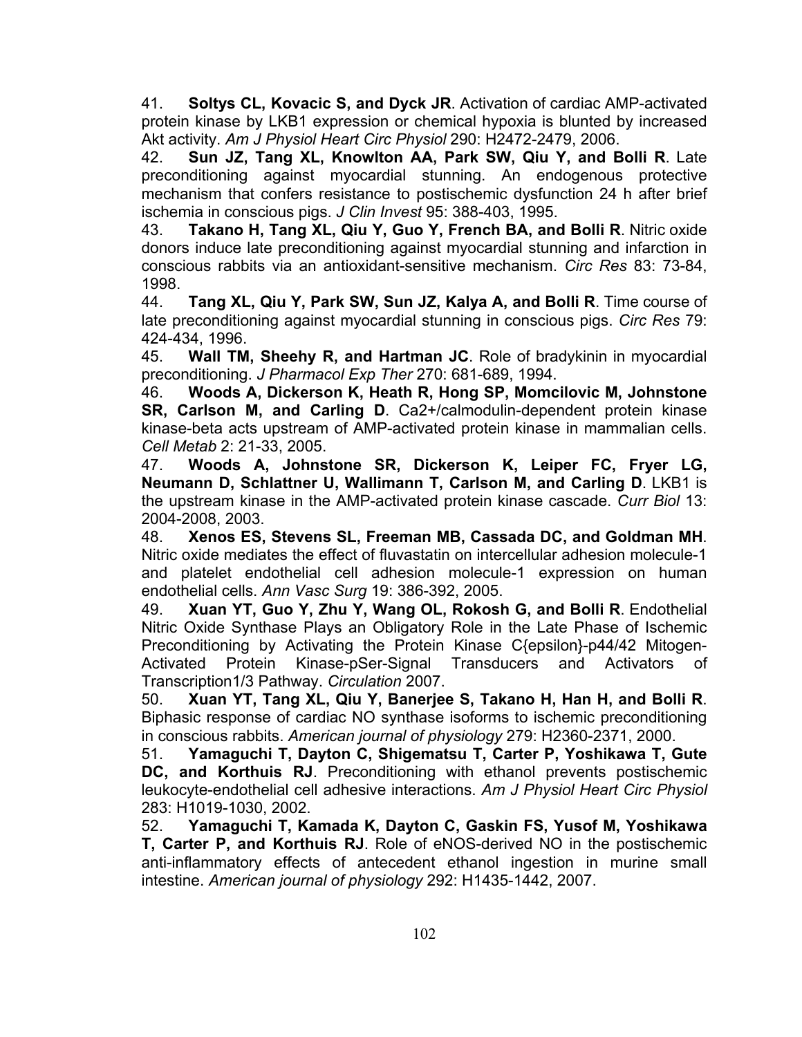41. **Soltys CL, Kovacic S, and Dyck JR**. Activation of cardiac AMP-activated protein kinase by LKB1 expression or chemical hypoxia is blunted by increased Akt activity. *Am J Physiol Heart Circ Physiol* 290: H2472-2479, 2006.

42. **Sun JZ, Tang XL, Knowlton AA, Park SW, Qiu Y, and Bolli R**. Late preconditioning against myocardial stunning. An endogenous protective mechanism that confers resistance to postischemic dysfunction 24 h after brief ischemia in conscious pigs. *J Clin Invest* 95: 388-403, 1995.

43. **Takano H, Tang XL, Qiu Y, Guo Y, French BA, and Bolli R**. Nitric oxide donors induce late preconditioning against myocardial stunning and infarction in conscious rabbits via an antioxidant-sensitive mechanism. *Circ Res* 83: 73-84, 1998.

44. **Tang XL, Qiu Y, Park SW, Sun JZ, Kalya A, and Bolli R**. Time course of late preconditioning against myocardial stunning in conscious pigs. *Circ Res* 79: 424-434, 1996.

45. **Wall TM, Sheehy R, and Hartman JC**. Role of bradykinin in myocardial preconditioning. *J Pharmacol Exp Ther* 270: 681-689, 1994.

46. **Woods A, Dickerson K, Heath R, Hong SP, Momcilovic M, Johnstone SR, Carlson M, and Carling D**. Ca2+/calmodulin-dependent protein kinase kinase-beta acts upstream of AMP-activated protein kinase in mammalian cells. *Cell Metab* 2: 21-33, 2005.

47. **Woods A, Johnstone SR, Dickerson K, Leiper FC, Fryer LG, Neumann D, Schlattner U, Wallimann T, Carlson M, and Carling D**. LKB1 is the upstream kinase in the AMP-activated protein kinase cascade. *Curr Biol* 13: 2004-2008, 2003.

48. **Xenos ES, Stevens SL, Freeman MB, Cassada DC, and Goldman MH**. Nitric oxide mediates the effect of fluvastatin on intercellular adhesion molecule-1 and platelet endothelial cell adhesion molecule-1 expression on human endothelial cells. *Ann Vasc Surg* 19: 386-392, 2005.

49. **Xuan YT, Guo Y, Zhu Y, Wang OL, Rokosh G, and Bolli R**. Endothelial Nitric Oxide Synthase Plays an Obligatory Role in the Late Phase of Ischemic Preconditioning by Activating the Protein Kinase C{epsilon}-p44/42 Mitogen-Activated Protein Kinase-pSer-Signal Transducers and Activators of Transcription1/3 Pathway. *Circulation* 2007.

50. **Xuan YT, Tang XL, Qiu Y, Banerjee S, Takano H, Han H, and Bolli R**. Biphasic response of cardiac NO synthase isoforms to ischemic preconditioning in conscious rabbits. *American journal of physiology* 279: H2360-2371, 2000.

51. **Yamaguchi T, Dayton C, Shigematsu T, Carter P, Yoshikawa T, Gute DC, and Korthuis RJ**. Preconditioning with ethanol prevents postischemic leukocyte-endothelial cell adhesive interactions. *Am J Physiol Heart Circ Physiol* 283: H1019-1030, 2002.

52. **Yamaguchi T, Kamada K, Dayton C, Gaskin FS, Yusof M, Yoshikawa T, Carter P, and Korthuis RJ**. Role of eNOS-derived NO in the postischemic anti-inflammatory effects of antecedent ethanol ingestion in murine small intestine. *American journal of physiology* 292: H1435-1442, 2007.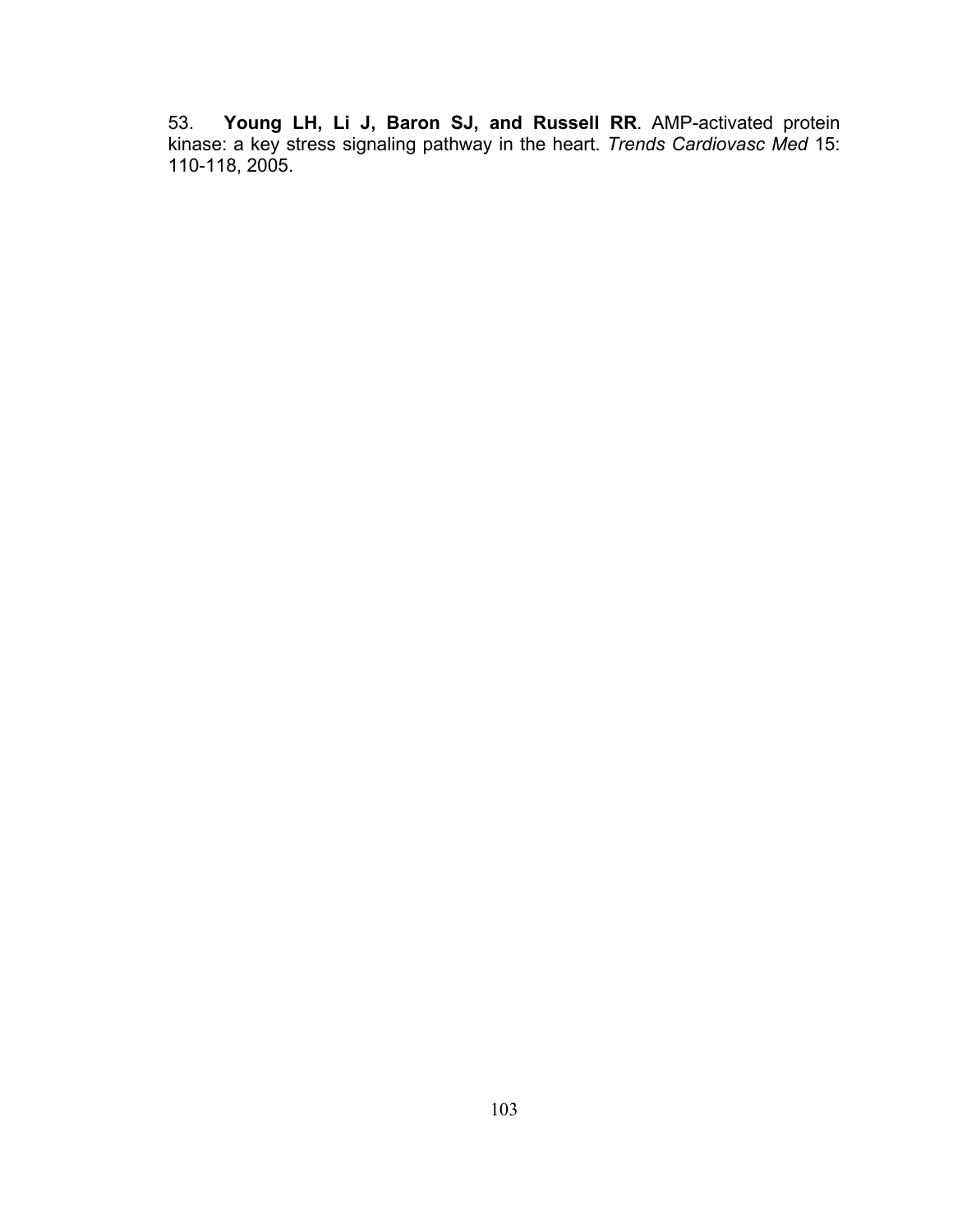53. **Young LH, Li J, Baron SJ, and Russell RR**. AMP-activated protein kinase: a key stress signaling pathway in the heart. *Trends Cardiovasc Med* 15: 110-118, 2005.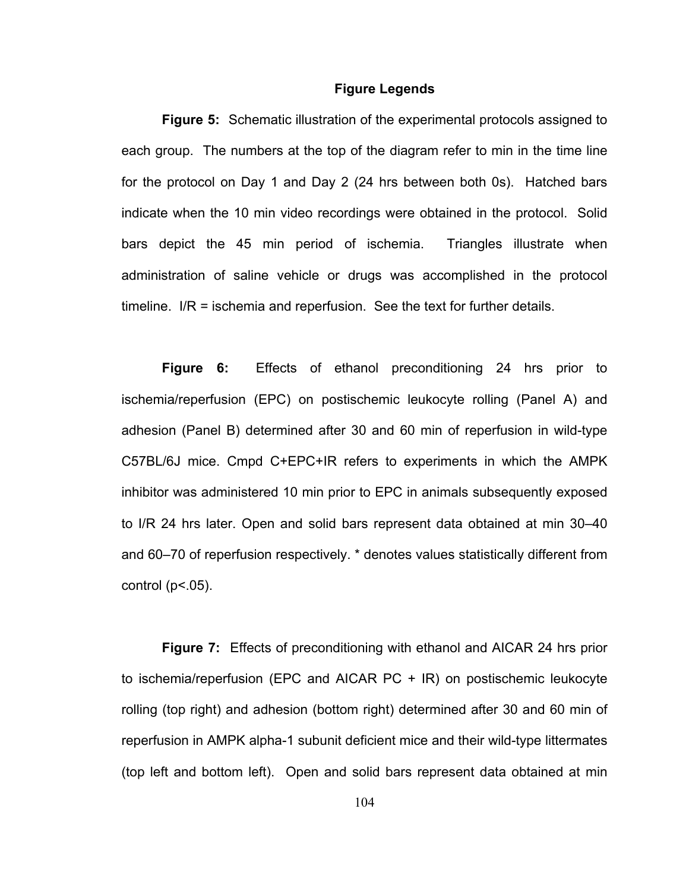## Figure Legends

**Figure 5:** Schematic illustration of the experimental protocols assigned to each group. The numbers at the top of the diagram refer to min in the time line for the protocol on Day 1 and Day 2 (24 hrs between both 0s). Hatched bars indicate when the 10 min video recordings were obtained in the protocol. Solid bars depict the 45 min period of ischemia. Triangles illustrate when administration of saline vehicle or drugs was accomplished in the protocol timeline. I/R = ischemia and reperfusion. See the text for further details.

**Figure 6:** Effects of ethanol preconditioning 24 hrs prior to ischemia/reperfusion (EPC) on postischemic leukocyte rolling (Panel A) and adhesion (Panel B) determined after 30 and 60 min of reperfusion in wild-type C57BL/6J mice. Cmpd C+EPC+IR refers to experiments in which the AMPK inhibitor was administered 10 min prior to EPC in animals subsequently exposed to I/R 24 hrs later. Open and solid bars represent data obtained at min 30–40 and 60–70 of reperfusion respectively. * denotes values statistically different from control ($p<.05$).

**Figure 7:** Effects of preconditioning with ethanol and AICAR 24 hrs prior to ischemia/reperfusion (EPC and AICAR PC + IR) on postischemic leukocyte rolling (top right) and adhesion (bottom right) determined after 30 and 60 min of reperfusion in AMPK alpha-1 subunit deficient mice and their wild-type littermates (top left and bottom left). Open and solid bars represent data obtained at min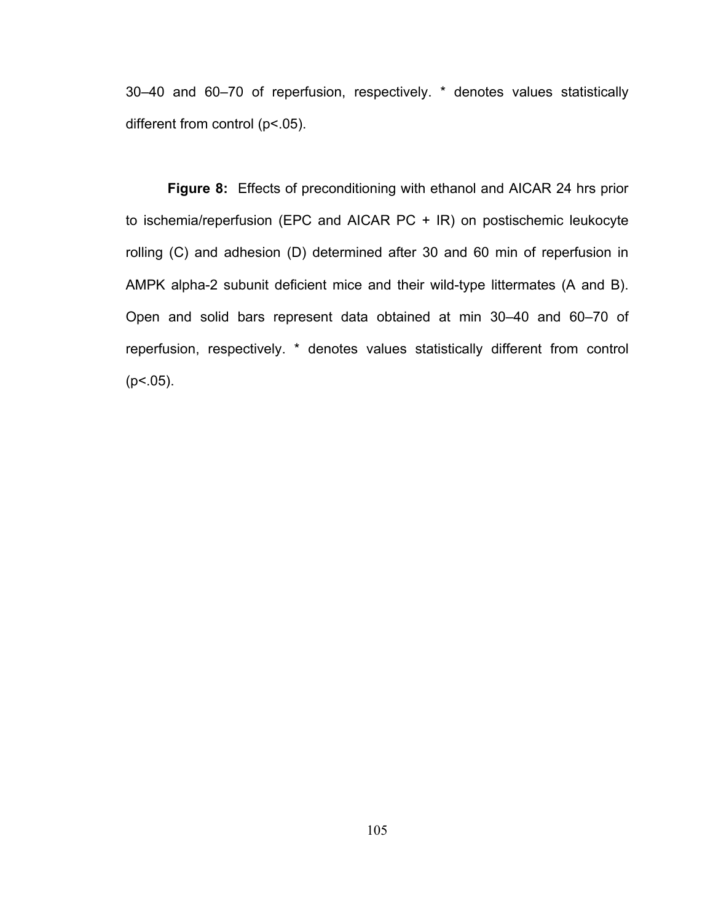30–40 and 60–70 of reperfusion, respectively. * denotes values statistically different from control ($p<.05$).

**Figure 8:** Effects of preconditioning with ethanol and AICAR 24 hrs prior to ischemia/reperfusion (EPC and AICAR PC + IR) on postischemic leukocyte rolling (C) and adhesion (D) determined after 30 and 60 min of reperfusion in AMPK alpha-2 subunit deficient mice and their wild-type littermates (A and B). Open and solid bars represent data obtained at min 30–40 and 60–70 of reperfusion, respectively. * denotes values statistically different from control ($p<.05$).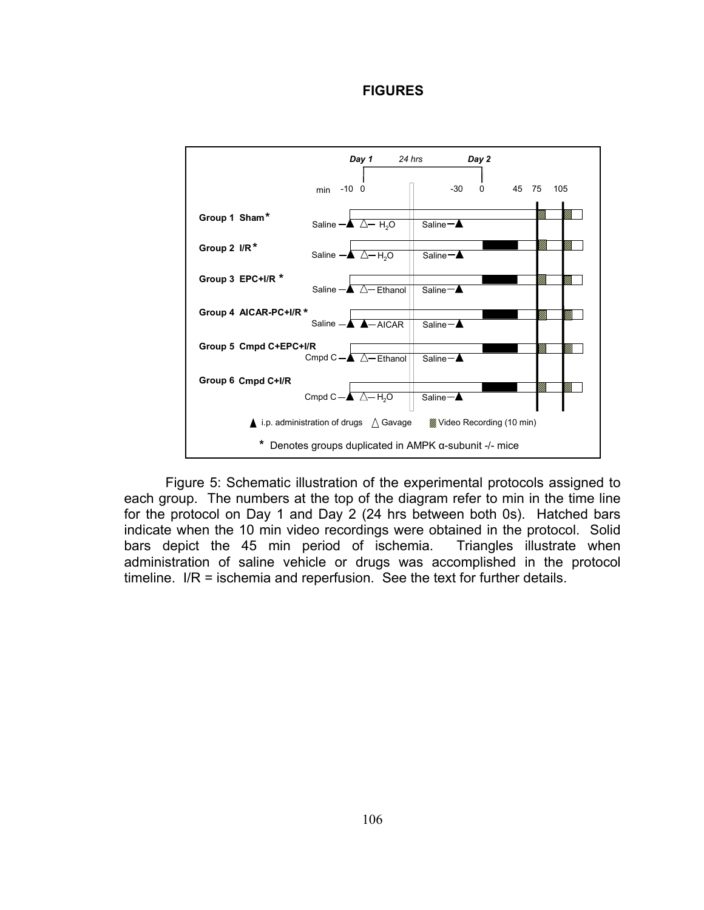# FIGURES

Day 1 24 hrs Day 2

min -10 0 -30 0 45 75 105

Group 1 Sham* Saline — ▲ △— $H_2O$ Saline—▲

Group 2 I/R* Saline — ▲ △— $H_2O$ Saline—▲

Group 3 EPC+I/R * Saline — ▲ △— Ethanol Saline—▲

Group 4 AICAR-PC+I/R * Saline — ▲ ▲— AICAR Saline—▲

Group 5 Cmpd C+EPC+I/R Cmpd C — ▲ △— Ethanol Saline—▲

Group 6 Cmpd C+I/R Cmpd C — ▲ △— $H_2O$ Saline—▲

▲ i.p. administration of drugs △ Gavage ▨ Video Recording (10 min)

* Denotes groups duplicated in AMPK α-subunit -/- mice

Figure 5: Schematic illustration of the experimental protocols assigned to each group. The numbers at the top of the diagram refer to min in the time line for the protocol on Day 1 and Day 2 (24 hrs between both 0s). Hatched bars indicate when the 10 min video recordings were obtained in the protocol. Solid bars depict the 45 min period of ischemia. Triangles illustrate when administration of saline vehicle or drugs was accomplished in the protocol timeline. I/R = ischemia and reperfusion. See the text for further details.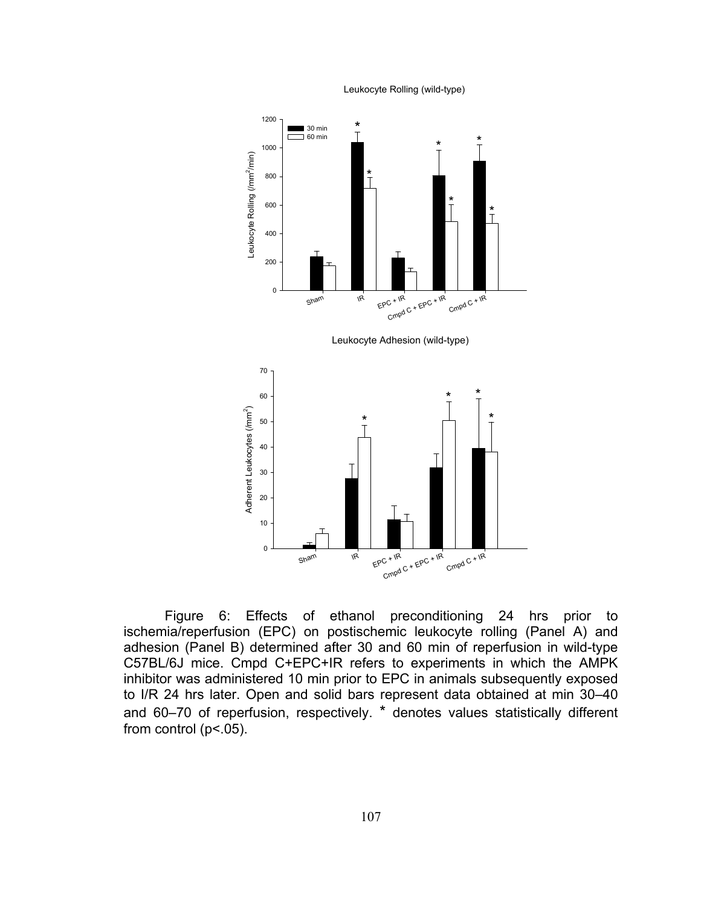Leukocyte Rolling (wild-type)

Leukocyte Adhesion (wild-type)

Figure 6: Effects of ethanol preconditioning 24 hrs prior to ischemia/reperfusion (EPC) on postischemic leukocyte rolling (Panel A) and adhesion (Panel B) determined after 30 and 60 min of reperfusion in wild-type C57BL/6J mice. Cmpd C+EPC+IR refers to experiments in which the AMPK inhibitor was administered 10 min prior to EPC in animals subsequently exposed to I/R 24 hrs later. Open and solid bars represent data obtained at min 30–40 and 60–70 of reperfusion, respectively. * denotes values statistically different from control ($p<.05$).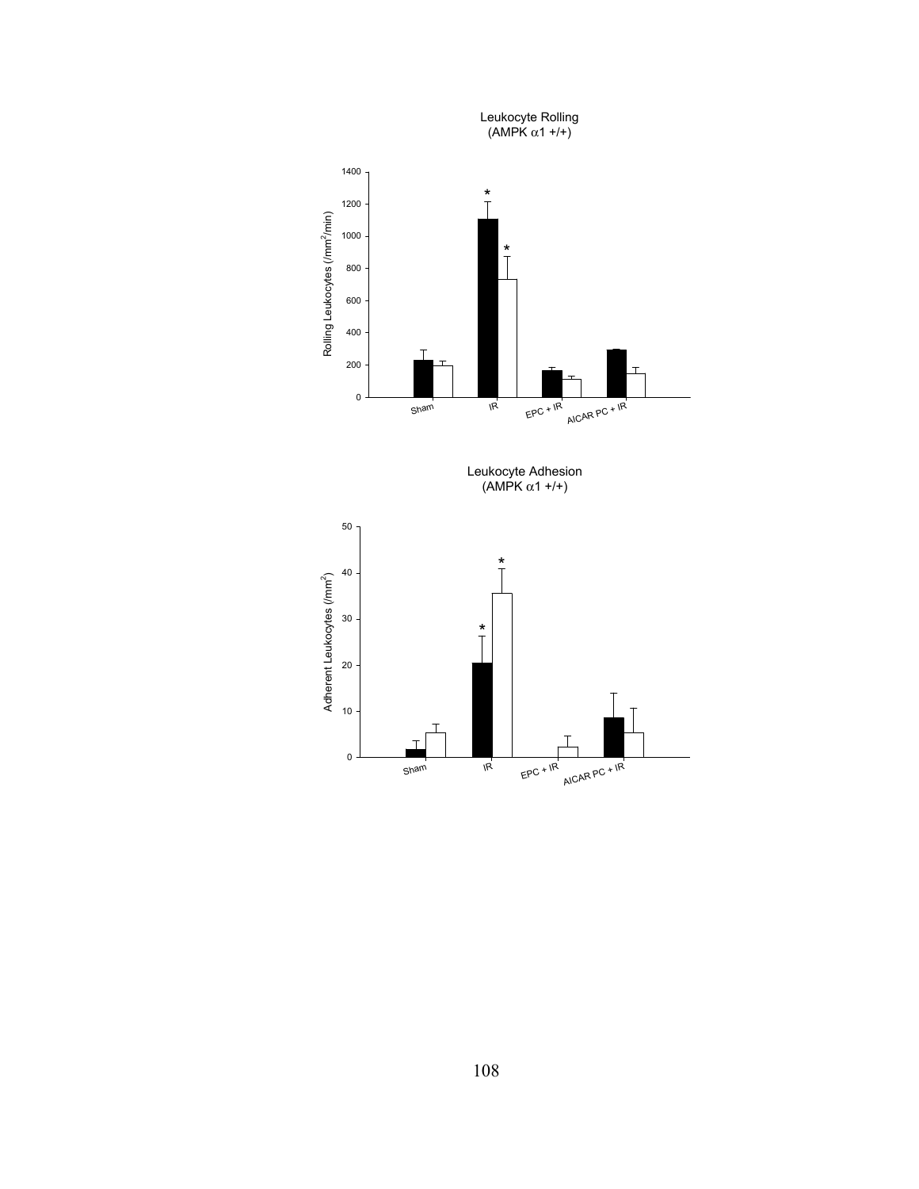Leukocyte Rolling
(AMPK α1 +/+)

Leukocyte Adhesion
(AMPK α1 +/+)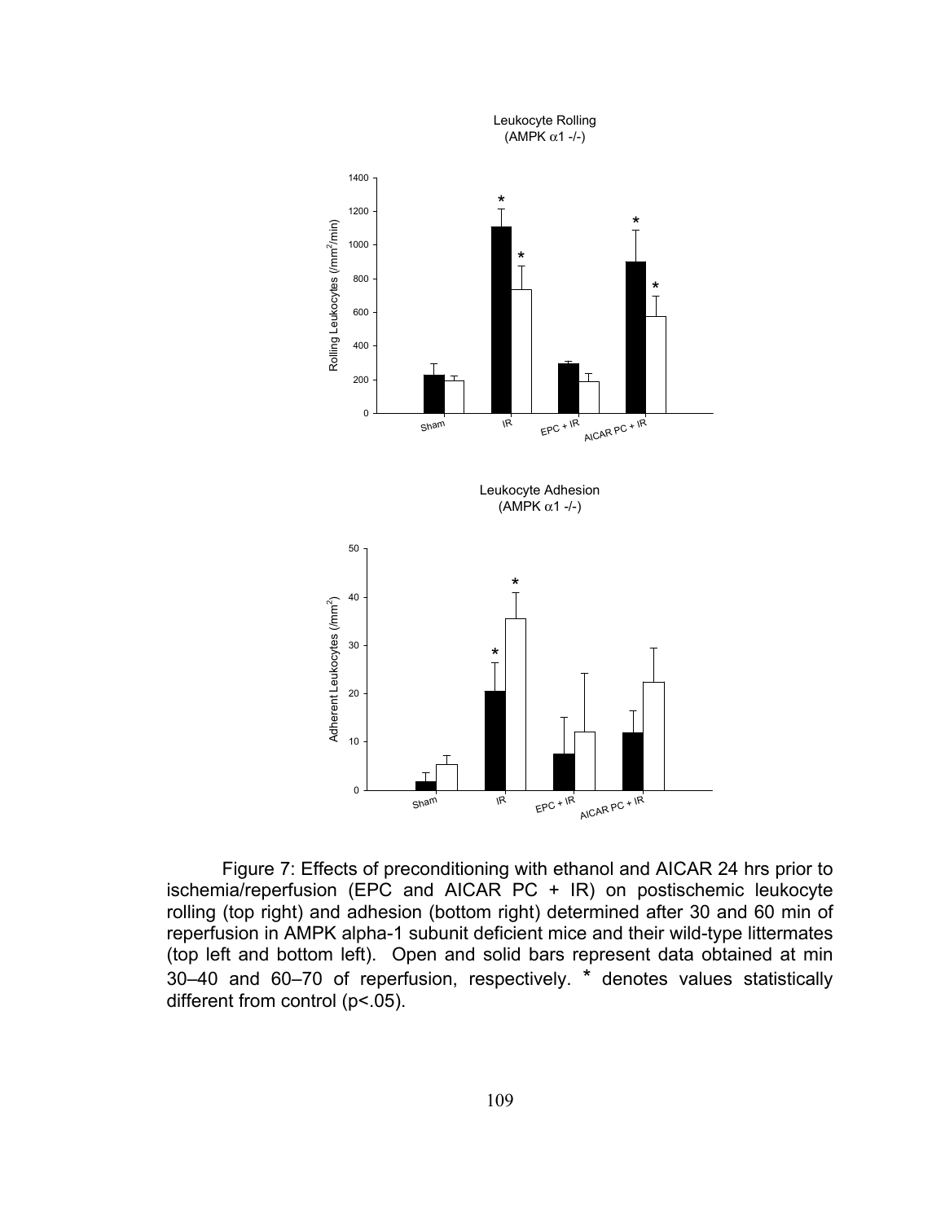Leukocyte Rolling
(AMPK α1 -/-)

Leukocyte Adhesion
(AMPK α1 -/-)

Figure 7: Effects of preconditioning with ethanol and AICAR 24 hrs prior to ischemia/reperfusion (EPC and AICAR PC + IR) on postischemic leukocyte rolling (top right) and adhesion (bottom right) determined after 30 and 60 min of reperfusion in AMPK alpha-1 subunit deficient mice and their wild-type littermates (top left and bottom left). Open and solid bars represent data obtained at min 30–40 and 60–70 of reperfusion, respectively. * denotes values statistically different from control ($p<.05$).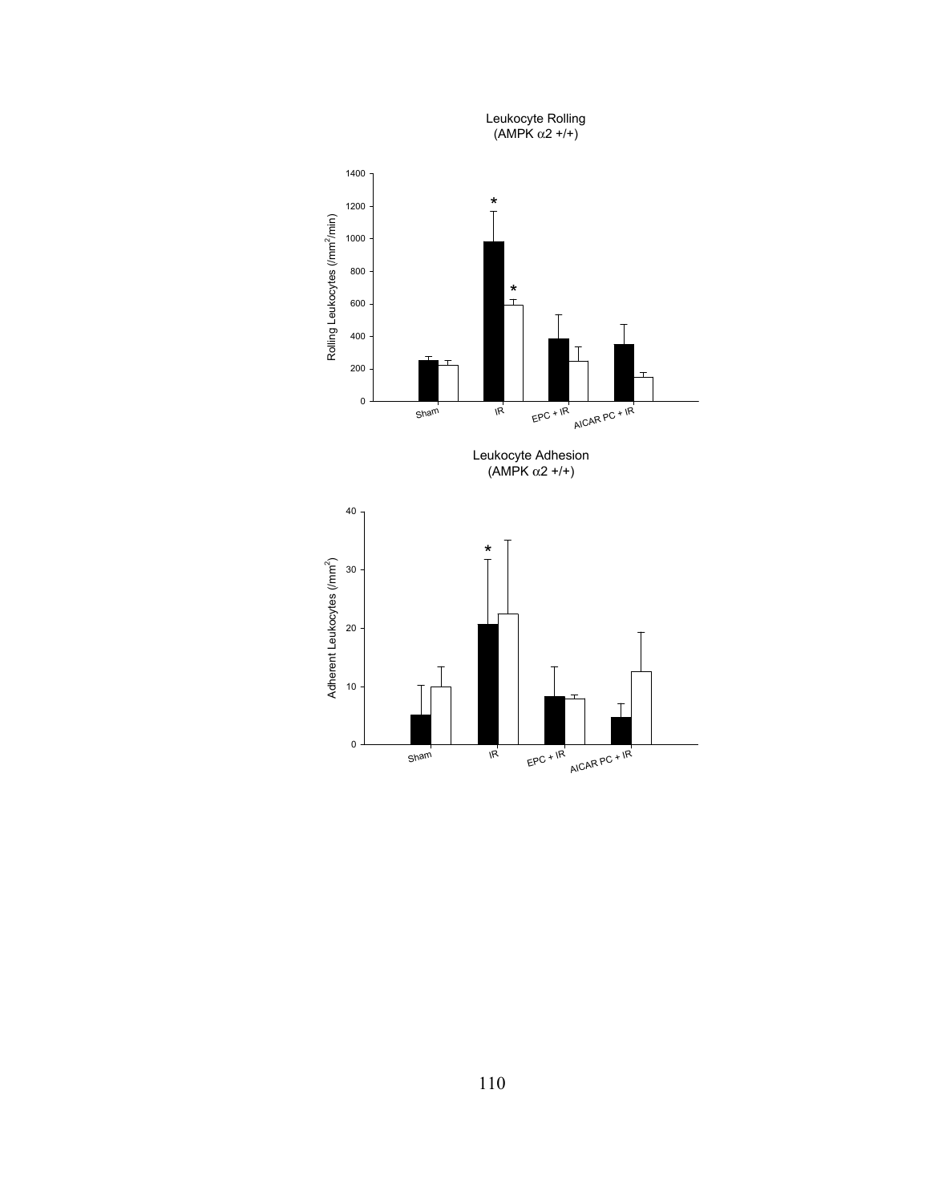Leukocyte Rolling
(AMPK α2 +/+)

Leukocyte Adhesion
(AMPK α2 +/+)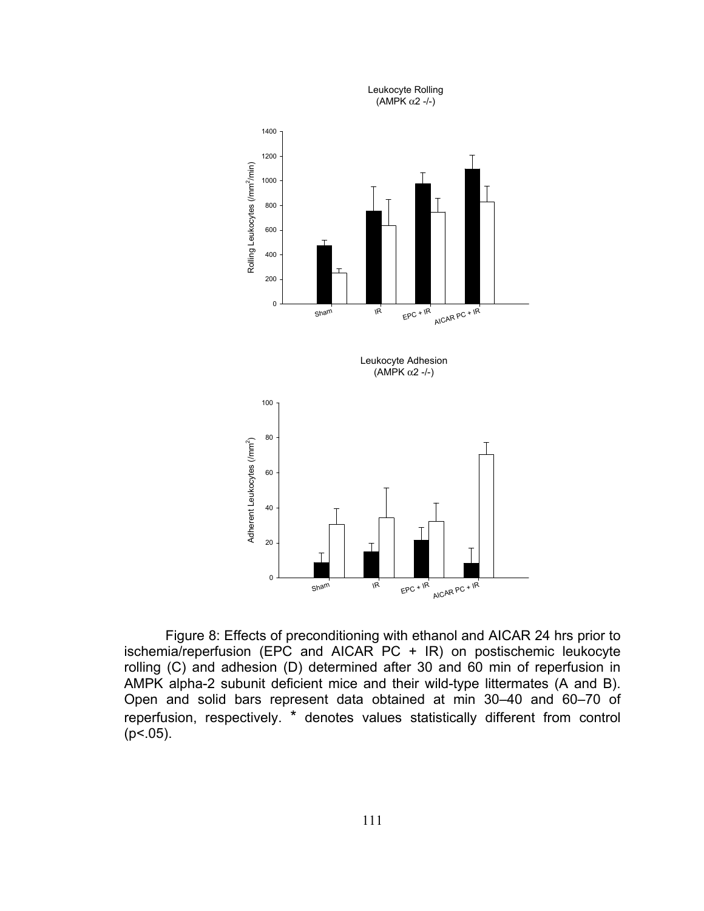Leukocyte Rolling
(AMPK α2 -/-)

Leukocyte Adhesion
(AMPK α2 -/-)

Figure 8: Effects of preconditioning with ethanol and AICAR 24 hrs prior to ischemia/reperfusion (EPC and AICAR PC + IR) on postischemic leukocyte rolling (C) and adhesion (D) determined after 30 and 60 min of reperfusion in AMPK alpha-2 subunit deficient mice and their wild-type littermates (A and B). Open and solid bars represent data obtained at min 30–40 and 60–70 of reperfusion, respectively. * denotes values statistically different from control ($p<.05$).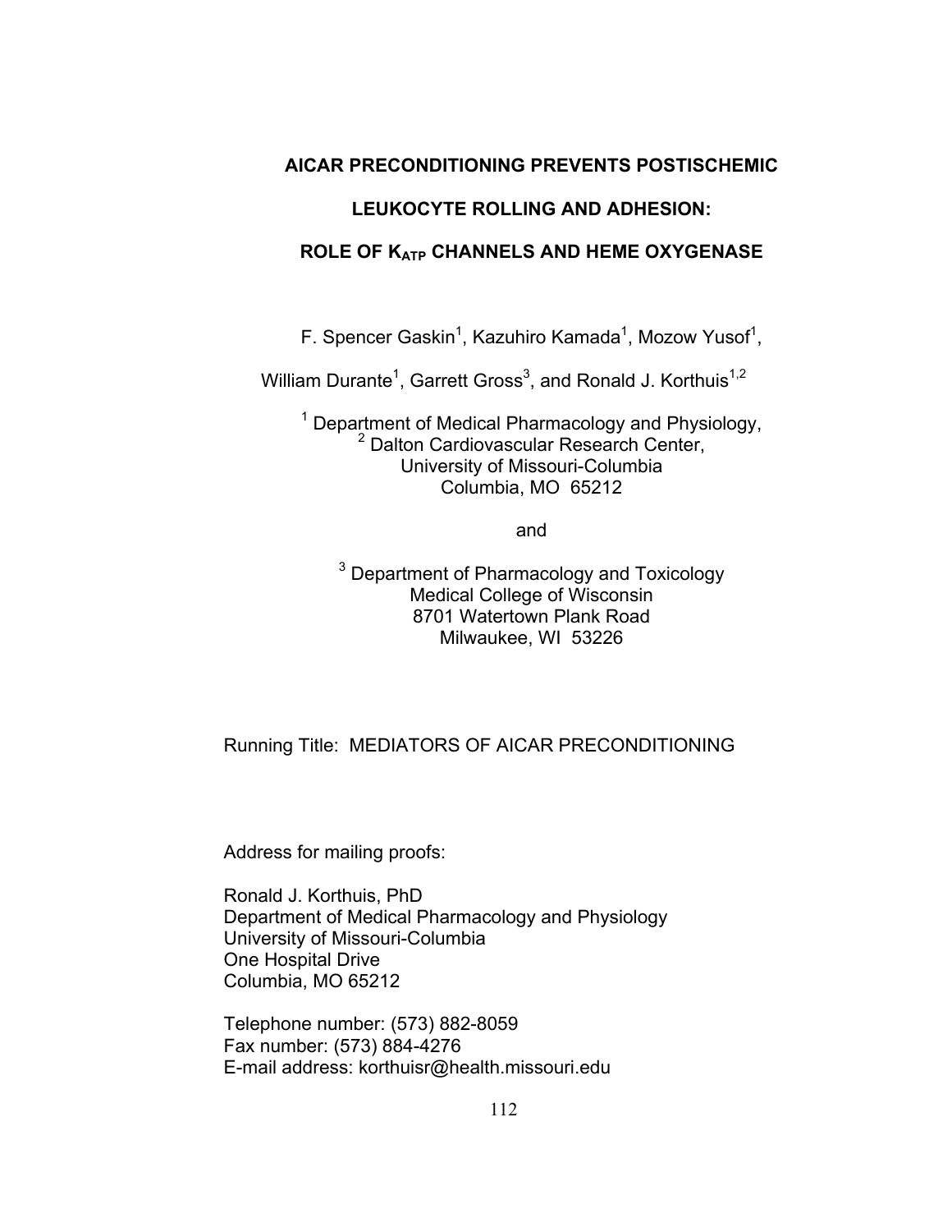# AICAR PRECONDITIONING PREVENTS POSTISCHEMIC LEUKOCYTE ROLLING AND ADHESION: ROLE OF $K_{ATP}$ CHANNELS AND HEME OXYGENASE

F. Spencer Gaskin[1], Kazuhiro Kamada[1], Mozow Yusof[1], William Durante[1], Garrett Gross[3], and Ronald J. Korthuis[1,2]

[1] Department of Medical Pharmacology and Physiology,
[2] Dalton Cardiovascular Research Center,
University of Missouri-Columbia
Columbia, MO 65212

and

[3] Department of Pharmacology and Toxicology
Medical College of Wisconsin
8701 Watertown Plank Road
Milwaukee, WI 53226

Running Title: MEDIATORS OF AICAR PRECONDITIONING

Address for mailing proofs:

Ronald J. Korthuis, PhD
Department of Medical Pharmacology and Physiology
University of Missouri-Columbia
One Hospital Drive
Columbia, MO 65212

Telephone number: (573) 882-8059
Fax number: (573) 884-4276
E-mail address: korthuisr@health.missouri.edu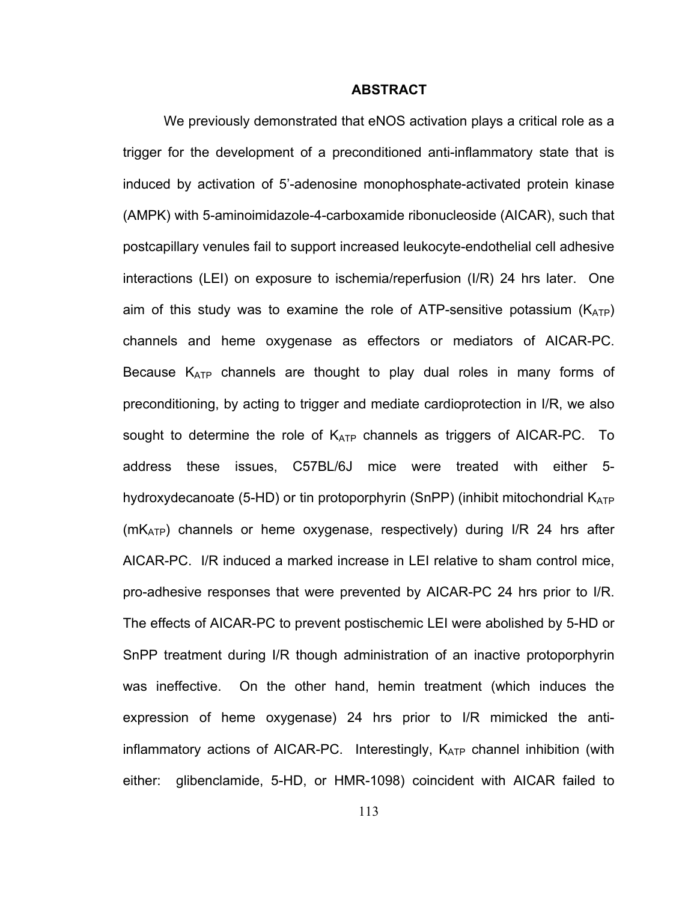## ABSTRACT

We previously demonstrated that eNOS activation plays a critical role as a trigger for the development of a preconditioned anti-inflammatory state that is induced by activation of 5'-adenosine monophosphate-activated protein kinase (AMPK) with 5-aminoimidazole-4-carboxamide ribonucleoside (AICAR), such that postcapillary venules fail to support increased leukocyte-endothelial cell adhesive interactions (LEI) on exposure to ischemia/reperfusion (I/R) 24 hrs later. One aim of this study was to examine the role of ATP-sensitive potassium ($K_{ATP}$) channels and heme oxygenase as effectors or mediators of AICAR-PC. Because $K_{ATP}$ channels are thought to play dual roles in many forms of preconditioning, by acting to trigger and mediate cardioprotection in I/R, we also sought to determine the role of $K_{ATP}$ channels as triggers of AICAR-PC. To address these issues, C57BL/6J mice were treated with either 5-hydroxydecanoate (5-HD) or tin protoporphyrin (SnPP) (inhibit mitochondrial $K_{ATP}$ ($mK_{ATP}$) channels or heme oxygenase, respectively) during I/R 24 hrs after AICAR-PC. I/R induced a marked increase in LEI relative to sham control mice, pro-adhesive responses that were prevented by AICAR-PC 24 hrs prior to I/R. The effects of AICAR-PC to prevent postischemic LEI were abolished by 5-HD or SnPP treatment during I/R though administration of an inactive protoporphyrin was ineffective. On the other hand, hemin treatment (which induces the expression of heme oxygenase) 24 hrs prior to I/R mimicked the anti-inflammatory actions of AICAR-PC. Interestingly, $K_{ATP}$ channel inhibition (with either: glibenclamide, 5-HD, or HMR-1098) coincident with AICAR failed to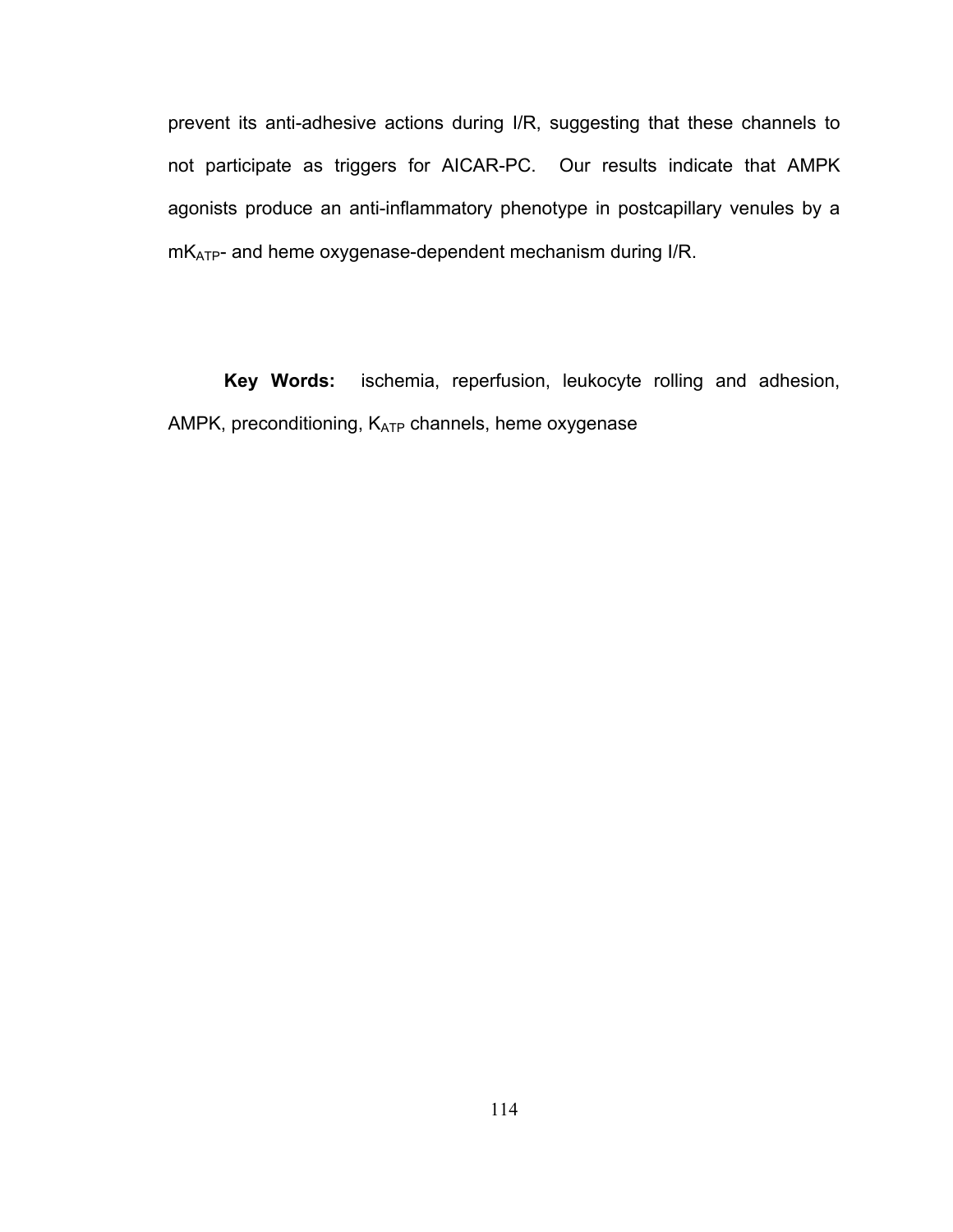prevent its anti-adhesive actions during I/R, suggesting that these channels to not participate as triggers for AICAR-PC. Our results indicate that AMPK agonists produce an anti-inflammatory phenotype in postcapillary venules by a $mK_{ATP}$- and heme oxygenase-dependent mechanism during I/R.

**Key Words:** ischemia, reperfusion, leukocyte rolling and adhesion, AMPK, preconditioning, $K_{ATP}$ channels, heme oxygenase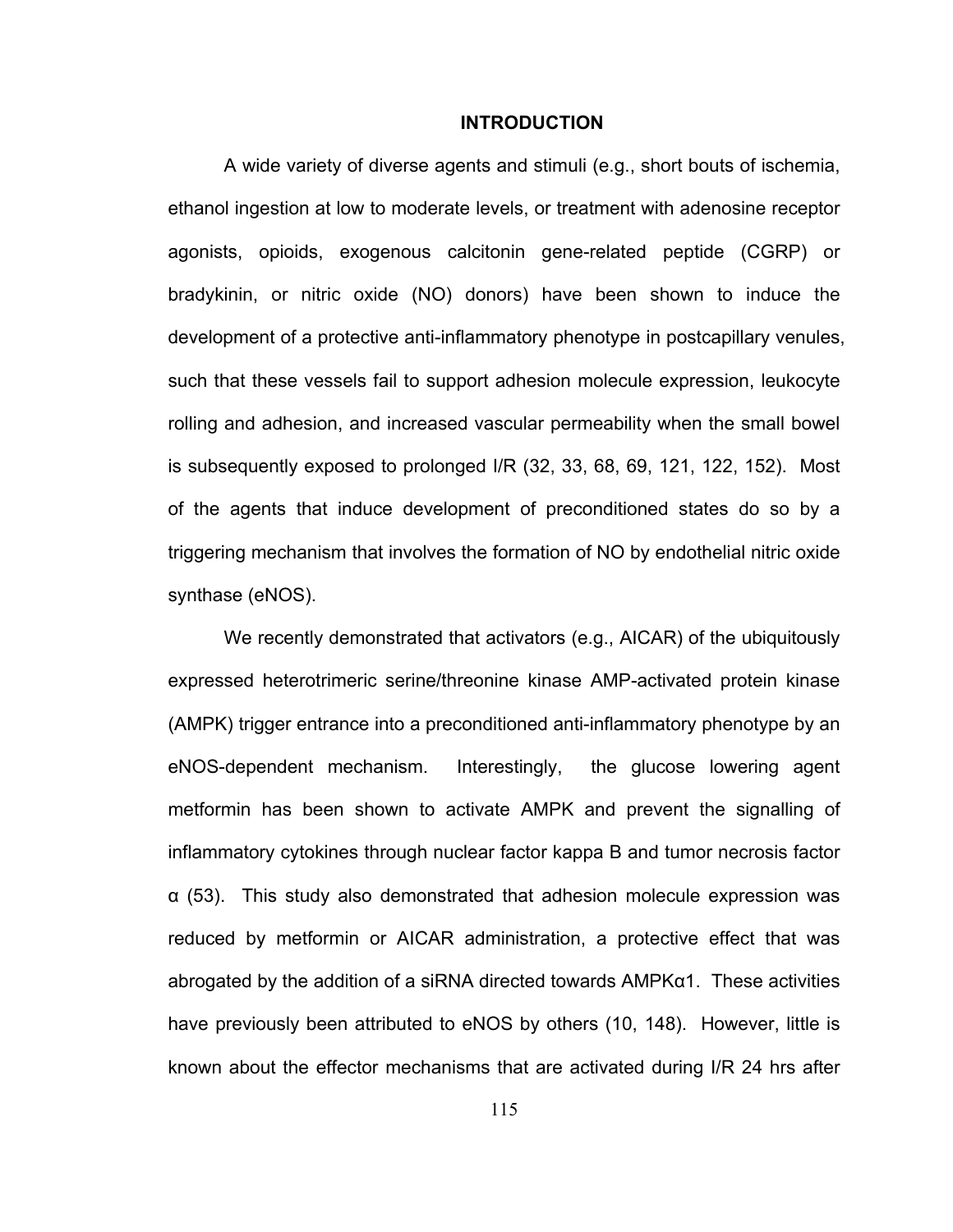## INTRODUCTION

A wide variety of diverse agents and stimuli (e.g., short bouts of ischemia, ethanol ingestion at low to moderate levels, or treatment with adenosine receptor agonists, opioids, exogenous calcitonin gene-related peptide (CGRP) or bradykinin, or nitric oxide (NO) donors) have been shown to induce the development of a protective anti-inflammatory phenotype in postcapillary venules, such that these vessels fail to support adhesion molecule expression, leukocyte rolling and adhesion, and increased vascular permeability when the small bowel is subsequently exposed to prolonged I/R (32, 33, 68, 69, 121, 122, 152). Most of the agents that induce development of preconditioned states do so by a triggering mechanism that involves the formation of NO by endothelial nitric oxide synthase (eNOS).

We recently demonstrated that activators (e.g., AICAR) of the ubiquitously expressed heterotrimeric serine/threonine kinase AMP-activated protein kinase (AMPK) trigger entrance into a preconditioned anti-inflammatory phenotype by an eNOS-dependent mechanism. Interestingly, the glucose lowering agent metformin has been shown to activate AMPK and prevent the signalling of inflammatory cytokines through nuclear factor kappa B and tumor necrosis factor α (53). This study also demonstrated that adhesion molecule expression was reduced by metformin or AICAR administration, a protective effect that was abrogated by the addition of a siRNA directed towards AMPKα1. These activities have previously been attributed to eNOS by others (10, 148). However, little is known about the effector mechanisms that are activated during I/R 24 hrs after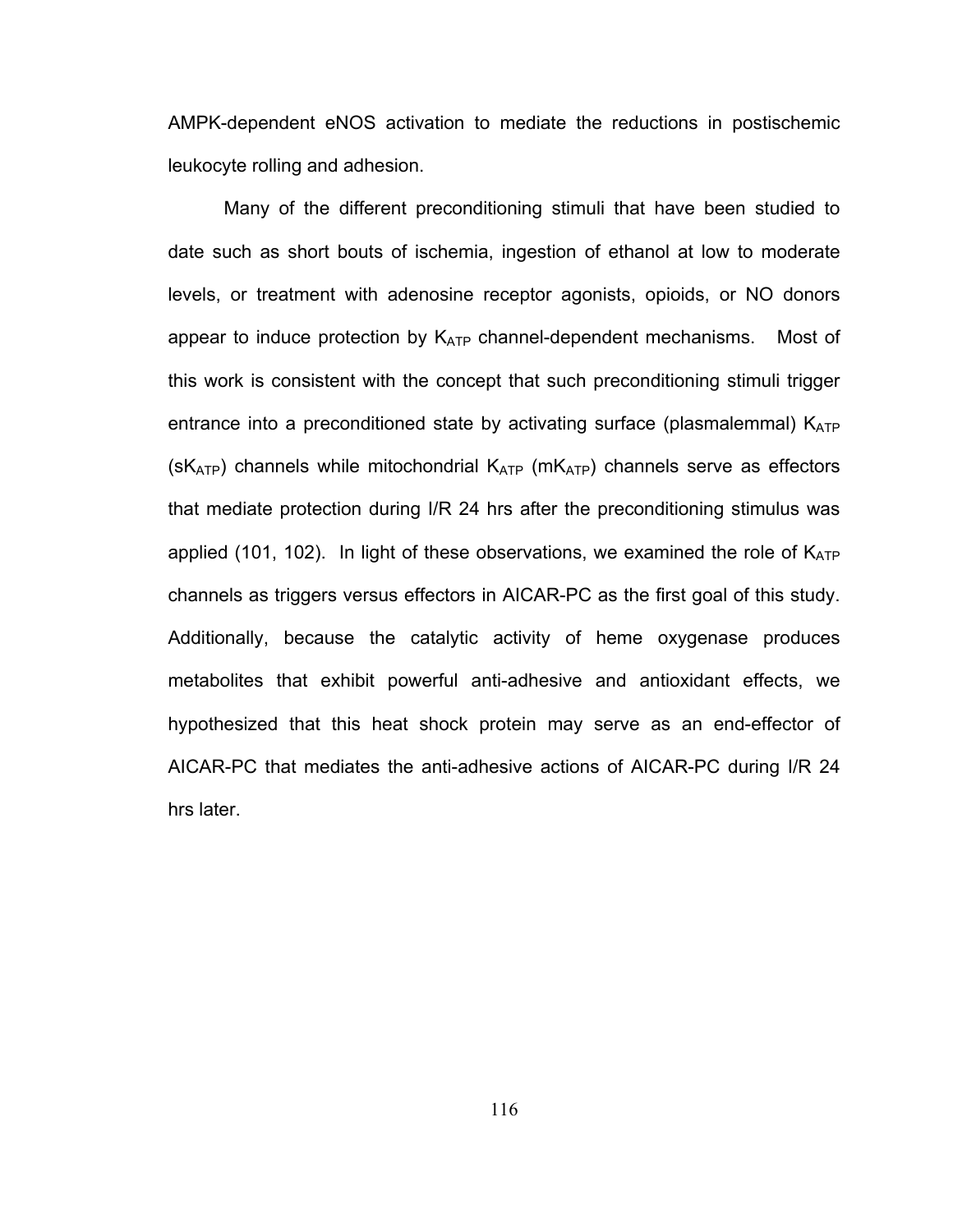AMPK-dependent eNOS activation to mediate the reductions in postischemic leukocyte rolling and adhesion.

Many of the different preconditioning stimuli that have been studied to date such as short bouts of ischemia, ingestion of ethanol at low to moderate levels, or treatment with adenosine receptor agonists, opioids, or NO donors appear to induce protection by $K_{ATP}$ channel-dependent mechanisms. Most of this work is consistent with the concept that such preconditioning stimuli trigger entrance into a preconditioned state by activating surface (plasmalemmal) $K_{ATP}$ ($sK_{ATP}$) channels while mitochondrial $K_{ATP}$ ($mK_{ATP}$) channels serve as effectors that mediate protection during I/R 24 hrs after the preconditioning stimulus was applied (101, 102). In light of these observations, we examined the role of $K_{ATP}$ channels as triggers versus effectors in AICAR-PC as the first goal of this study. Additionally, because the catalytic activity of heme oxygenase produces metabolites that exhibit powerful anti-adhesive and antioxidant effects, we hypothesized that this heat shock protein may serve as an end-effector of AICAR-PC that mediates the anti-adhesive actions of AICAR-PC during I/R 24 hrs later.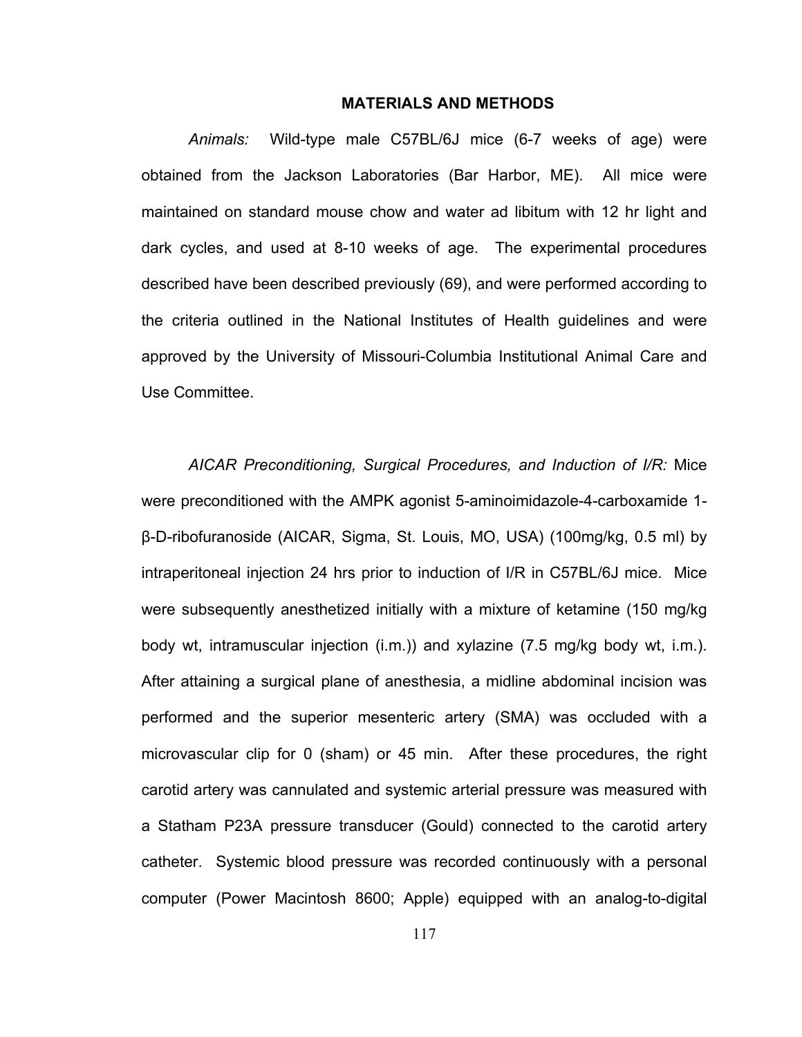## MATERIALS AND METHODS

*Animals:* Wild-type male C57BL/6J mice (6-7 weeks of age) were obtained from the Jackson Laboratories (Bar Harbor, ME). All mice were maintained on standard mouse chow and water ad libitum with 12 hr light and dark cycles, and used at 8-10 weeks of age. The experimental procedures described have been described previously (69), and were performed according to the criteria outlined in the National Institutes of Health guidelines and were approved by the University of Missouri-Columbia Institutional Animal Care and Use Committee.

*AICAR Preconditioning, Surgical Procedures, and Induction of I/R:* Mice were preconditioned with the AMPK agonist 5-aminoimidazole-4-carboxamide 1-β-D-ribofuranoside (AICAR, Sigma, St. Louis, MO, USA) (100mg/kg, 0.5 ml) by intraperitoneal injection 24 hrs prior to induction of I/R in C57BL/6J mice. Mice were subsequently anesthetized initially with a mixture of ketamine (150 mg/kg body wt, intramuscular injection (i.m.)) and xylazine (7.5 mg/kg body wt, i.m.). After attaining a surgical plane of anesthesia, a midline abdominal incision was performed and the superior mesenteric artery (SMA) was occluded with a microvascular clip for 0 (sham) or 45 min. After these procedures, the right carotid artery was cannulated and systemic arterial pressure was measured with a Statham P23A pressure transducer (Gould) connected to the carotid artery catheter. Systemic blood pressure was recorded continuously with a personal computer (Power Macintosh 8600; Apple) equipped with an analog-to-digital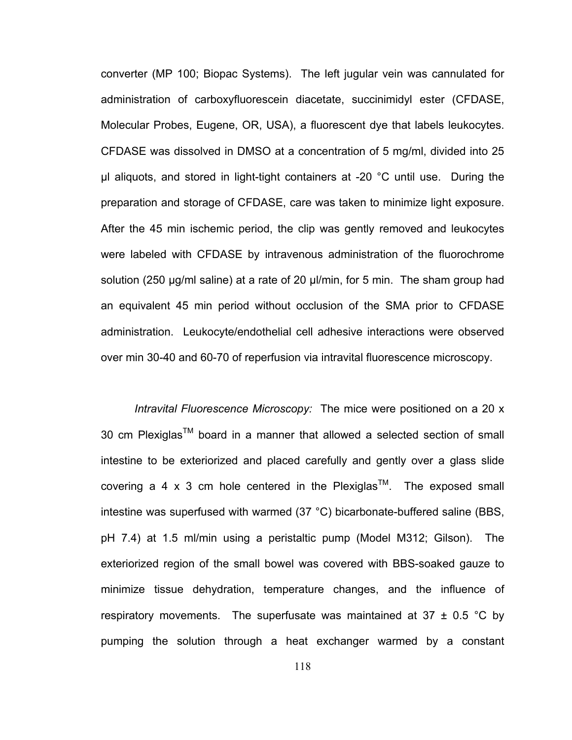converter (MP 100; Biopac Systems). The left jugular vein was cannulated for administration of carboxyfluorescein diacetate, succinimidyl ester (CFDASE, Molecular Probes, Eugene, OR, USA), a fluorescent dye that labels leukocytes. CFDASE was dissolved in DMSO at a concentration of 5 mg/ml, divided into 25 µl aliquots, and stored in light-tight containers at -20 °C until use. During the preparation and storage of CFDASE, care was taken to minimize light exposure. After the 45 min ischemic period, the clip was gently removed and leukocytes were labeled with CFDASE by intravenous administration of the fluorochrome solution (250 µg/ml saline) at a rate of 20 µl/min, for 5 min. The sham group had an equivalent 45 min period without occlusion of the SMA prior to CFDASE administration. Leukocyte/endothelial cell adhesive interactions were observed over min 30-40 and 60-70 of reperfusion via intravital fluorescence microscopy.

*Intravital Fluorescence Microscopy:* The mice were positioned on a 20 x 30 cm Plexiglas™ board in a manner that allowed a selected section of small intestine to be exteriorized and placed carefully and gently over a glass slide covering a 4 x 3 cm hole centered in the Plexiglas™. The exposed small intestine was superfused with warmed (37 °C) bicarbonate-buffered saline (BBS, pH 7.4) at 1.5 ml/min using a peristaltic pump (Model M312; Gilson). The exteriorized region of the small bowel was covered with BBS-soaked gauze to minimize tissue dehydration, temperature changes, and the influence of respiratory movements. The superfusate was maintained at 37 ± 0.5 °C by pumping the solution through a heat exchanger warmed by a constant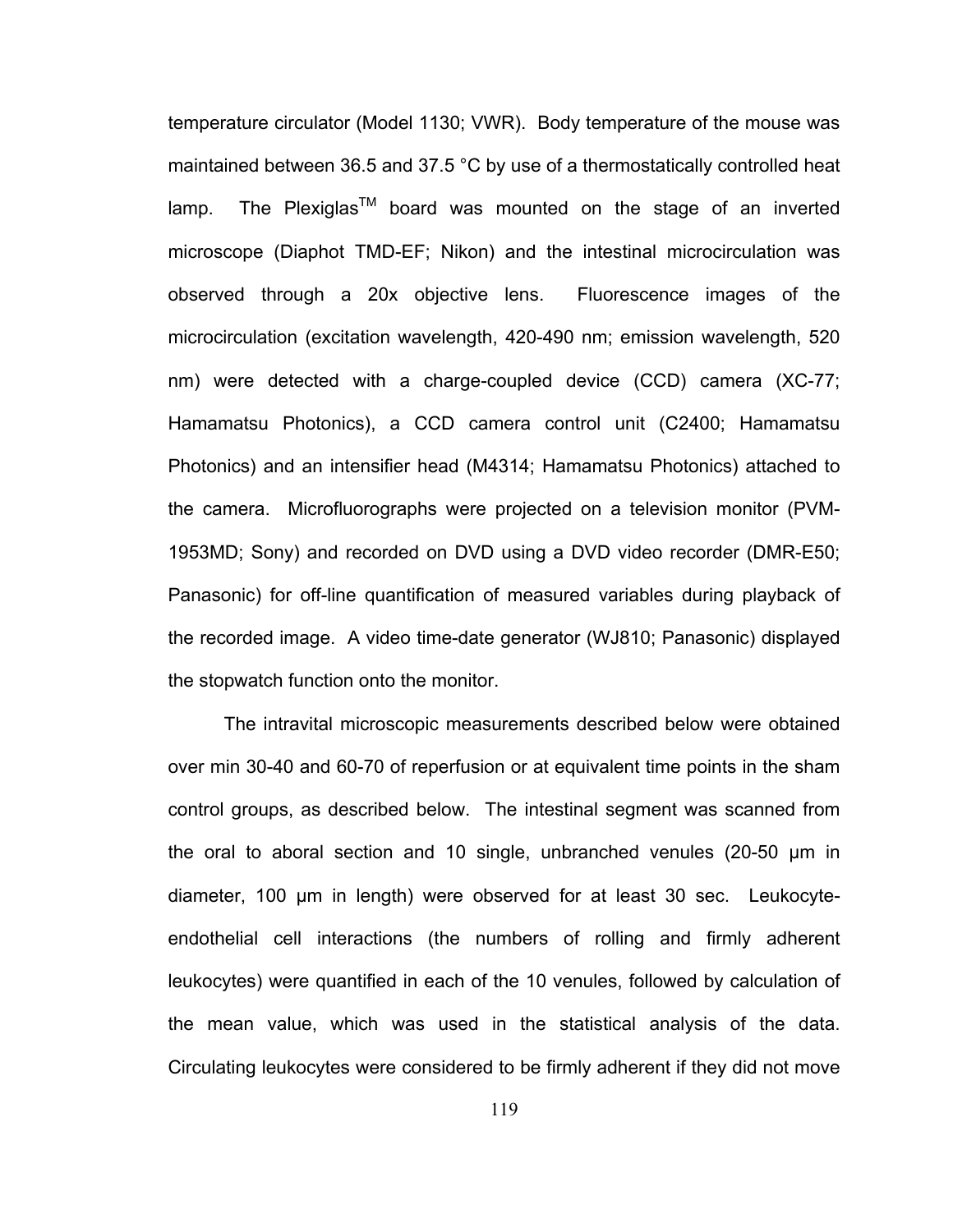temperature circulator (Model 1130; VWR). Body temperature of the mouse was maintained between 36.5 and 37.5 °C by use of a thermostatically controlled heat lamp. The Plexiglas™ board was mounted on the stage of an inverted microscope (Diaphot TMD-EF; Nikon) and the intestinal microcirculation was observed through a 20x objective lens. Fluorescence images of the microcirculation (excitation wavelength, 420-490 nm; emission wavelength, 520 nm) were detected with a charge-coupled device (CCD) camera (XC-77; Hamamatsu Photonics), a CCD camera control unit (C2400; Hamamatsu Photonics) and an intensifier head (M4314; Hamamatsu Photonics) attached to the camera. Microfluorographs were projected on a television monitor (PVM-1953MD; Sony) and recorded on DVD using a DVD video recorder (DMR-E50; Panasonic) for off-line quantification of measured variables during playback of the recorded image. A video time-date generator (WJ810; Panasonic) displayed the stopwatch function onto the monitor.

The intravital microscopic measurements described below were obtained over min 30-40 and 60-70 of reperfusion or at equivalent time points in the sham control groups, as described below. The intestinal segment was scanned from the oral to aboral section and 10 single, unbranched venules (20-50 μm in diameter, 100 μm in length) were observed for at least 30 sec. Leukocyte-endothelial cell interactions (the numbers of rolling and firmly adherent leukocytes) were quantified in each of the 10 venules, followed by calculation of the mean value, which was used in the statistical analysis of the data. Circulating leukocytes were considered to be firmly adherent if they did not move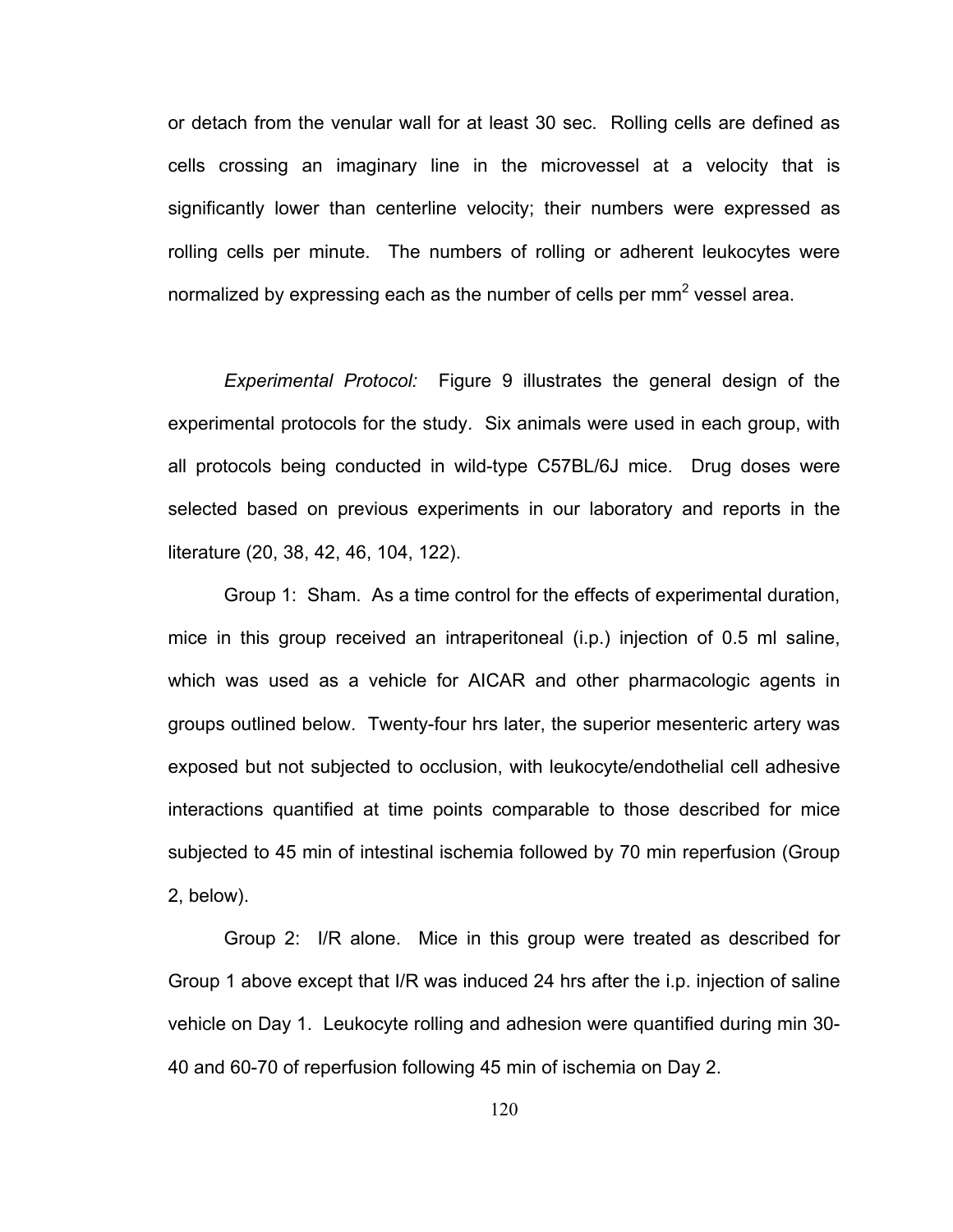or detach from the venular wall for at least 30 sec. Rolling cells are defined as cells crossing an imaginary line in the microvessel at a velocity that is significantly lower than centerline velocity; their numbers were expressed as rolling cells per minute. The numbers of rolling or adherent leukocytes were normalized by expressing each as the number of cells per $mm^2$ vessel area.

*Experimental Protocol:* Figure 9 illustrates the general design of the experimental protocols for the study. Six animals were used in each group, with all protocols being conducted in wild-type C57BL/6J mice. Drug doses were selected based on previous experiments in our laboratory and reports in the literature (20, 38, 42, 46, 104, 122).

Group 1: Sham. As a time control for the effects of experimental duration, mice in this group received an intraperitoneal (i.p.) injection of 0.5 ml saline, which was used as a vehicle for AICAR and other pharmacologic agents in groups outlined below. Twenty-four hrs later, the superior mesenteric artery was exposed but not subjected to occlusion, with leukocyte/endothelial cell adhesive interactions quantified at time points comparable to those described for mice subjected to 45 min of intestinal ischemia followed by 70 min reperfusion (Group 2, below).

Group 2: I/R alone. Mice in this group were treated as described for Group 1 above except that I/R was induced 24 hrs after the i.p. injection of saline vehicle on Day 1. Leukocyte rolling and adhesion were quantified during min 30-40 and 60-70 of reperfusion following 45 min of ischemia on Day 2.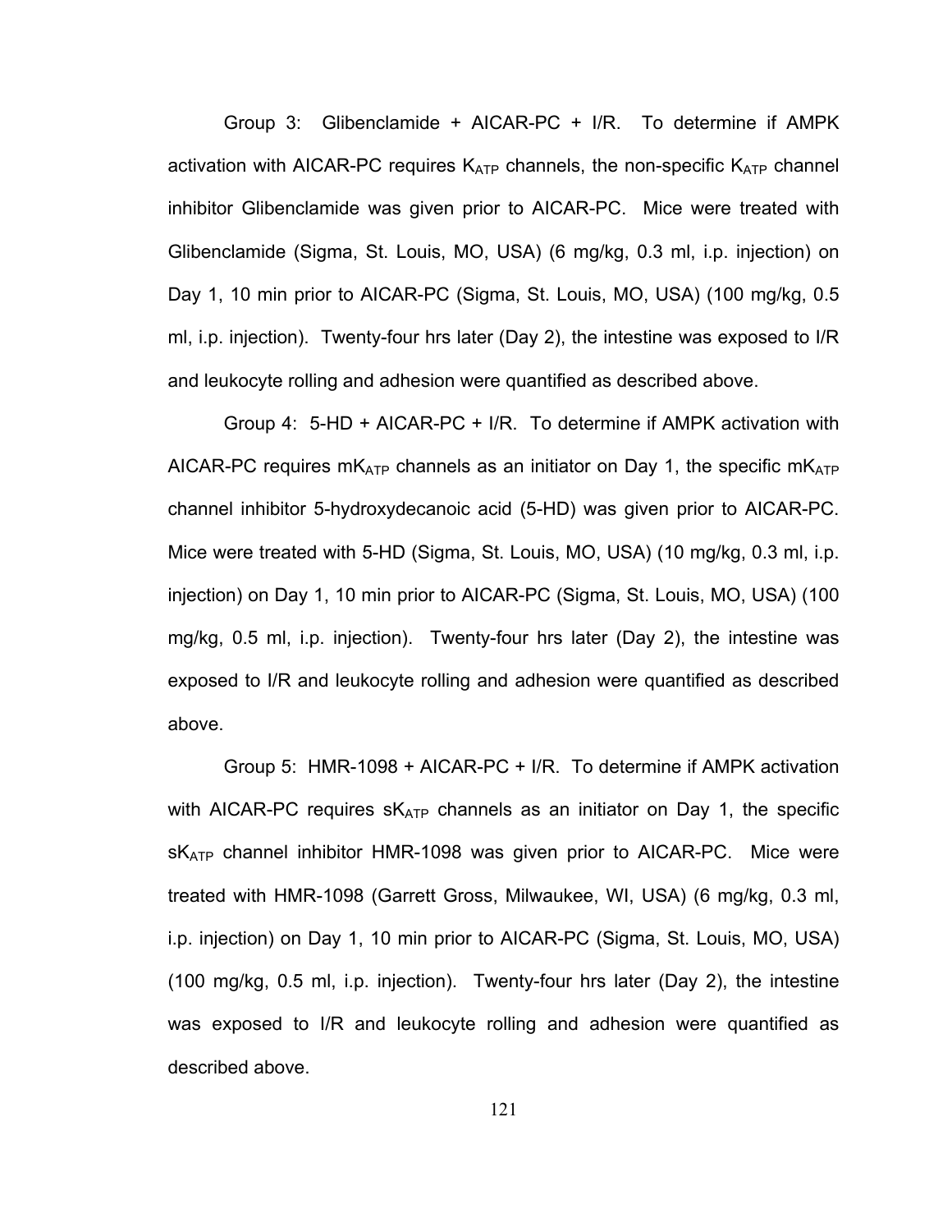Group 3: Glibenclamide + AICAR-PC + I/R. To determine if AMPK activation with AICAR-PC requires $K_{ATP}$ channels, the non-specific $K_{ATP}$ channel inhibitor Glibenclamide was given prior to AICAR-PC. Mice were treated with Glibenclamide (Sigma, St. Louis, MO, USA) (6 mg/kg, 0.3 ml, i.p. injection) on Day 1, 10 min prior to AICAR-PC (Sigma, St. Louis, MO, USA) (100 mg/kg, 0.5 ml, i.p. injection). Twenty-four hrs later (Day 2), the intestine was exposed to I/R and leukocyte rolling and adhesion were quantified as described above.

Group 4: 5-HD + AICAR-PC + I/R. To determine if AMPK activation with AICAR-PC requires $mK_{ATP}$ channels as an initiator on Day 1, the specific $mK_{ATP}$ channel inhibitor 5-hydroxydecanoic acid (5-HD) was given prior to AICAR-PC. Mice were treated with 5-HD (Sigma, St. Louis, MO, USA) (10 mg/kg, 0.3 ml, i.p. injection) on Day 1, 10 min prior to AICAR-PC (Sigma, St. Louis, MO, USA) (100 mg/kg, 0.5 ml, i.p. injection). Twenty-four hrs later (Day 2), the intestine was exposed to I/R and leukocyte rolling and adhesion were quantified as described above.

Group 5: HMR-1098 + AICAR-PC + I/R. To determine if AMPK activation with AICAR-PC requires $sK_{ATP}$ channels as an initiator on Day 1, the specific $sK_{ATP}$ channel inhibitor HMR-1098 was given prior to AICAR-PC. Mice were treated with HMR-1098 (Garrett Gross, Milwaukee, WI, USA) (6 mg/kg, 0.3 ml, i.p. injection) on Day 1, 10 min prior to AICAR-PC (Sigma, St. Louis, MO, USA) (100 mg/kg, 0.5 ml, i.p. injection). Twenty-four hrs later (Day 2), the intestine was exposed to I/R and leukocyte rolling and adhesion were quantified as described above.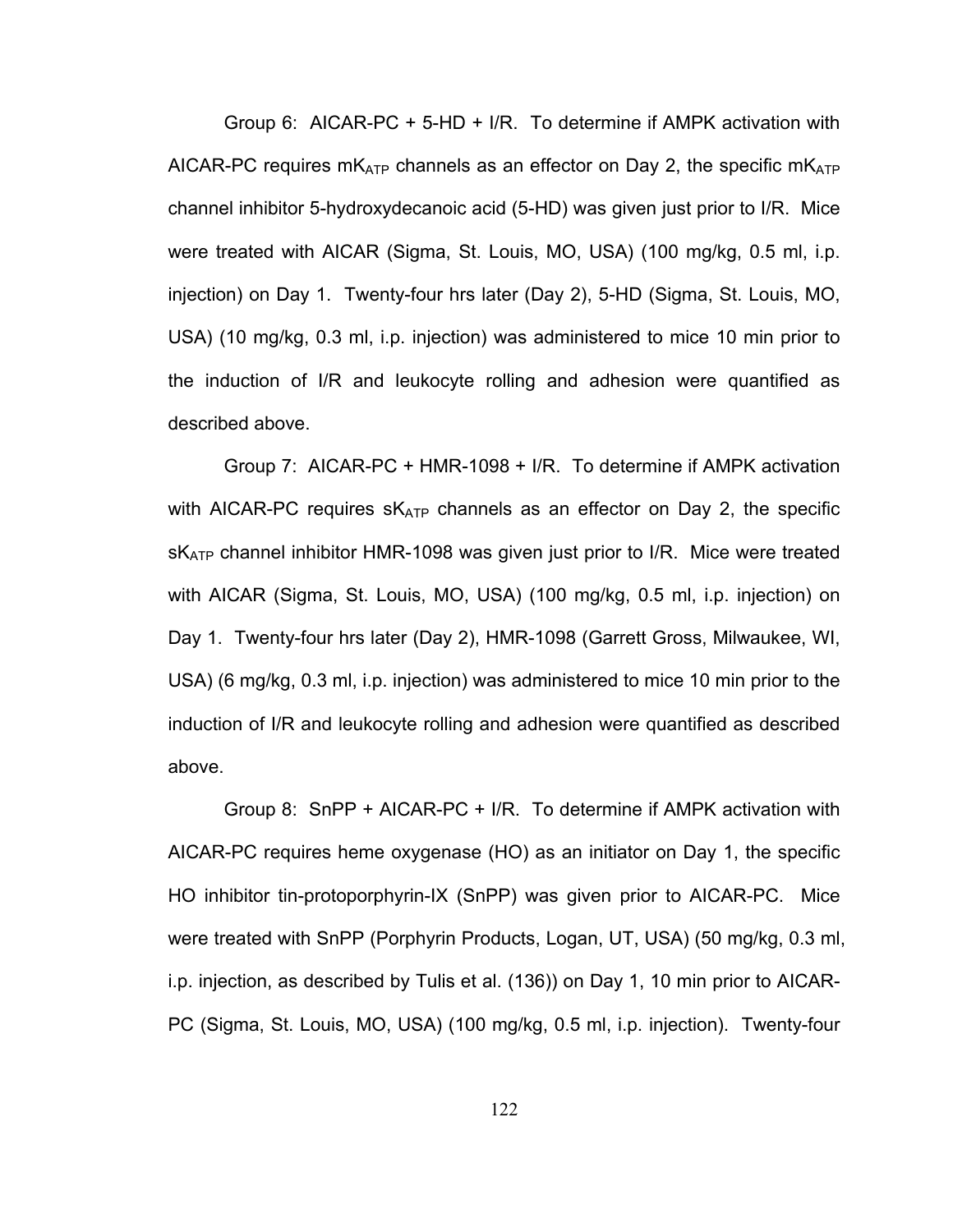Group 6: AICAR-PC + 5-HD + I/R. To determine if AMPK activation with AICAR-PC requires $mK_{ATP}$ channels as an effector on Day 2, the specific $mK_{ATP}$ channel inhibitor 5-hydroxydecanoic acid (5-HD) was given just prior to I/R. Mice were treated with AICAR (Sigma, St. Louis, MO, USA) (100 mg/kg, 0.5 ml, i.p. injection) on Day 1. Twenty-four hrs later (Day 2), 5-HD (Sigma, St. Louis, MO, USA) (10 mg/kg, 0.3 ml, i.p. injection) was administered to mice 10 min prior to the induction of I/R and leukocyte rolling and adhesion were quantified as described above.

Group 7: AICAR-PC + HMR-1098 + I/R. To determine if AMPK activation with AICAR-PC requires $sK_{ATP}$ channels as an effector on Day 2, the specific $sK_{ATP}$ channel inhibitor HMR-1098 was given just prior to I/R. Mice were treated with AICAR (Sigma, St. Louis, MO, USA) (100 mg/kg, 0.5 ml, i.p. injection) on Day 1. Twenty-four hrs later (Day 2), HMR-1098 (Garrett Gross, Milwaukee, WI, USA) (6 mg/kg, 0.3 ml, i.p. injection) was administered to mice 10 min prior to the induction of I/R and leukocyte rolling and adhesion were quantified as described above.

Group 8: SnPP + AICAR-PC + I/R. To determine if AMPK activation with AICAR-PC requires heme oxygenase (HO) as an initiator on Day 1, the specific HO inhibitor tin-protoporphyrin-IX (SnPP) was given prior to AICAR-PC. Mice were treated with SnPP (Porphyrin Products, Logan, UT, USA) (50 mg/kg, 0.3 ml, i.p. injection, as described by Tulis et al. (136)) on Day 1, 10 min prior to AICAR-PC (Sigma, St. Louis, MO, USA) (100 mg/kg, 0.5 ml, i.p. injection). Twenty-four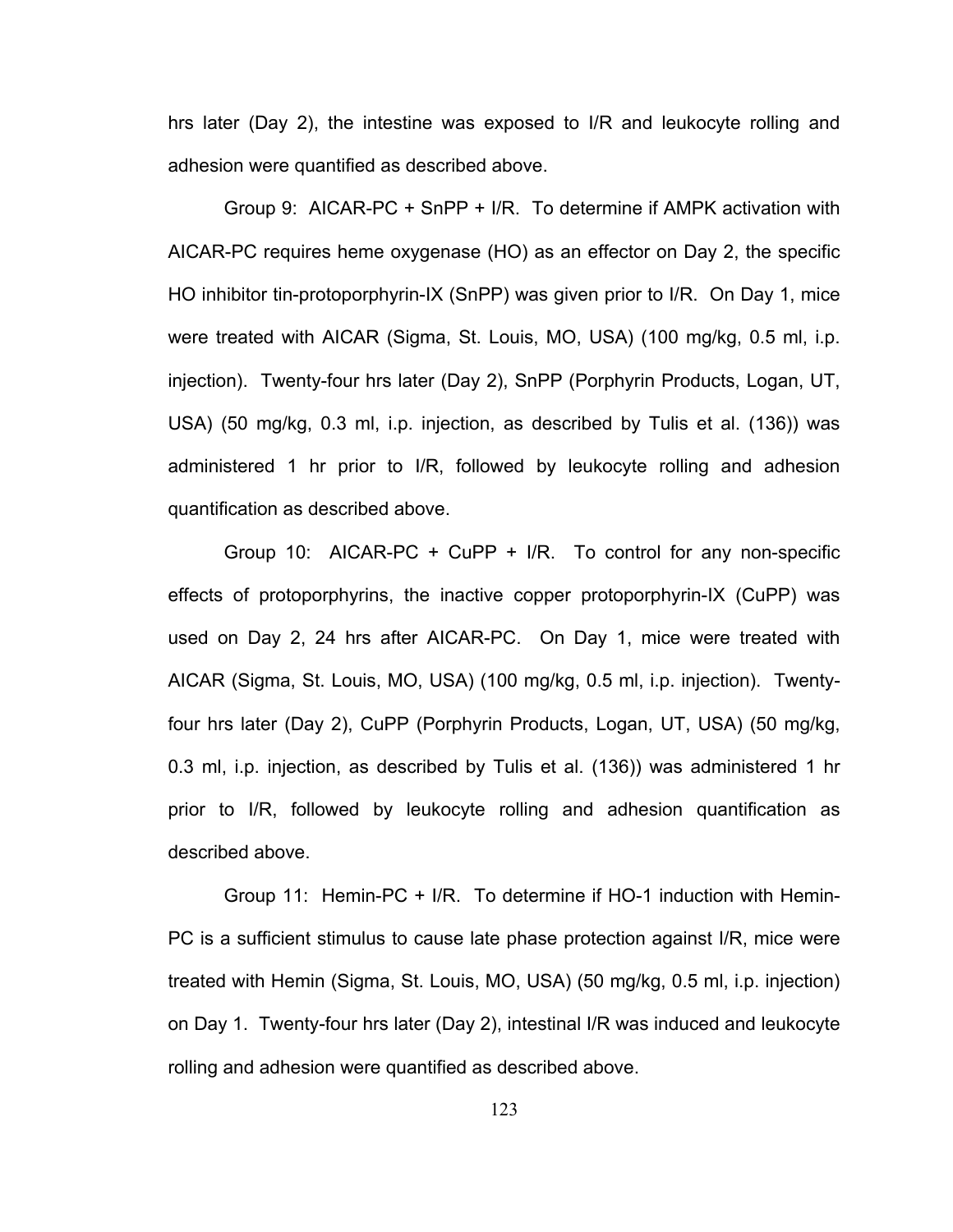hrs later (Day 2), the intestine was exposed to I/R and leukocyte rolling and adhesion were quantified as described above.

Group 9: AICAR-PC + SnPP + I/R. To determine if AMPK activation with AICAR-PC requires heme oxygenase (HO) as an effector on Day 2, the specific HO inhibitor tin-protoporphyrin-IX (SnPP) was given prior to I/R. On Day 1, mice were treated with AICAR (Sigma, St. Louis, MO, USA) (100 mg/kg, 0.5 ml, i.p. injection). Twenty-four hrs later (Day 2), SnPP (Porphyrin Products, Logan, UT, USA) (50 mg/kg, 0.3 ml, i.p. injection, as described by Tulis et al. (136)) was administered 1 hr prior to I/R, followed by leukocyte rolling and adhesion quantification as described above.

Group 10: AICAR-PC + CuPP + I/R. To control for any non-specific effects of protoporphyrins, the inactive copper protoporphyrin-IX (CuPP) was used on Day 2, 24 hrs after AICAR-PC. On Day 1, mice were treated with AICAR (Sigma, St. Louis, MO, USA) (100 mg/kg, 0.5 ml, i.p. injection). Twenty-four hrs later (Day 2), CuPP (Porphyrin Products, Logan, UT, USA) (50 mg/kg, 0.3 ml, i.p. injection, as described by Tulis et al. (136)) was administered 1 hr prior to I/R, followed by leukocyte rolling and adhesion quantification as described above.

Group 11: Hemin-PC + I/R. To determine if HO-1 induction with Hemin-PC is a sufficient stimulus to cause late phase protection against I/R, mice were treated with Hemin (Sigma, St. Louis, MO, USA) (50 mg/kg, 0.5 ml, i.p. injection) on Day 1. Twenty-four hrs later (Day 2), intestinal I/R was induced and leukocyte rolling and adhesion were quantified as described above.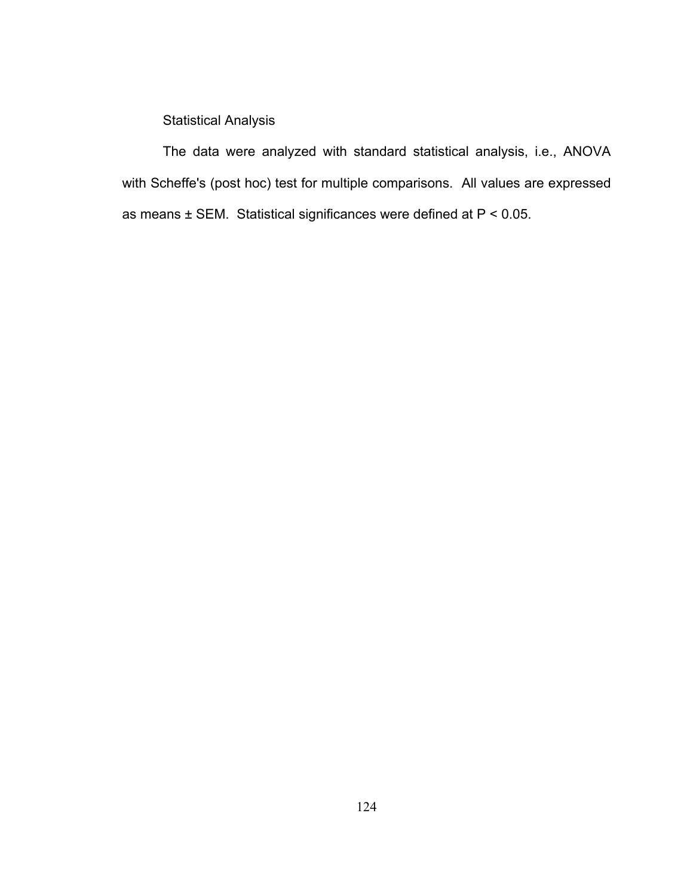### Statistical Analysis

The data were analyzed with standard statistical analysis, i.e., ANOVA with Scheffe's (post hoc) test for multiple comparisons. All values are expressed as means ± SEM. Statistical significances were defined at $P < 0.05$.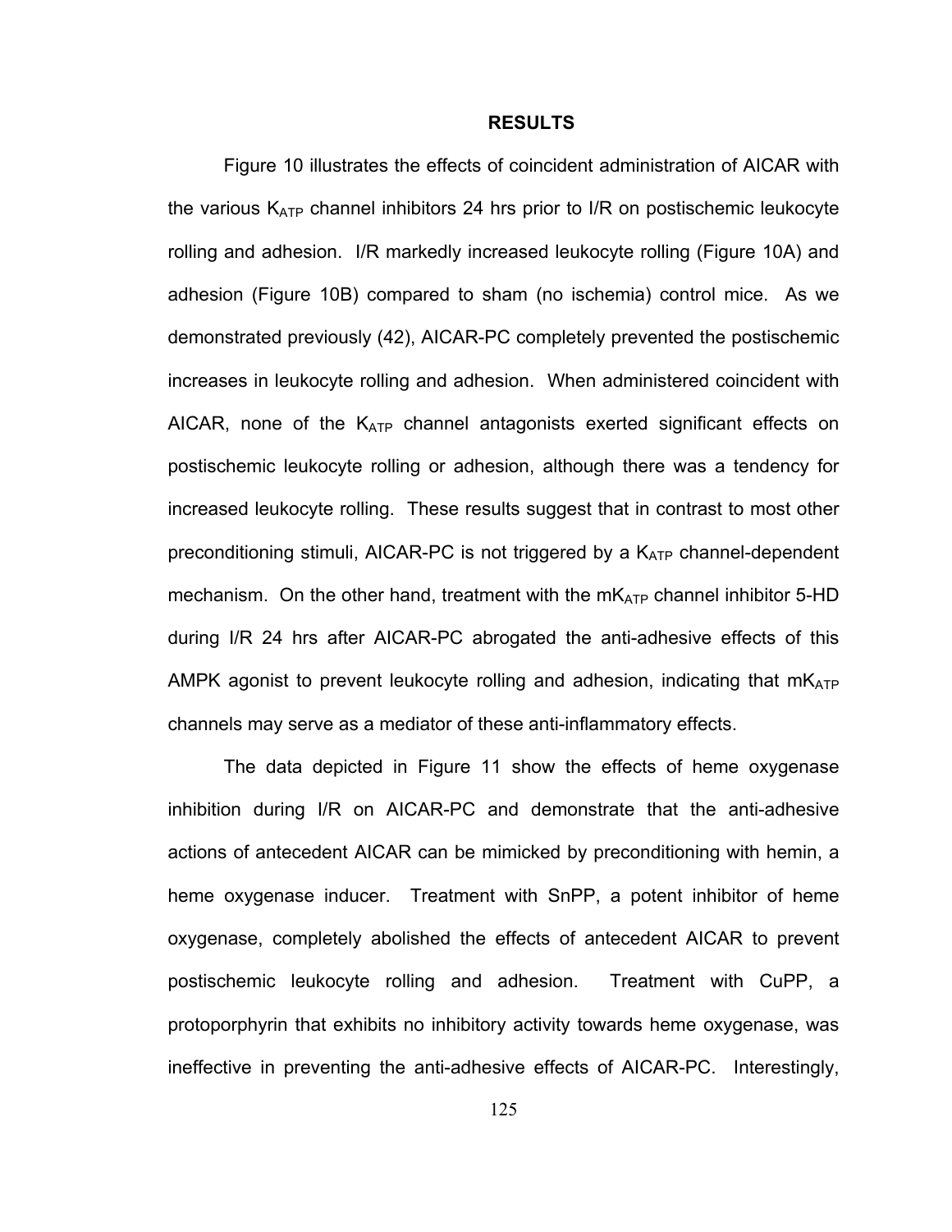## RESULTS

Figure 10 illustrates the effects of coincident administration of AICAR with the various $K_{ATP}$ channel inhibitors 24 hrs prior to I/R on postischemic leukocyte rolling and adhesion. I/R markedly increased leukocyte rolling (Figure 10A) and adhesion (Figure 10B) compared to sham (no ischemia) control mice. As we demonstrated previously (42), AICAR-PC completely prevented the postischemic increases in leukocyte rolling and adhesion. When administered coincident with AICAR, none of the $K_{ATP}$ channel antagonists exerted significant effects on postischemic leukocyte rolling or adhesion, although there was a tendency for increased leukocyte rolling. These results suggest that in contrast to most other preconditioning stimuli, AICAR-PC is not triggered by a $K_{ATP}$ channel-dependent mechanism. On the other hand, treatment with the $mK_{ATP}$ channel inhibitor 5-HD during I/R 24 hrs after AICAR-PC abrogated the anti-adhesive effects of this AMPK agonist to prevent leukocyte rolling and adhesion, indicating that $mK_{ATP}$ channels may serve as a mediator of these anti-inflammatory effects.

The data depicted in Figure 11 show the effects of heme oxygenase inhibition during I/R on AICAR-PC and demonstrate that the anti-adhesive actions of antecedent AICAR can be mimicked by preconditioning with hemin, a heme oxygenase inducer. Treatment with SnPP, a potent inhibitor of heme oxygenase, completely abolished the effects of antecedent AICAR to prevent postischemic leukocyte rolling and adhesion. Treatment with CuPP, a protoporphyrin that exhibits no inhibitory activity towards heme oxygenase, was ineffective in preventing the anti-adhesive effects of AICAR-PC. Interestingly,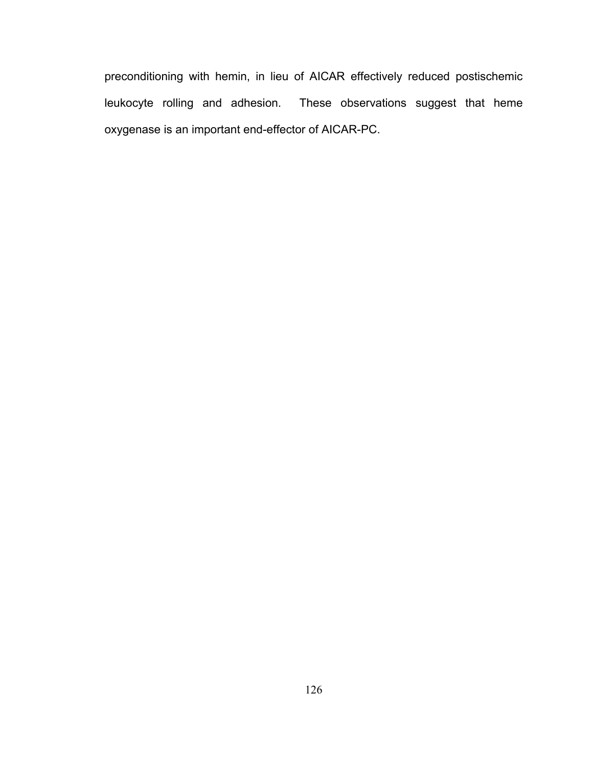preconditioning with hemin, in lieu of AICAR effectively reduced postischemic leukocyte rolling and adhesion. These observations suggest that heme oxygenase is an important end-effector of AICAR-PC.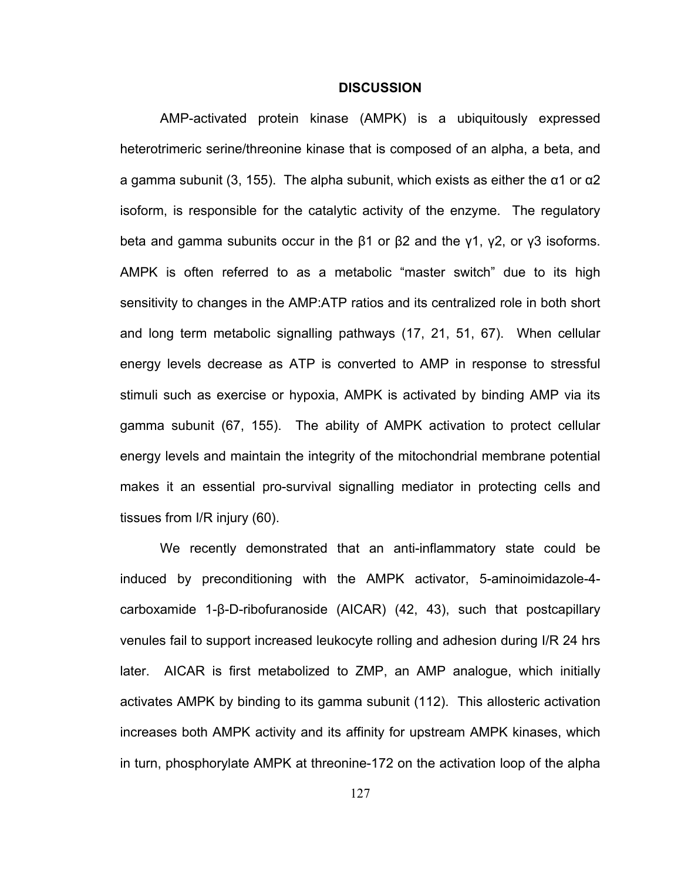## DISCUSSION

AMP-activated protein kinase (AMPK) is a ubiquitously expressed heterotrimeric serine/threonine kinase that is composed of an alpha, a beta, and a gamma subunit (3, 155). The alpha subunit, which exists as either the α1 or α2 isoform, is responsible for the catalytic activity of the enzyme. The regulatory beta and gamma subunits occur in the β1 or β2 and the γ1, γ2, or γ3 isoforms. AMPK is often referred to as a metabolic "master switch" due to its high sensitivity to changes in the AMP:ATP ratios and its centralized role in both short and long term metabolic signalling pathways (17, 21, 51, 67). When cellular energy levels decrease as ATP is converted to AMP in response to stressful stimuli such as exercise or hypoxia, AMPK is activated by binding AMP via its gamma subunit (67, 155). The ability of AMPK activation to protect cellular energy levels and maintain the integrity of the mitochondrial membrane potential makes it an essential pro-survival signalling mediator in protecting cells and tissues from I/R injury (60).

We recently demonstrated that an anti-inflammatory state could be induced by preconditioning with the AMPK activator, 5-aminoimidazole-4-carboxamide 1-β-D-ribofuranoside (AICAR) (42, 43), such that postcapillary venules fail to support increased leukocyte rolling and adhesion during I/R 24 hrs later. AICAR is first metabolized to ZMP, an AMP analogue, which initially activates AMPK by binding to its gamma subunit (112). This allosteric activation increases both AMPK activity and its affinity for upstream AMPK kinases, which in turn, phosphorylate AMPK at threonine-172 on the activation loop of the alpha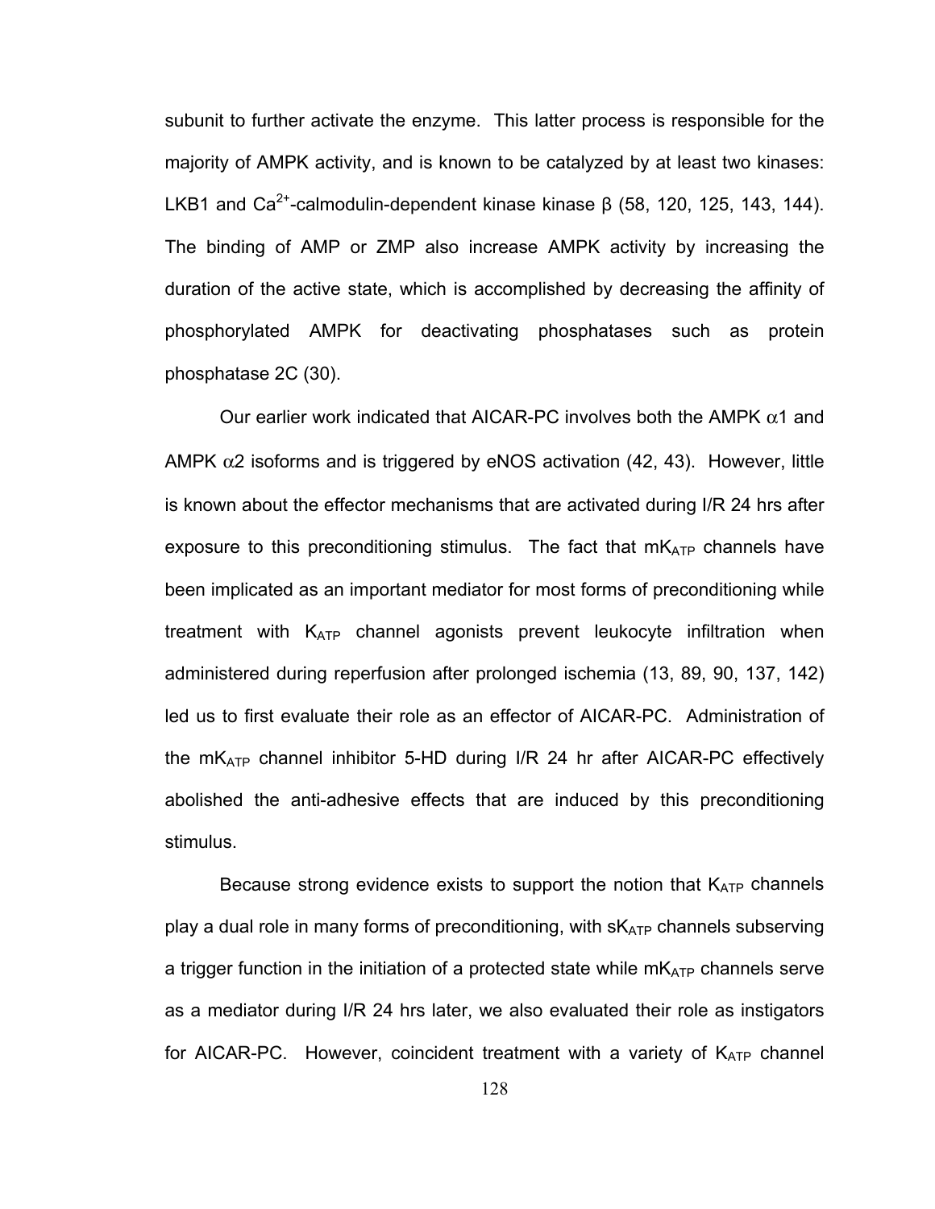subunit to further activate the enzyme. This latter process is responsible for the majority of AMPK activity, and is known to be catalyzed by at least two kinases: LKB1 and $Ca^{2+}$-calmodulin-dependent kinase kinase β (58, 120, 125, 143, 144). The binding of AMP or ZMP also increase AMPK activity by increasing the duration of the active state, which is accomplished by decreasing the affinity of phosphorylated AMPK for deactivating phosphatases such as protein phosphatase 2C (30).

Our earlier work indicated that AICAR-PC involves both the AMPK $\alpha$1 and AMPK $\alpha$2 isoforms and is triggered by eNOS activation (42, 43). However, little is known about the effector mechanisms that are activated during I/R 24 hrs after exposure to this preconditioning stimulus. The fact that $mK_{ATP}$ channels have been implicated as an important mediator for most forms of preconditioning while treatment with $K_{ATP}$ channel agonists prevent leukocyte infiltration when administered during reperfusion after prolonged ischemia (13, 89, 90, 137, 142) led us to first evaluate their role as an effector of AICAR-PC. Administration of the $mK_{ATP}$ channel inhibitor 5-HD during I/R 24 hr after AICAR-PC effectively abolished the anti-adhesive effects that are induced by this preconditioning stimulus.

Because strong evidence exists to support the notion that $K_{ATP}$ channels play a dual role in many forms of preconditioning, with $sK_{ATP}$ channels subserving a trigger function in the initiation of a protected state while $mK_{ATP}$ channels serve as a mediator during I/R 24 hrs later, we also evaluated their role as instigators for AICAR-PC. However, coincident treatment with a variety of $K_{ATP}$ channel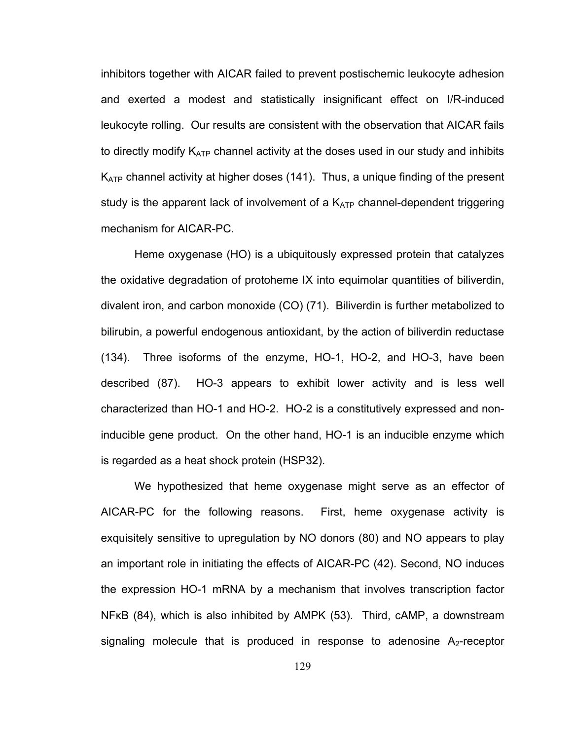inhibitors together with AICAR failed to prevent postischemic leukocyte adhesion and exerted a modest and statistically insignificant effect on I/R-induced leukocyte rolling. Our results are consistent with the observation that AICAR fails to directly modify $K_{ATP}$ channel activity at the doses used in our study and inhibits $K_{ATP}$ channel activity at higher doses (141). Thus, a unique finding of the present study is the apparent lack of involvement of a $K_{ATP}$ channel-dependent triggering mechanism for AICAR-PC.

Heme oxygenase (HO) is a ubiquitously expressed protein that catalyzes the oxidative degradation of protoheme IX into equimolar quantities of biliverdin, divalent iron, and carbon monoxide (CO) (71). Biliverdin is further metabolized to bilirubin, a powerful endogenous antioxidant, by the action of biliverdin reductase (134). Three isoforms of the enzyme, HO-1, HO-2, and HO-3, have been described (87). HO-3 appears to exhibit lower activity and is less well characterized than HO-1 and HO-2. HO-2 is a constitutively expressed and non-inducible gene product. On the other hand, HO-1 is an inducible enzyme which is regarded as a heat shock protein (HSP32).

We hypothesized that heme oxygenase might serve as an effector of AICAR-PC for the following reasons. First, heme oxygenase activity is exquisitely sensitive to upregulation by NO donors (80) and NO appears to play an important role in initiating the effects of AICAR-PC (42). Second, NO induces the expression HO-1 mRNA by a mechanism that involves transcription factor NFκB (84), which is also inhibited by AMPK (53). Third, cAMP, a downstream signaling molecule that is produced in response to adenosine $A_2$-receptor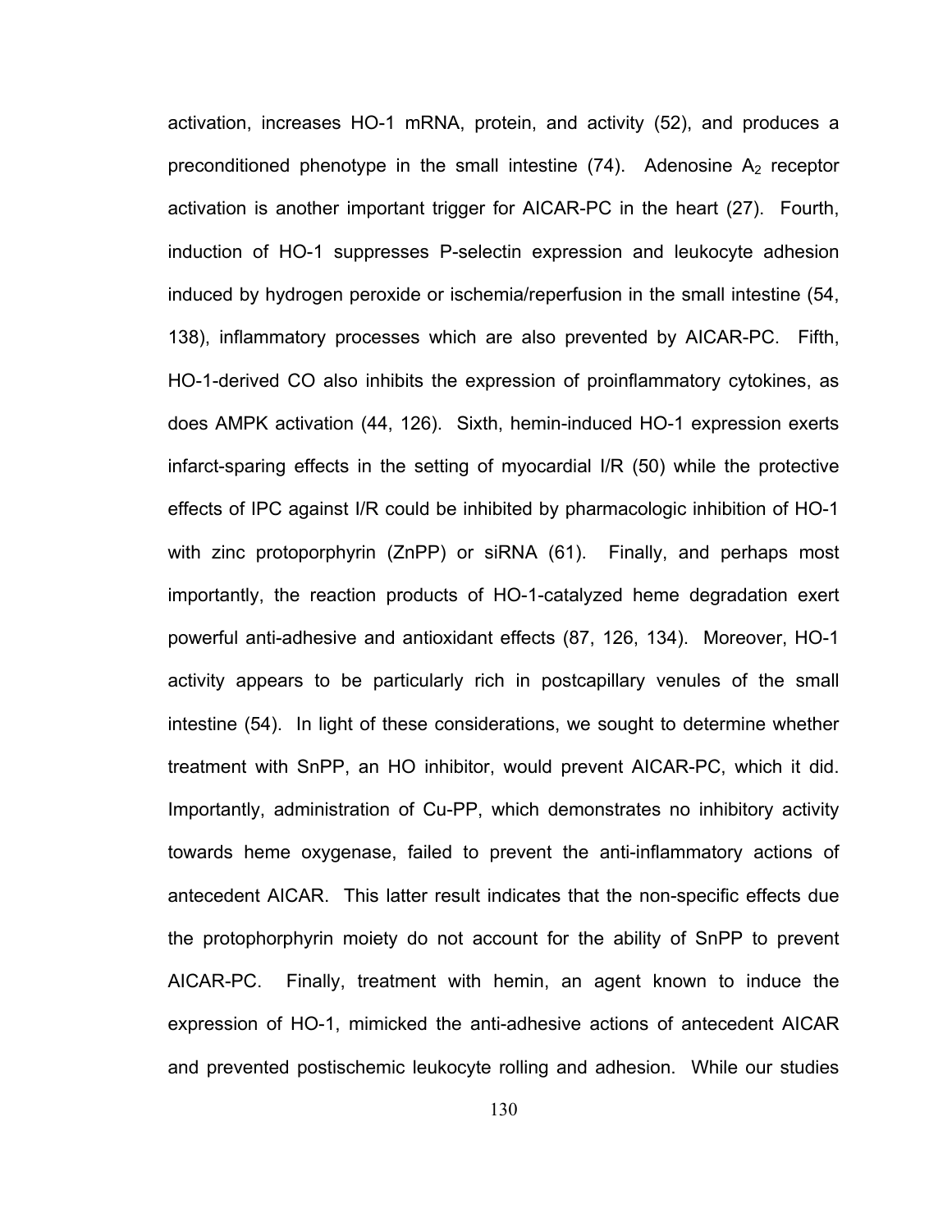activation, increases HO-1 mRNA, protein, and activity (52), and produces a preconditioned phenotype in the small intestine (74). Adenosine $A_2$ receptor activation is another important trigger for AICAR-PC in the heart (27). Fourth, induction of HO-1 suppresses P-selectin expression and leukocyte adhesion induced by hydrogen peroxide or ischemia/reperfusion in the small intestine (54, 138), inflammatory processes which are also prevented by AICAR-PC. Fifth, HO-1-derived CO also inhibits the expression of proinflammatory cytokines, as does AMPK activation (44, 126). Sixth, hemin-induced HO-1 expression exerts infarct-sparing effects in the setting of myocardial I/R (50) while the protective effects of IPC against I/R could be inhibited by pharmacologic inhibition of HO-1 with zinc protoporphyrin (ZnPP) or siRNA (61). Finally, and perhaps most importantly, the reaction products of HO-1-catalyzed heme degradation exert powerful anti-adhesive and antioxidant effects (87, 126, 134). Moreover, HO-1 activity appears to be particularly rich in postcapillary venules of the small intestine (54). In light of these considerations, we sought to determine whether treatment with SnPP, an HO inhibitor, would prevent AICAR-PC, which it did. Importantly, administration of Cu-PP, which demonstrates no inhibitory activity towards heme oxygenase, failed to prevent the anti-inflammatory actions of antecedent AICAR. This latter result indicates that the non-specific effects due the protophorphyrin moiety do not account for the ability of SnPP to prevent AICAR-PC. Finally, treatment with hemin, an agent known to induce the expression of HO-1, mimicked the anti-adhesive actions of antecedent AICAR and prevented postischemic leukocyte rolling and adhesion. While our studies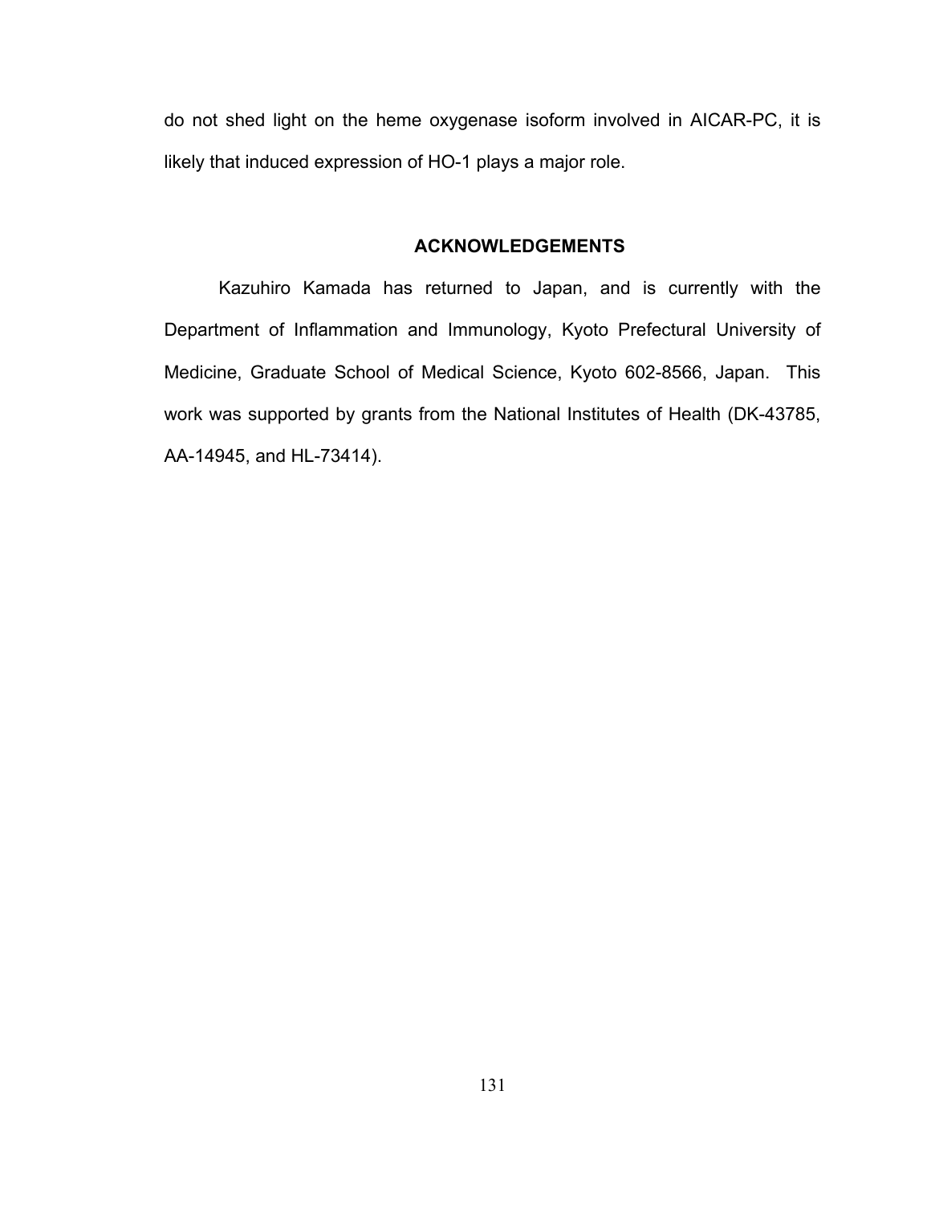do not shed light on the heme oxygenase isoform involved in AICAR-PC, it is likely that induced expression of HO-1 plays a major role.

## ACKNOWLEDGEMENTS

Kazuhiro Kamada has returned to Japan, and is currently with the Department of Inflammation and Immunology, Kyoto Prefectural University of Medicine, Graduate School of Medical Science, Kyoto 602-8566, Japan. This work was supported by grants from the National Institutes of Health (DK-43785, AA-14945, and HL-73414).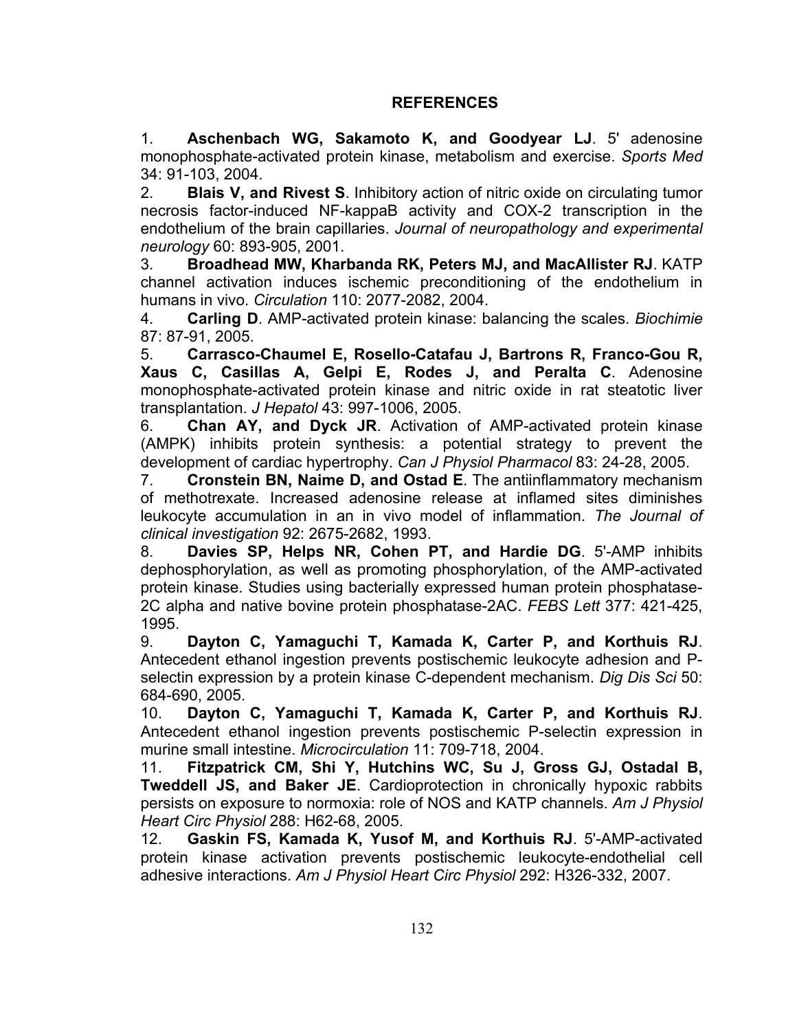## REFERENCES

1. **Aschenbach WG, Sakamoto K, and Goodyear LJ**. 5' adenosine monophosphate-activated protein kinase, metabolism and exercise. *Sports Med* 34: 91-103, 2004.
2. **Blais V, and Rivest S**. Inhibitory action of nitric oxide on circulating tumor necrosis factor-induced NF-kappaB activity and COX-2 transcription in the endothelium of the brain capillaries. *Journal of neuropathology and experimental neurology* 60: 893-905, 2001.
3. **Broadhead MW, Kharbanda RK, Peters MJ, and MacAllister RJ**. KATP channel activation induces ischemic preconditioning of the endothelium in humans in vivo. *Circulation* 110: 2077-2082, 2004.
4. **Carling D**. AMP-activated protein kinase: balancing the scales. *Biochimie* 87: 87-91, 2005.
5. **Carrasco-Chaumel E, Rosello-Catafau J, Bartrons R, Franco-Gou R, Xaus C, Casillas A, Gelpi E, Rodes J, and Peralta C**. Adenosine monophosphate-activated protein kinase and nitric oxide in rat steatotic liver transplantation. *J Hepatol* 43: 997-1006, 2005.
6. **Chan AY, and Dyck JR**. Activation of AMP-activated protein kinase (AMPK) inhibits protein synthesis: a potential strategy to prevent the development of cardiac hypertrophy. *Can J Physiol Pharmacol* 83: 24-28, 2005.
7. **Cronstein BN, Naime D, and Ostad E**. The antiinflammatory mechanism of methotrexate. Increased adenosine release at inflamed sites diminishes leukocyte accumulation in an in vivo model of inflammation. *The Journal of clinical investigation* 92: 2675-2682, 1993.
8. **Davies SP, Helps NR, Cohen PT, and Hardie DG**. 5'-AMP inhibits dephosphorylation, as well as promoting phosphorylation, of the AMP-activated protein kinase. Studies using bacterially expressed human protein phosphatase-2C alpha and native bovine protein phosphatase-2AC. *FEBS Lett* 377: 421-425, 1995.
9. **Dayton C, Yamaguchi T, Kamada K, Carter P, and Korthuis RJ**. Antecedent ethanol ingestion prevents postischemic leukocyte adhesion and P-selectin expression by a protein kinase C-dependent mechanism. *Dig Dis Sci* 50: 684-690, 2005.
10. **Dayton C, Yamaguchi T, Kamada K, Carter P, and Korthuis RJ**. Antecedent ethanol ingestion prevents postischemic P-selectin expression in murine small intestine. *Microcirculation* 11: 709-718, 2004.
11. **Fitzpatrick CM, Shi Y, Hutchins WC, Su J, Gross GJ, Ostadal B, Tweddell JS, and Baker JE**. Cardioprotection in chronically hypoxic rabbits persists on exposure to normoxia: role of NOS and KATP channels. *Am J Physiol Heart Circ Physiol* 288: H62-68, 2005.
12. **Gaskin FS, Kamada K, Yusof M, and Korthuis RJ**. 5'-AMP-activated protein kinase activation prevents postischemic leukocyte-endothelial cell adhesive interactions. *Am J Physiol Heart Circ Physiol* 292: H326-332, 2007.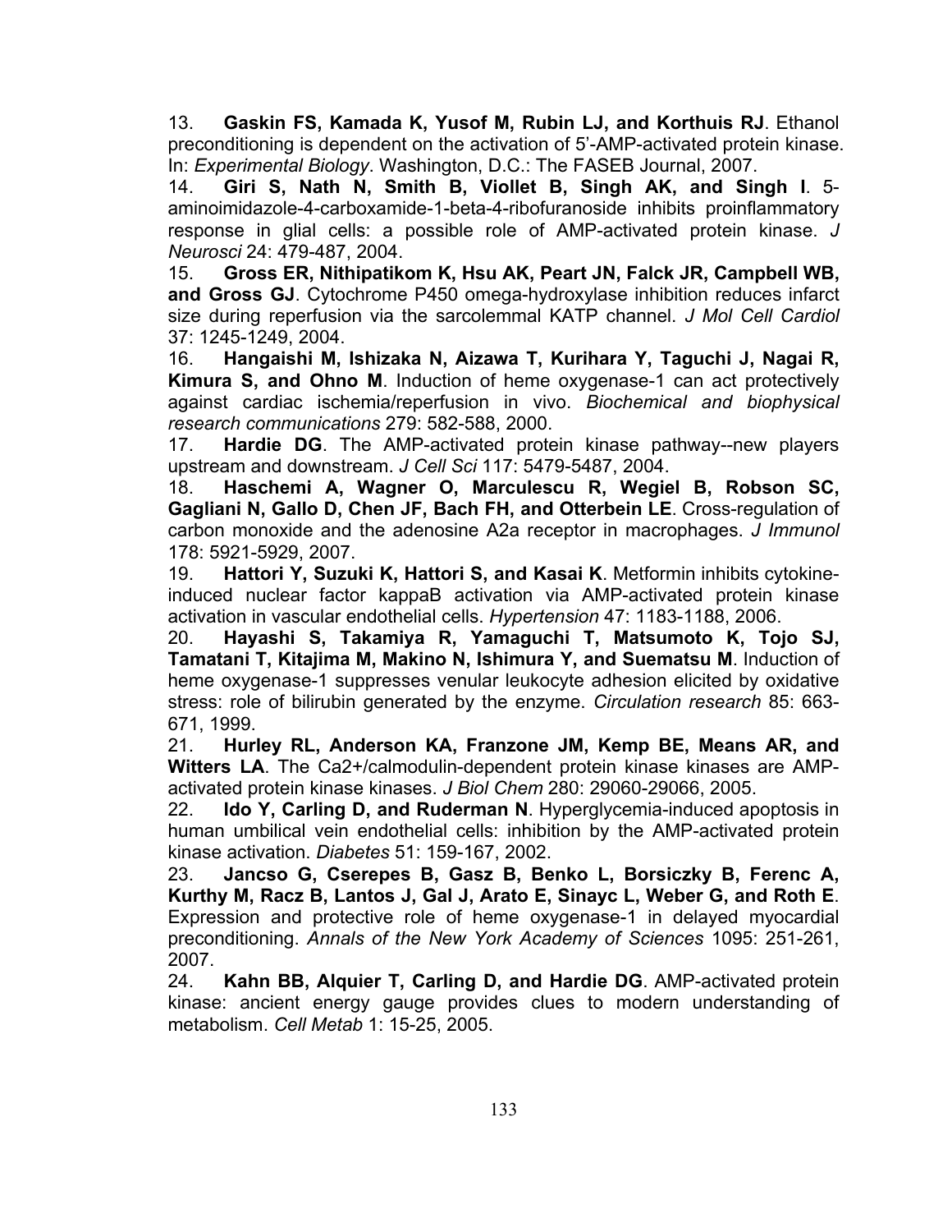13. **Gaskin FS, Kamada K, Yusof M, Rubin LJ, and Korthuis RJ**. Ethanol preconditioning is dependent on the activation of 5'-AMP-activated protein kinase. In: *Experimental Biology*. Washington, D.C.: The FASEB Journal, 2007.

14. **Giri S, Nath N, Smith B, Viollet B, Singh AK, and Singh I**. 5-aminoimidazole-4-carboxamide-1-beta-4-ribofuranoside inhibits proinflammatory response in glial cells: a possible role of AMP-activated protein kinase. *J Neurosci* 24: 479-487, 2004.

15. **Gross ER, Nithipatikom K, Hsu AK, Peart JN, Falck JR, Campbell WB, and Gross GJ**. Cytochrome P450 omega-hydroxylase inhibition reduces infarct size during reperfusion via the sarcolemmal KATP channel. *J Mol Cell Cardiol* 37: 1245-1249, 2004.

16. **Hangaishi M, Ishizaka N, Aizawa T, Kurihara Y, Taguchi J, Nagai R, Kimura S, and Ohno M**. Induction of heme oxygenase-1 can act protectively against cardiac ischemia/reperfusion in vivo. *Biochemical and biophysical research communications* 279: 582-588, 2000.

17. **Hardie DG**. The AMP-activated protein kinase pathway--new players upstream and downstream. *J Cell Sci* 117: 5479-5487, 2004.

18. **Haschemi A, Wagner O, Marculescu R, Wegiel B, Robson SC, Gagliani N, Gallo D, Chen JF, Bach FH, and Otterbein LE**. Cross-regulation of carbon monoxide and the adenosine A2a receptor in macrophages. *J Immunol* 178: 5921-5929, 2007.

19. **Hattori Y, Suzuki K, Hattori S, and Kasai K**. Metformin inhibits cytokine-induced nuclear factor kappaB activation via AMP-activated protein kinase activation in vascular endothelial cells. *Hypertension* 47: 1183-1188, 2006.

20. **Hayashi S, Takamiya R, Yamaguchi T, Matsumoto K, Tojo SJ, Tamatani T, Kitajima M, Makino N, Ishimura Y, and Suematsu M**. Induction of heme oxygenase-1 suppresses venular leukocyte adhesion elicited by oxidative stress: role of bilirubin generated by the enzyme. *Circulation research* 85: 663-671, 1999.

21. **Hurley RL, Anderson KA, Franzone JM, Kemp BE, Means AR, and Witters LA**. The Ca2+/calmodulin-dependent protein kinase kinases are AMP-activated protein kinase kinases. *J Biol Chem* 280: 29060-29066, 2005.

22. **Ido Y, Carling D, and Ruderman N**. Hyperglycemia-induced apoptosis in human umbilical vein endothelial cells: inhibition by the AMP-activated protein kinase activation. *Diabetes* 51: 159-167, 2002.

23. **Jancso G, Cserepes B, Gasz B, Benko L, Borsiczky B, Ferenc A, Kurthy M, Racz B, Lantos J, Gal J, Arato E, Sinayc L, Weber G, and Roth E**. Expression and protective role of heme oxygenase-1 in delayed myocardial preconditioning. *Annals of the New York Academy of Sciences* 1095: 251-261, 2007.

24. **Kahn BB, Alquier T, Carling D, and Hardie DG**. AMP-activated protein kinase: ancient energy gauge provides clues to modern understanding of metabolism. *Cell Metab* 1: 15-25, 2005.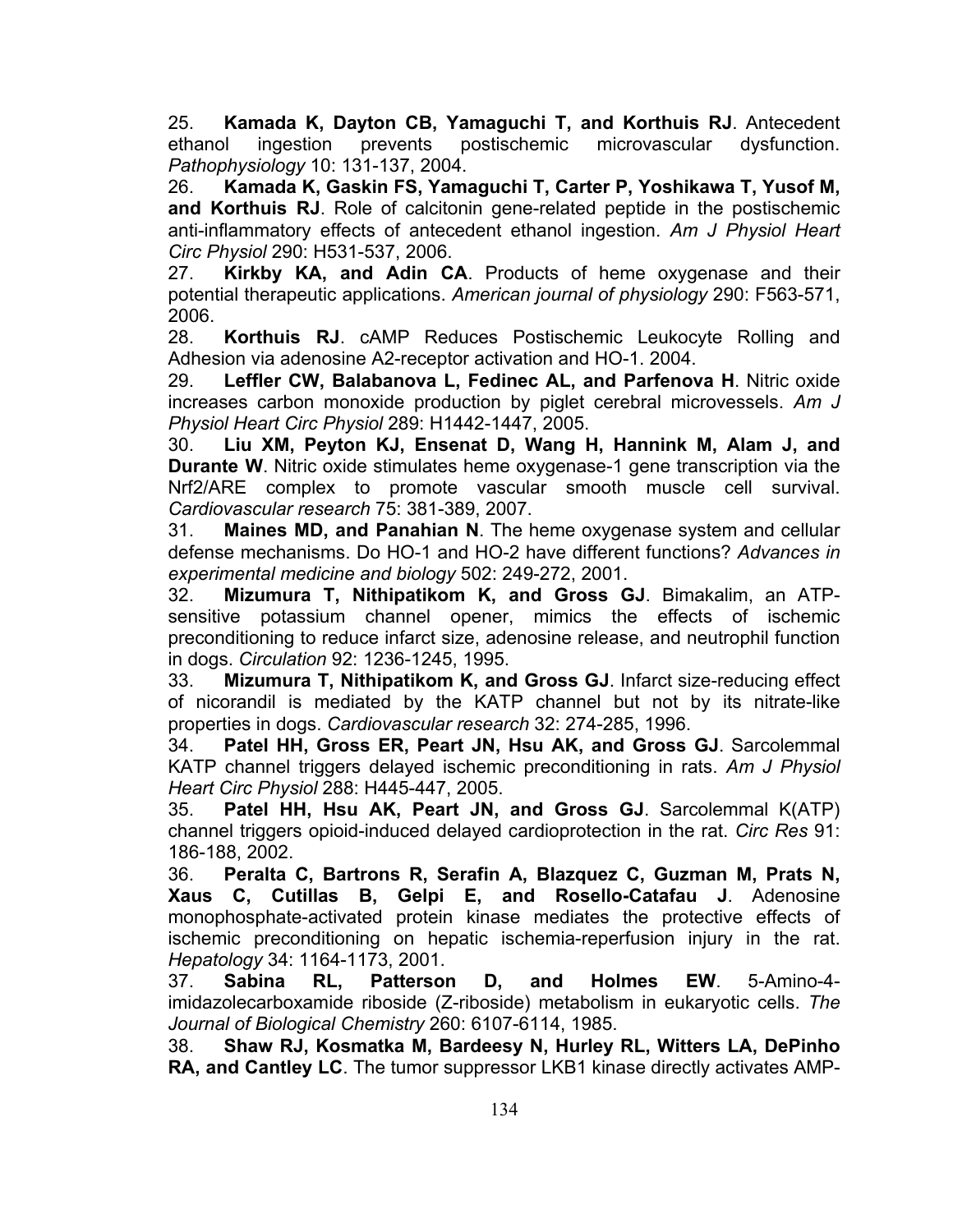25. **Kamada K, Dayton CB, Yamaguchi T, and Korthuis RJ**. Antecedent ethanol ingestion prevents postischemic microvascular dysfunction. *Pathophysiology* 10: 131-137, 2004.

26. **Kamada K, Gaskin FS, Yamaguchi T, Carter P, Yoshikawa T, Yusof M, and Korthuis RJ**. Role of calcitonin gene-related peptide in the postischemic anti-inflammatory effects of antecedent ethanol ingestion. *Am J Physiol Heart Circ Physiol* 290: H531-537, 2006.

27. **Kirkby KA, and Adin CA**. Products of heme oxygenase and their potential therapeutic applications. *American journal of physiology* 290: F563-571, 2006.

28. **Korthuis RJ**. cAMP Reduces Postischemic Leukocyte Rolling and Adhesion via adenosine A2-receptor activation and HO-1. 2004.

29. **Leffler CW, Balabanova L, Fedinec AL, and Parfenova H**. Nitric oxide increases carbon monoxide production by piglet cerebral microvessels. *Am J Physiol Heart Circ Physiol* 289: H1442-1447, 2005.

30. **Liu XM, Peyton KJ, Ensenat D, Wang H, Hannink M, Alam J, and Durante W**. Nitric oxide stimulates heme oxygenase-1 gene transcription via the Nrf2/ARE complex to promote vascular smooth muscle cell survival. *Cardiovascular research* 75: 381-389, 2007.

31. **Maines MD, and Panahian N**. The heme oxygenase system and cellular defense mechanisms. Do HO-1 and HO-2 have different functions? *Advances in experimental medicine and biology* 502: 249-272, 2001.

32. **Mizumura T, Nithipatikom K, and Gross GJ**. Bimakalim, an ATP-sensitive potassium channel opener, mimics the effects of ischemic preconditioning to reduce infarct size, adenosine release, and neutrophil function in dogs. *Circulation* 92: 1236-1245, 1995.

33. **Mizumura T, Nithipatikom K, and Gross GJ**. Infarct size-reducing effect of nicorandil is mediated by the KATP channel but not by its nitrate-like properties in dogs. *Cardiovascular research* 32: 274-285, 1996.

34. **Patel HH, Gross ER, Peart JN, Hsu AK, and Gross GJ**. Sarcolemmal KATP channel triggers delayed ischemic preconditioning in rats. *Am J Physiol Heart Circ Physiol* 288: H445-447, 2005.

35. **Patel HH, Hsu AK, Peart JN, and Gross GJ**. Sarcolemmal K(ATP) channel triggers opioid-induced delayed cardioprotection in the rat. *Circ Res* 91: 186-188, 2002.

36. **Peralta C, Bartrons R, Serafin A, Blazquez C, Guzman M, Prats N, Xaus C, Cutillas B, Gelpi E, and Rosello-Catafau J**. Adenosine monophosphate-activated protein kinase mediates the protective effects of ischemic preconditioning on hepatic ischemia-reperfusion injury in the rat. *Hepatology* 34: 1164-1173, 2001.

37. **Sabina RL, Patterson D, and Holmes EW**. 5-Amino-4-imidazolecarboxamide riboside (Z-riboside) metabolism in eukaryotic cells. *The Journal of Biological Chemistry* 260: 6107-6114, 1985.

38. **Shaw RJ, Kosmatka M, Bardeesy N, Hurley RL, Witters LA, DePinho RA, and Cantley LC**. The tumor suppressor LKB1 kinase directly activates AMP-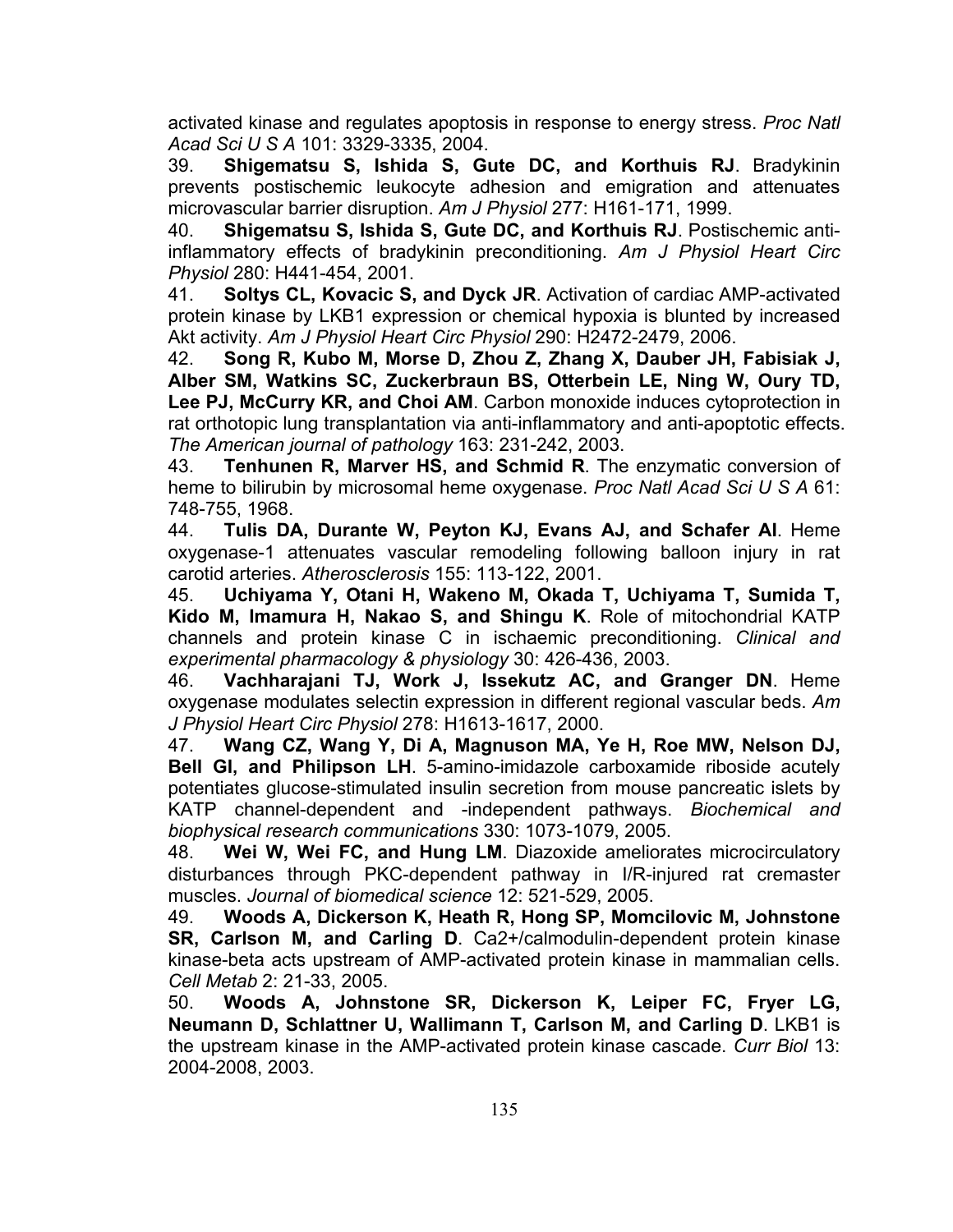activated kinase and regulates apoptosis in response to energy stress. *Proc Natl Acad Sci U S A* 101: 3329-3335, 2004.

39. **Shigematsu S, Ishida S, Gute DC, and Korthuis RJ**. Bradykinin prevents postischemic leukocyte adhesion and emigration and attenuates microvascular barrier disruption. *Am J Physiol* 277: H161-171, 1999.

40. **Shigematsu S, Ishida S, Gute DC, and Korthuis RJ**. Postischemic anti-inflammatory effects of bradykinin preconditioning. *Am J Physiol Heart Circ Physiol* 280: H441-454, 2001.

41. **Soltys CL, Kovacic S, and Dyck JR**. Activation of cardiac AMP-activated protein kinase by LKB1 expression or chemical hypoxia is blunted by increased Akt activity. *Am J Physiol Heart Circ Physiol* 290: H2472-2479, 2006.

42. **Song R, Kubo M, Morse D, Zhou Z, Zhang X, Dauber JH, Fabisiak J, Alber SM, Watkins SC, Zuckerbraun BS, Otterbein LE, Ning W, Oury TD, Lee PJ, McCurry KR, and Choi AM**. Carbon monoxide induces cytoprotection in rat orthotopic lung transplantation via anti-inflammatory and anti-apoptotic effects. *The American journal of pathology* 163: 231-242, 2003.

43. **Tenhunen R, Marver HS, and Schmid R**. The enzymatic conversion of heme to bilirubin by microsomal heme oxygenase. *Proc Natl Acad Sci U S A* 61: 748-755, 1968.

44. **Tulis DA, Durante W, Peyton KJ, Evans AJ, and Schafer AI**. Heme oxygenase-1 attenuates vascular remodeling following balloon injury in rat carotid arteries. *Atherosclerosis* 155: 113-122, 2001.

45. **Uchiyama Y, Otani H, Wakeno M, Okada T, Uchiyama T, Sumida T, Kido M, Imamura H, Nakao S, and Shingu K**. Role of mitochondrial KATP channels and protein kinase C in ischaemic preconditioning. *Clinical and experimental pharmacology & physiology* 30: 426-436, 2003.

46. **Vachharajani TJ, Work J, Issekutz AC, and Granger DN**. Heme oxygenase modulates selectin expression in different regional vascular beds. *Am J Physiol Heart Circ Physiol* 278: H1613-1617, 2000.

47. **Wang CZ, Wang Y, Di A, Magnuson MA, Ye H, Roe MW, Nelson DJ, Bell GI, and Philipson LH**. 5-amino-imidazole carboxamide riboside acutely potentiates glucose-stimulated insulin secretion from mouse pancreatic islets by KATP channel-dependent and -independent pathways. *Biochemical and biophysical research communications* 330: 1073-1079, 2005.

48. **Wei W, Wei FC, and Hung LM**. Diazoxide ameliorates microcirculatory disturbances through PKC-dependent pathway in I/R-injured rat cremaster muscles. *Journal of biomedical science* 12: 521-529, 2005.

49. **Woods A, Dickerson K, Heath R, Hong SP, Momcilovic M, Johnstone SR, Carlson M, and Carling D**. Ca2+/calmodulin-dependent protein kinase kinase-beta acts upstream of AMP-activated protein kinase in mammalian cells. *Cell Metab* 2: 21-33, 2005.

50. **Woods A, Johnstone SR, Dickerson K, Leiper FC, Fryer LG, Neumann D, Schlattner U, Wallimann T, Carlson M, and Carling D**. LKB1 is the upstream kinase in the AMP-activated protein kinase cascade. *Curr Biol* 13: 2004-2008, 2003.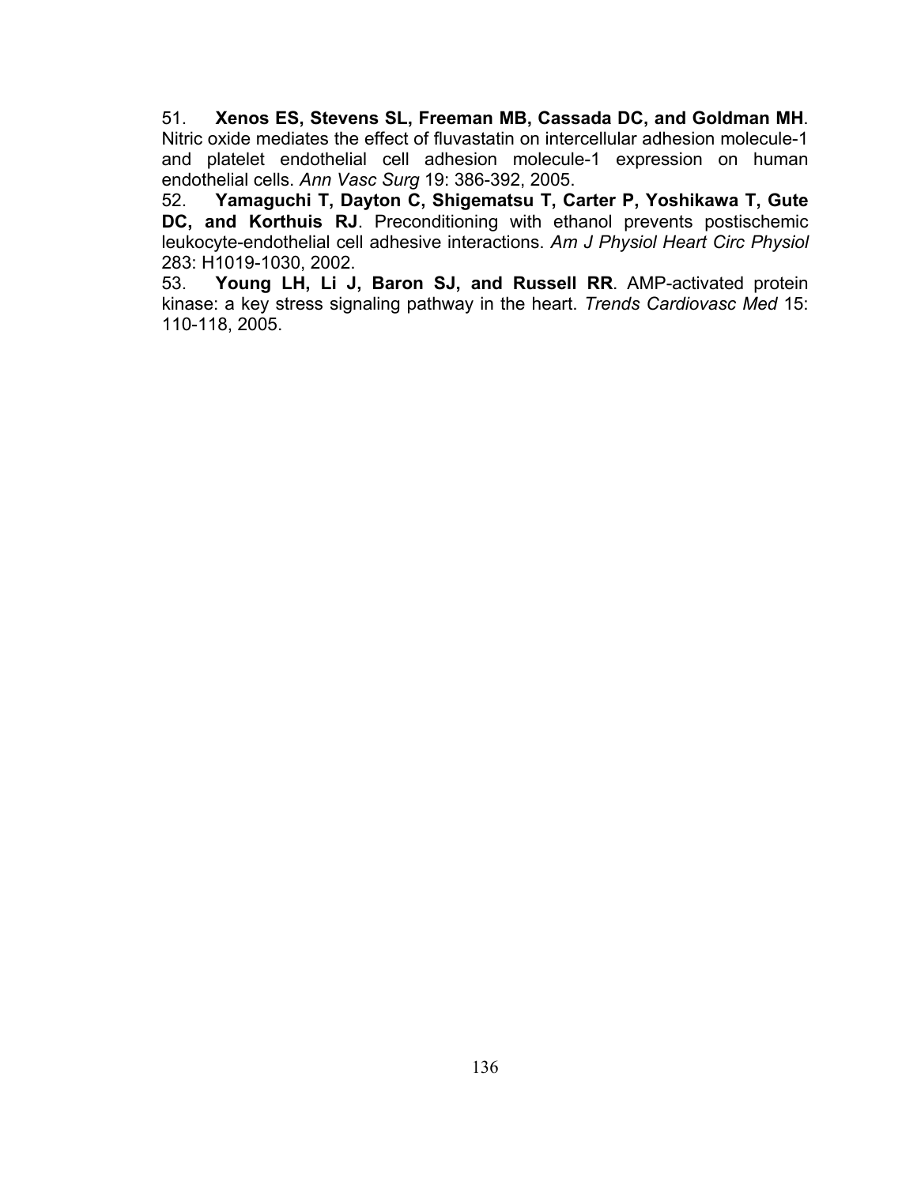51. **Xenos ES, Stevens SL, Freeman MB, Cassada DC, and Goldman MH**. Nitric oxide mediates the effect of fluvastatin on intercellular adhesion molecule-1 and platelet endothelial cell adhesion molecule-1 expression on human endothelial cells. *Ann Vasc Surg* 19: 386-392, 2005.

52. **Yamaguchi T, Dayton C, Shigematsu T, Carter P, Yoshikawa T, Gute DC, and Korthuis RJ**. Preconditioning with ethanol prevents postischemic leukocyte-endothelial cell adhesive interactions. *Am J Physiol Heart Circ Physiol* 283: H1019-1030, 2002.

53. **Young LH, Li J, Baron SJ, and Russell RR**. AMP-activated protein kinase: a key stress signaling pathway in the heart. *Trends Cardiovasc Med* 15: 110-118, 2005.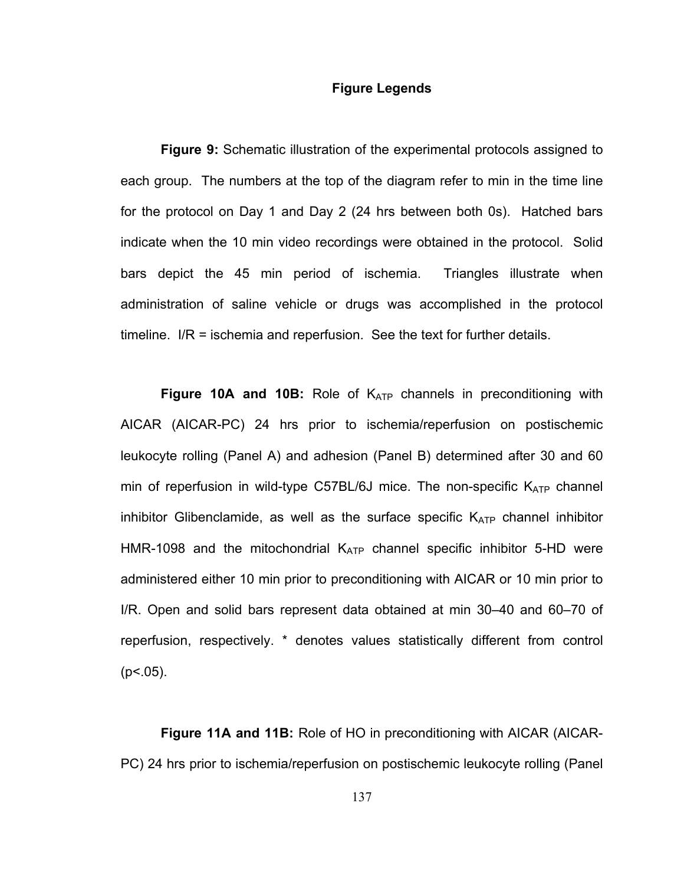## Figure Legends

**Figure 9:** Schematic illustration of the experimental protocols assigned to each group. The numbers at the top of the diagram refer to min in the time line for the protocol on Day 1 and Day 2 (24 hrs between both 0s). Hatched bars indicate when the 10 min video recordings were obtained in the protocol. Solid bars depict the 45 min period of ischemia. Triangles illustrate when administration of saline vehicle or drugs was accomplished in the protocol timeline. I/R = ischemia and reperfusion. See the text for further details.

**Figure 10A and 10B:** Role of $K_{ATP}$ channels in preconditioning with AICAR (AICAR-PC) 24 hrs prior to ischemia/reperfusion on postischemic leukocyte rolling (Panel A) and adhesion (Panel B) determined after 30 and 60 min of reperfusion in wild-type C57BL/6J mice. The non-specific $K_{ATP}$ channel inhibitor Glibenclamide, as well as the surface specific $K_{ATP}$ channel inhibitor HMR-1098 and the mitochondrial $K_{ATP}$ channel specific inhibitor 5-HD were administered either 10 min prior to preconditioning with AICAR or 10 min prior to I/R. Open and solid bars represent data obtained at min 30–40 and 60–70 of reperfusion, respectively. * denotes values statistically different from control ($p<.05$).

**Figure 11A and 11B:** Role of HO in preconditioning with AICAR (AICAR-PC) 24 hrs prior to ischemia/reperfusion on postischemic leukocyte rolling (Panel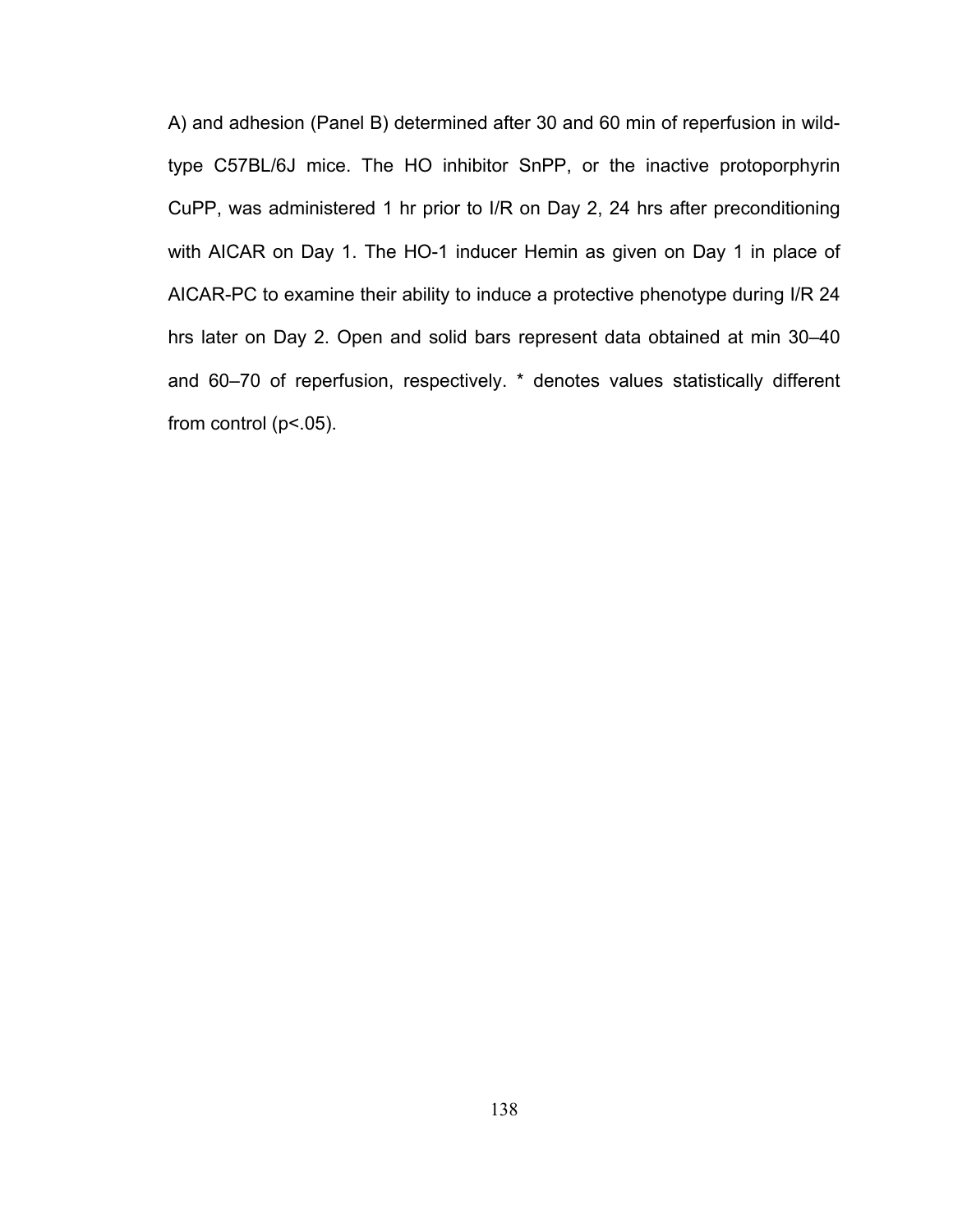A) and adhesion (Panel B) determined after 30 and 60 min of reperfusion in wild-type C57BL/6J mice. The HO inhibitor SnPP, or the inactive protoporphyrin CuPP, was administered 1 hr prior to I/R on Day 2, 24 hrs after preconditioning with AICAR on Day 1. The HO-1 inducer Hemin as given on Day 1 in place of AICAR-PC to examine their ability to induce a protective phenotype during I/R 24 hrs later on Day 2. Open and solid bars represent data obtained at min 30–40 and 60–70 of reperfusion, respectively. * denotes values statistically different from control ($p<.05$).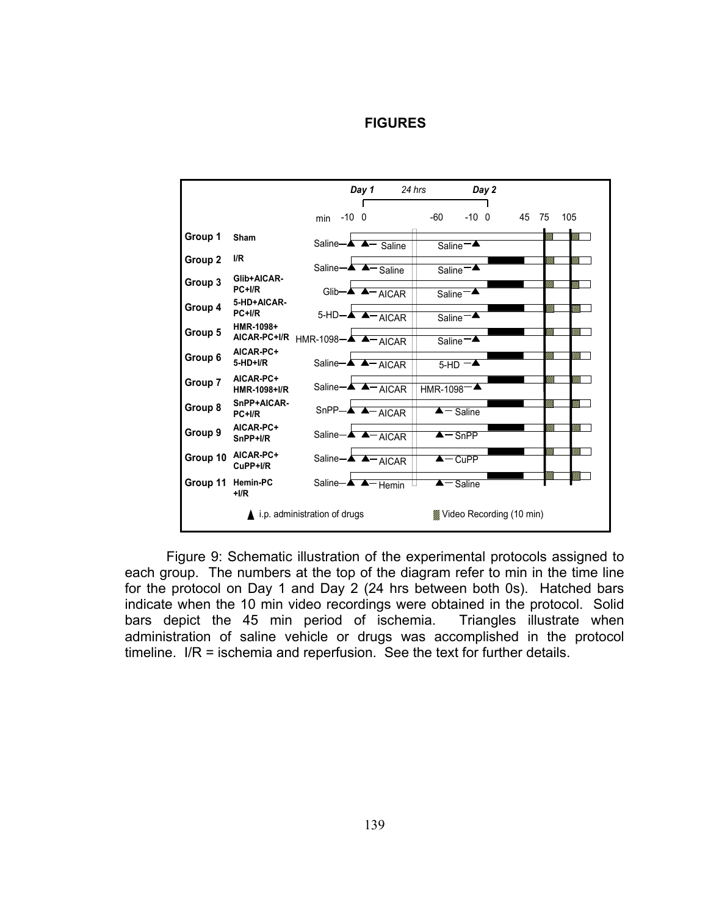# FIGURES

| | | Day 1 (min -10, 0) | Day 2 (min -60, -10, 0) |
|---|---|---|---|
| Group 1 | Sham | Saline — ▲ ▲ — Saline | Saline — ▲ |
| Group 2 | I/R | Saline — ▲ ▲ — Saline | Saline — ▲ |
| Group 3 | Glib+AICAR-PC+I/R | Glib — ▲ ▲ — AICAR | Saline — ▲ |
| Group 4 | 5-HD+AICAR-PC+I/R | 5-HD — ▲ ▲ — AICAR | Saline — ▲ |
| Group 5 | HMR-1098+ AICAR-PC+I/R | HMR-1098 — ▲ ▲ — AICAR | Saline — ▲ |
| Group 6 | AICAR-PC+ 5-HD+I/R | Saline — ▲ ▲ — AICAR | 5-HD — ▲ |
| Group 7 | AICAR-PC+ HMR-1098+I/R | Saline — ▲ ▲ — AICAR | HMR-1098 — ▲ |
| Group 8 | SnPP+AICAR-PC+I/R | SnPP — ▲ ▲ — AICAR | ▲ — Saline |
| Group 9 | AICAR-PC+ SnPP+I/R | Saline — ▲ ▲ — AICAR | ▲ — SnPP |
| Group 10 | AICAR-PC+ CuPP+I/R | Saline — ▲ ▲ — AICAR | ▲ — CuPP |
| Group 11 | Hemin-PC +I/R | Saline — ▲ ▲ — Hemin | ▲ — Saline |

Timeline on Day 2: 0, 45, 75, 105 min. 24 hrs between Day 1 and Day 2.

▲ i.p. administration of drugs    ▨ Video Recording (10 min)

Figure 9: Schematic illustration of the experimental protocols assigned to each group. The numbers at the top of the diagram refer to min in the time line for the protocol on Day 1 and Day 2 (24 hrs between both 0s). Hatched bars indicate when the 10 min video recordings were obtained in the protocol. Solid bars depict the 45 min period of ischemia. Triangles illustrate when administration of saline vehicle or drugs was accomplished in the protocol timeline. I/R = ischemia and reperfusion. See the text for further details.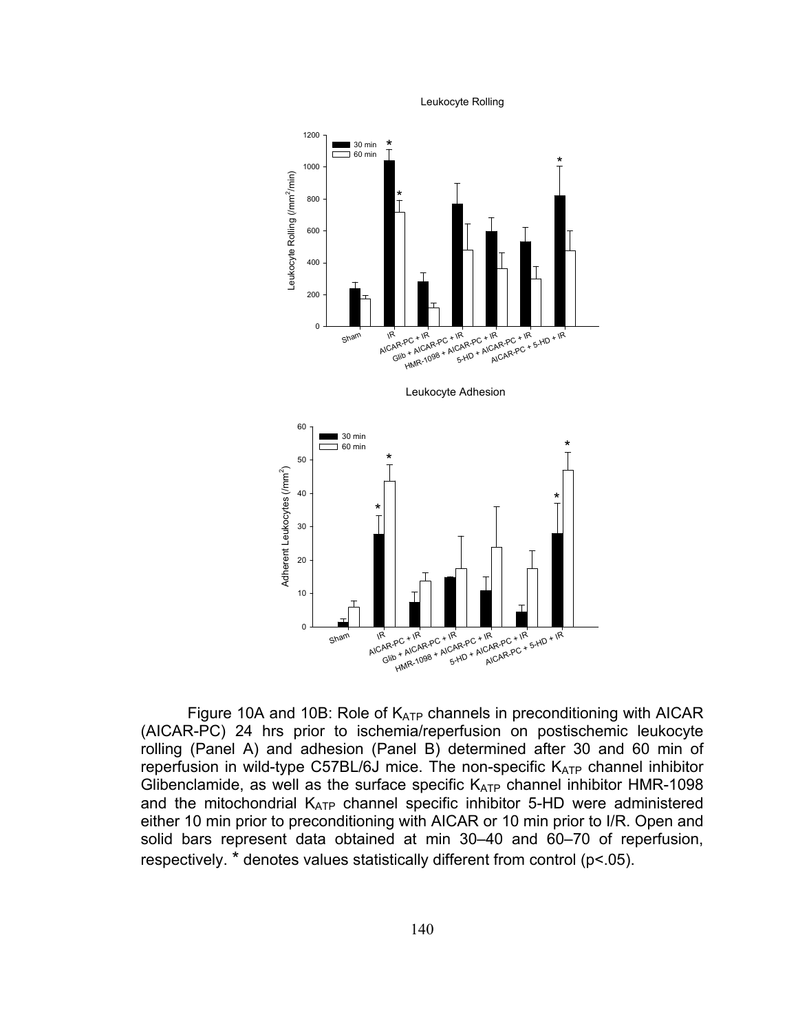Leukocyte Rolling

Leukocyte Adhesion

Figure 10A and 10B: Role of $K_{ATP}$ channels in preconditioning with AICAR (AICAR-PC) 24 hrs prior to ischemia/reperfusion on postischemic leukocyte rolling (Panel A) and adhesion (Panel B) determined after 30 and 60 min of reperfusion in wild-type C57BL/6J mice. The non-specific $K_{ATP}$ channel inhibitor Glibenclamide, as well as the surface specific $K_{ATP}$ channel inhibitor HMR-1098 and the mitochondrial $K_{ATP}$ channel specific inhibitor 5-HD were administered either 10 min prior to preconditioning with AICAR or 10 min prior to I/R. Open and solid bars represent data obtained at min 30–40 and 60–70 of reperfusion, respectively. * denotes values statistically different from control ($p<.05$).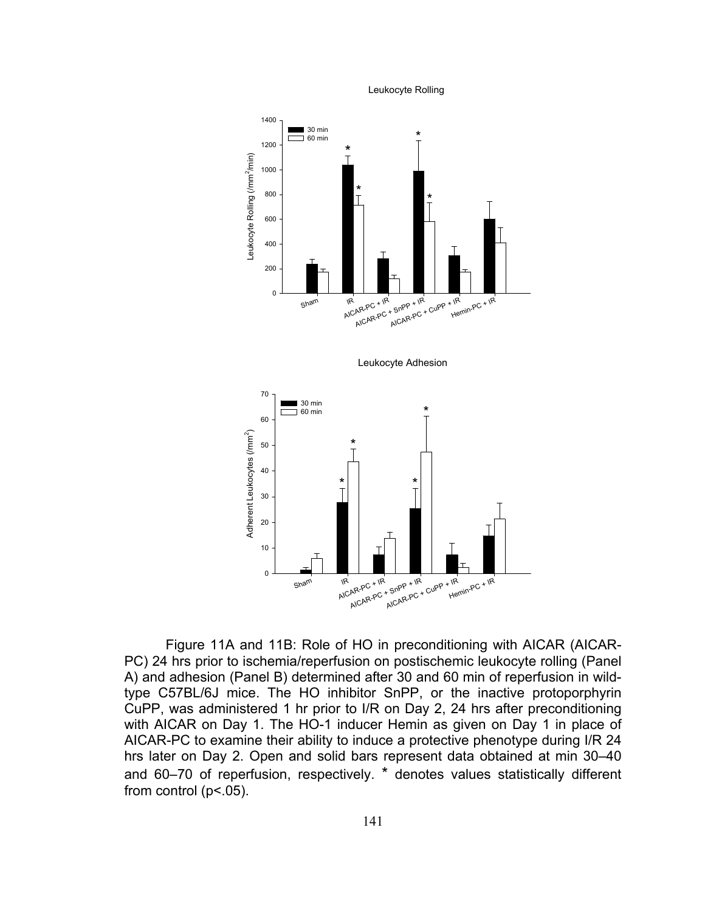Figure 11A and 11B: Role of HO in preconditioning with AICAR (AICAR-PC) 24 hrs prior to ischemia/reperfusion on postischemic leukocyte rolling (Panel A) and adhesion (Panel B) determined after 30 and 60 min of reperfusion in wild-type C57BL/6J mice. The HO inhibitor SnPP, or the inactive protoporphyrin CuPP, was administered 1 hr prior to I/R on Day 2, 24 hrs after preconditioning with AICAR on Day 1. The HO-1 inducer Hemin as given on Day 1 in place of AICAR-PC to examine their ability to induce a protective phenotype during I/R 24 hrs later on Day 2. Open and solid bars represent data obtained at min 30–40 and 60–70 of reperfusion, respectively. * denotes values statistically different from control ($p<.05$).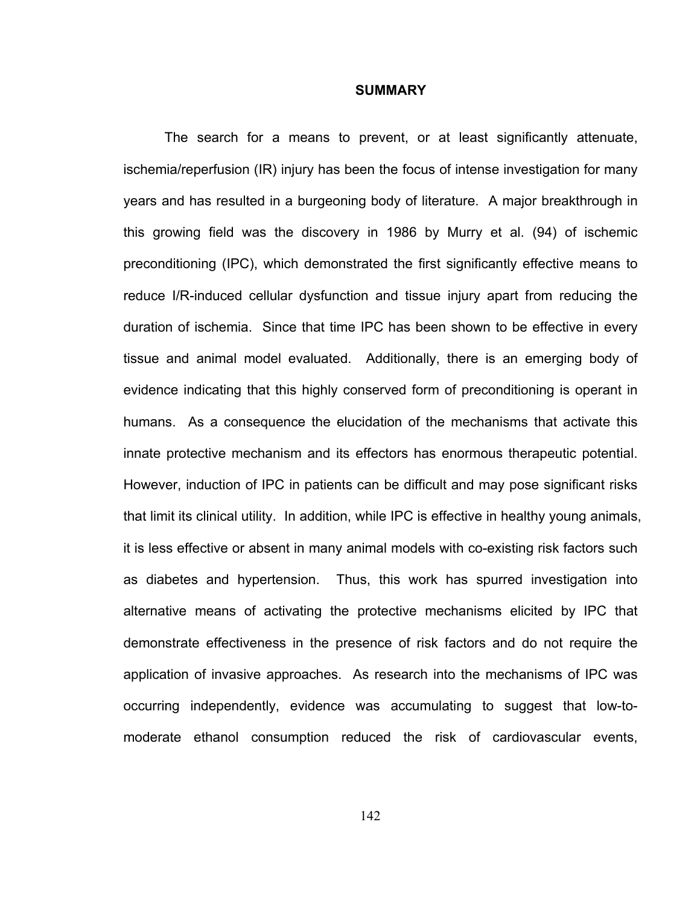# SUMMARY

The search for a means to prevent, or at least significantly attenuate, ischemia/reperfusion (IR) injury has been the focus of intense investigation for many years and has resulted in a burgeoning body of literature. A major breakthrough in this growing field was the discovery in 1986 by Murry et al. (94) of ischemic preconditioning (IPC), which demonstrated the first significantly effective means to reduce I/R-induced cellular dysfunction and tissue injury apart from reducing the duration of ischemia. Since that time IPC has been shown to be effective in every tissue and animal model evaluated. Additionally, there is an emerging body of evidence indicating that this highly conserved form of preconditioning is operant in humans. As a consequence the elucidation of the mechanisms that activate this innate protective mechanism and its effectors has enormous therapeutic potential. However, induction of IPC in patients can be difficult and may pose significant risks that limit its clinical utility. In addition, while IPC is effective in healthy young animals, it is less effective or absent in many animal models with co-existing risk factors such as diabetes and hypertension. Thus, this work has spurred investigation into alternative means of activating the protective mechanisms elicited by IPC that demonstrate effectiveness in the presence of risk factors and do not require the application of invasive approaches. As research into the mechanisms of IPC was occurring independently, evidence was accumulating to suggest that low-to-moderate ethanol consumption reduced the risk of cardiovascular events,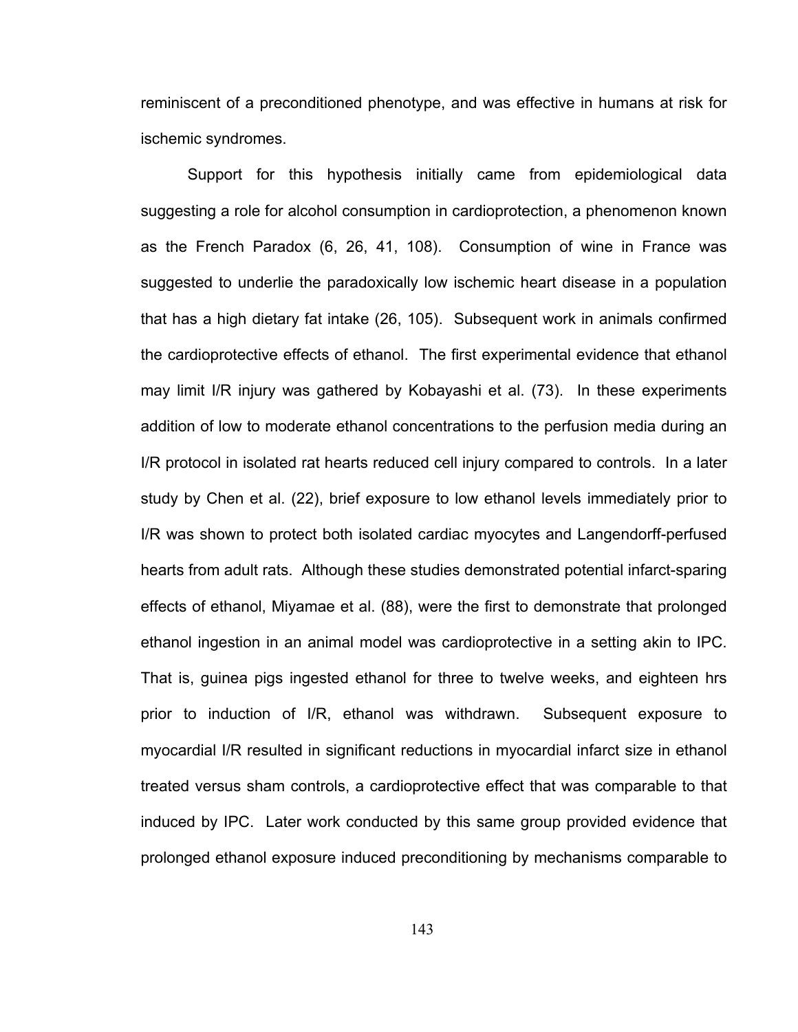reminiscent of a preconditioned phenotype, and was effective in humans at risk for ischemic syndromes.

Support for this hypothesis initially came from epidemiological data suggesting a role for alcohol consumption in cardioprotection, a phenomenon known as the French Paradox (6, 26, 41, 108). Consumption of wine in France was suggested to underlie the paradoxically low ischemic heart disease in a population that has a high dietary fat intake (26, 105). Subsequent work in animals confirmed the cardioprotective effects of ethanol. The first experimental evidence that ethanol may limit I/R injury was gathered by Kobayashi et al. (73). In these experiments addition of low to moderate ethanol concentrations to the perfusion media during an I/R protocol in isolated rat hearts reduced cell injury compared to controls. In a later study by Chen et al. (22), brief exposure to low ethanol levels immediately prior to I/R was shown to protect both isolated cardiac myocytes and Langendorff-perfused hearts from adult rats. Although these studies demonstrated potential infarct-sparing effects of ethanol, Miyamae et al. (88), were the first to demonstrate that prolonged ethanol ingestion in an animal model was cardioprotective in a setting akin to IPC. That is, guinea pigs ingested ethanol for three to twelve weeks, and eighteen hrs prior to induction of I/R, ethanol was withdrawn. Subsequent exposure to myocardial I/R resulted in significant reductions in myocardial infarct size in ethanol treated versus sham controls, a cardioprotective effect that was comparable to that induced by IPC. Later work conducted by this same group provided evidence that prolonged ethanol exposure induced preconditioning by mechanisms comparable to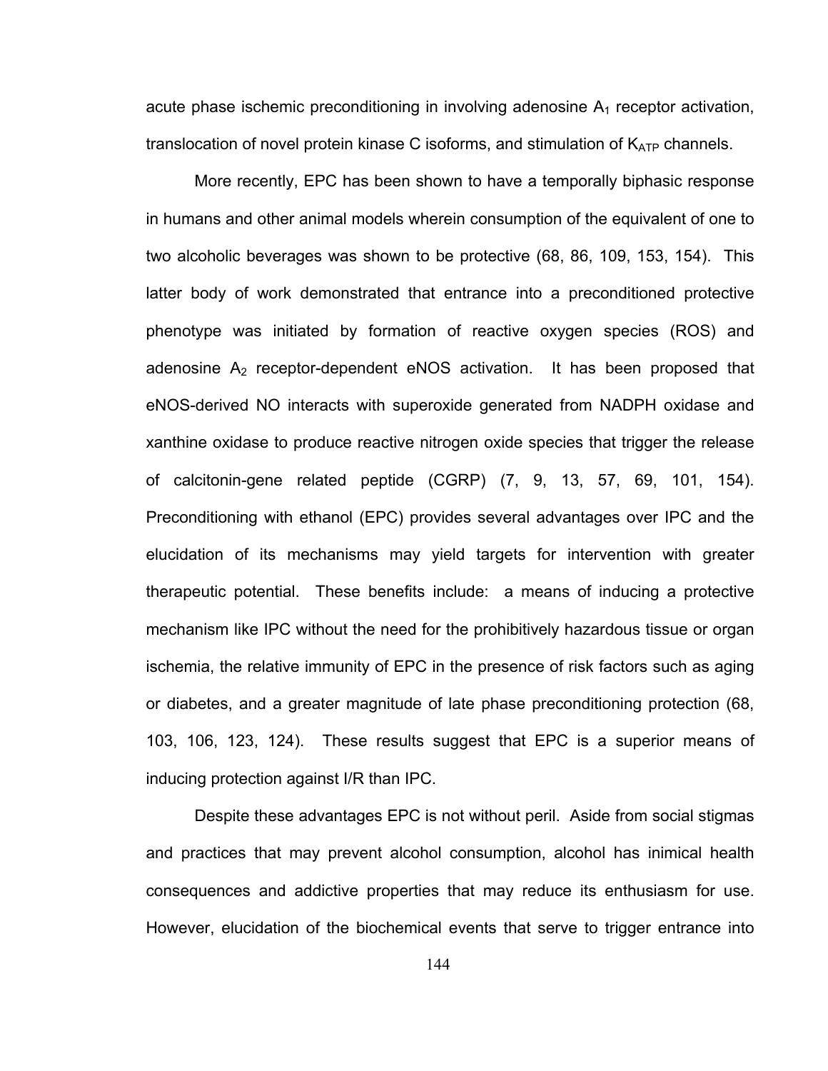acute phase ischemic preconditioning in involving adenosine $A_1$ receptor activation, translocation of novel protein kinase C isoforms, and stimulation of $K_{ATP}$ channels.

More recently, EPC has been shown to have a temporally biphasic response in humans and other animal models wherein consumption of the equivalent of one to two alcoholic beverages was shown to be protective (68, 86, 109, 153, 154). This latter body of work demonstrated that entrance into a preconditioned protective phenotype was initiated by formation of reactive oxygen species (ROS) and adenosine $A_2$ receptor-dependent eNOS activation. It has been proposed that eNOS-derived NO interacts with superoxide generated from NADPH oxidase and xanthine oxidase to produce reactive nitrogen oxide species that trigger the release of calcitonin-gene related peptide (CGRP) (7, 9, 13, 57, 69, 101, 154). Preconditioning with ethanol (EPC) provides several advantages over IPC and the elucidation of its mechanisms may yield targets for intervention with greater therapeutic potential. These benefits include: a means of inducing a protective mechanism like IPC without the need for the prohibitively hazardous tissue or organ ischemia, the relative immunity of EPC in the presence of risk factors such as aging or diabetes, and a greater magnitude of late phase preconditioning protection (68, 103, 106, 123, 124). These results suggest that EPC is a superior means of inducing protection against I/R than IPC.

Despite these advantages EPC is not without peril. Aside from social stigmas and practices that may prevent alcohol consumption, alcohol has inimical health consequences and addictive properties that may reduce its enthusiasm for use. However, elucidation of the biochemical events that serve to trigger entrance into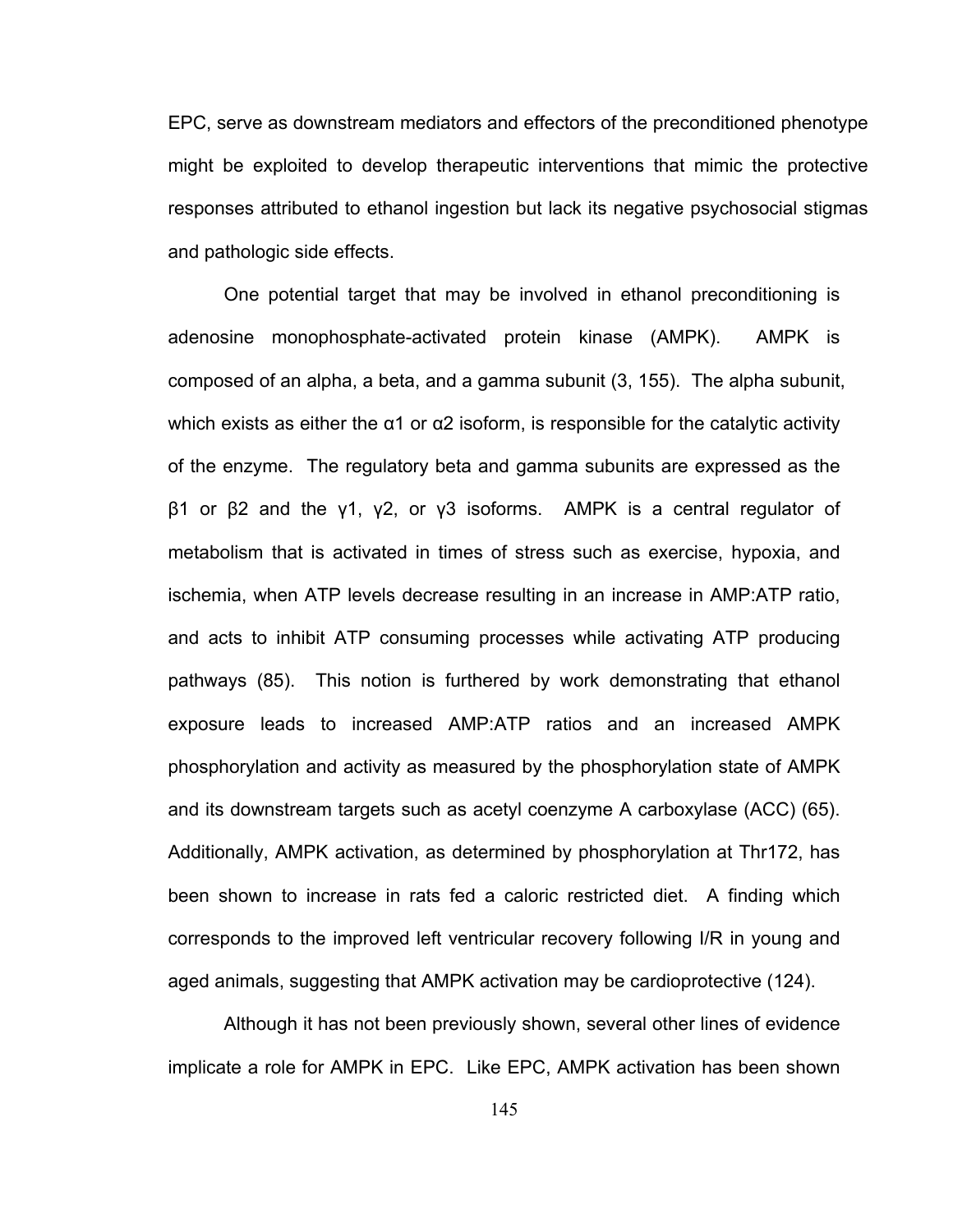EPC, serve as downstream mediators and effectors of the preconditioned phenotype might be exploited to develop therapeutic interventions that mimic the protective responses attributed to ethanol ingestion but lack its negative psychosocial stigmas and pathologic side effects.

One potential target that may be involved in ethanol preconditioning is adenosine monophosphate-activated protein kinase (AMPK). AMPK is composed of an alpha, a beta, and a gamma subunit (3, 155). The alpha subunit, which exists as either the α1 or α2 isoform, is responsible for the catalytic activity of the enzyme. The regulatory beta and gamma subunits are expressed as the β1 or β2 and the γ1, γ2, or γ3 isoforms. AMPK is a central regulator of metabolism that is activated in times of stress such as exercise, hypoxia, and ischemia, when ATP levels decrease resulting in an increase in AMP:ATP ratio, and acts to inhibit ATP consuming processes while activating ATP producing pathways (85). This notion is furthered by work demonstrating that ethanol exposure leads to increased AMP:ATP ratios and an increased AMPK phosphorylation and activity as measured by the phosphorylation state of AMPK and its downstream targets such as acetyl coenzyme A carboxylase (ACC) (65). Additionally, AMPK activation, as determined by phosphorylation at Thr172, has been shown to increase in rats fed a caloric restricted diet. A finding which corresponds to the improved left ventricular recovery following I/R in young and aged animals, suggesting that AMPK activation may be cardioprotective (124).

Although it has not been previously shown, several other lines of evidence implicate a role for AMPK in EPC. Like EPC, AMPK activation has been shown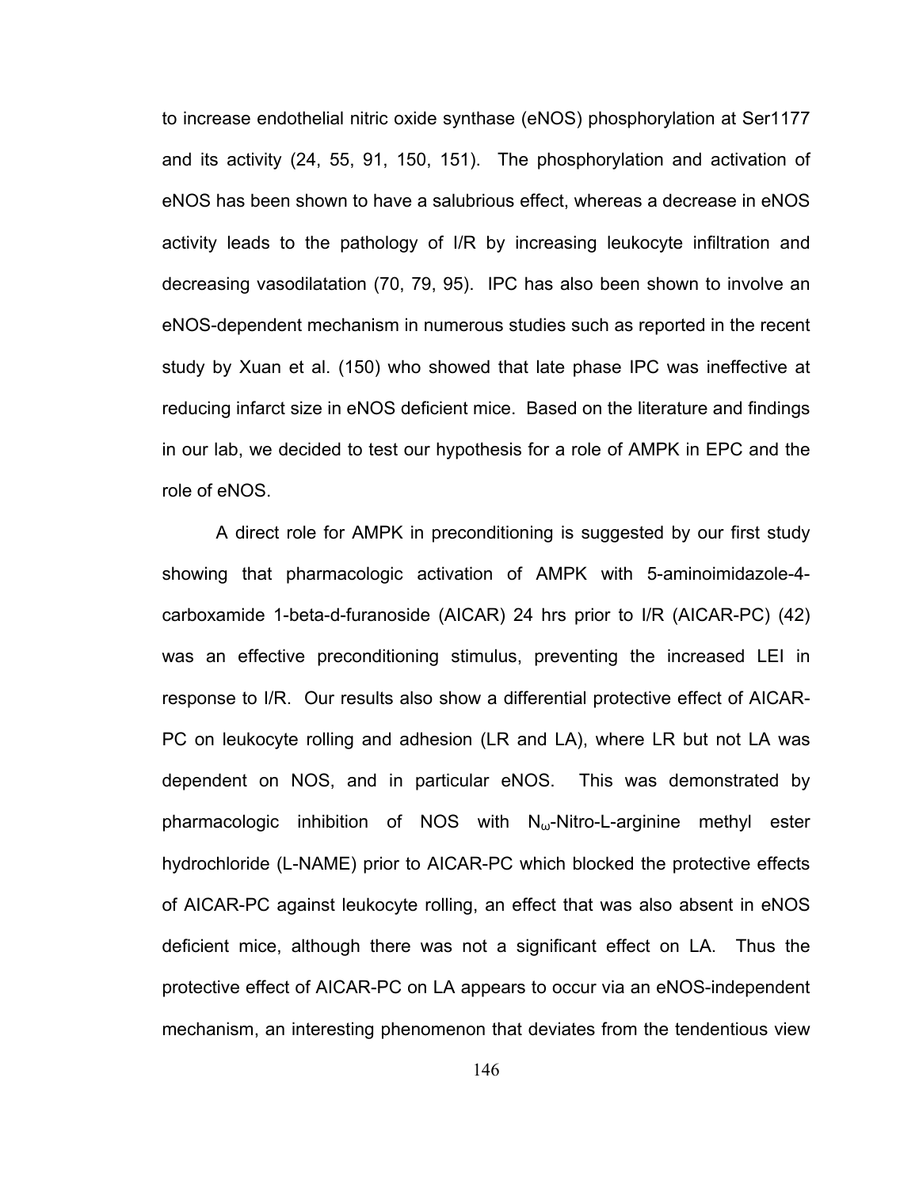to increase endothelial nitric oxide synthase (eNOS) phosphorylation at Ser1177 and its activity (24, 55, 91, 150, 151). The phosphorylation and activation of eNOS has been shown to have a salubrious effect, whereas a decrease in eNOS activity leads to the pathology of I/R by increasing leukocyte infiltration and decreasing vasodilatation (70, 79, 95). IPC has also been shown to involve an eNOS-dependent mechanism in numerous studies such as reported in the recent study by Xuan et al. (150) who showed that late phase IPC was ineffective at reducing infarct size in eNOS deficient mice. Based on the literature and findings in our lab, we decided to test our hypothesis for a role of AMPK in EPC and the role of eNOS.

A direct role for AMPK in preconditioning is suggested by our first study showing that pharmacologic activation of AMPK with 5-aminoimidazole-4-carboxamide 1-beta-d-furanoside (AICAR) 24 hrs prior to I/R (AICAR-PC) (42) was an effective preconditioning stimulus, preventing the increased LEI in response to I/R. Our results also show a differential protective effect of AICAR-PC on leukocyte rolling and adhesion (LR and LA), where LR but not LA was dependent on NOS, and in particular eNOS. This was demonstrated by pharmacologic inhibition of NOS with $N_{\omega}$-Nitro-L-arginine methyl ester hydrochloride (L-NAME) prior to AICAR-PC which blocked the protective effects of AICAR-PC against leukocyte rolling, an effect that was also absent in eNOS deficient mice, although there was not a significant effect on LA. Thus the protective effect of AICAR-PC on LA appears to occur via an eNOS-independent mechanism, an interesting phenomenon that deviates from the tendentious view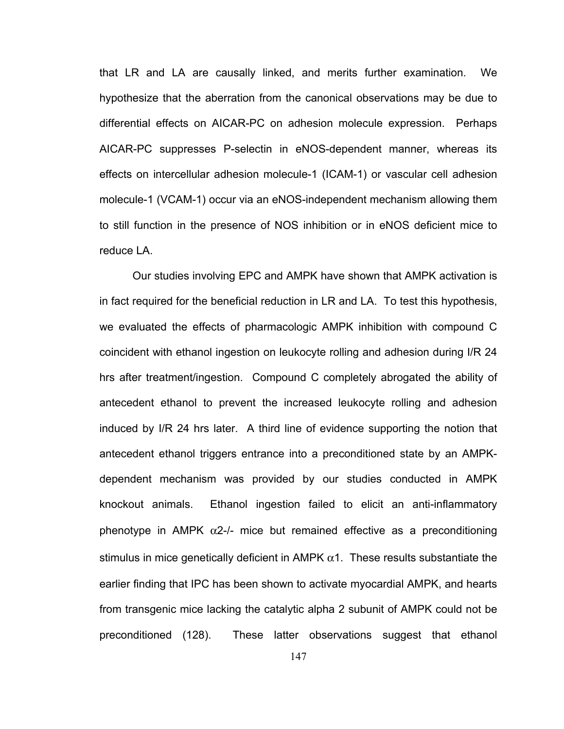that LR and LA are causally linked, and merits further examination. We hypothesize that the aberration from the canonical observations may be due to differential effects on AICAR-PC on adhesion molecule expression. Perhaps AICAR-PC suppresses P-selectin in eNOS-dependent manner, whereas its effects on intercellular adhesion molecule-1 (ICAM-1) or vascular cell adhesion molecule-1 (VCAM-1) occur via an eNOS-independent mechanism allowing them to still function in the presence of NOS inhibition or in eNOS deficient mice to reduce LA.

Our studies involving EPC and AMPK have shown that AMPK activation is in fact required for the beneficial reduction in LR and LA. To test this hypothesis, we evaluated the effects of pharmacologic AMPK inhibition with compound C coincident with ethanol ingestion on leukocyte rolling and adhesion during I/R 24 hrs after treatment/ingestion. Compound C completely abrogated the ability of antecedent ethanol to prevent the increased leukocyte rolling and adhesion induced by I/R 24 hrs later. A third line of evidence supporting the notion that antecedent ethanol triggers entrance into a preconditioned state by an AMPK-dependent mechanism was provided by our studies conducted in AMPK knockout animals. Ethanol ingestion failed to elicit an anti-inflammatory phenotype in AMPK $\alpha 2$-/- mice but remained effective as a preconditioning stimulus in mice genetically deficient in AMPK $\alpha 1$. These results substantiate the earlier finding that IPC has been shown to activate myocardial AMPK, and hearts from transgenic mice lacking the catalytic alpha 2 subunit of AMPK could not be preconditioned (128). These latter observations suggest that ethanol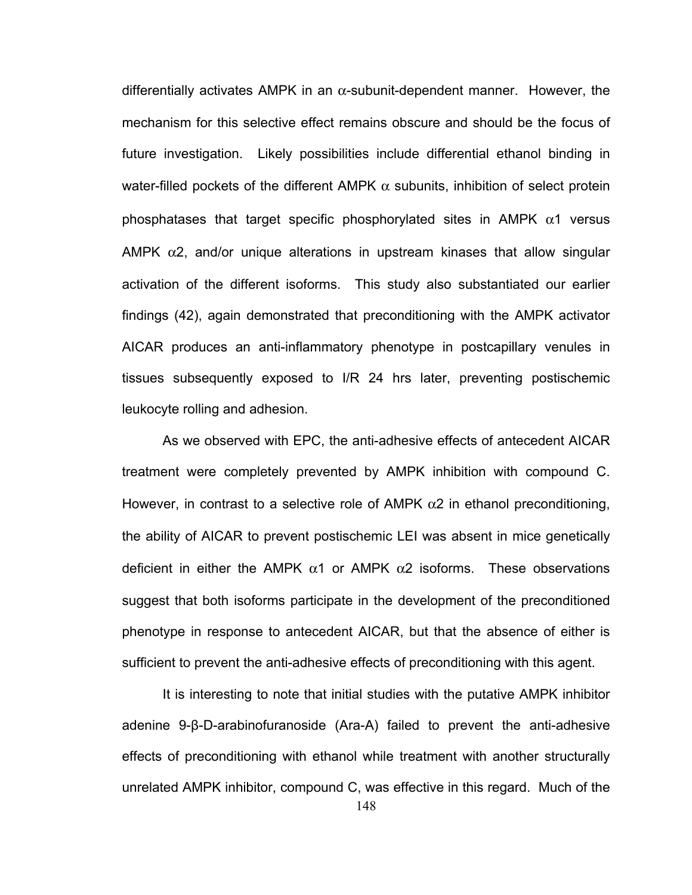differentially activates AMPK in an $\alpha$-subunit-dependent manner. However, the mechanism for this selective effect remains obscure and should be the focus of future investigation. Likely possibilities include differential ethanol binding in water-filled pockets of the different AMPK $\alpha$ subunits, inhibition of select protein phosphatases that target specific phosphorylated sites in AMPK $\alpha1$ versus AMPK $\alpha2$, and/or unique alterations in upstream kinases that allow singular activation of the different isoforms. This study also substantiated our earlier findings (42), again demonstrated that preconditioning with the AMPK activator AICAR produces an anti-inflammatory phenotype in postcapillary venules in tissues subsequently exposed to I/R 24 hrs later, preventing postischemic leukocyte rolling and adhesion.

As we observed with EPC, the anti-adhesive effects of antecedent AICAR treatment were completely prevented by AMPK inhibition with compound C. However, in contrast to a selective role of AMPK $\alpha2$ in ethanol preconditioning, the ability of AICAR to prevent postischemic LEI was absent in mice genetically deficient in either the AMPK $\alpha1$ or AMPK $\alpha2$ isoforms. These observations suggest that both isoforms participate in the development of the preconditioned phenotype in response to antecedent AICAR, but that the absence of either is sufficient to prevent the anti-adhesive effects of preconditioning with this agent.

It is interesting to note that initial studies with the putative AMPK inhibitor adenine 9-β-D-arabinofuranoside (Ara-A) failed to prevent the anti-adhesive effects of preconditioning with ethanol while treatment with another structurally unrelated AMPK inhibitor, compound C, was effective in this regard. Much of the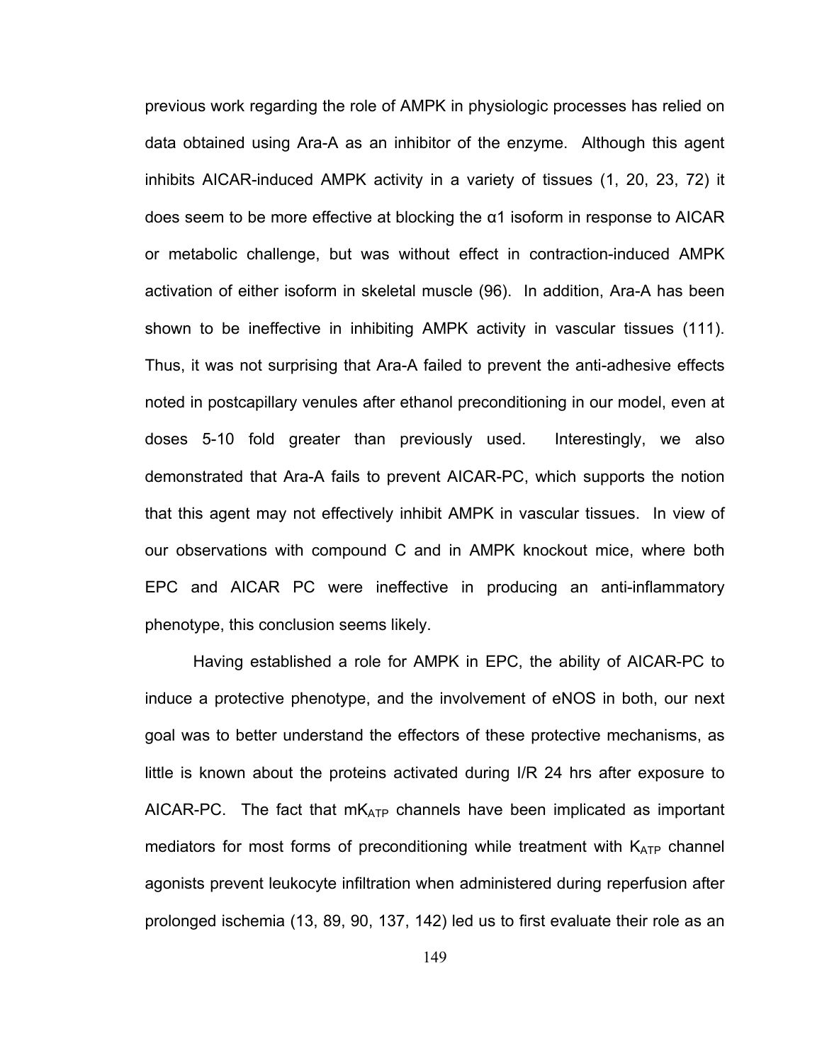previous work regarding the role of AMPK in physiologic processes has relied on data obtained using Ara-A as an inhibitor of the enzyme. Although this agent inhibits AICAR-induced AMPK activity in a variety of tissues (1, 20, 23, 72) it does seem to be more effective at blocking the α1 isoform in response to AICAR or metabolic challenge, but was without effect in contraction-induced AMPK activation of either isoform in skeletal muscle (96). In addition, Ara-A has been shown to be ineffective in inhibiting AMPK activity in vascular tissues (111). Thus, it was not surprising that Ara-A failed to prevent the anti-adhesive effects noted in postcapillary venules after ethanol preconditioning in our model, even at doses 5-10 fold greater than previously used. Interestingly, we also demonstrated that Ara-A fails to prevent AICAR-PC, which supports the notion that this agent may not effectively inhibit AMPK in vascular tissues. In view of our observations with compound C and in AMPK knockout mice, where both EPC and AICAR PC were ineffective in producing an anti-inflammatory phenotype, this conclusion seems likely.

Having established a role for AMPK in EPC, the ability of AICAR-PC to induce a protective phenotype, and the involvement of eNOS in both, our next goal was to better understand the effectors of these protective mechanisms, as little is known about the proteins activated during I/R 24 hrs after exposure to AICAR-PC. The fact that $mK_{ATP}$ channels have been implicated as important mediators for most forms of preconditioning while treatment with $K_{ATP}$ channel agonists prevent leukocyte infiltration when administered during reperfusion after prolonged ischemia (13, 89, 90, 137, 142) led us to first evaluate their role as an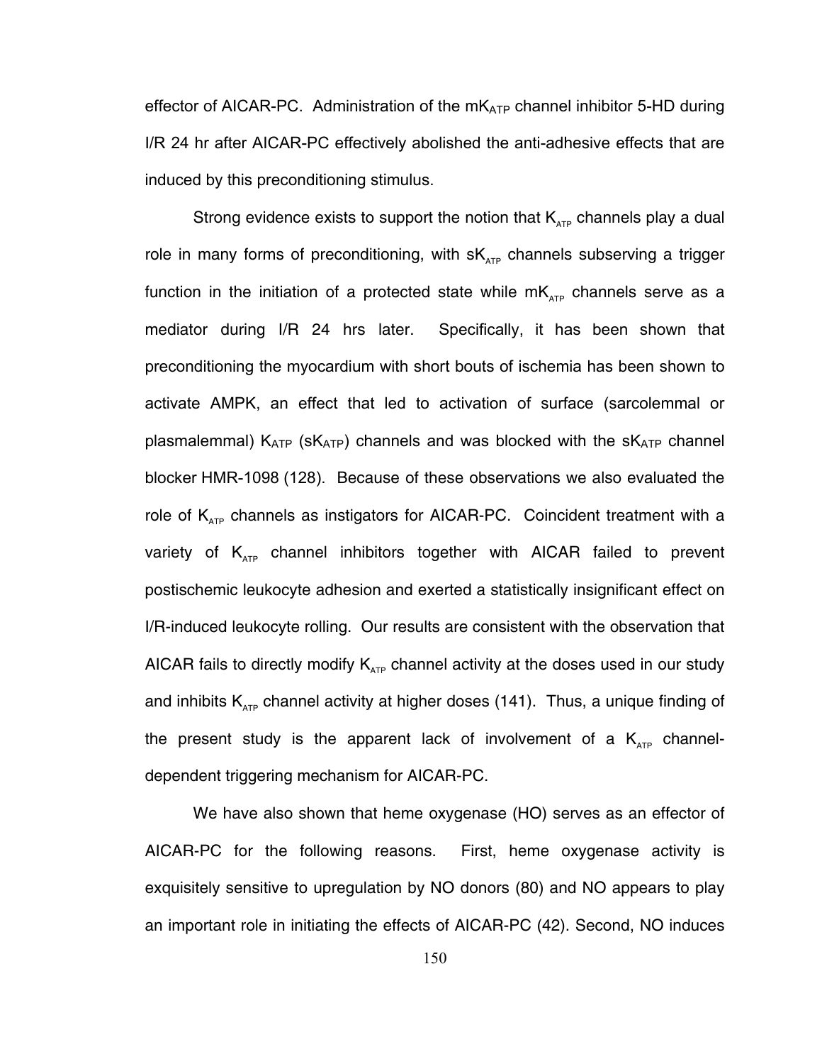effector of AICAR-PC. Administration of the $mK_{ATP}$ channel inhibitor 5-HD during I/R 24 hr after AICAR-PC effectively abolished the anti-adhesive effects that are induced by this preconditioning stimulus.

Strong evidence exists to support the notion that $K_{ATP}$ channels play a dual role in many forms of preconditioning, with $sK_{ATP}$ channels subserving a trigger function in the initiation of a protected state while $mK_{ATP}$ channels serve as a mediator during I/R 24 hrs later. Specifically, it has been shown that preconditioning the myocardium with short bouts of ischemia has been shown to activate AMPK, an effect that led to activation of surface (sarcolemmal or plasmalemmal) $K_{ATP}$ ($sK_{ATP}$) channels and was blocked with the $sK_{ATP}$ channel blocker HMR-1098 (128). Because of these observations we also evaluated the role of $K_{ATP}$ channels as instigators for AICAR-PC. Coincident treatment with a variety of $K_{ATP}$ channel inhibitors together with AICAR failed to prevent postischemic leukocyte adhesion and exerted a statistically insignificant effect on I/R-induced leukocyte rolling. Our results are consistent with the observation that AICAR fails to directly modify $K_{ATP}$ channel activity at the doses used in our study and inhibits $K_{ATP}$ channel activity at higher doses (141). Thus, a unique finding of the present study is the apparent lack of involvement of a $K_{ATP}$ channel-dependent triggering mechanism for AICAR-PC.

We have also shown that heme oxygenase (HO) serves as an effector of AICAR-PC for the following reasons. First, heme oxygenase activity is exquisitely sensitive to upregulation by NO donors (80) and NO appears to play an important role in initiating the effects of AICAR-PC (42). Second, NO induces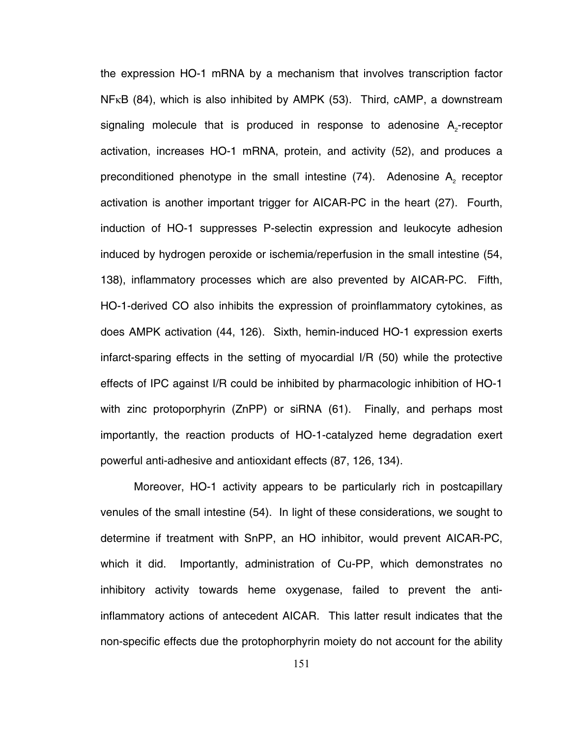the expression HO-1 mRNA by a mechanism that involves transcription factor NFκB (84), which is also inhibited by AMPK (53). Third, cAMP, a downstream signaling molecule that is produced in response to adenosine $A_2$-receptor activation, increases HO-1 mRNA, protein, and activity (52), and produces a preconditioned phenotype in the small intestine (74). Adenosine $A_2$ receptor activation is another important trigger for AICAR-PC in the heart (27). Fourth, induction of HO-1 suppresses P-selectin expression and leukocyte adhesion induced by hydrogen peroxide or ischemia/reperfusion in the small intestine (54, 138), inflammatory processes which are also prevented by AICAR-PC. Fifth, HO-1-derived CO also inhibits the expression of proinflammatory cytokines, as does AMPK activation (44, 126). Sixth, hemin-induced HO-1 expression exerts infarct-sparing effects in the setting of myocardial I/R (50) while the protective effects of IPC against I/R could be inhibited by pharmacologic inhibition of HO-1 with zinc protoporphyrin (ZnPP) or siRNA (61). Finally, and perhaps most importantly, the reaction products of HO-1-catalyzed heme degradation exert powerful anti-adhesive and antioxidant effects (87, 126, 134).

Moreover, HO-1 activity appears to be particularly rich in postcapillary venules of the small intestine (54). In light of these considerations, we sought to determine if treatment with SnPP, an HO inhibitor, would prevent AICAR-PC, which it did. Importantly, administration of Cu-PP, which demonstrates no inhibitory activity towards heme oxygenase, failed to prevent the anti-inflammatory actions of antecedent AICAR. This latter result indicates that the non-specific effects due the protophorphyrin moiety do not account for the ability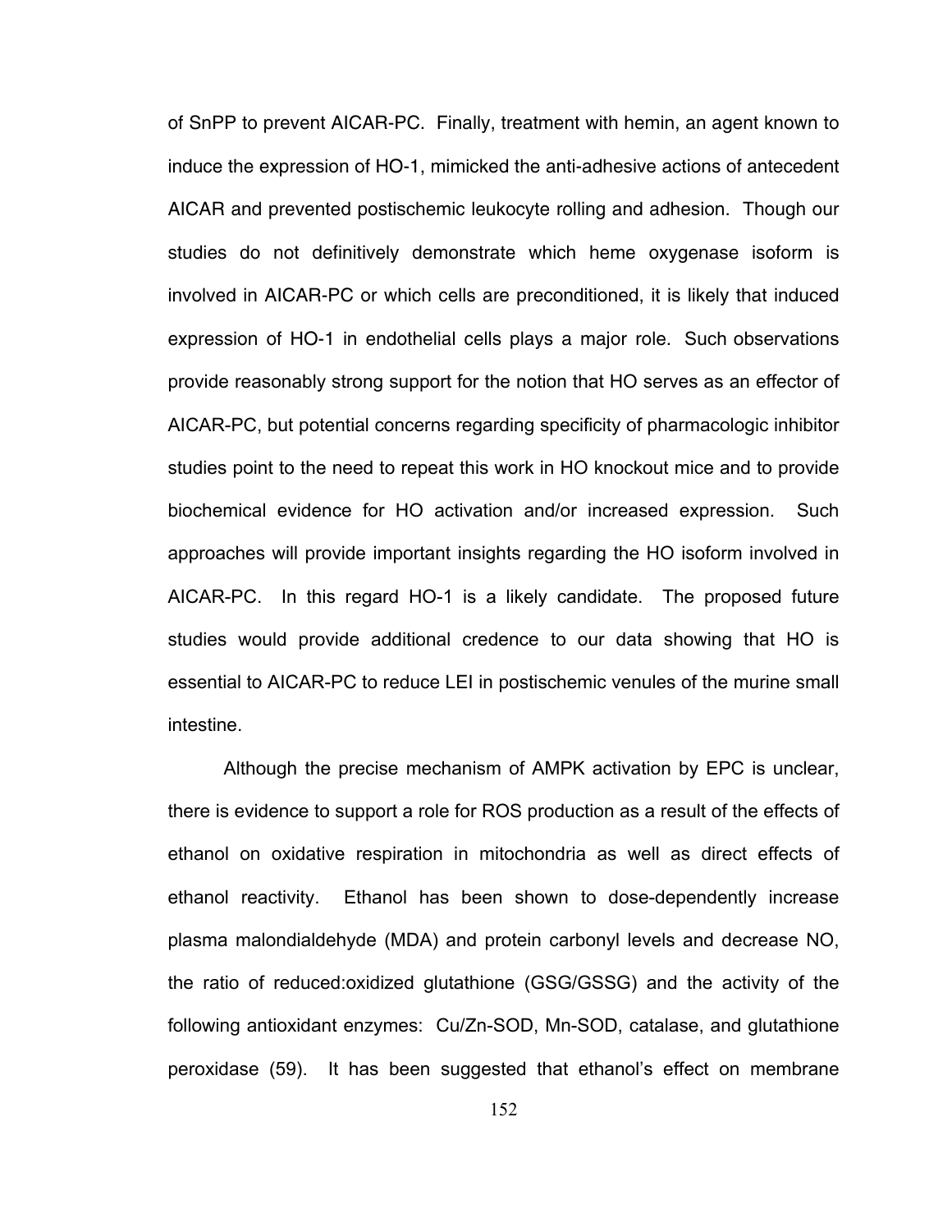of SnPP to prevent AICAR-PC. Finally, treatment with hemin, an agent known to induce the expression of HO-1, mimicked the anti-adhesive actions of antecedent AICAR and prevented postischemic leukocyte rolling and adhesion. Though our studies do not definitively demonstrate which heme oxygenase isoform is involved in AICAR-PC or which cells are preconditioned, it is likely that induced expression of HO-1 in endothelial cells plays a major role. Such observations provide reasonably strong support for the notion that HO serves as an effector of AICAR-PC, but potential concerns regarding specificity of pharmacologic inhibitor studies point to the need to repeat this work in HO knockout mice and to provide biochemical evidence for HO activation and/or increased expression. Such approaches will provide important insights regarding the HO isoform involved in AICAR-PC. In this regard HO-1 is a likely candidate. The proposed future studies would provide additional credence to our data showing that HO is essential to AICAR-PC to reduce LEI in postischemic venules of the murine small intestine.

Although the precise mechanism of AMPK activation by EPC is unclear, there is evidence to support a role for ROS production as a result of the effects of ethanol on oxidative respiration in mitochondria as well as direct effects of ethanol reactivity. Ethanol has been shown to dose-dependently increase plasma malondialdehyde (MDA) and protein carbonyl levels and decrease NO, the ratio of reduced:oxidized glutathione (GSG/GSSG) and the activity of the following antioxidant enzymes: Cu/Zn-SOD, Mn-SOD, catalase, and glutathione peroxidase (59). It has been suggested that ethanol's effect on membrane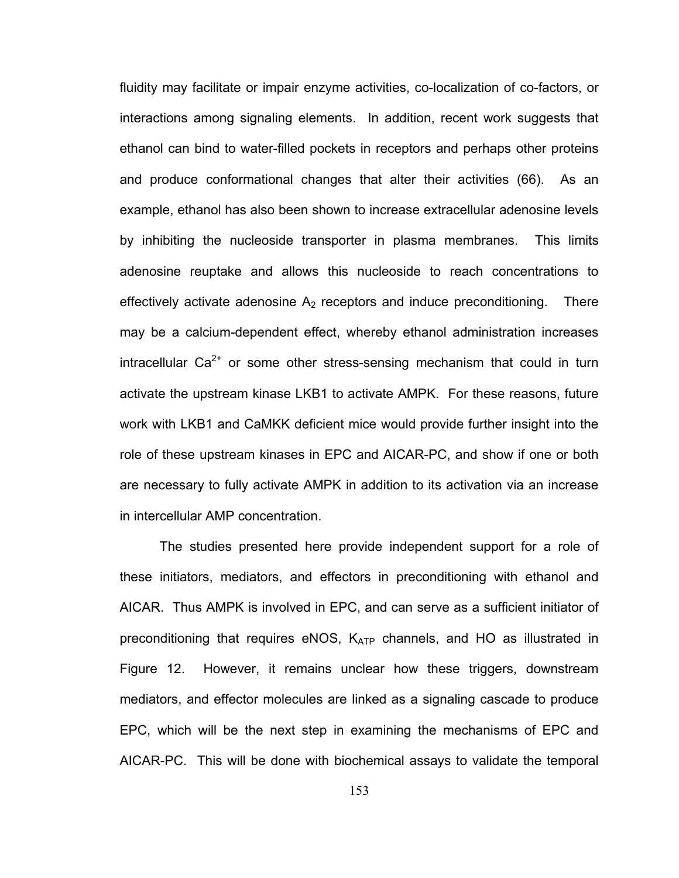fluidity may facilitate or impair enzyme activities, co-localization of co-factors, or interactions among signaling elements. In addition, recent work suggests that ethanol can bind to water-filled pockets in receptors and perhaps other proteins and produce conformational changes that alter their activities (66). As an example, ethanol has also been shown to increase extracellular adenosine levels by inhibiting the nucleoside transporter in plasma membranes. This limits adenosine reuptake and allows this nucleoside to reach concentrations to effectively activate adenosine $A_2$ receptors and induce preconditioning. There may be a calcium-dependent effect, whereby ethanol administration increases intracellular $Ca^{2+}$ or some other stress-sensing mechanism that could in turn activate the upstream kinase LKB1 to activate AMPK. For these reasons, future work with LKB1 and CaMKK deficient mice would provide further insight into the role of these upstream kinases in EPC and AICAR-PC, and show if one or both are necessary to fully activate AMPK in addition to its activation via an increase in intercellular AMP concentration.

The studies presented here provide independent support for a role of these initiators, mediators, and effectors in preconditioning with ethanol and AICAR. Thus AMPK is involved in EPC, and can serve as a sufficient initiator of preconditioning that requires eNOS, $K_{ATP}$ channels, and HO as illustrated in Figure 12. However, it remains unclear how these triggers, downstream mediators, and effector molecules are linked as a signaling cascade to produce EPC, which will be the next step in examining the mechanisms of EPC and AICAR-PC. This will be done with biochemical assays to validate the temporal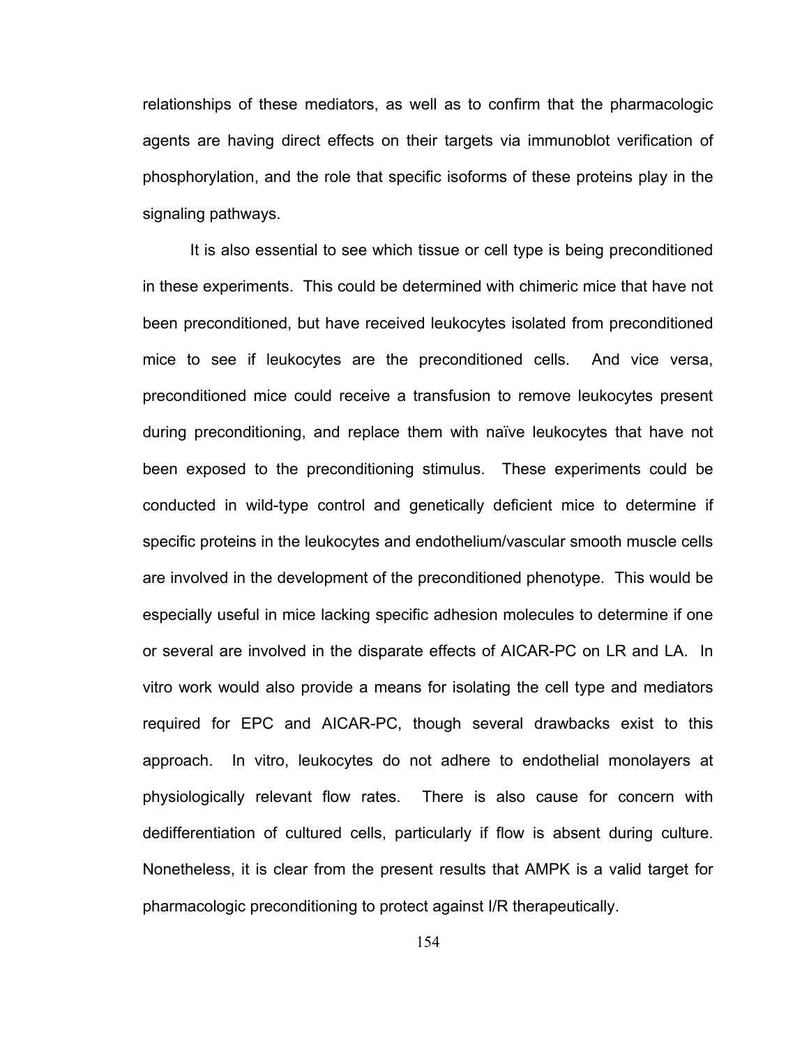relationships of these mediators, as well as to confirm that the pharmacologic agents are having direct effects on their targets via immunoblot verification of phosphorylation, and the role that specific isoforms of these proteins play in the signaling pathways.

It is also essential to see which tissue or cell type is being preconditioned in these experiments. This could be determined with chimeric mice that have not been preconditioned, but have received leukocytes isolated from preconditioned mice to see if leukocytes are the preconditioned cells. And vice versa, preconditioned mice could receive a transfusion to remove leukocytes present during preconditioning, and replace them with naïve leukocytes that have not been exposed to the preconditioning stimulus. These experiments could be conducted in wild-type control and genetically deficient mice to determine if specific proteins in the leukocytes and endothelium/vascular smooth muscle cells are involved in the development of the preconditioned phenotype. This would be especially useful in mice lacking specific adhesion molecules to determine if one or several are involved in the disparate effects of AICAR-PC on LR and LA. In vitro work would also provide a means for isolating the cell type and mediators required for EPC and AICAR-PC, though several drawbacks exist to this approach. In vitro, leukocytes do not adhere to endothelial monolayers at physiologically relevant flow rates. There is also cause for concern with dedifferentiation of cultured cells, particularly if flow is absent during culture. Nonetheless, it is clear from the present results that AMPK is a valid target for pharmacologic preconditioning to protect against I/R therapeutically.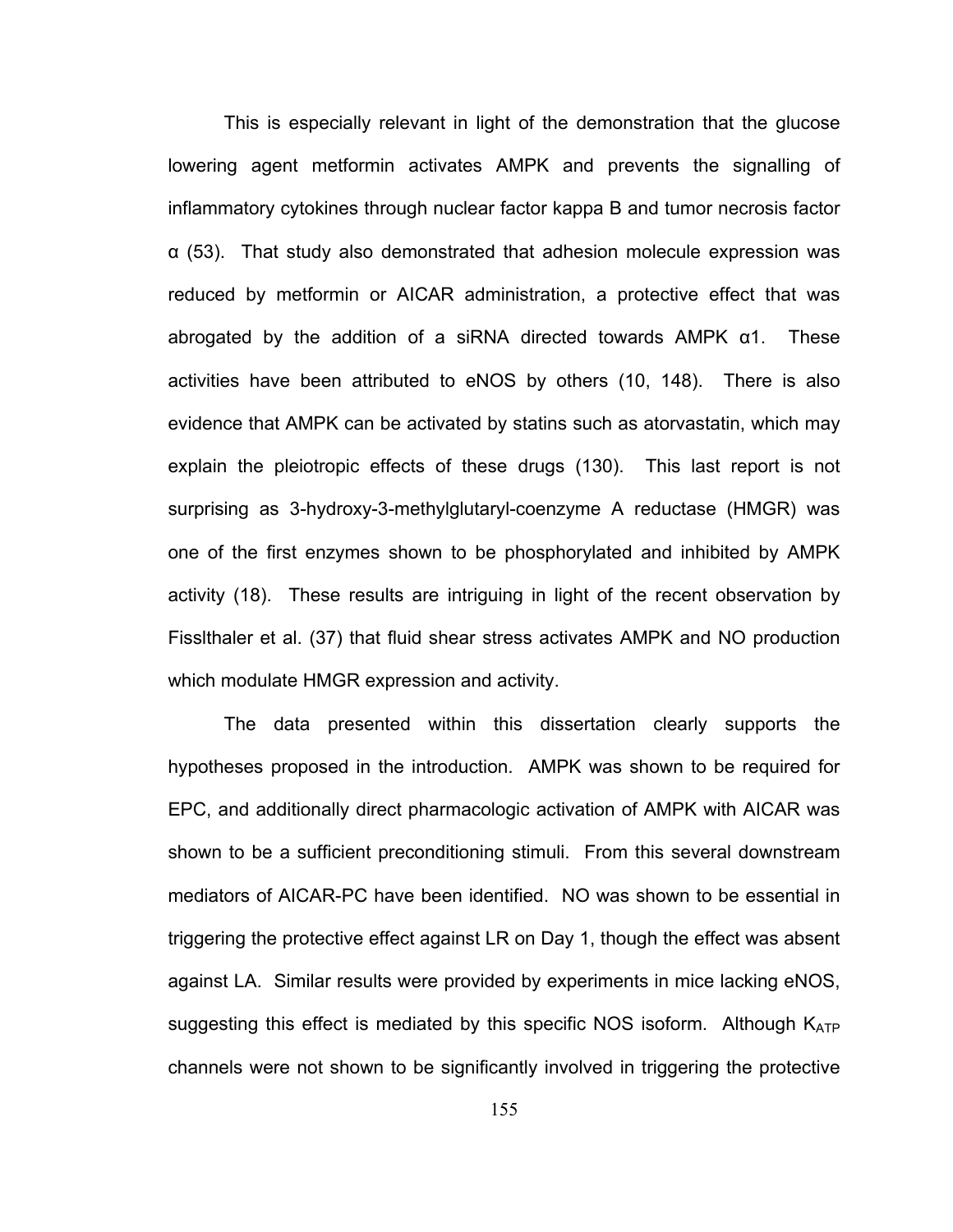This is especially relevant in light of the demonstration that the glucose lowering agent metformin activates AMPK and prevents the signalling of inflammatory cytokines through nuclear factor kappa B and tumor necrosis factor α (53). That study also demonstrated that adhesion molecule expression was reduced by metformin or AICAR administration, a protective effect that was abrogated by the addition of a siRNA directed towards AMPK α1. These activities have been attributed to eNOS by others (10, 148). There is also evidence that AMPK can be activated by statins such as atorvastatin, which may explain the pleiotropic effects of these drugs (130). This last report is not surprising as 3-hydroxy-3-methylglutaryl-coenzyme A reductase (HMGR) was one of the first enzymes shown to be phosphorylated and inhibited by AMPK activity (18). These results are intriguing in light of the recent observation by Fisslthaler et al. (37) that fluid shear stress activates AMPK and NO production which modulate HMGR expression and activity.

The data presented within this dissertation clearly supports the hypotheses proposed in the introduction. AMPK was shown to be required for EPC, and additionally direct pharmacologic activation of AMPK with AICAR was shown to be a sufficient preconditioning stimuli. From this several downstream mediators of AICAR-PC have been identified. NO was shown to be essential in triggering the protective effect against LR on Day 1, though the effect was absent against LA. Similar results were provided by experiments in mice lacking eNOS, suggesting this effect is mediated by this specific NOS isoform. Although $K_{ATP}$ channels were not shown to be significantly involved in triggering the protective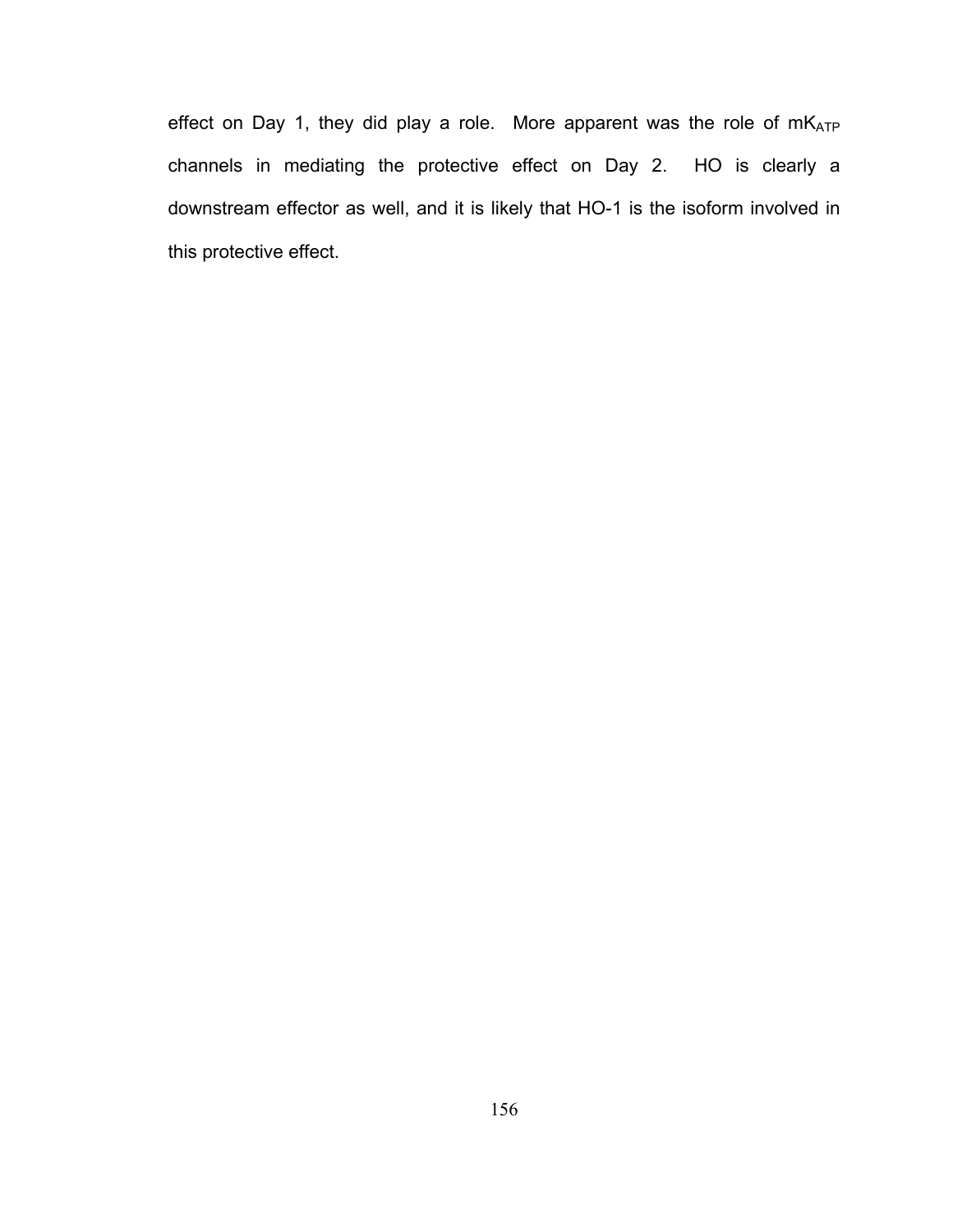effect on Day 1, they did play a role. More apparent was the role of $mK_{ATP}$ channels in mediating the protective effect on Day 2. HO is clearly a downstream effector as well, and it is likely that HO-1 is the isoform involved in this protective effect.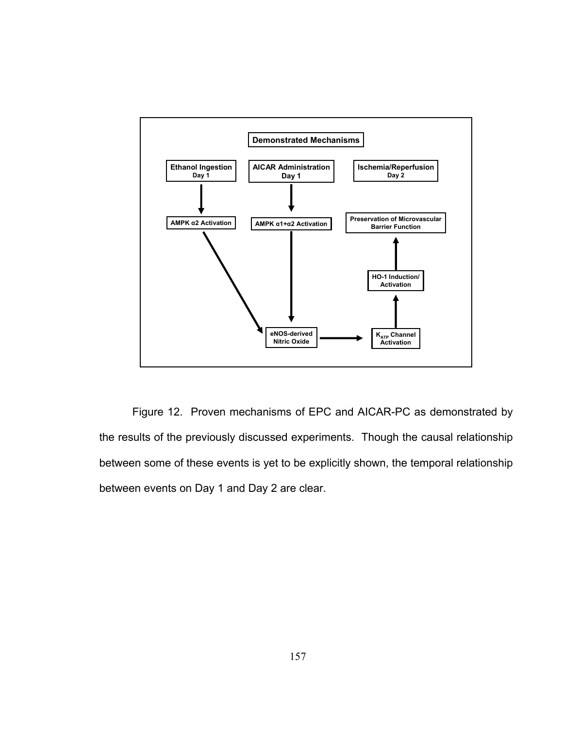**Demonstrated Mechanisms**

**Ethanol Ingestion** Day 1 → **AMPK α2 Activation** → **eNOS-derived Nitric Oxide**

**AICAR Administration** Day 1 → **AMPK α1+α2 Activation** → **eNOS-derived Nitric Oxide**

**eNOS-derived Nitric Oxide** → **$K_{ATP}$ Channel Activation** → **HO-1 Induction/ Activation** → **Preservation of Microvascular Barrier Function**

**Ischemia/Reperfusion** Day 2

Figure 12. Proven mechanisms of EPC and AICAR-PC as demonstrated by the results of the previously discussed experiments. Though the causal relationship between some of these events is yet to be explicitly shown, the temporal relationship between events on Day 1 and Day 2 are clear.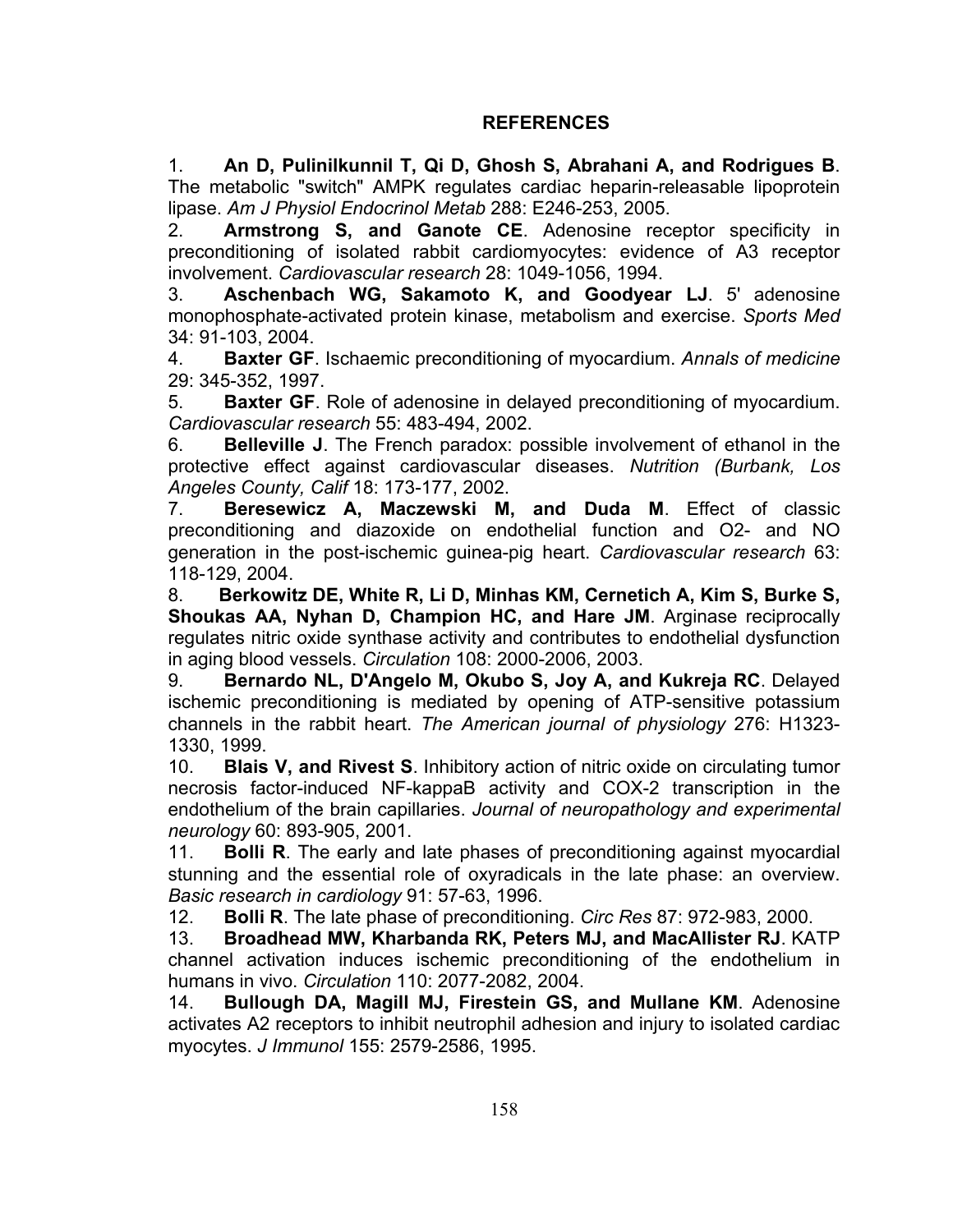## REFERENCES

1. **An D, Pulinilkunnil T, Qi D, Ghosh S, Abrahani A, and Rodrigues B**. The metabolic "switch" AMPK regulates cardiac heparin-releasable lipoprotein lipase. *Am J Physiol Endocrinol Metab* 288: E246-253, 2005.
2. **Armstrong S, and Ganote CE**. Adenosine receptor specificity in preconditioning of isolated rabbit cardiomyocytes: evidence of A3 receptor involvement. *Cardiovascular research* 28: 1049-1056, 1994.
3. **Aschenbach WG, Sakamoto K, and Goodyear LJ**. 5' adenosine monophosphate-activated protein kinase, metabolism and exercise. *Sports Med* 34: 91-103, 2004.
4. **Baxter GF**. Ischaemic preconditioning of myocardium. *Annals of medicine* 29: 345-352, 1997.
5. **Baxter GF**. Role of adenosine in delayed preconditioning of myocardium. *Cardiovascular research* 55: 483-494, 2002.
6. **Belleville J**. The French paradox: possible involvement of ethanol in the protective effect against cardiovascular diseases. *Nutrition (Burbank, Los Angeles County, Calif* 18: 173-177, 2002.
7. **Beresewicz A, Maczewski M, and Duda M**. Effect of classic preconditioning and diazoxide on endothelial function and O2- and NO generation in the post-ischemic guinea-pig heart. *Cardiovascular research* 63: 118-129, 2004.
8. **Berkowitz DE, White R, Li D, Minhas KM, Cernetich A, Kim S, Burke S, Shoukas AA, Nyhan D, Champion HC, and Hare JM**. Arginase reciprocally regulates nitric oxide synthase activity and contributes to endothelial dysfunction in aging blood vessels. *Circulation* 108: 2000-2006, 2003.
9. **Bernardo NL, D'Angelo M, Okubo S, Joy A, and Kukreja RC**. Delayed ischemic preconditioning is mediated by opening of ATP-sensitive potassium channels in the rabbit heart. *The American journal of physiology* 276: H1323-1330, 1999.
10. **Blais V, and Rivest S**. Inhibitory action of nitric oxide on circulating tumor necrosis factor-induced NF-kappaB activity and COX-2 transcription in the endothelium of the brain capillaries. *Journal of neuropathology and experimental neurology* 60: 893-905, 2001.
11. **Bolli R**. The early and late phases of preconditioning against myocardial stunning and the essential role of oxyradicals in the late phase: an overview. *Basic research in cardiology* 91: 57-63, 1996.
12. **Bolli R**. The late phase of preconditioning. *Circ Res* 87: 972-983, 2000.
13. **Broadhead MW, Kharbanda RK, Peters MJ, and MacAllister RJ**. KATP channel activation induces ischemic preconditioning of the endothelium in humans in vivo. *Circulation* 110: 2077-2082, 2004.
14. **Bullough DA, Magill MJ, Firestein GS, and Mullane KM**. Adenosine activates A2 receptors to inhibit neutrophil adhesion and injury to isolated cardiac myocytes. *J Immunol* 155: 2579-2586, 1995.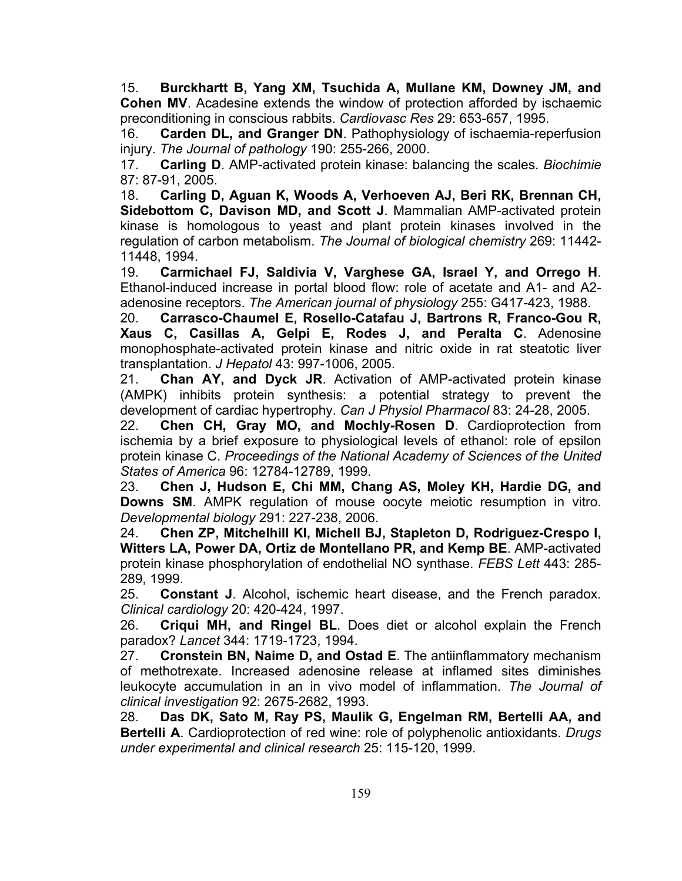15. **Burckhartt B, Yang XM, Tsuchida A, Mullane KM, Downey JM, and Cohen MV**. Acadesine extends the window of protection afforded by ischaemic preconditioning in conscious rabbits. *Cardiovasc Res* 29: 653-657, 1995.

16. **Carden DL, and Granger DN**. Pathophysiology of ischaemia-reperfusion injury. *The Journal of pathology* 190: 255-266, 2000.

17. **Carling D**. AMP-activated protein kinase: balancing the scales. *Biochimie* 87: 87-91, 2005.

18. **Carling D, Aguan K, Woods A, Verhoeven AJ, Beri RK, Brennan CH, Sidebottom C, Davison MD, and Scott J**. Mammalian AMP-activated protein kinase is homologous to yeast and plant protein kinases involved in the regulation of carbon metabolism. *The Journal of biological chemistry* 269: 11442-11448, 1994.

19. **Carmichael FJ, Saldivia V, Varghese GA, Israel Y, and Orrego H**. Ethanol-induced increase in portal blood flow: role of acetate and A1- and A2-adenosine receptors. *The American journal of physiology* 255: G417-423, 1988.

20. **Carrasco-Chaumel E, Rosello-Catafau J, Bartrons R, Franco-Gou R, Xaus C, Casillas A, Gelpi E, Rodes J, and Peralta C**. Adenosine monophosphate-activated protein kinase and nitric oxide in rat steatotic liver transplantation. *J Hepatol* 43: 997-1006, 2005.

21. **Chan AY, and Dyck JR**. Activation of AMP-activated protein kinase (AMPK) inhibits protein synthesis: a potential strategy to prevent the development of cardiac hypertrophy. *Can J Physiol Pharmacol* 83: 24-28, 2005.

22. **Chen CH, Gray MO, and Mochly-Rosen D**. Cardioprotection from ischemia by a brief exposure to physiological levels of ethanol: role of epsilon protein kinase C. *Proceedings of the National Academy of Sciences of the United States of America* 96: 12784-12789, 1999.

23. **Chen J, Hudson E, Chi MM, Chang AS, Moley KH, Hardie DG, and Downs SM**. AMPK regulation of mouse oocyte meiotic resumption in vitro. *Developmental biology* 291: 227-238, 2006.

24. **Chen ZP, Mitchelhill KI, Michell BJ, Stapleton D, Rodriguez-Crespo I, Witters LA, Power DA, Ortiz de Montellano PR, and Kemp BE**. AMP-activated protein kinase phosphorylation of endothelial NO synthase. *FEBS Lett* 443: 285-289, 1999.

25. **Constant J**. Alcohol, ischemic heart disease, and the French paradox. *Clinical cardiology* 20: 420-424, 1997.

26. **Criqui MH, and Ringel BL**. Does diet or alcohol explain the French paradox? *Lancet* 344: 1719-1723, 1994.

27. **Cronstein BN, Naime D, and Ostad E**. The antiinflammatory mechanism of methotrexate. Increased adenosine release at inflamed sites diminishes leukocyte accumulation in an in vivo model of inflammation. *The Journal of clinical investigation* 92: 2675-2682, 1993.

28. **Das DK, Sato M, Ray PS, Maulik G, Engelman RM, Bertelli AA, and Bertelli A**. Cardioprotection of red wine: role of polyphenolic antioxidants. *Drugs under experimental and clinical research* 25: 115-120, 1999.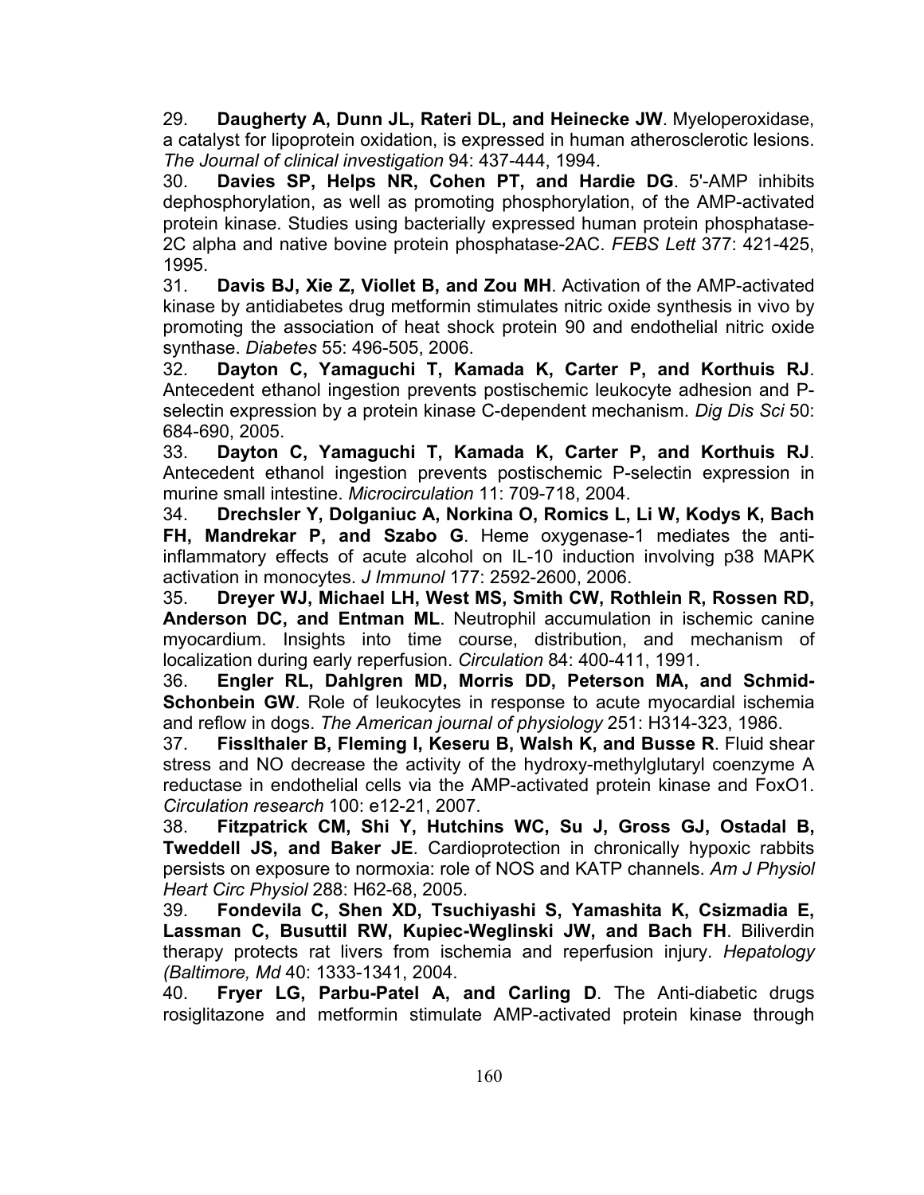29. **Daugherty A, Dunn JL, Rateri DL, and Heinecke JW**. Myeloperoxidase, a catalyst for lipoprotein oxidation, is expressed in human atherosclerotic lesions. *The Journal of clinical investigation* 94: 437-444, 1994.

30. **Davies SP, Helps NR, Cohen PT, and Hardie DG**. 5'-AMP inhibits dephosphorylation, as well as promoting phosphorylation, of the AMP-activated protein kinase. Studies using bacterially expressed human protein phosphatase-2C alpha and native bovine protein phosphatase-2AC. *FEBS Lett* 377: 421-425, 1995.

31. **Davis BJ, Xie Z, Viollet B, and Zou MH**. Activation of the AMP-activated kinase by antidiabetes drug metformin stimulates nitric oxide synthesis in vivo by promoting the association of heat shock protein 90 and endothelial nitric oxide synthase. *Diabetes* 55: 496-505, 2006.

32. **Dayton C, Yamaguchi T, Kamada K, Carter P, and Korthuis RJ**. Antecedent ethanol ingestion prevents postischemic leukocyte adhesion and P-selectin expression by a protein kinase C-dependent mechanism. *Dig Dis Sci* 50: 684-690, 2005.

33. **Dayton C, Yamaguchi T, Kamada K, Carter P, and Korthuis RJ**. Antecedent ethanol ingestion prevents postischemic P-selectin expression in murine small intestine. *Microcirculation* 11: 709-718, 2004.

34. **Drechsler Y, Dolganiuc A, Norkina O, Romics L, Li W, Kodys K, Bach FH, Mandrekar P, and Szabo G**. Heme oxygenase-1 mediates the anti-inflammatory effects of acute alcohol on IL-10 induction involving p38 MAPK activation in monocytes. *J Immunol* 177: 2592-2600, 2006.

35. **Dreyer WJ, Michael LH, West MS, Smith CW, Rothlein R, Rossen RD, Anderson DC, and Entman ML**. Neutrophil accumulation in ischemic canine myocardium. Insights into time course, distribution, and mechanism of localization during early reperfusion. *Circulation* 84: 400-411, 1991.

36. **Engler RL, Dahlgren MD, Morris DD, Peterson MA, and Schmid-Schonbein GW**. Role of leukocytes in response to acute myocardial ischemia and reflow in dogs. *The American journal of physiology* 251: H314-323, 1986.

37. **Fisslthaler B, Fleming I, Keseru B, Walsh K, and Busse R**. Fluid shear stress and NO decrease the activity of the hydroxy-methylglutaryl coenzyme A reductase in endothelial cells via the AMP-activated protein kinase and FoxO1. *Circulation research* 100: e12-21, 2007.

38. **Fitzpatrick CM, Shi Y, Hutchins WC, Su J, Gross GJ, Ostadal B, Tweddell JS, and Baker JE**. Cardioprotection in chronically hypoxic rabbits persists on exposure to normoxia: role of NOS and KATP channels. *Am J Physiol Heart Circ Physiol* 288: H62-68, 2005.

39. **Fondevila C, Shen XD, Tsuchiyashi S, Yamashita K, Csizmadia E, Lassman C, Busuttil RW, Kupiec-Weglinski JW, and Bach FH**. Biliverdin therapy protects rat livers from ischemia and reperfusion injury. *Hepatology (Baltimore, Md* 40: 1333-1341, 2004.

40. **Fryer LG, Parbu-Patel A, and Carling D**. The Anti-diabetic drugs rosiglitazone and metformin stimulate AMP-activated protein kinase through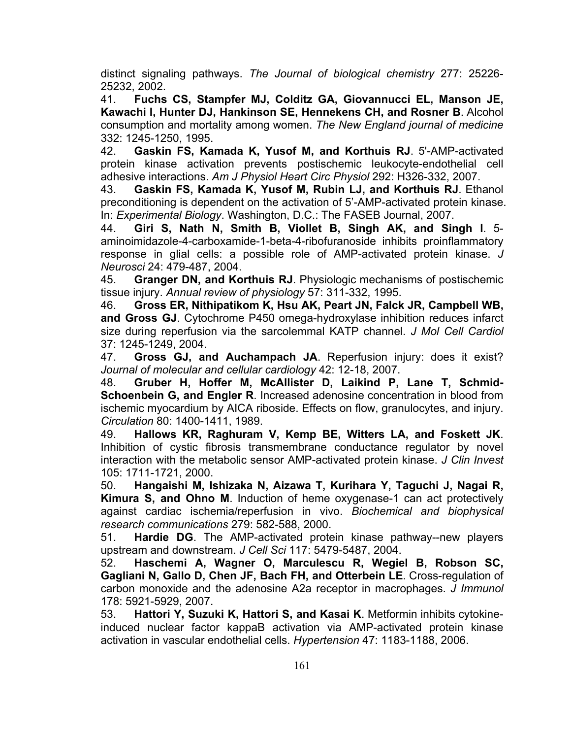distinct signaling pathways. *The Journal of biological chemistry* 277: 25226-25232, 2002.

41. **Fuchs CS, Stampfer MJ, Colditz GA, Giovannucci EL, Manson JE, Kawachi I, Hunter DJ, Hankinson SE, Hennekens CH, and Rosner B**. Alcohol consumption and mortality among women. *The New England journal of medicine* 332: 1245-1250, 1995.

42. **Gaskin FS, Kamada K, Yusof M, and Korthuis RJ**. 5'-AMP-activated protein kinase activation prevents postischemic leukocyte-endothelial cell adhesive interactions. *Am J Physiol Heart Circ Physiol* 292: H326-332, 2007.

43. **Gaskin FS, Kamada K, Yusof M, Rubin LJ, and Korthuis RJ**. Ethanol preconditioning is dependent on the activation of 5'-AMP-activated protein kinase. In: *Experimental Biology*. Washington, D.C.: The FASEB Journal, 2007.

44. **Giri S, Nath N, Smith B, Viollet B, Singh AK, and Singh I**. 5-aminoimidazole-4-carboxamide-1-beta-4-ribofuranoside inhibits proinflammatory response in glial cells: a possible role of AMP-activated protein kinase. *J Neurosci* 24: 479-487, 2004.

45. **Granger DN, and Korthuis RJ**. Physiologic mechanisms of postischemic tissue injury. *Annual review of physiology* 57: 311-332, 1995.

46. **Gross ER, Nithipatikom K, Hsu AK, Peart JN, Falck JR, Campbell WB, and Gross GJ**. Cytochrome P450 omega-hydroxylase inhibition reduces infarct size during reperfusion via the sarcolemmal KATP channel. *J Mol Cell Cardiol* 37: 1245-1249, 2004.

47. **Gross GJ, and Auchampach JA**. Reperfusion injury: does it exist? *Journal of molecular and cellular cardiology* 42: 12-18, 2007.

48. **Gruber H, Hoffer M, McAllister D, Laikind P, Lane T, Schmid-Schoenbein G, and Engler R**. Increased adenosine concentration in blood from ischemic myocardium by AICA riboside. Effects on flow, granulocytes, and injury. *Circulation* 80: 1400-1411, 1989.

49. **Hallows KR, Raghuram V, Kemp BE, Witters LA, and Foskett JK**. Inhibition of cystic fibrosis transmembrane conductance regulator by novel interaction with the metabolic sensor AMP-activated protein kinase. *J Clin Invest* 105: 1711-1721, 2000.

50. **Hangaishi M, Ishizaka N, Aizawa T, Kurihara Y, Taguchi J, Nagai R, Kimura S, and Ohno M**. Induction of heme oxygenase-1 can act protectively against cardiac ischemia/reperfusion in vivo. *Biochemical and biophysical research communications* 279: 582-588, 2000.

51. **Hardie DG**. The AMP-activated protein kinase pathway--new players upstream and downstream. *J Cell Sci* 117: 5479-5487, 2004.

52. **Haschemi A, Wagner O, Marculescu R, Wegiel B, Robson SC, Gagliani N, Gallo D, Chen JF, Bach FH, and Otterbein LE**. Cross-regulation of carbon monoxide and the adenosine A2a receptor in macrophages. *J Immunol* 178: 5921-5929, 2007.

53. **Hattori Y, Suzuki K, Hattori S, and Kasai K**. Metformin inhibits cytokine-induced nuclear factor kappaB activation via AMP-activated protein kinase activation in vascular endothelial cells. *Hypertension* 47: 1183-1188, 2006.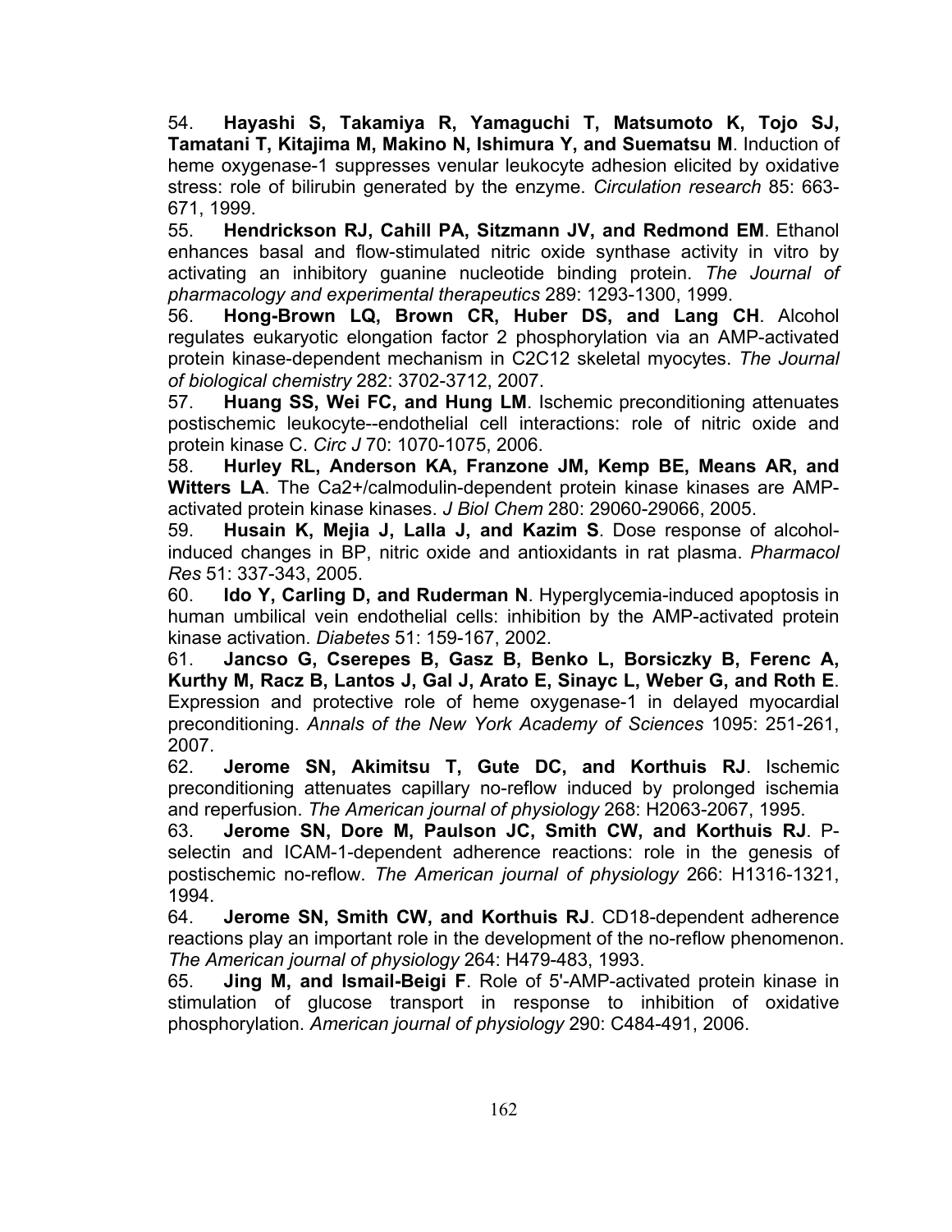54. **Hayashi S, Takamiya R, Yamaguchi T, Matsumoto K, Tojo SJ, Tamatani T, Kitajima M, Makino N, Ishimura Y, and Suematsu M**. Induction of heme oxygenase-1 suppresses venular leukocyte adhesion elicited by oxidative stress: role of bilirubin generated by the enzyme. *Circulation research* 85: 663-671, 1999.

55. **Hendrickson RJ, Cahill PA, Sitzmann JV, and Redmond EM**. Ethanol enhances basal and flow-stimulated nitric oxide synthase activity in vitro by activating an inhibitory guanine nucleotide binding protein. *The Journal of pharmacology and experimental therapeutics* 289: 1293-1300, 1999.

56. **Hong-Brown LQ, Brown CR, Huber DS, and Lang CH**. Alcohol regulates eukaryotic elongation factor 2 phosphorylation via an AMP-activated protein kinase-dependent mechanism in C2C12 skeletal myocytes. *The Journal of biological chemistry* 282: 3702-3712, 2007.

57. **Huang SS, Wei FC, and Hung LM**. Ischemic preconditioning attenuates postischemic leukocyte--endothelial cell interactions: role of nitric oxide and protein kinase C. *Circ J* 70: 1070-1075, 2006.

58. **Hurley RL, Anderson KA, Franzone JM, Kemp BE, Means AR, and Witters LA**. The Ca2+/calmodulin-dependent protein kinase kinases are AMP-activated protein kinase kinases. *J Biol Chem* 280: 29060-29066, 2005.

59. **Husain K, Mejia J, Lalla J, and Kazim S**. Dose response of alcohol-induced changes in BP, nitric oxide and antioxidants in rat plasma. *Pharmacol Res* 51: 337-343, 2005.

60. **Ido Y, Carling D, and Ruderman N**. Hyperglycemia-induced apoptosis in human umbilical vein endothelial cells: inhibition by the AMP-activated protein kinase activation. *Diabetes* 51: 159-167, 2002.

61. **Jancso G, Cserepes B, Gasz B, Benko L, Borsiczky B, Ferenc A, Kurthy M, Racz B, Lantos J, Gal J, Arato E, Sinayc L, Weber G, and Roth E**. Expression and protective role of heme oxygenase-1 in delayed myocardial preconditioning. *Annals of the New York Academy of Sciences* 1095: 251-261, 2007.

62. **Jerome SN, Akimitsu T, Gute DC, and Korthuis RJ**. Ischemic preconditioning attenuates capillary no-reflow induced by prolonged ischemia and reperfusion. *The American journal of physiology* 268: H2063-2067, 1995.

63. **Jerome SN, Dore M, Paulson JC, Smith CW, and Korthuis RJ**. P-selectin and ICAM-1-dependent adherence reactions: role in the genesis of postischemic no-reflow. *The American journal of physiology* 266: H1316-1321, 1994.

64. **Jerome SN, Smith CW, and Korthuis RJ**. CD18-dependent adherence reactions play an important role in the development of the no-reflow phenomenon. *The American journal of physiology* 264: H479-483, 1993.

65. **Jing M, and Ismail-Beigi F**. Role of 5'-AMP-activated protein kinase in stimulation of glucose transport in response to inhibition of oxidative phosphorylation. *American journal of physiology* 290: C484-491, 2006.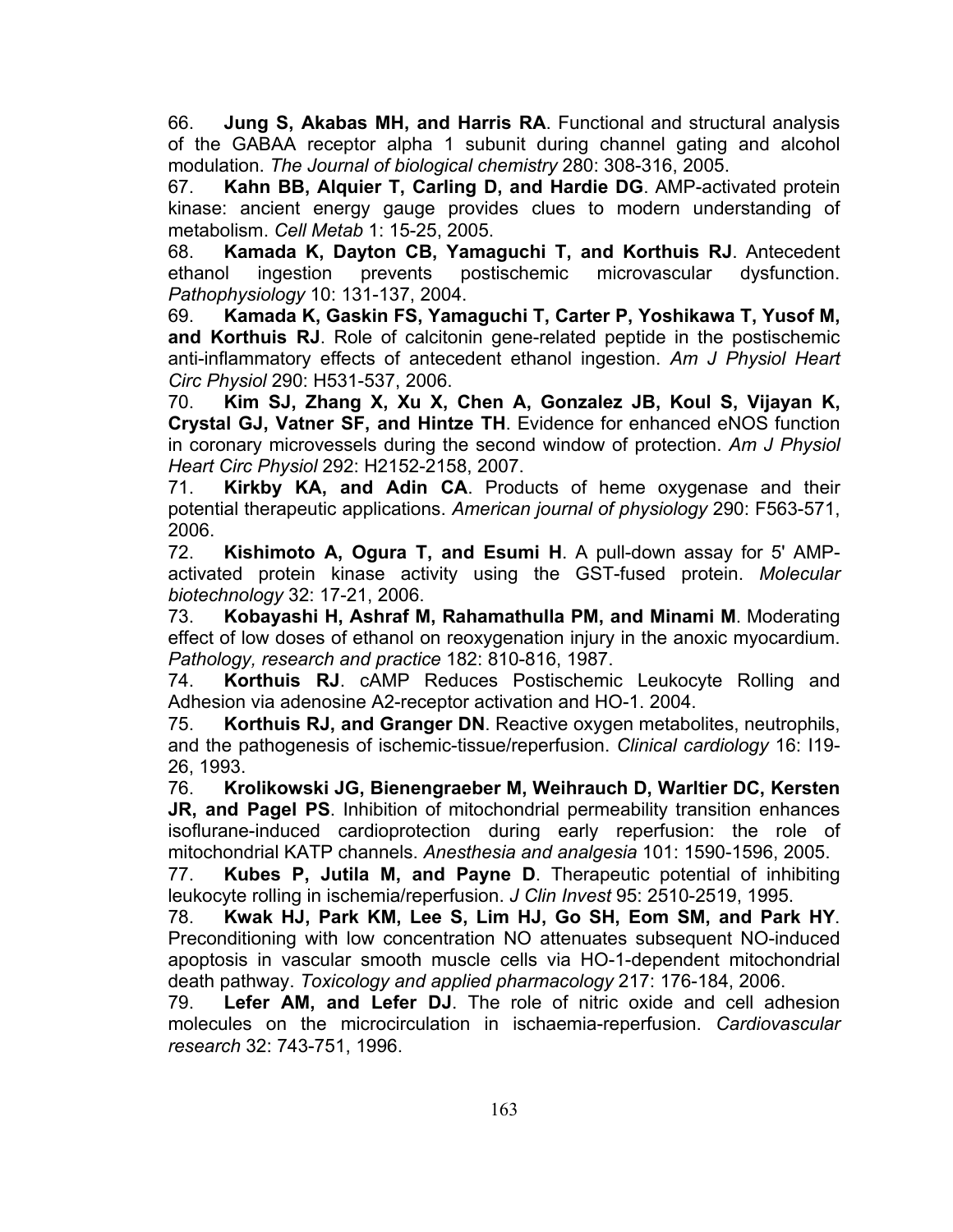66. **Jung S, Akabas MH, and Harris RA**. Functional and structural analysis of the GABAA receptor alpha 1 subunit during channel gating and alcohol modulation. *The Journal of biological chemistry* 280: 308-316, 2005.

67. **Kahn BB, Alquier T, Carling D, and Hardie DG**. AMP-activated protein kinase: ancient energy gauge provides clues to modern understanding of metabolism. *Cell Metab* 1: 15-25, 2005.

68. **Kamada K, Dayton CB, Yamaguchi T, and Korthuis RJ**. Antecedent ethanol ingestion prevents postischemic microvascular dysfunction. *Pathophysiology* 10: 131-137, 2004.

69. **Kamada K, Gaskin FS, Yamaguchi T, Carter P, Yoshikawa T, Yusof M, and Korthuis RJ**. Role of calcitonin gene-related peptide in the postischemic anti-inflammatory effects of antecedent ethanol ingestion. *Am J Physiol Heart Circ Physiol* 290: H531-537, 2006.

70. **Kim SJ, Zhang X, Xu X, Chen A, Gonzalez JB, Koul S, Vijayan K, Crystal GJ, Vatner SF, and Hintze TH**. Evidence for enhanced eNOS function in coronary microvessels during the second window of protection. *Am J Physiol Heart Circ Physiol* 292: H2152-2158, 2007.

71. **Kirkby KA, and Adin CA**. Products of heme oxygenase and their potential therapeutic applications. *American journal of physiology* 290: F563-571, 2006.

72. **Kishimoto A, Ogura T, and Esumi H**. A pull-down assay for 5' AMP-activated protein kinase activity using the GST-fused protein. *Molecular biotechnology* 32: 17-21, 2006.

73. **Kobayashi H, Ashraf M, Rahamathulla PM, and Minami M**. Moderating effect of low doses of ethanol on reoxygenation injury in the anoxic myocardium. *Pathology, research and practice* 182: 810-816, 1987.

74. **Korthuis RJ**. cAMP Reduces Postischemic Leukocyte Rolling and Adhesion via adenosine A2-receptor activation and HO-1. 2004.

75. **Korthuis RJ, and Granger DN**. Reactive oxygen metabolites, neutrophils, and the pathogenesis of ischemic-tissue/reperfusion. *Clinical cardiology* 16: I19-26, 1993.

76. **Krolikowski JG, Bienengraeber M, Weihrauch D, Warltier DC, Kersten JR, and Pagel PS**. Inhibition of mitochondrial permeability transition enhances isoflurane-induced cardioprotection during early reperfusion: the role of mitochondrial KATP channels. *Anesthesia and analgesia* 101: 1590-1596, 2005.

77. **Kubes P, Jutila M, and Payne D**. Therapeutic potential of inhibiting leukocyte rolling in ischemia/reperfusion. *J Clin Invest* 95: 2510-2519, 1995.

78. **Kwak HJ, Park KM, Lee S, Lim HJ, Go SH, Eom SM, and Park HY**. Preconditioning with low concentration NO attenuates subsequent NO-induced apoptosis in vascular smooth muscle cells via HO-1-dependent mitochondrial death pathway. *Toxicology and applied pharmacology* 217: 176-184, 2006.

79. **Lefer AM, and Lefer DJ**. The role of nitric oxide and cell adhesion molecules on the microcirculation in ischaemia-reperfusion. *Cardiovascular research* 32: 743-751, 1996.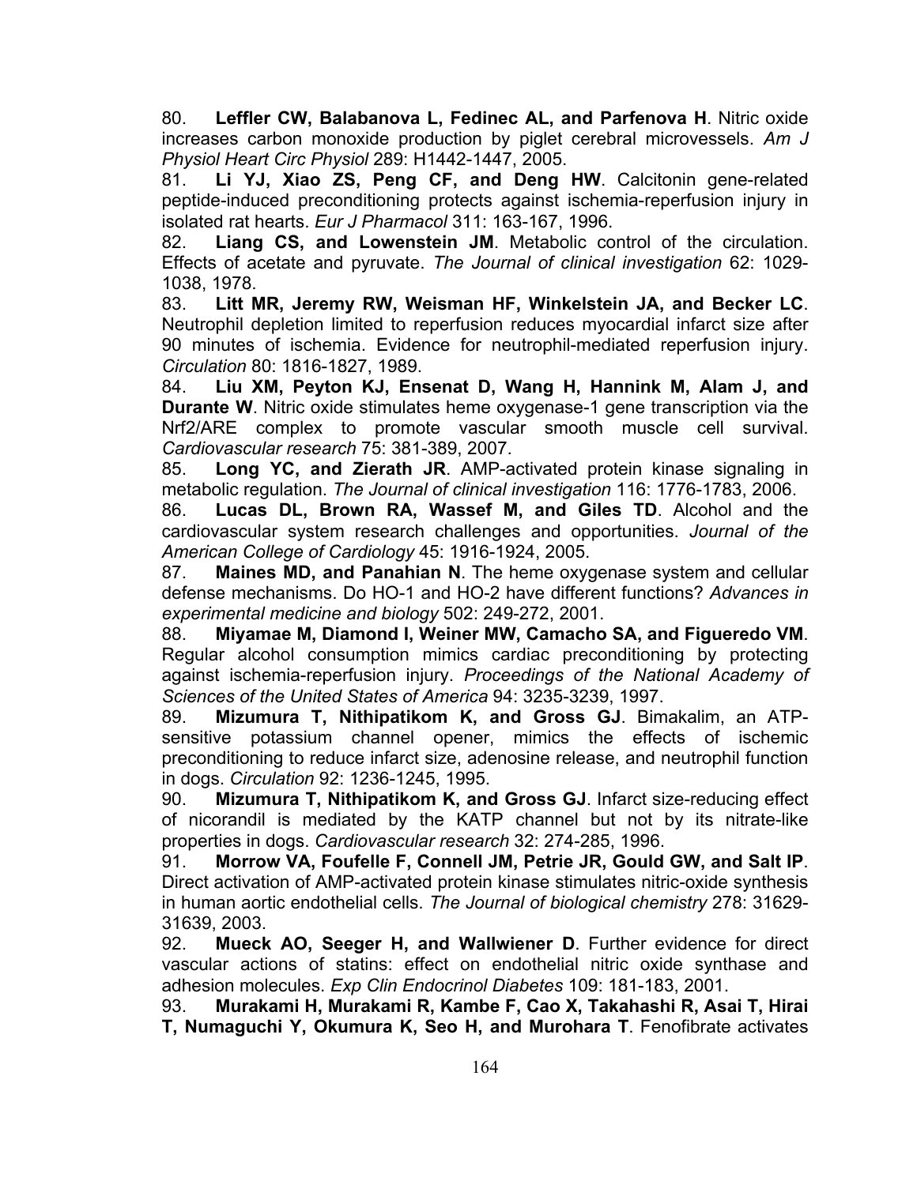80. **Leffler CW, Balabanova L, Fedinec AL, and Parfenova H**. Nitric oxide increases carbon monoxide production by piglet cerebral microvessels. *Am J Physiol Heart Circ Physiol* 289: H1442-1447, 2005.

81. **Li YJ, Xiao ZS, Peng CF, and Deng HW**. Calcitonin gene-related peptide-induced preconditioning protects against ischemia-reperfusion injury in isolated rat hearts. *Eur J Pharmacol* 311: 163-167, 1996.

82. **Liang CS, and Lowenstein JM**. Metabolic control of the circulation. Effects of acetate and pyruvate. *The Journal of clinical investigation* 62: 1029-1038, 1978.

83. **Litt MR, Jeremy RW, Weisman HF, Winkelstein JA, and Becker LC**. Neutrophil depletion limited to reperfusion reduces myocardial infarct size after 90 minutes of ischemia. Evidence for neutrophil-mediated reperfusion injury. *Circulation* 80: 1816-1827, 1989.

84. **Liu XM, Peyton KJ, Ensenat D, Wang H, Hannink M, Alam J, and Durante W**. Nitric oxide stimulates heme oxygenase-1 gene transcription via the Nrf2/ARE complex to promote vascular smooth muscle cell survival. *Cardiovascular research* 75: 381-389, 2007.

85. **Long YC, and Zierath JR**. AMP-activated protein kinase signaling in metabolic regulation. *The Journal of clinical investigation* 116: 1776-1783, 2006.

86. **Lucas DL, Brown RA, Wassef M, and Giles TD**. Alcohol and the cardiovascular system research challenges and opportunities. *Journal of the American College of Cardiology* 45: 1916-1924, 2005.

87. **Maines MD, and Panahian N**. The heme oxygenase system and cellular defense mechanisms. Do HO-1 and HO-2 have different functions? *Advances in experimental medicine and biology* 502: 249-272, 2001.

88. **Miyamae M, Diamond I, Weiner MW, Camacho SA, and Figueredo VM**. Regular alcohol consumption mimics cardiac preconditioning by protecting against ischemia-reperfusion injury. *Proceedings of the National Academy of Sciences of the United States of America* 94: 3235-3239, 1997.

89. **Mizumura T, Nithipatikom K, and Gross GJ**. Bimakalim, an ATP-sensitive potassium channel opener, mimics the effects of ischemic preconditioning to reduce infarct size, adenosine release, and neutrophil function in dogs. *Circulation* 92: 1236-1245, 1995.

90. **Mizumura T, Nithipatikom K, and Gross GJ**. Infarct size-reducing effect of nicorandil is mediated by the KATP channel but not by its nitrate-like properties in dogs. *Cardiovascular research* 32: 274-285, 1996.

91. **Morrow VA, Foufelle F, Connell JM, Petrie JR, Gould GW, and Salt IP**. Direct activation of AMP-activated protein kinase stimulates nitric-oxide synthesis in human aortic endothelial cells. *The Journal of biological chemistry* 278: 31629-31639, 2003.

92. **Mueck AO, Seeger H, and Wallwiener D**. Further evidence for direct vascular actions of statins: effect on endothelial nitric oxide synthase and adhesion molecules. *Exp Clin Endocrinol Diabetes* 109: 181-183, 2001.

93. **Murakami H, Murakami R, Kambe F, Cao X, Takahashi R, Asai T, Hirai T, Numaguchi Y, Okumura K, Seo H, and Murohara T**. Fenofibrate activates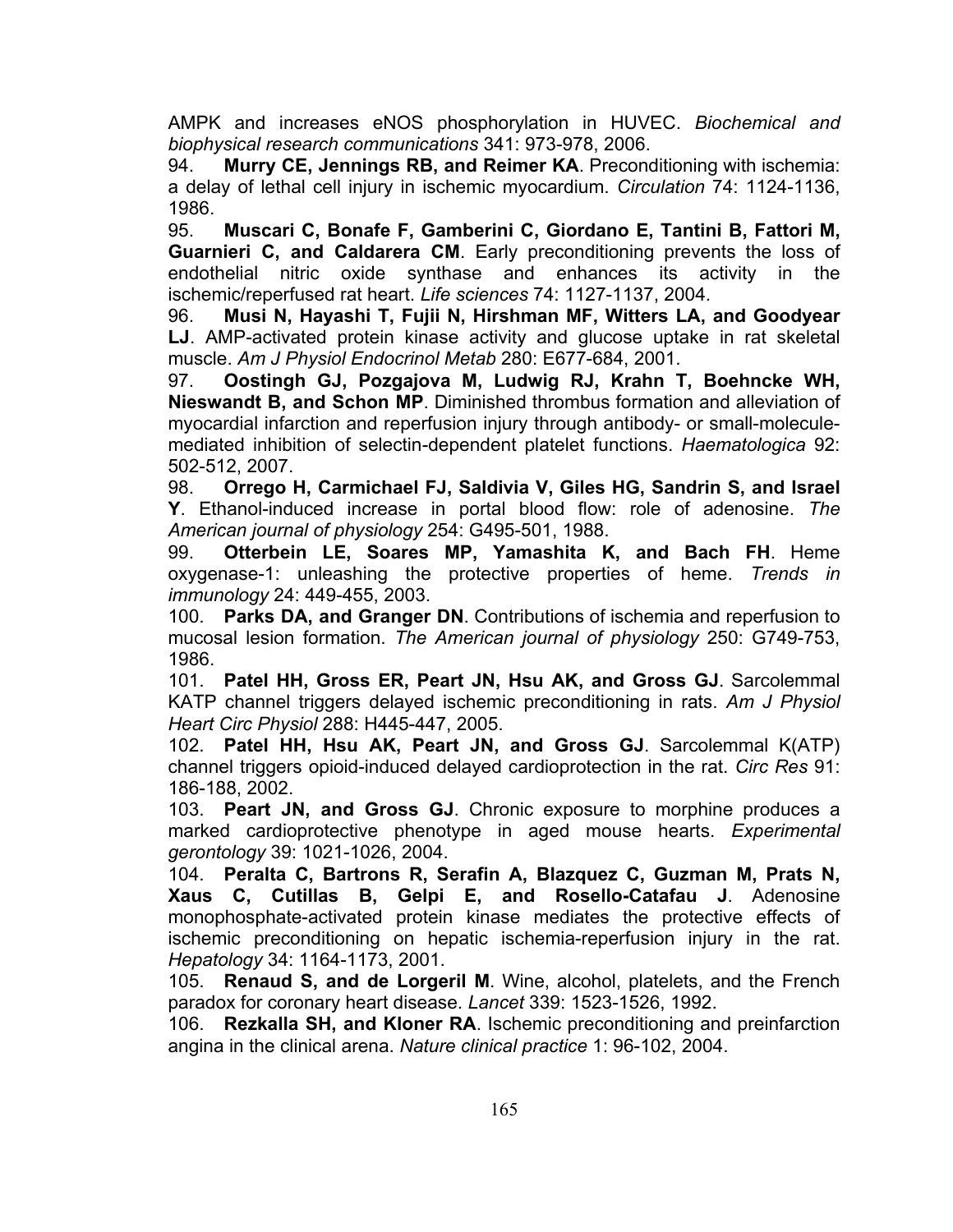AMPK and increases eNOS phosphorylation in HUVEC. *Biochemical and biophysical research communications* 341: 973-978, 2006.

94. **Murry CE, Jennings RB, and Reimer KA**. Preconditioning with ischemia: a delay of lethal cell injury in ischemic myocardium. *Circulation* 74: 1124-1136, 1986.

95. **Muscari C, Bonafe F, Gamberini C, Giordano E, Tantini B, Fattori M, Guarnieri C, and Caldarera CM**. Early preconditioning prevents the loss of endothelial nitric oxide synthase and enhances its activity in the ischemic/reperfused rat heart. *Life sciences* 74: 1127-1137, 2004.

96. **Musi N, Hayashi T, Fujii N, Hirshman MF, Witters LA, and Goodyear LJ**. AMP-activated protein kinase activity and glucose uptake in rat skeletal muscle. *Am J Physiol Endocrinol Metab* 280: E677-684, 2001.

97. **Oostingh GJ, Pozgajova M, Ludwig RJ, Krahn T, Boehncke WH, Nieswandt B, and Schon MP**. Diminished thrombus formation and alleviation of myocardial infarction and reperfusion injury through antibody- or small-molecule-mediated inhibition of selectin-dependent platelet functions. *Haematologica* 92: 502-512, 2007.

98. **Orrego H, Carmichael FJ, Saldivia V, Giles HG, Sandrin S, and Israel Y**. Ethanol-induced increase in portal blood flow: role of adenosine. *The American journal of physiology* 254: G495-501, 1988.

99. **Otterbein LE, Soares MP, Yamashita K, and Bach FH**. Heme oxygenase-1: unleashing the protective properties of heme. *Trends in immunology* 24: 449-455, 2003.

100. **Parks DA, and Granger DN**. Contributions of ischemia and reperfusion to mucosal lesion formation. *The American journal of physiology* 250: G749-753, 1986.

101. **Patel HH, Gross ER, Peart JN, Hsu AK, and Gross GJ**. Sarcolemmal KATP channel triggers delayed ischemic preconditioning in rats. *Am J Physiol Heart Circ Physiol* 288: H445-447, 2005.

102. **Patel HH, Hsu AK, Peart JN, and Gross GJ**. Sarcolemmal K(ATP) channel triggers opioid-induced delayed cardioprotection in the rat. *Circ Res* 91: 186-188, 2002.

103. **Peart JN, and Gross GJ**. Chronic exposure to morphine produces a marked cardioprotective phenotype in aged mouse hearts. *Experimental gerontology* 39: 1021-1026, 2004.

104. **Peralta C, Bartrons R, Serafin A, Blazquez C, Guzman M, Prats N, Xaus C, Cutillas B, Gelpi E, and Rosello-Catafau J**. Adenosine monophosphate-activated protein kinase mediates the protective effects of ischemic preconditioning on hepatic ischemia-reperfusion injury in the rat. *Hepatology* 34: 1164-1173, 2001.

105. **Renaud S, and de Lorgeril M**. Wine, alcohol, platelets, and the French paradox for coronary heart disease. *Lancet* 339: 1523-1526, 1992.

106. **Rezkalla SH, and Kloner RA**. Ischemic preconditioning and preinfarction angina in the clinical arena. *Nature clinical practice* 1: 96-102, 2004.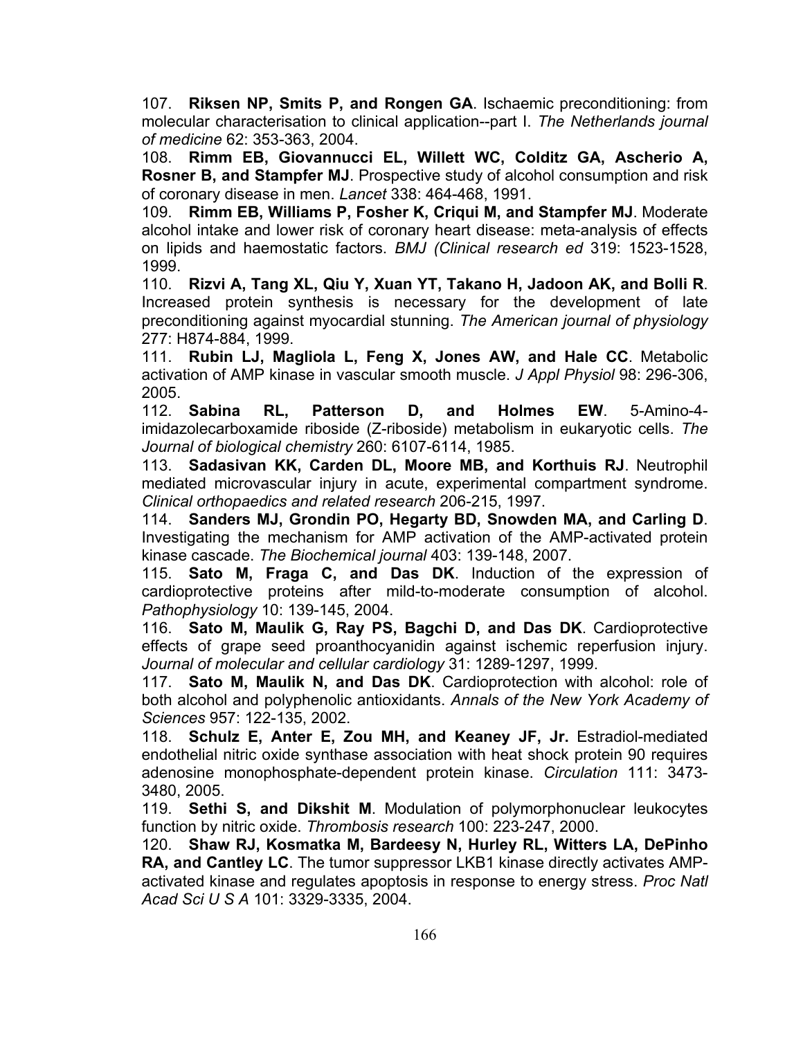107. **Riksen NP, Smits P, and Rongen GA**. Ischaemic preconditioning: from molecular characterisation to clinical application--part I. *The Netherlands journal of medicine* 62: 353-363, 2004.

108. **Rimm EB, Giovannucci EL, Willett WC, Colditz GA, Ascherio A, Rosner B, and Stampfer MJ**. Prospective study of alcohol consumption and risk of coronary disease in men. *Lancet* 338: 464-468, 1991.

109. **Rimm EB, Williams P, Fosher K, Criqui M, and Stampfer MJ**. Moderate alcohol intake and lower risk of coronary heart disease: meta-analysis of effects on lipids and haemostatic factors. *BMJ (Clinical research ed* 319: 1523-1528, 1999.

110. **Rizvi A, Tang XL, Qiu Y, Xuan YT, Takano H, Jadoon AK, and Bolli R**. Increased protein synthesis is necessary for the development of late preconditioning against myocardial stunning. *The American journal of physiology* 277: H874-884, 1999.

111. **Rubin LJ, Magliola L, Feng X, Jones AW, and Hale CC**. Metabolic activation of AMP kinase in vascular smooth muscle. *J Appl Physiol* 98: 296-306, 2005.

112. **Sabina RL, Patterson D, and Holmes EW**. 5-Amino-4-imidazolecarboxamide riboside (Z-riboside) metabolism in eukaryotic cells. *The Journal of biological chemistry* 260: 6107-6114, 1985.

113. **Sadasivan KK, Carden DL, Moore MB, and Korthuis RJ**. Neutrophil mediated microvascular injury in acute, experimental compartment syndrome. *Clinical orthopaedics and related research* 206-215, 1997.

114. **Sanders MJ, Grondin PO, Hegarty BD, Snowden MA, and Carling D**. Investigating the mechanism for AMP activation of the AMP-activated protein kinase cascade. *The Biochemical journal* 403: 139-148, 2007.

115. **Sato M, Fraga C, and Das DK**. Induction of the expression of cardioprotective proteins after mild-to-moderate consumption of alcohol. *Pathophysiology* 10: 139-145, 2004.

116. **Sato M, Maulik G, Ray PS, Bagchi D, and Das DK**. Cardioprotective effects of grape seed proanthocyanidin against ischemic reperfusion injury. *Journal of molecular and cellular cardiology* 31: 1289-1297, 1999.

117. **Sato M, Maulik N, and Das DK**. Cardioprotection with alcohol: role of both alcohol and polyphenolic antioxidants. *Annals of the New York Academy of Sciences* 957: 122-135, 2002.

118. **Schulz E, Anter E, Zou MH, and Keaney JF, Jr.** Estradiol-mediated endothelial nitric oxide synthase association with heat shock protein 90 requires adenosine monophosphate-dependent protein kinase. *Circulation* 111: 3473-3480, 2005.

119. **Sethi S, and Dikshit M**. Modulation of polymorphonuclear leukocytes function by nitric oxide. *Thrombosis research* 100: 223-247, 2000.

120. **Shaw RJ, Kosmatka M, Bardeesy N, Hurley RL, Witters LA, DePinho RA, and Cantley LC**. The tumor suppressor LKB1 kinase directly activates AMP-activated kinase and regulates apoptosis in response to energy stress. *Proc Natl Acad Sci U S A* 101: 3329-3335, 2004.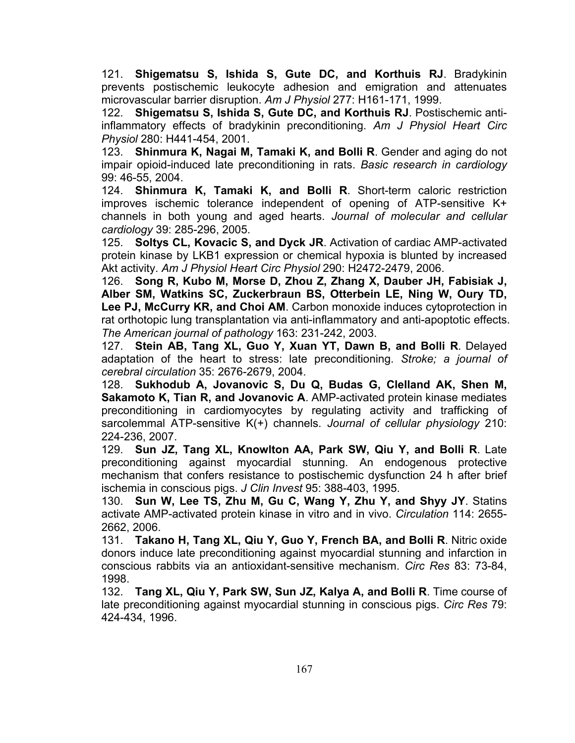121. **Shigematsu S, Ishida S, Gute DC, and Korthuis RJ**. Bradykinin prevents postischemic leukocyte adhesion and emigration and attenuates microvascular barrier disruption. *Am J Physiol* 277: H161-171, 1999.

122. **Shigematsu S, Ishida S, Gute DC, and Korthuis RJ**. Postischemic anti-inflammatory effects of bradykinin preconditioning. *Am J Physiol Heart Circ Physiol* 280: H441-454, 2001.

123. **Shinmura K, Nagai M, Tamaki K, and Bolli R**. Gender and aging do not impair opioid-induced late preconditioning in rats. *Basic research in cardiology* 99: 46-55, 2004.

124. **Shinmura K, Tamaki K, and Bolli R**. Short-term caloric restriction improves ischemic tolerance independent of opening of ATP-sensitive K+ channels in both young and aged hearts. *Journal of molecular and cellular cardiology* 39: 285-296, 2005.

125. **Soltys CL, Kovacic S, and Dyck JR**. Activation of cardiac AMP-activated protein kinase by LKB1 expression or chemical hypoxia is blunted by increased Akt activity. *Am J Physiol Heart Circ Physiol* 290: H2472-2479, 2006.

126. **Song R, Kubo M, Morse D, Zhou Z, Zhang X, Dauber JH, Fabisiak J, Alber SM, Watkins SC, Zuckerbraun BS, Otterbein LE, Ning W, Oury TD, Lee PJ, McCurry KR, and Choi AM**. Carbon monoxide induces cytoprotection in rat orthotopic lung transplantation via anti-inflammatory and anti-apoptotic effects. *The American journal of pathology* 163: 231-242, 2003.

127. **Stein AB, Tang XL, Guo Y, Xuan YT, Dawn B, and Bolli R**. Delayed adaptation of the heart to stress: late preconditioning. *Stroke; a journal of cerebral circulation* 35: 2676-2679, 2004.

128. **Sukhodub A, Jovanovic S, Du Q, Budas G, Clelland AK, Shen M, Sakamoto K, Tian R, and Jovanovic A**. AMP-activated protein kinase mediates preconditioning in cardiomyocytes by regulating activity and trafficking of sarcolemmal ATP-sensitive K(+) channels. *Journal of cellular physiology* 210: 224-236, 2007.

129. **Sun JZ, Tang XL, Knowlton AA, Park SW, Qiu Y, and Bolli R**. Late preconditioning against myocardial stunning. An endogenous protective mechanism that confers resistance to postischemic dysfunction 24 h after brief ischemia in conscious pigs. *J Clin Invest* 95: 388-403, 1995.

130. **Sun W, Lee TS, Zhu M, Gu C, Wang Y, Zhu Y, and Shyy JY**. Statins activate AMP-activated protein kinase in vitro and in vivo. *Circulation* 114: 2655-2662, 2006.

131. **Takano H, Tang XL, Qiu Y, Guo Y, French BA, and Bolli R**. Nitric oxide donors induce late preconditioning against myocardial stunning and infarction in conscious rabbits via an antioxidant-sensitive mechanism. *Circ Res* 83: 73-84, 1998.

132. **Tang XL, Qiu Y, Park SW, Sun JZ, Kalya A, and Bolli R**. Time course of late preconditioning against myocardial stunning in conscious pigs. *Circ Res* 79: 424-434, 1996.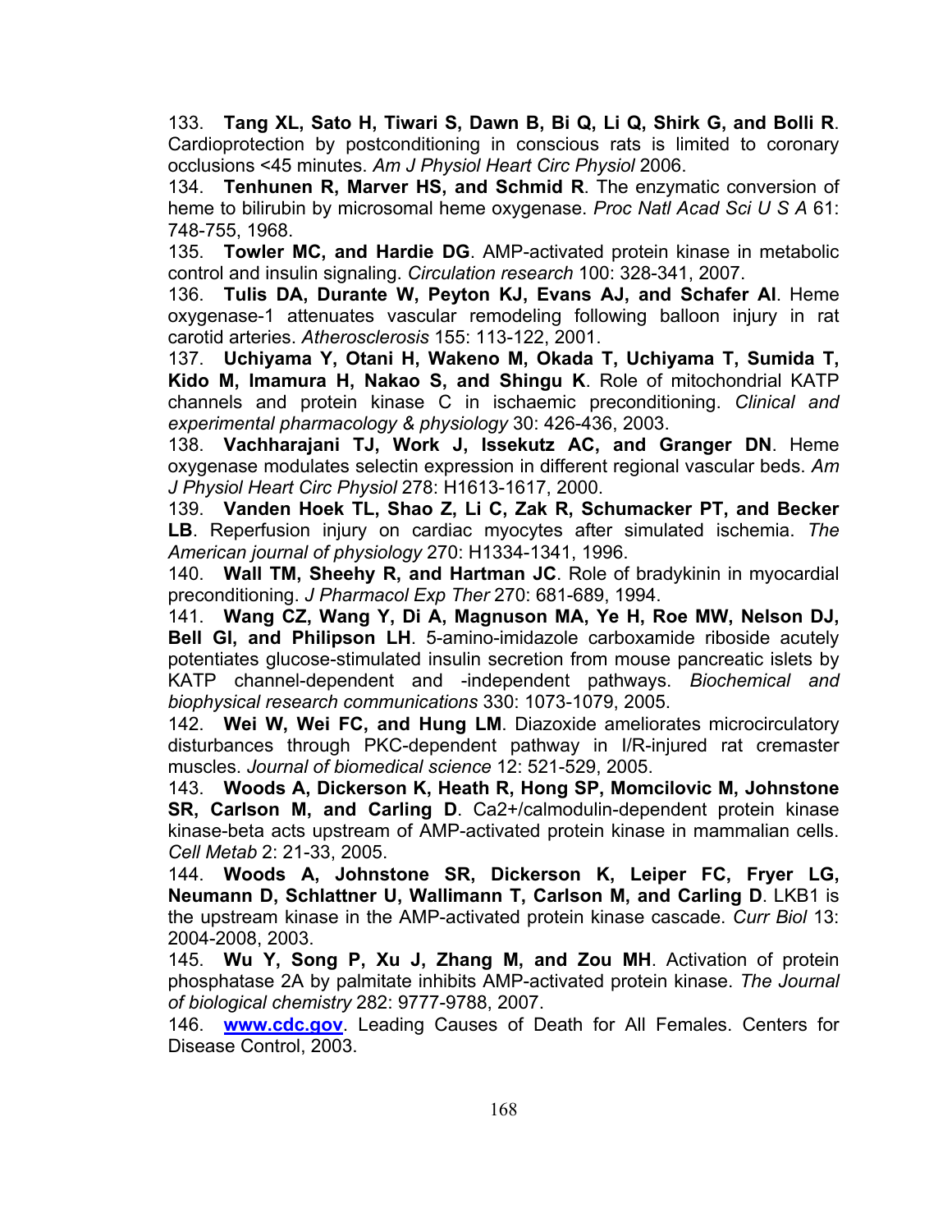133. **Tang XL, Sato H, Tiwari S, Dawn B, Bi Q, Li Q, Shirk G, and Bolli R**. Cardioprotection by postconditioning in conscious rats is limited to coronary occlusions <45 minutes. *Am J Physiol Heart Circ Physiol* 2006.

134. **Tenhunen R, Marver HS, and Schmid R**. The enzymatic conversion of heme to bilirubin by microsomal heme oxygenase. *Proc Natl Acad Sci U S A* 61: 748-755, 1968.

135. **Towler MC, and Hardie DG**. AMP-activated protein kinase in metabolic control and insulin signaling. *Circulation research* 100: 328-341, 2007.

136. **Tulis DA, Durante W, Peyton KJ, Evans AJ, and Schafer AI**. Heme oxygenase-1 attenuates vascular remodeling following balloon injury in rat carotid arteries. *Atherosclerosis* 155: 113-122, 2001.

137. **Uchiyama Y, Otani H, Wakeno M, Okada T, Uchiyama T, Sumida T, Kido M, Imamura H, Nakao S, and Shingu K**. Role of mitochondrial KATP channels and protein kinase C in ischaemic preconditioning. *Clinical and experimental pharmacology & physiology* 30: 426-436, 2003.

138. **Vachharajani TJ, Work J, Issekutz AC, and Granger DN**. Heme oxygenase modulates selectin expression in different regional vascular beds. *Am J Physiol Heart Circ Physiol* 278: H1613-1617, 2000.

139. **Vanden Hoek TL, Shao Z, Li C, Zak R, Schumacker PT, and Becker LB**. Reperfusion injury on cardiac myocytes after simulated ischemia. *The American journal of physiology* 270: H1334-1341, 1996.

140. **Wall TM, Sheehy R, and Hartman JC**. Role of bradykinin in myocardial preconditioning. *J Pharmacol Exp Ther* 270: 681-689, 1994.

141. **Wang CZ, Wang Y, Di A, Magnuson MA, Ye H, Roe MW, Nelson DJ, Bell GI, and Philipson LH**. 5-amino-imidazole carboxamide riboside acutely potentiates glucose-stimulated insulin secretion from mouse pancreatic islets by KATP channel-dependent and -independent pathways. *Biochemical and biophysical research communications* 330: 1073-1079, 2005.

142. **Wei W, Wei FC, and Hung LM**. Diazoxide ameliorates microcirculatory disturbances through PKC-dependent pathway in I/R-injured rat cremaster muscles. *Journal of biomedical science* 12: 521-529, 2005.

143. **Woods A, Dickerson K, Heath R, Hong SP, Momcilovic M, Johnstone SR, Carlson M, and Carling D**. Ca2+/calmodulin-dependent protein kinase kinase-beta acts upstream of AMP-activated protein kinase in mammalian cells. *Cell Metab* 2: 21-33, 2005.

144. **Woods A, Johnstone SR, Dickerson K, Leiper FC, Fryer LG, Neumann D, Schlattner U, Wallimann T, Carlson M, and Carling D**. LKB1 is the upstream kinase in the AMP-activated protein kinase cascade. *Curr Biol* 13: 2004-2008, 2003.

145. **Wu Y, Song P, Xu J, Zhang M, and Zou MH**. Activation of protein phosphatase 2A by palmitate inhibits AMP-activated protein kinase. *The Journal of biological chemistry* 282: 9777-9788, 2007.

146. **www.cdc.gov**. Leading Causes of Death for All Females. Centers for Disease Control, 2003.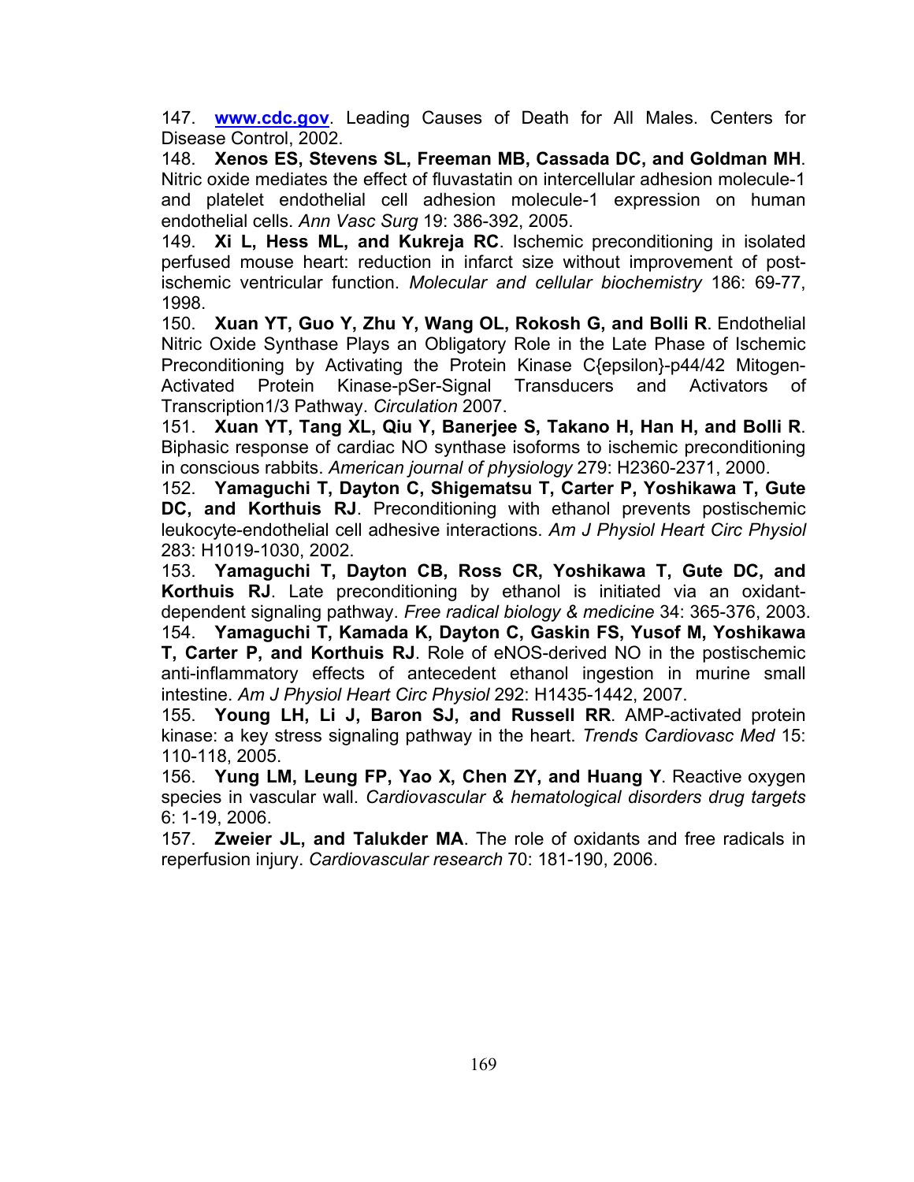147. **www.cdc.gov**. Leading Causes of Death for All Males. Centers for Disease Control, 2002.

148. **Xenos ES, Stevens SL, Freeman MB, Cassada DC, and Goldman MH**. Nitric oxide mediates the effect of fluvastatin on intercellular adhesion molecule-1 and platelet endothelial cell adhesion molecule-1 expression on human endothelial cells. *Ann Vasc Surg* 19: 386-392, 2005.

149. **Xi L, Hess ML, and Kukreja RC**. Ischemic preconditioning in isolated perfused mouse heart: reduction in infarct size without improvement of post-ischemic ventricular function. *Molecular and cellular biochemistry* 186: 69-77, 1998.

150. **Xuan YT, Guo Y, Zhu Y, Wang OL, Rokosh G, and Bolli R**. Endothelial Nitric Oxide Synthase Plays an Obligatory Role in the Late Phase of Ischemic Preconditioning by Activating the Protein Kinase C{epsilon}-p44/42 Mitogen-Activated Protein Kinase-pSer-Signal Transducers and Activators of Transcription1/3 Pathway. *Circulation* 2007.

151. **Xuan YT, Tang XL, Qiu Y, Banerjee S, Takano H, Han H, and Bolli R**. Biphasic response of cardiac NO synthase isoforms to ischemic preconditioning in conscious rabbits. *American journal of physiology* 279: H2360-2371, 2000.

152. **Yamaguchi T, Dayton C, Shigematsu T, Carter P, Yoshikawa T, Gute DC, and Korthuis RJ**. Preconditioning with ethanol prevents postischemic leukocyte-endothelial cell adhesive interactions. *Am J Physiol Heart Circ Physiol* 283: H1019-1030, 2002.

153. **Yamaguchi T, Dayton CB, Ross CR, Yoshikawa T, Gute DC, and Korthuis RJ**. Late preconditioning by ethanol is initiated via an oxidant-dependent signaling pathway. *Free radical biology & medicine* 34: 365-376, 2003.

154. **Yamaguchi T, Kamada K, Dayton C, Gaskin FS, Yusof M, Yoshikawa T, Carter P, and Korthuis RJ**. Role of eNOS-derived NO in the postischemic anti-inflammatory effects of antecedent ethanol ingestion in murine small intestine. *Am J Physiol Heart Circ Physiol* 292: H1435-1442, 2007.

155. **Young LH, Li J, Baron SJ, and Russell RR**. AMP-activated protein kinase: a key stress signaling pathway in the heart. *Trends Cardiovasc Med* 15: 110-118, 2005.

156. **Yung LM, Leung FP, Yao X, Chen ZY, and Huang Y**. Reactive oxygen species in vascular wall. *Cardiovascular & hematological disorders drug targets* 6: 1-19, 2006.

157. **Zweier JL, and Talukder MA**. The role of oxidants and free radicals in reperfusion injury. *Cardiovascular research* 70: 181-190, 2006.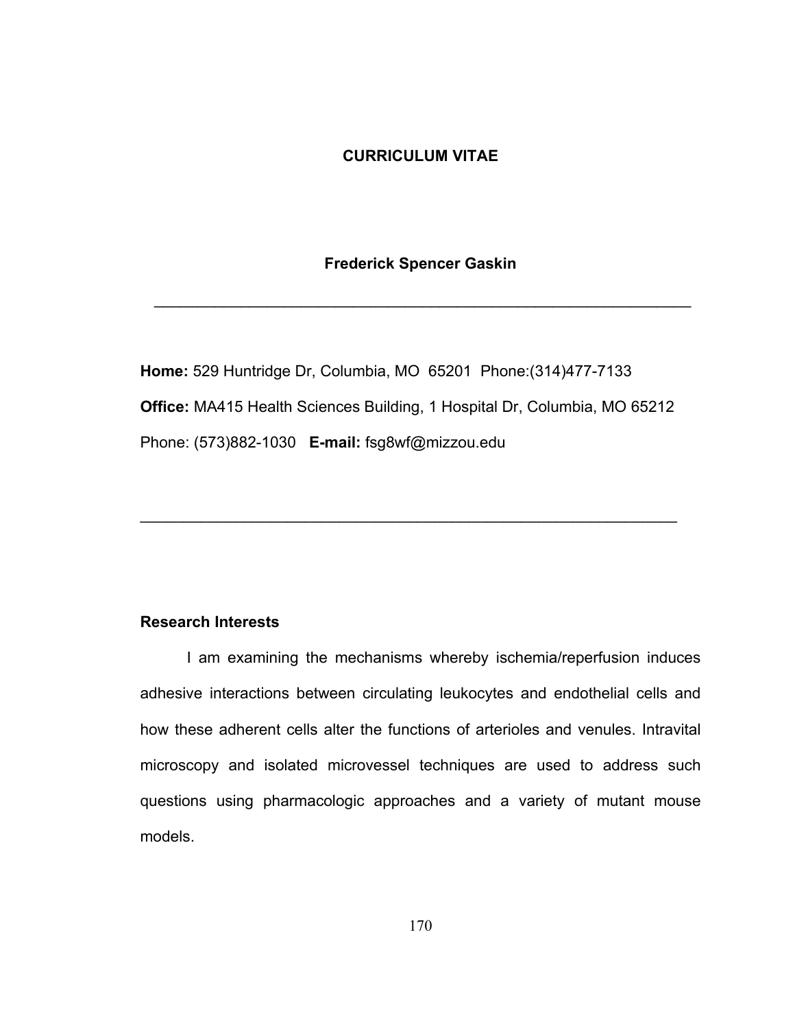# CURRICULUM VITAE

## Frederick Spencer Gaskin

---

**Home:** 529 Huntridge Dr, Columbia, MO 65201 Phone:(314)477-7133

**Office:** MA415 Health Sciences Building, 1 Hospital Dr, Columbia, MO 65212

Phone: (573)882-1030 **E-mail:** fsg8wf@mizzou.edu

---

### Research Interests

I am examining the mechanisms whereby ischemia/reperfusion induces adhesive interactions between circulating leukocytes and endothelial cells and how these adherent cells alter the functions of arterioles and venules. Intravital microscopy and isolated microvessel techniques are used to address such questions using pharmacologic approaches and a variety of mutant mouse models.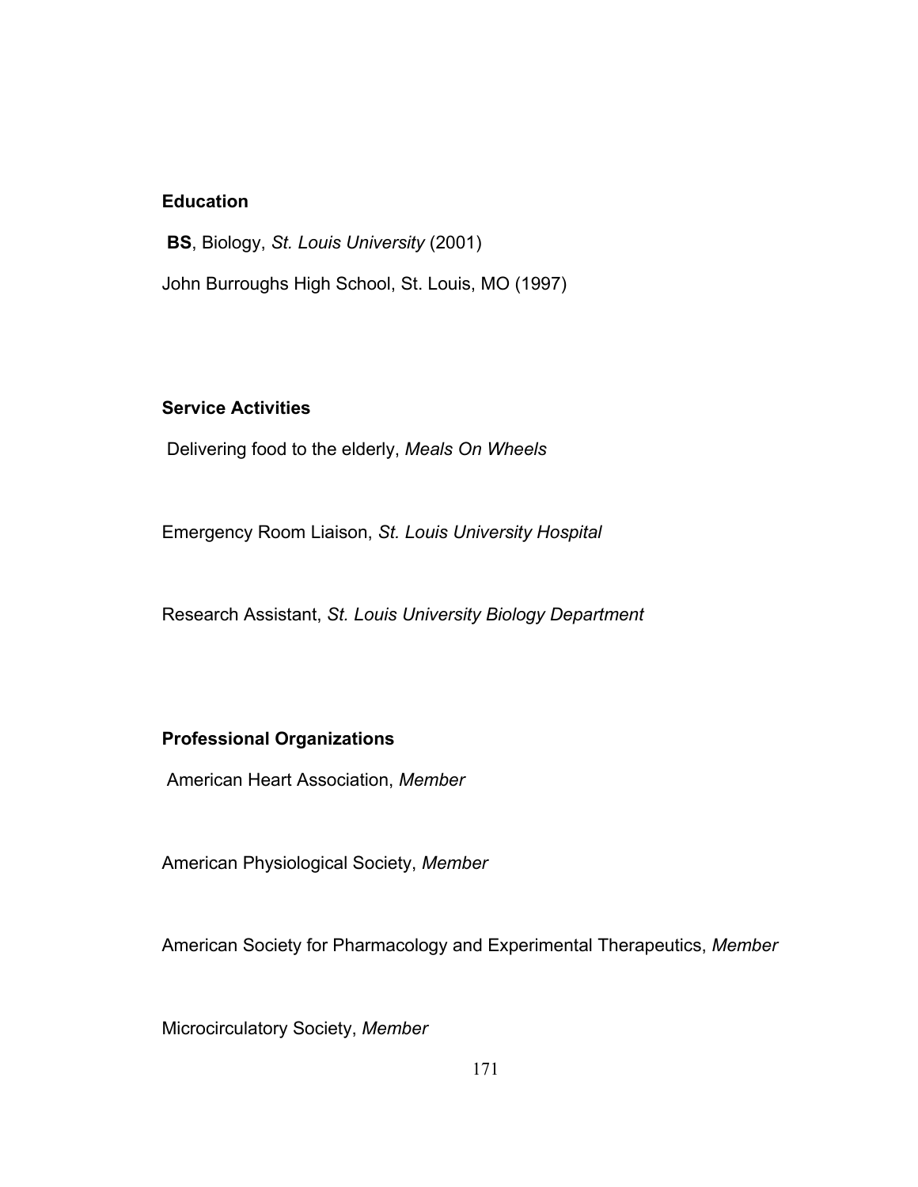## Education

**BS**, Biology, *St. Louis University* (2001)

John Burroughs High School, St. Louis, MO (1997)

## Service Activities

Delivering food to the elderly, *Meals On Wheels*

Emergency Room Liaison, *St. Louis University Hospital*

Research Assistant, *St. Louis University Biology Department*

## Professional Organizations

American Heart Association, *Member*

American Physiological Society, *Member*

American Society for Pharmacology and Experimental Therapeutics, *Member*

Microcirculatory Society, *Member*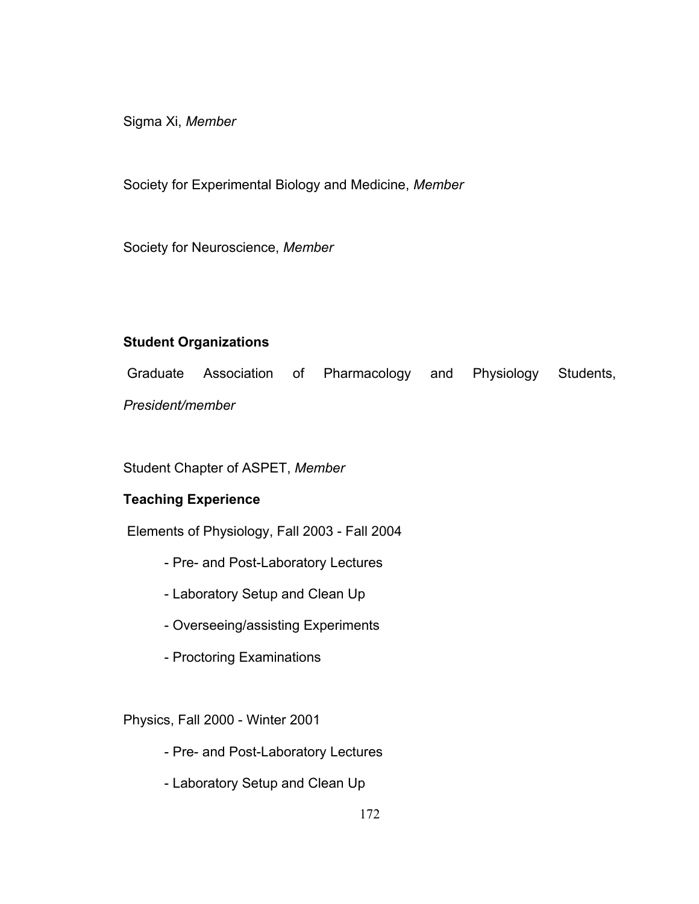Sigma Xi, *Member*

Society for Experimental Biology and Medicine, *Member*

Society for Neuroscience, *Member*

**Student Organizations**

Graduate Association of Pharmacology and Physiology Students, *President/member*

Student Chapter of ASPET, *Member*

**Teaching Experience**

Elements of Physiology, Fall 2003 - Fall 2004

- Pre- and Post-Laboratory Lectures
- Laboratory Setup and Clean Up
- Overseeing/assisting Experiments
- Proctoring Examinations

Physics, Fall 2000 - Winter 2001

- Pre- and Post-Laboratory Lectures
- Laboratory Setup and Clean Up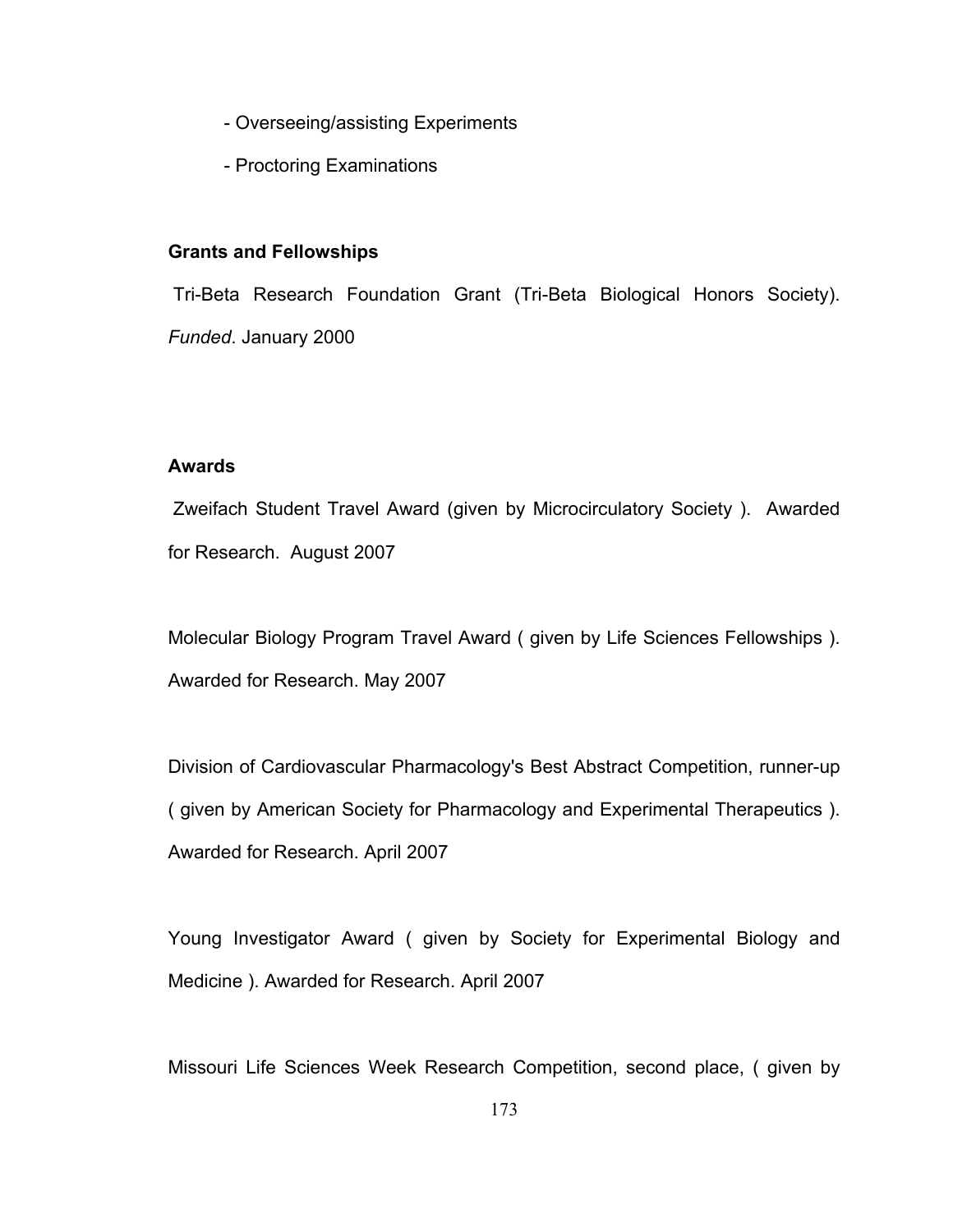- Overseeing/assisting Experiments
- Proctoring Examinations

**Grants and Fellowships**

Tri-Beta Research Foundation Grant (Tri-Beta Biological Honors Society). *Funded*. January 2000

**Awards**

Zweifach Student Travel Award (given by Microcirculatory Society ). Awarded for Research. August 2007

Molecular Biology Program Travel Award ( given by Life Sciences Fellowships ). Awarded for Research. May 2007

Division of Cardiovascular Pharmacology's Best Abstract Competition, runner-up ( given by American Society for Pharmacology and Experimental Therapeutics ). Awarded for Research. April 2007

Young Investigator Award ( given by Society for Experimental Biology and Medicine ). Awarded for Research. April 2007

Missouri Life Sciences Week Research Competition, second place, ( given by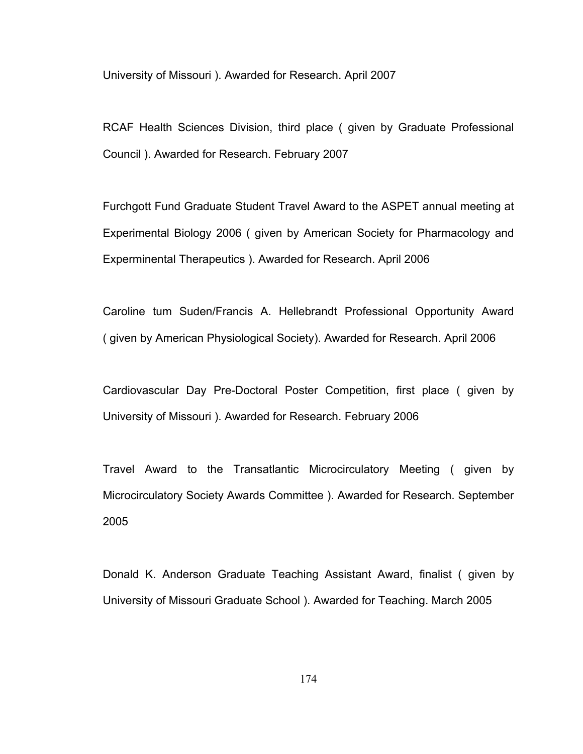University of Missouri ). Awarded for Research. April 2007

RCAF Health Sciences Division, third place ( given by Graduate Professional Council ). Awarded for Research. February 2007

Furchgott Fund Graduate Student Travel Award to the ASPET annual meeting at Experimental Biology 2006 ( given by American Society for Pharmacology and Experminental Therapeutics ). Awarded for Research. April 2006

Caroline tum Suden/Francis A. Hellebrandt Professional Opportunity Award ( given by American Physiological Society). Awarded for Research. April 2006

Cardiovascular Day Pre-Doctoral Poster Competition, first place ( given by University of Missouri ). Awarded for Research. February 2006

Travel Award to the Transatlantic Microcirculatory Meeting ( given by Microcirculatory Society Awards Committee ). Awarded for Research. September 2005

Donald K. Anderson Graduate Teaching Assistant Award, finalist ( given by University of Missouri Graduate School ). Awarded for Teaching. March 2005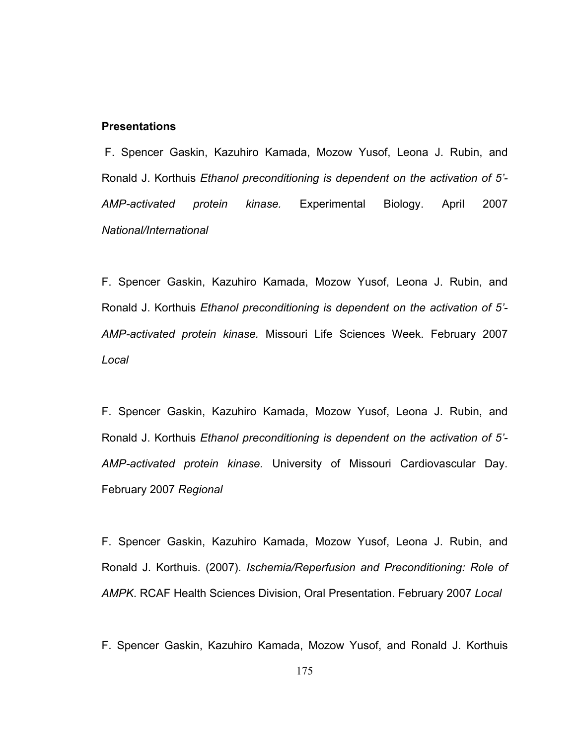**Presentations**

F. Spencer Gaskin, Kazuhiro Kamada, Mozow Yusof, Leona J. Rubin, and Ronald J. Korthuis *Ethanol preconditioning is dependent on the activation of 5'-AMP-activated protein kinase.* Experimental Biology. April 2007 *National/International*

F. Spencer Gaskin, Kazuhiro Kamada, Mozow Yusof, Leona J. Rubin, and Ronald J. Korthuis *Ethanol preconditioning is dependent on the activation of 5'-AMP-activated protein kinase.* Missouri Life Sciences Week. February 2007 *Local*

F. Spencer Gaskin, Kazuhiro Kamada, Mozow Yusof, Leona J. Rubin, and Ronald J. Korthuis *Ethanol preconditioning is dependent on the activation of 5'-AMP-activated protein kinase.* University of Missouri Cardiovascular Day. February 2007 *Regional*

F. Spencer Gaskin, Kazuhiro Kamada, Mozow Yusof, Leona J. Rubin, and Ronald J. Korthuis. (2007). *Ischemia/Reperfusion and Preconditioning: Role of AMPK*. RCAF Health Sciences Division, Oral Presentation. February 2007 *Local*

F. Spencer Gaskin, Kazuhiro Kamada, Mozow Yusof, and Ronald J. Korthuis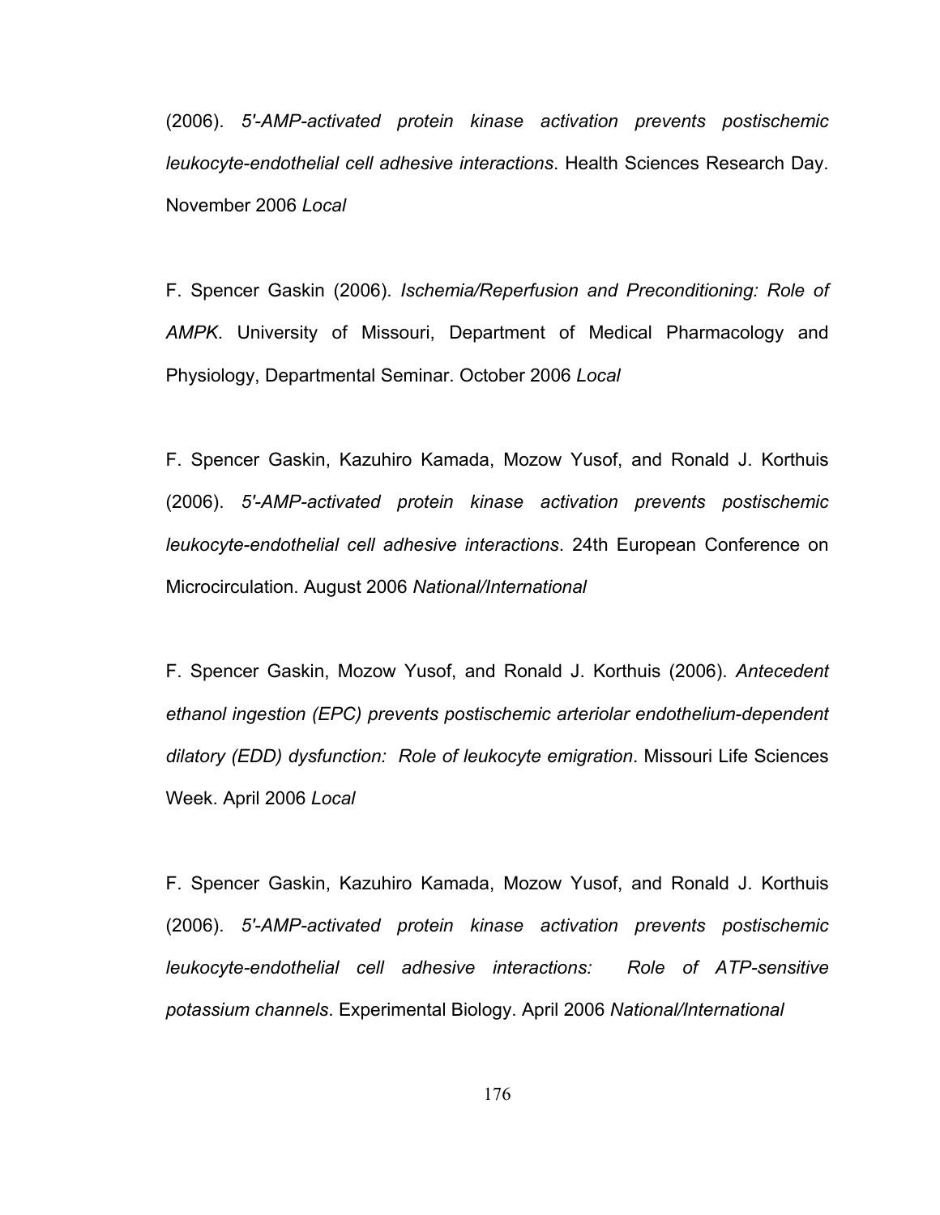(2006). *5'-AMP-activated protein kinase activation prevents postischemic leukocyte-endothelial cell adhesive interactions*. Health Sciences Research Day. November 2006 *Local*

F. Spencer Gaskin (2006). *Ischemia/Reperfusion and Preconditioning: Role of AMPK*. University of Missouri, Department of Medical Pharmacology and Physiology, Departmental Seminar. October 2006 *Local*

F. Spencer Gaskin, Kazuhiro Kamada, Mozow Yusof, and Ronald J. Korthuis (2006). *5'-AMP-activated protein kinase activation prevents postischemic leukocyte-endothelial cell adhesive interactions*. 24th European Conference on Microcirculation. August 2006 *National/International*

F. Spencer Gaskin, Mozow Yusof, and Ronald J. Korthuis (2006). *Antecedent ethanol ingestion (EPC) prevents postischemic arteriolar endothelium-dependent dilatory (EDD) dysfunction: Role of leukocyte emigration*. Missouri Life Sciences Week. April 2006 *Local*

F. Spencer Gaskin, Kazuhiro Kamada, Mozow Yusof, and Ronald J. Korthuis (2006). *5'-AMP-activated protein kinase activation prevents postischemic leukocyte-endothelial cell adhesive interactions: Role of ATP-sensitive potassium channels*. Experimental Biology. April 2006 *National/International*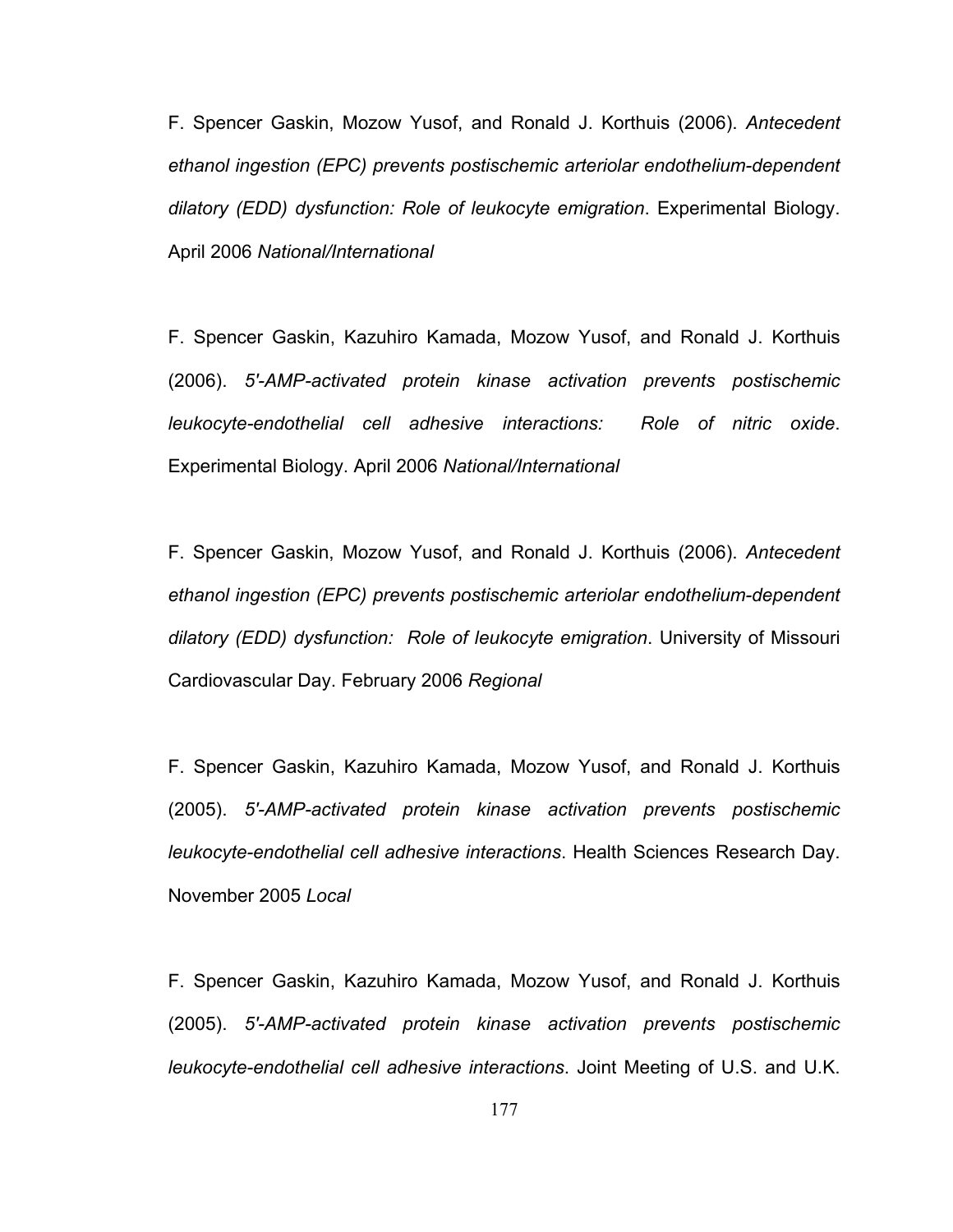F. Spencer Gaskin, Mozow Yusof, and Ronald J. Korthuis (2006). *Antecedent ethanol ingestion (EPC) prevents postischemic arteriolar endothelium-dependent dilatory (EDD) dysfunction: Role of leukocyte emigration*. Experimental Biology. April 2006 *National/International*

F. Spencer Gaskin, Kazuhiro Kamada, Mozow Yusof, and Ronald J. Korthuis (2006). *5'-AMP-activated protein kinase activation prevents postischemic leukocyte-endothelial cell adhesive interactions: Role of nitric oxide*. Experimental Biology. April 2006 *National/International*

F. Spencer Gaskin, Mozow Yusof, and Ronald J. Korthuis (2006). *Antecedent ethanol ingestion (EPC) prevents postischemic arteriolar endothelium-dependent dilatory (EDD) dysfunction: Role of leukocyte emigration*. University of Missouri Cardiovascular Day. February 2006 *Regional*

F. Spencer Gaskin, Kazuhiro Kamada, Mozow Yusof, and Ronald J. Korthuis (2005). *5'-AMP-activated protein kinase activation prevents postischemic leukocyte-endothelial cell adhesive interactions*. Health Sciences Research Day. November 2005 *Local*

F. Spencer Gaskin, Kazuhiro Kamada, Mozow Yusof, and Ronald J. Korthuis (2005). *5'-AMP-activated protein kinase activation prevents postischemic leukocyte-endothelial cell adhesive interactions*. Joint Meeting of U.S. and U.K.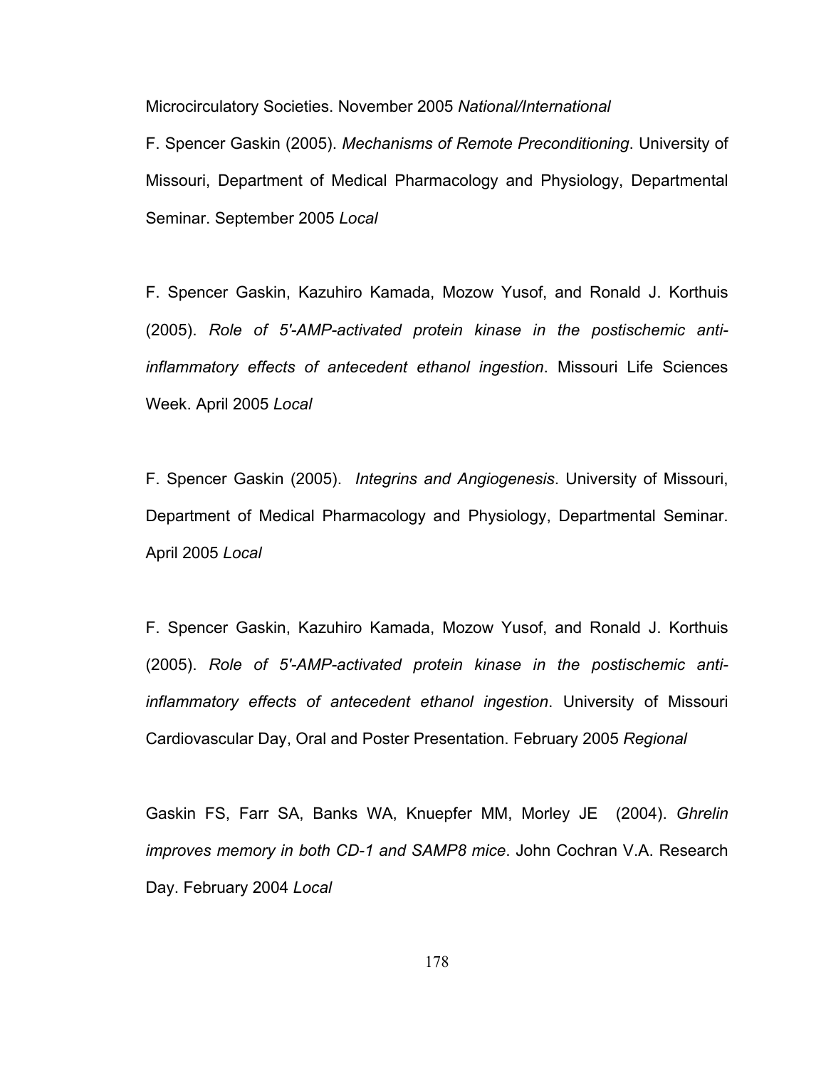Microcirculatory Societies. November 2005 *National/International*

F. Spencer Gaskin (2005). *Mechanisms of Remote Preconditioning*. University of Missouri, Department of Medical Pharmacology and Physiology, Departmental Seminar. September 2005 *Local*

F. Spencer Gaskin, Kazuhiro Kamada, Mozow Yusof, and Ronald J. Korthuis (2005). *Role of 5'-AMP-activated protein kinase in the postischemic anti-inflammatory effects of antecedent ethanol ingestion*. Missouri Life Sciences Week. April 2005 *Local*

F. Spencer Gaskin (2005). *Integrins and Angiogenesis*. University of Missouri, Department of Medical Pharmacology and Physiology, Departmental Seminar. April 2005 *Local*

F. Spencer Gaskin, Kazuhiro Kamada, Mozow Yusof, and Ronald J. Korthuis (2005). *Role of 5'-AMP-activated protein kinase in the postischemic anti-inflammatory effects of antecedent ethanol ingestion*. University of Missouri Cardiovascular Day, Oral and Poster Presentation. February 2005 *Regional*

Gaskin FS, Farr SA, Banks WA, Knuepfer MM, Morley JE (2004). *Ghrelin improves memory in both CD-1 and SAMP8 mice*. John Cochran V.A. Research Day. February 2004 *Local*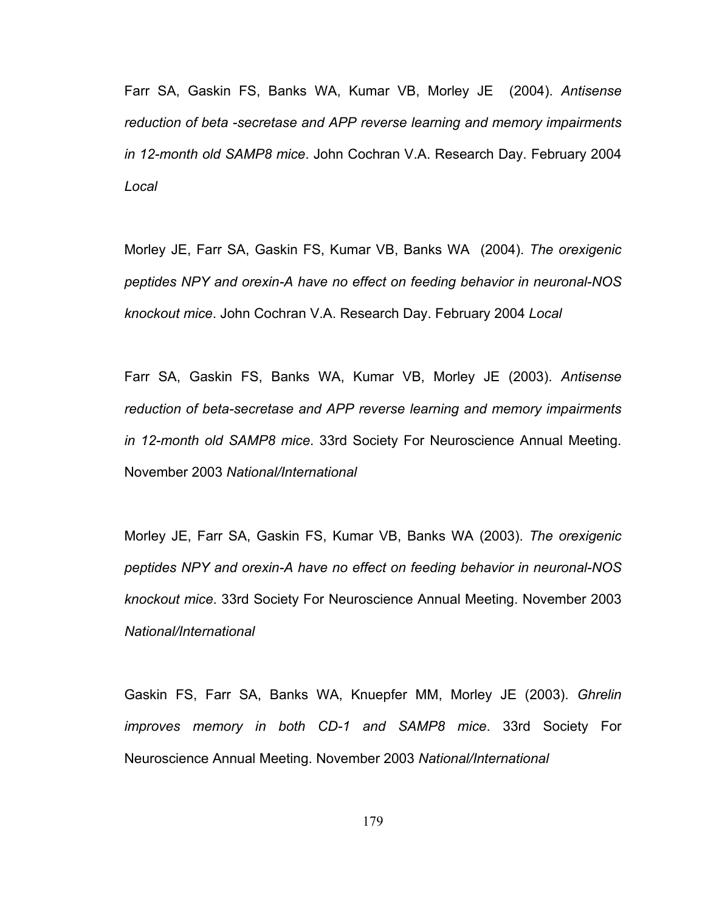Farr SA, Gaskin FS, Banks WA, Kumar VB, Morley JE (2004). *Antisense reduction of beta -secretase and APP reverse learning and memory impairments in 12-month old SAMP8 mice*. John Cochran V.A. Research Day. February 2004 *Local*

Morley JE, Farr SA, Gaskin FS, Kumar VB, Banks WA (2004). *The orexigenic peptides NPY and orexin-A have no effect on feeding behavior in neuronal-NOS knockout mice*. John Cochran V.A. Research Day. February 2004 *Local*

Farr SA, Gaskin FS, Banks WA, Kumar VB, Morley JE (2003). *Antisense reduction of beta-secretase and APP reverse learning and memory impairments in 12-month old SAMP8 mice*. 33rd Society For Neuroscience Annual Meeting. November 2003 *National/International*

Morley JE, Farr SA, Gaskin FS, Kumar VB, Banks WA (2003). *The orexigenic peptides NPY and orexin-A have no effect on feeding behavior in neuronal-NOS knockout mice*. 33rd Society For Neuroscience Annual Meeting. November 2003 *National/International*

Gaskin FS, Farr SA, Banks WA, Knuepfer MM, Morley JE (2003). *Ghrelin improves memory in both CD-1 and SAMP8 mice*. 33rd Society For Neuroscience Annual Meeting. November 2003 *National/International*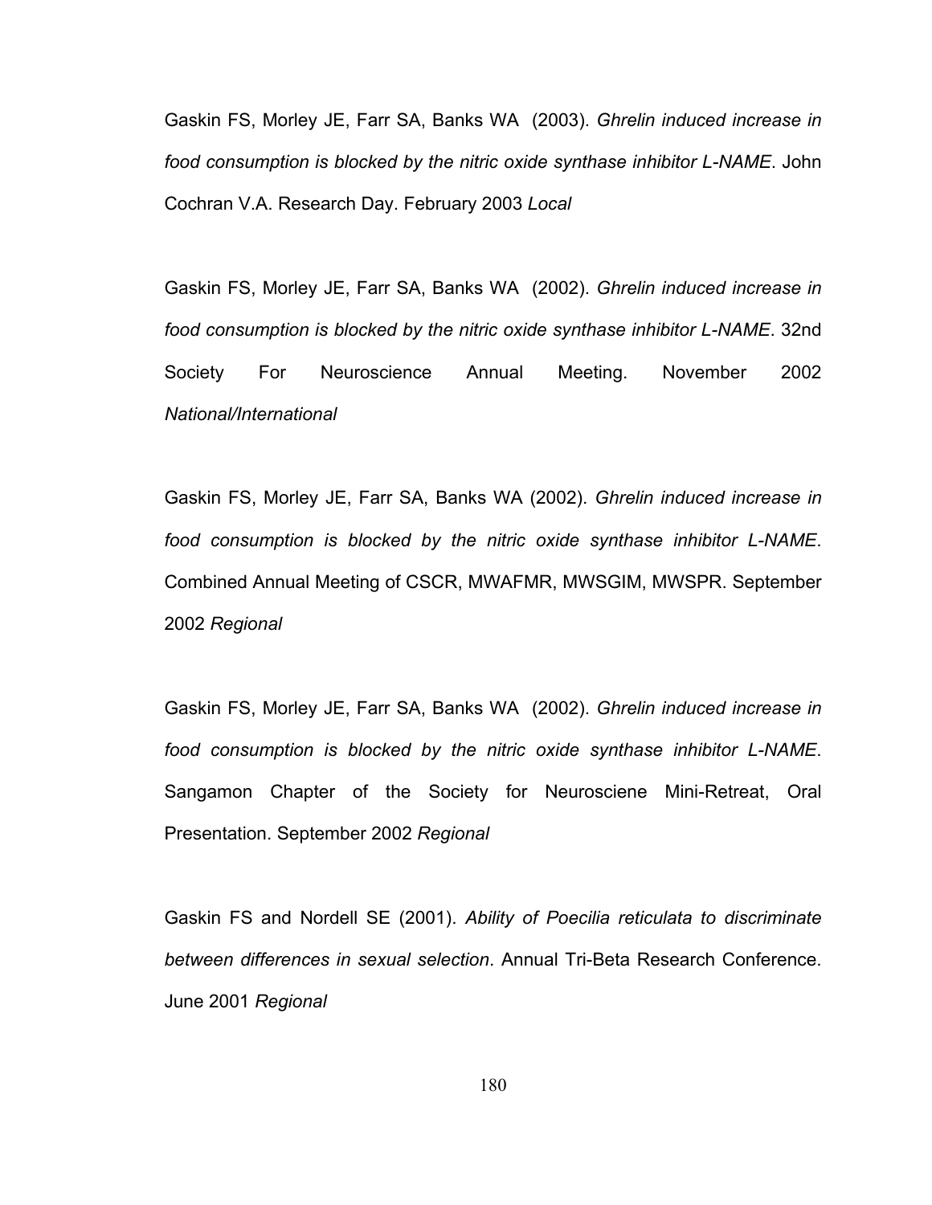Gaskin FS, Morley JE, Farr SA, Banks WA (2003). *Ghrelin induced increase in food consumption is blocked by the nitric oxide synthase inhibitor L-NAME*. John Cochran V.A. Research Day. February 2003 *Local*

Gaskin FS, Morley JE, Farr SA, Banks WA (2002). *Ghrelin induced increase in food consumption is blocked by the nitric oxide synthase inhibitor L-NAME*. 32nd Society For Neuroscience Annual Meeting. November 2002 *National/International*

Gaskin FS, Morley JE, Farr SA, Banks WA (2002). *Ghrelin induced increase in food consumption is blocked by the nitric oxide synthase inhibitor L-NAME*. Combined Annual Meeting of CSCR, MWAFMR, MWSGIM, MWSPR. September 2002 *Regional*

Gaskin FS, Morley JE, Farr SA, Banks WA (2002). *Ghrelin induced increase in food consumption is blocked by the nitric oxide synthase inhibitor L-NAME*. Sangamon Chapter of the Society for Neurosciene Mini-Retreat, Oral Presentation. September 2002 *Regional*

Gaskin FS and Nordell SE (2001). *Ability of Poecilia reticulata to discriminate between differences in sexual selection*. Annual Tri-Beta Research Conference. June 2001 *Regional*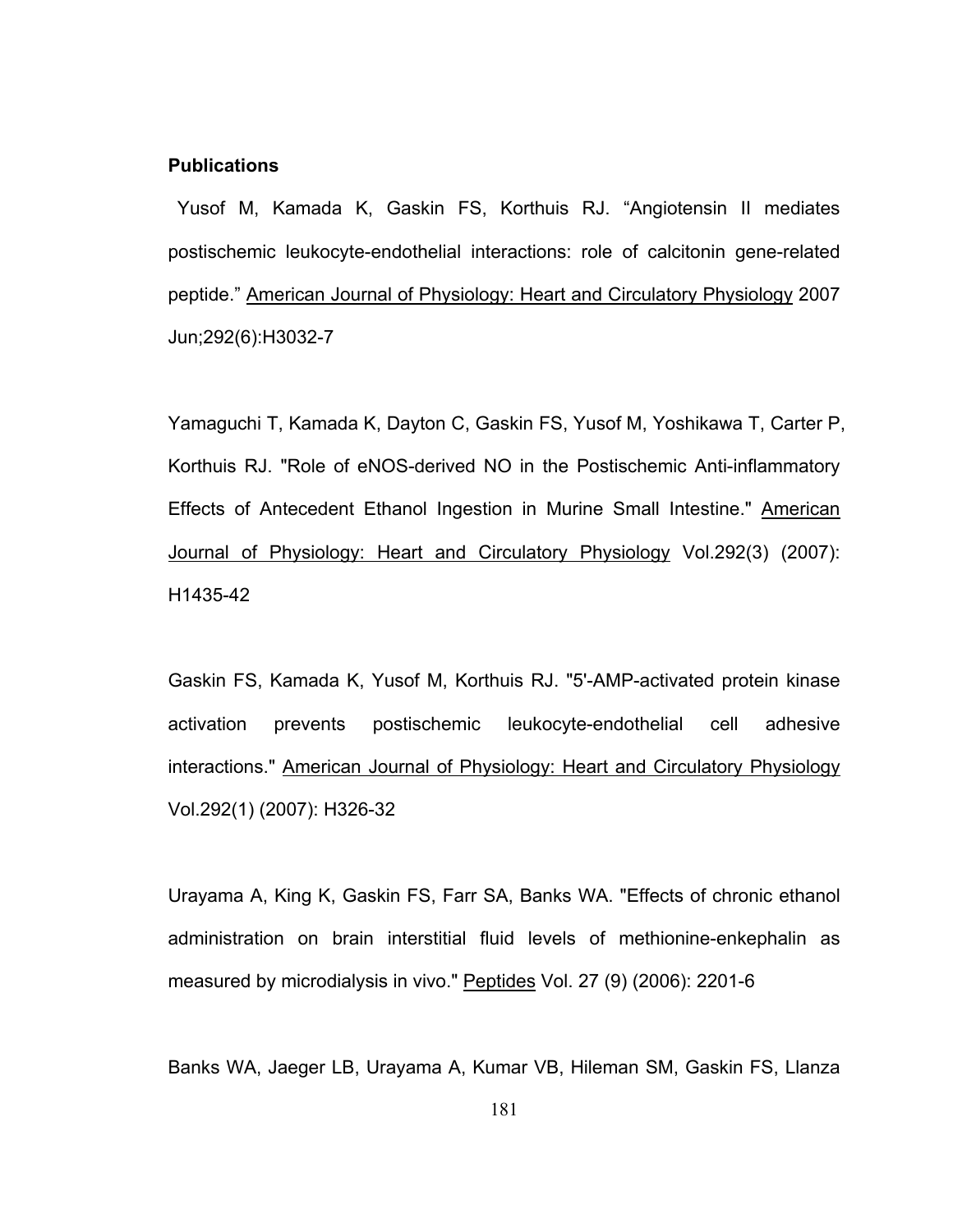**Publications**

Yusof M, Kamada K, Gaskin FS, Korthuis RJ. "Angiotensin II mediates postischemic leukocyte-endothelial interactions: role of calcitonin gene-related peptide." American Journal of Physiology: Heart and Circulatory Physiology 2007 Jun;292(6):H3032-7

Yamaguchi T, Kamada K, Dayton C, Gaskin FS, Yusof M, Yoshikawa T, Carter P, Korthuis RJ. "Role of eNOS-derived NO in the Postischemic Anti-inflammatory Effects of Antecedent Ethanol Ingestion in Murine Small Intestine." American Journal of Physiology: Heart and Circulatory Physiology Vol.292(3) (2007): H1435-42

Gaskin FS, Kamada K, Yusof M, Korthuis RJ. "5'-AMP-activated protein kinase activation prevents postischemic leukocyte-endothelial cell adhesive interactions." American Journal of Physiology: Heart and Circulatory Physiology Vol.292(1) (2007): H326-32

Urayama A, King K, Gaskin FS, Farr SA, Banks WA. "Effects of chronic ethanol administration on brain interstitial fluid levels of methionine-enkephalin as measured by microdialysis in vivo." Peptides Vol. 27 (9) (2006): 2201-6

Banks WA, Jaeger LB, Urayama A, Kumar VB, Hileman SM, Gaskin FS, Llanza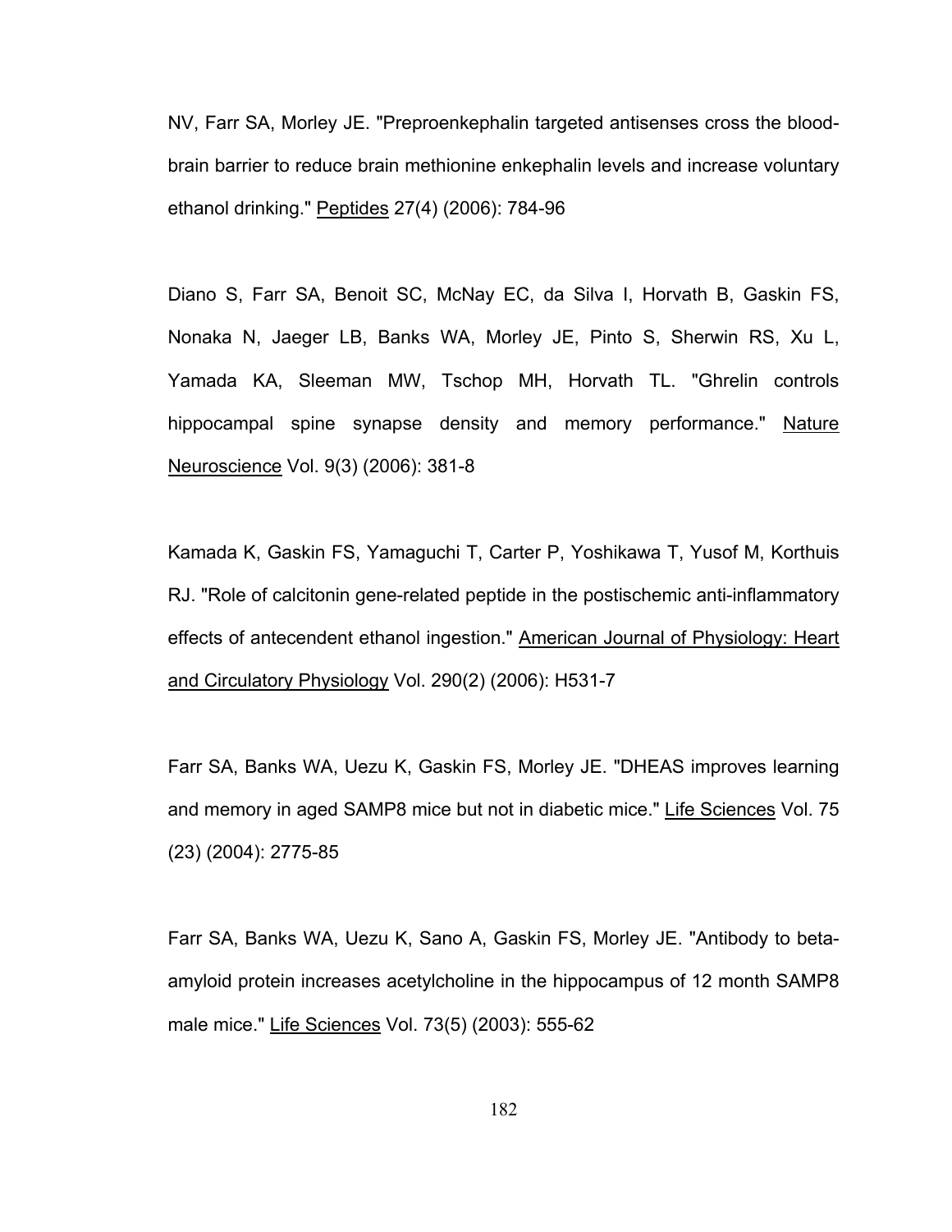NV, Farr SA, Morley JE. "Preproenkephalin targeted antisenses cross the blood-brain barrier to reduce brain methionine enkephalin levels and increase voluntary ethanol drinking." Peptides 27(4) (2006): 784-96

Diano S, Farr SA, Benoit SC, McNay EC, da Silva I, Horvath B, Gaskin FS, Nonaka N, Jaeger LB, Banks WA, Morley JE, Pinto S, Sherwin RS, Xu L, Yamada KA, Sleeman MW, Tschop MH, Horvath TL. "Ghrelin controls hippocampal spine synapse density and memory performance." Nature Neuroscience Vol. 9(3) (2006): 381-8

Kamada K, Gaskin FS, Yamaguchi T, Carter P, Yoshikawa T, Yusof M, Korthuis RJ. "Role of calcitonin gene-related peptide in the postischemic anti-inflammatory effects of antecendent ethanol ingestion." American Journal of Physiology: Heart and Circulatory Physiology Vol. 290(2) (2006): H531-7

Farr SA, Banks WA, Uezu K, Gaskin FS, Morley JE. "DHEAS improves learning and memory in aged SAMP8 mice but not in diabetic mice." Life Sciences Vol. 75 (23) (2004): 2775-85

Farr SA, Banks WA, Uezu K, Sano A, Gaskin FS, Morley JE. "Antibody to beta-amyloid protein increases acetylcholine in the hippocampus of 12 month SAMP8 male mice." Life Sciences Vol. 73(5) (2003): 555-62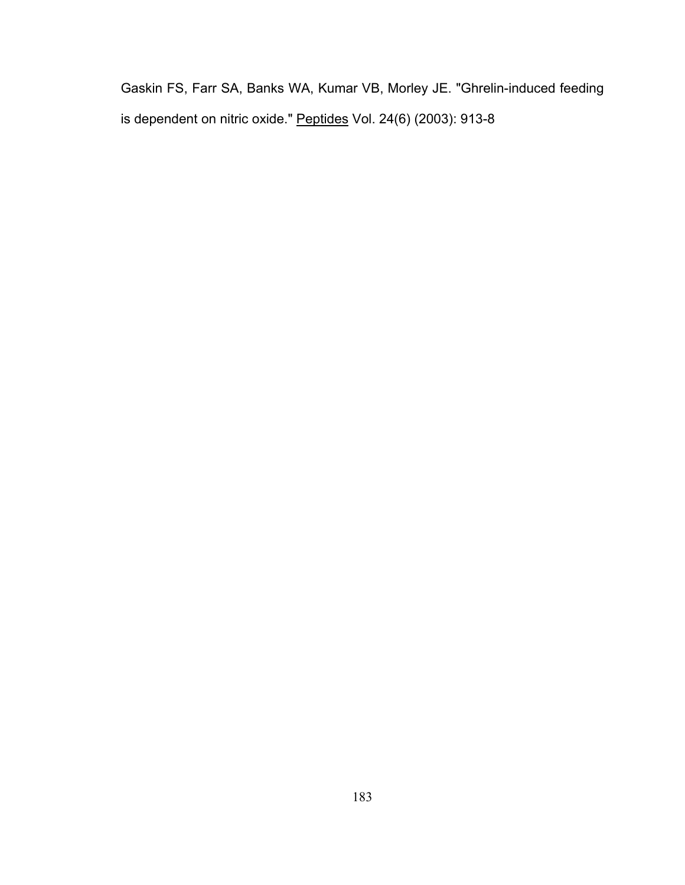Gaskin FS, Farr SA, Banks WA, Kumar VB, Morley JE. "Ghrelin-induced feeding is dependent on nitric oxide." Peptides Vol. 24(6) (2003): 913-8